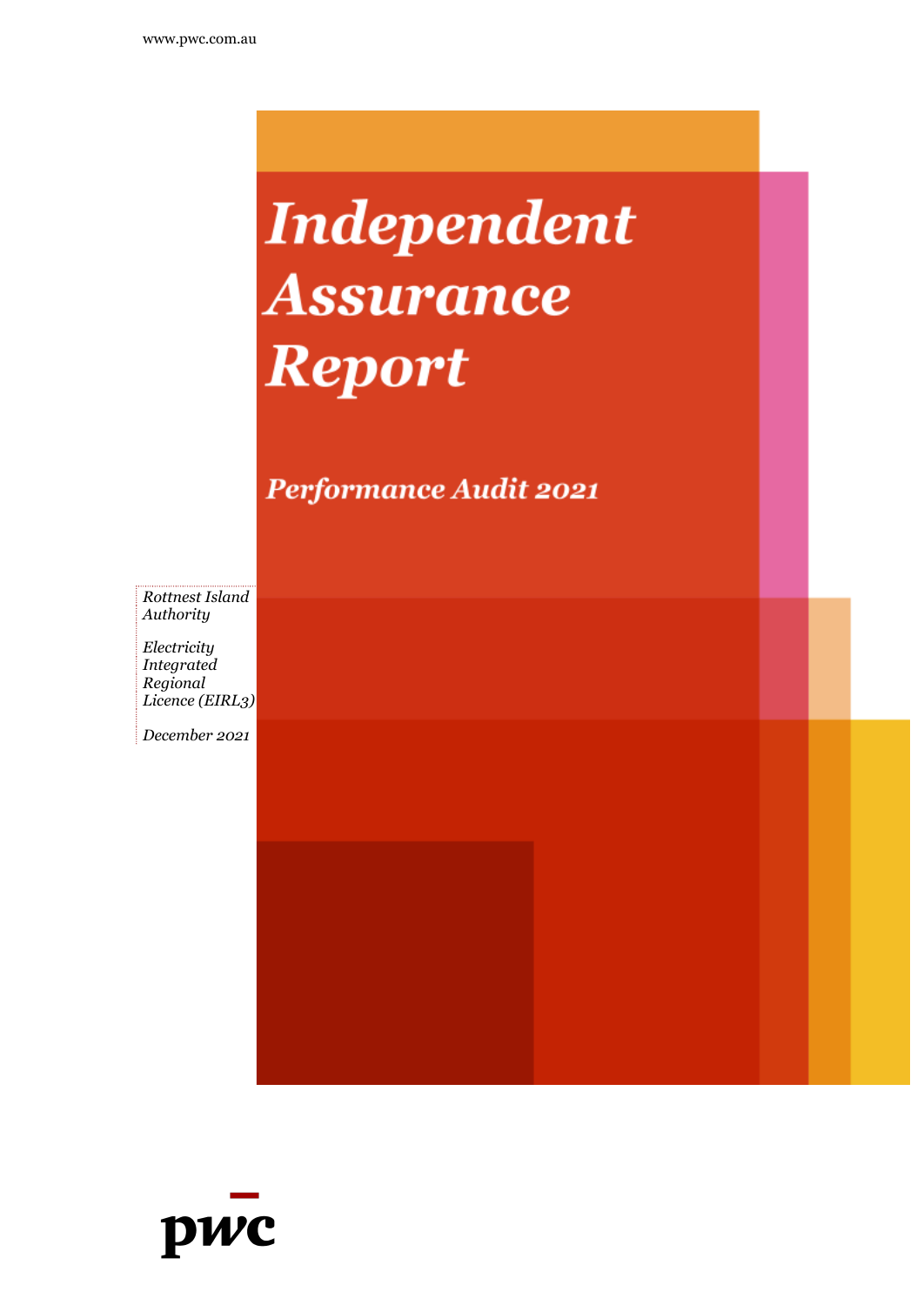www.pwc.com.au

# Independent Assurance Report

## Performance Audit 2021

*Rottnest Island Authority*

*Electricity Integrated Regional Licence (EIRL3)*

*December 2021*

pwc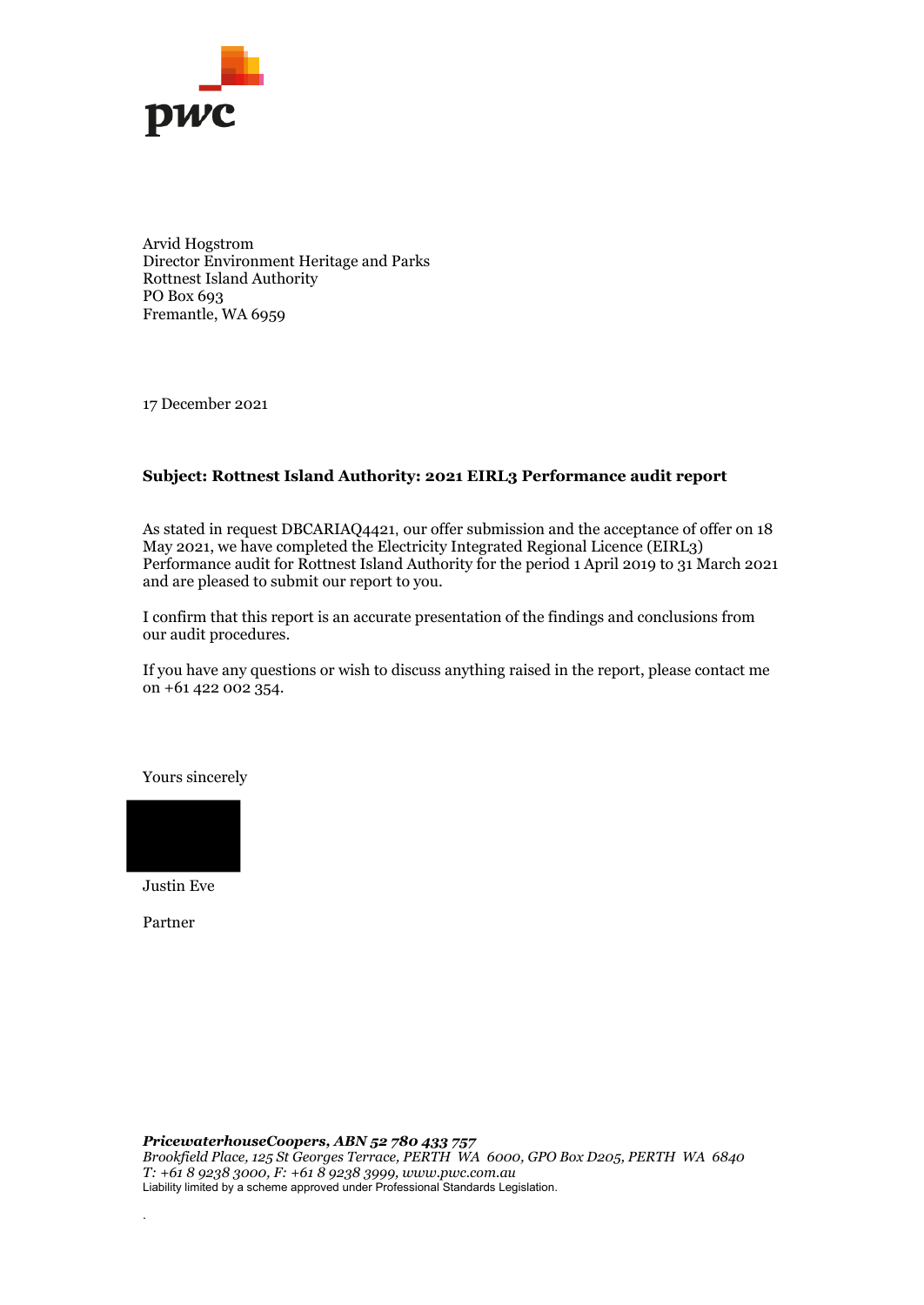Arvid Hogstrom
Director Environment Heritage and Parks
Rottnest Island Authority
PO Box 693
Fremantle, WA 6959

17 December 2021

**Subject: Rottnest Island Authority: 2021 EIRL3 Performance audit report**

As stated in request DBCARIAQ4421, our offer submission and the acceptance of offer on 18 May 2021, we have completed the Electricity Integrated Regional Licence (EIRL3) Performance audit for Rottnest Island Authority for the period 1 April 2019 to 31 March 2021 and are pleased to submit our report to you.

I confirm that this report is an accurate presentation of the findings and conclusions from our audit procedures.

If you have any questions or wish to discuss anything raised in the report, please contact me on +61 422 002 354.

Yours sincerely

Justin Eve

Partner

***PricewaterhouseCoopers, ABN 52 780 433 757***
*Brookfield Place, 125 St Georges Terrace, PERTH WA 6000, GPO Box D205, PERTH WA 6840*
*T: +61 8 9238 3000, F: +61 8 9238 3999, www.pwc.com.au*
Liability limited by a scheme approved under Professional Standards Legislation.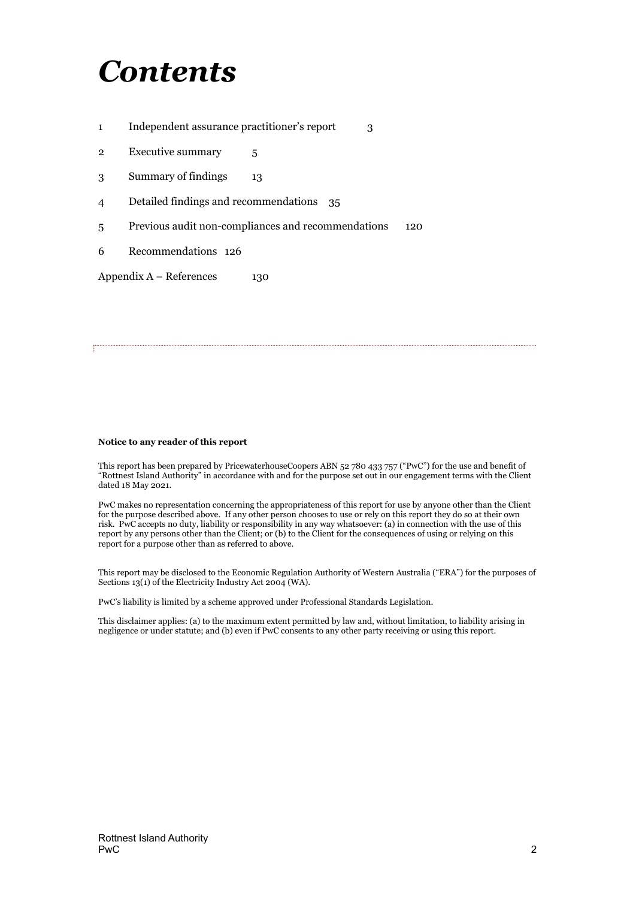# *Contents*

| | | |
|---|---|---|
| 1 | Independent assurance practitioner's report | 3 |
| 2 | Executive summary | 5 |
| 3 | Summary of findings | 13 |
| 4 | Detailed findings and recommendations | 35 |
| 5 | Previous audit non-compliances and recommendations | 120 |
| 6 | Recommendations | 126 |
| Appendix A – References | | 130 |

**Notice to any reader of this report**

This report has been prepared by PricewaterhouseCoopers ABN 52 780 433 757 ("PwC") for the use and benefit of "Rottnest Island Authority" in accordance with and for the purpose set out in our engagement terms with the Client dated 18 May 2021.

PwC makes no representation concerning the appropriateness of this report for use by anyone other than the Client for the purpose described above. If any other person chooses to use or rely on this report they do so at their own risk. PwC accepts no duty, liability or responsibility in any way whatsoever: (a) in connection with the use of this report by any persons other than the Client; or (b) to the Client for the consequences of using or relying on this report for a purpose other than as referred to above.

This report may be disclosed to the Economic Regulation Authority of Western Australia ("ERA") for the purposes of Sections 13(1) of the Electricity Industry Act 2004 (WA).

PwC's liability is limited by a scheme approved under Professional Standards Legislation.

This disclaimer applies: (a) to the maximum extent permitted by law and, without limitation, to liability arising in negligence or under statute; and (b) even if PwC consents to any other party receiving or using this report.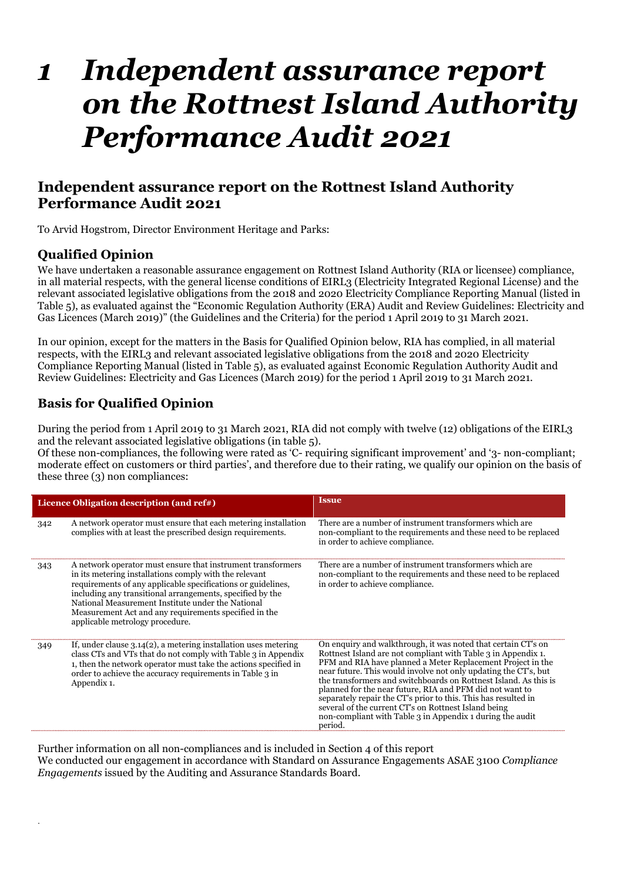# *1 Independent assurance report on the Rottnest Island Authority Performance Audit 2021*

## Independent assurance report on the Rottnest Island Authority Performance Audit 2021

To Arvid Hogstrom, Director Environment Heritage and Parks:

### Qualified Opinion

We have undertaken a reasonable assurance engagement on Rottnest Island Authority (RIA or licensee) compliance, in all material respects, with the general license conditions of EIRL3 (Electricity Integrated Regional License) and the relevant associated legislative obligations from the 2018 and 2020 Electricity Compliance Reporting Manual (listed in Table 5), as evaluated against the "Economic Regulation Authority (ERA) Audit and Review Guidelines: Electricity and Gas Licences (March 2019)" (the Guidelines and the Criteria) for the period 1 April 2019 to 31 March 2021.

In our opinion, except for the matters in the Basis for Qualified Opinion below, RIA has complied, in all material respects, with the EIRL3 and relevant associated legislative obligations from the 2018 and 2020 Electricity Compliance Reporting Manual (listed in Table 5), as evaluated against Economic Regulation Authority Audit and Review Guidelines: Electricity and Gas Licences (March 2019) for the period 1 April 2019 to 31 March 2021.

### Basis for Qualified Opinion

During the period from 1 April 2019 to 31 March 2021, RIA did not comply with twelve (12) obligations of the EIRL3 and the relevant associated legislative obligations (in table 5).
Of these non-compliances, the following were rated as 'C- requiring significant improvement' and '3- non-compliant; moderate effect on customers or third parties', and therefore due to their rating, we qualify our opinion on the basis of these three (3) non compliances:

| Licence Obligation description (and ref#) | | Issue |
|---|---|---|
| 342 | A network operator must ensure that each metering installation complies with at least the prescribed design requirements. | There are a number of instrument transformers which are non-compliant to the requirements and these need to be replaced in order to achieve compliance. |
| 343 | A network operator must ensure that instrument transformers in its metering installations comply with the relevant requirements of any applicable specifications or guidelines, including any transitional arrangements, specified by the National Measurement Institute under the National Measurement Act and any requirements specified in the applicable metrology procedure. | There are a number of instrument transformers which are non-compliant to the requirements and these need to be replaced in order to achieve compliance. |
| 349 | If, under clause 3.14(2), a metering installation uses metering class CTs and VTs that do not comply with Table 3 in Appendix 1, then the network operator must take the actions specified in order to achieve the accuracy requirements in Table 3 in Appendix 1. | On enquiry and walkthrough, it was noted that certain CT's on Rottnest Island are not compliant with Table 3 in Appendix 1. PFM and RIA have planned a Meter Replacement Project in the near future. This would involve not only updating the CT's, but the transformers and switchboards on Rottnest Island. As this is planned for the near future, RIA and PFM did not want to separately repair the CT's prior to this. This has resulted in several of the current CT's on Rottnest Island being non-compliant with Table 3 in Appendix 1 during the audit period. |

Further information on all non-compliances and is included in Section 4 of this report
We conducted our engagement in accordance with Standard on Assurance Engagements ASAE 3100 *Compliance Engagements* issued by the Auditing and Assurance Standards Board.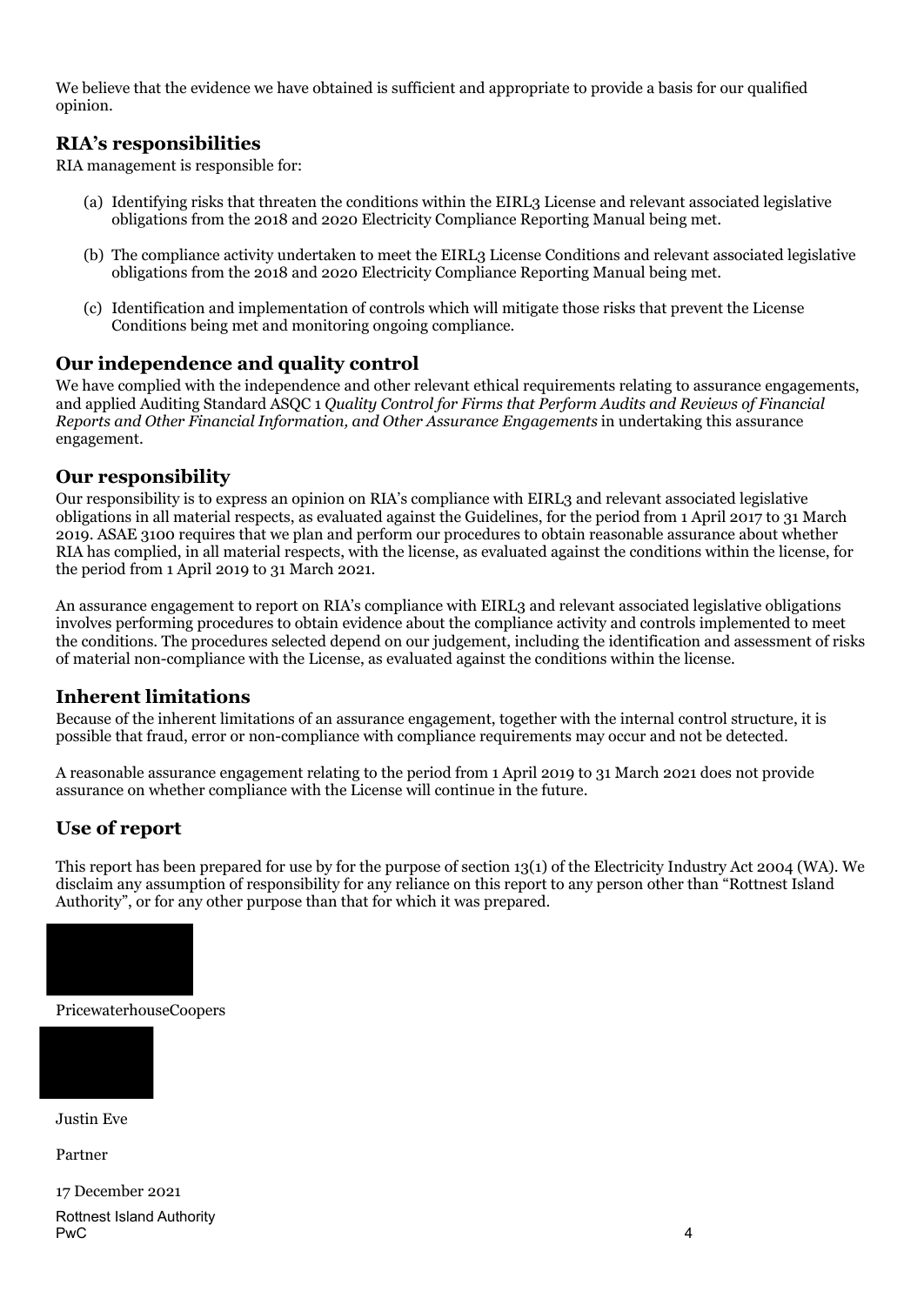We believe that the evidence we have obtained is sufficient and appropriate to provide a basis for our qualified opinion.

## RIA's responsibilities

RIA management is responsible for:

(a) Identifying risks that threaten the conditions within the EIRL3 License and relevant associated legislative obligations from the 2018 and 2020 Electricity Compliance Reporting Manual being met.

(b) The compliance activity undertaken to meet the EIRL3 License Conditions and relevant associated legislative obligations from the 2018 and 2020 Electricity Compliance Reporting Manual being met.

(c) Identification and implementation of controls which will mitigate those risks that prevent the License Conditions being met and monitoring ongoing compliance.

## Our independence and quality control

We have complied with the independence and other relevant ethical requirements relating to assurance engagements, and applied Auditing Standard ASQC 1 *Quality Control for Firms that Perform Audits and Reviews of Financial Reports and Other Financial Information, and Other Assurance Engagements* in undertaking this assurance engagement.

## Our responsibility

Our responsibility is to express an opinion on RIA's compliance with EIRL3 and relevant associated legislative obligations in all material respects, as evaluated against the Guidelines, for the period from 1 April 2017 to 31 March 2019. ASAE 3100 requires that we plan and perform our procedures to obtain reasonable assurance about whether RIA has complied, in all material respects, with the license, as evaluated against the conditions within the license, for the period from 1 April 2019 to 31 March 2021.

An assurance engagement to report on RIA's compliance with EIRL3 and relevant associated legislative obligations involves performing procedures to obtain evidence about the compliance activity and controls implemented to meet the conditions. The procedures selected depend on our judgement, including the identification and assessment of risks of material non-compliance with the License, as evaluated against the conditions within the license.

## Inherent limitations

Because of the inherent limitations of an assurance engagement, together with the internal control structure, it is possible that fraud, error or non-compliance with compliance requirements may occur and not be detected.

A reasonable assurance engagement relating to the period from 1 April 2019 to 31 March 2021 does not provide assurance on whether compliance with the License will continue in the future.

## Use of report

This report has been prepared for use by for the purpose of section 13(1) of the Electricity Industry Act 2004 (WA). We disclaim any assumption of responsibility for any reliance on this report to any person other than "Rottnest Island Authority", or for any other purpose than that for which it was prepared.

PricewaterhouseCoopers

Justin Eve

Partner

17 December 2021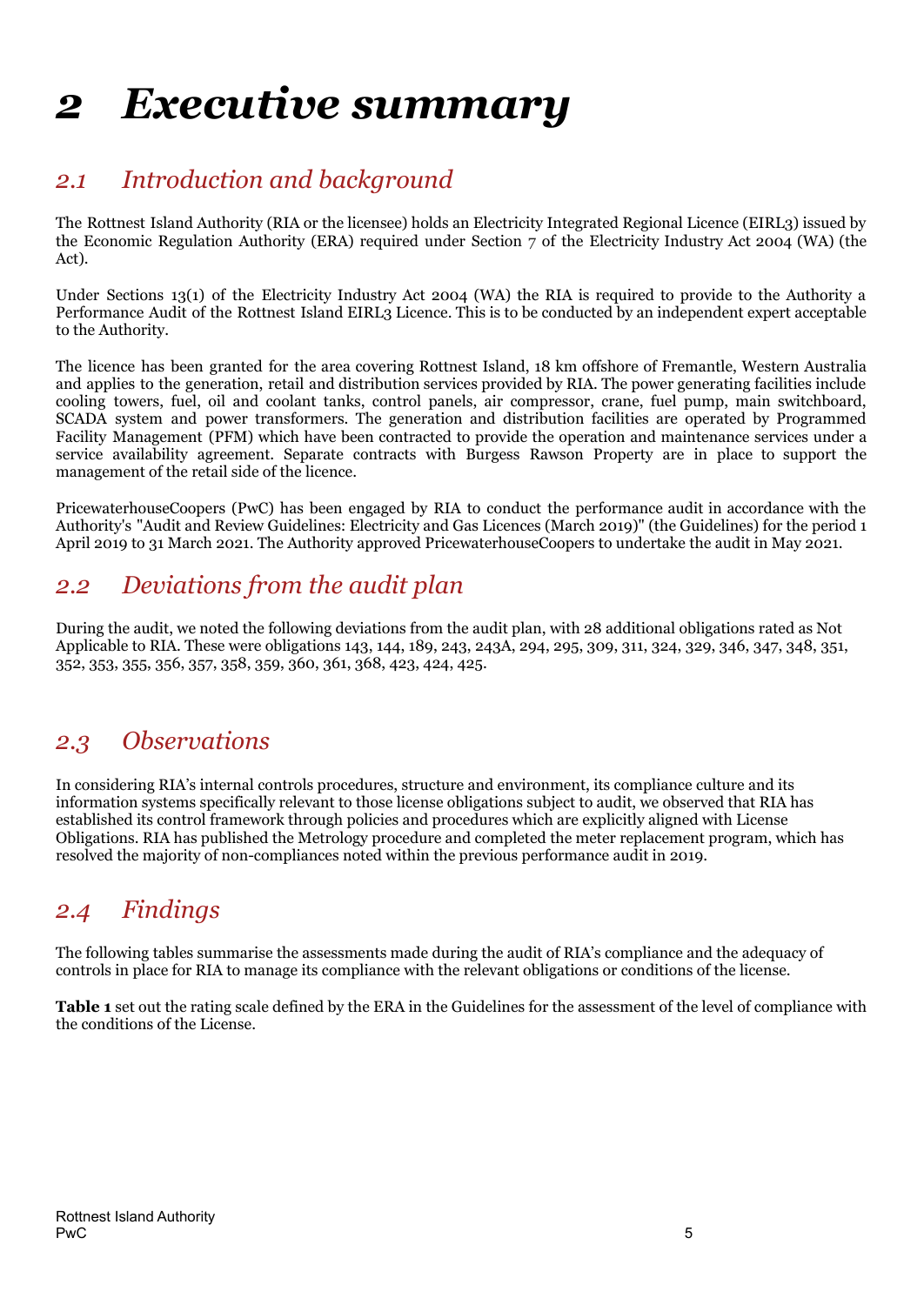# 2 Executive summary

## 2.1 Introduction and background

The Rottnest Island Authority (RIA or the licensee) holds an Electricity Integrated Regional Licence (EIRL3) issued by the Economic Regulation Authority (ERA) required under Section 7 of the Electricity Industry Act 2004 (WA) (the Act).

Under Sections 13(1) of the Electricity Industry Act 2004 (WA) the RIA is required to provide to the Authority a Performance Audit of the Rottnest Island EIRL3 Licence. This is to be conducted by an independent expert acceptable to the Authority.

The licence has been granted for the area covering Rottnest Island, 18 km offshore of Fremantle, Western Australia and applies to the generation, retail and distribution services provided by RIA. The power generating facilities include cooling towers, fuel, oil and coolant tanks, control panels, air compressor, crane, fuel pump, main switchboard, SCADA system and power transformers. The generation and distribution facilities are operated by Programmed Facility Management (PFM) which have been contracted to provide the operation and maintenance services under a service availability agreement. Separate contracts with Burgess Rawson Property are in place to support the management of the retail side of the licence.

PricewaterhouseCoopers (PwC) has been engaged by RIA to conduct the performance audit in accordance with the Authority's "Audit and Review Guidelines: Electricity and Gas Licences (March 2019)" (the Guidelines) for the period 1 April 2019 to 31 March 2021. The Authority approved PricewaterhouseCoopers to undertake the audit in May 2021.

## 2.2 Deviations from the audit plan

During the audit, we noted the following deviations from the audit plan, with 28 additional obligations rated as Not Applicable to RIA. These were obligations 143, 144, 189, 243, 243A, 294, 295, 309, 311, 324, 329, 346, 347, 348, 351, 352, 353, 355, 356, 357, 358, 359, 360, 361, 368, 423, 424, 425.

## 2.3 Observations

In considering RIA's internal controls procedures, structure and environment, its compliance culture and its information systems specifically relevant to those license obligations subject to audit, we observed that RIA has established its control framework through policies and procedures which are explicitly aligned with License Obligations. RIA has published the Metrology procedure and completed the meter replacement program, which has resolved the majority of non-compliances noted within the previous performance audit in 2019.

## 2.4 Findings

The following tables summarise the assessments made during the audit of RIA's compliance and the adequacy of controls in place for RIA to manage its compliance with the relevant obligations or conditions of the license.

**Table 1** set out the rating scale defined by the ERA in the Guidelines for the assessment of the level of compliance with the conditions of the License.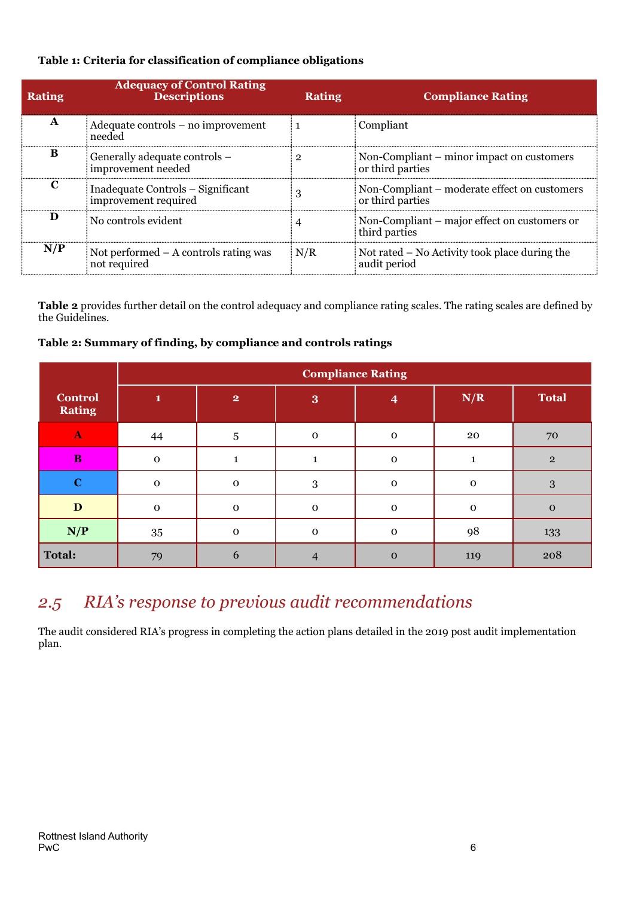**Table 1: Criteria for classification of compliance obligations**

| Rating | Adequacy of Control Rating Descriptions | Rating | Compliance Rating |
|---|---|---|---|
| **A** | Adequate controls – no improvement needed | 1 | Compliant |
| **B** | Generally adequate controls – improvement needed | 2 | Non-Compliant – minor impact on customers or third parties |
| **C** | Inadequate Controls – Significant improvement required | 3 | Non-Compliant – moderate effect on customers or third parties |
| **D** | No controls evident | 4 | Non-Compliant – major effect on customers or third parties |
| **N/P** | Not performed – A controls rating was not required | N/R | Not rated – No Activity took place during the audit period |

**Table 2** provides further detail on the control adequacy and compliance rating scales. The rating scales are defined by the Guidelines.

**Table 2: Summary of finding, by compliance and controls ratings**

| Control Rating | Compliance Rating | | | | | |
|---|---|---|---|---|---|---|
| | **1** | **2** | **3** | **4** | **N/R** | **Total** |
| **A** | 44 | 5 | 0 | 0 | 20 | 70 |
| **B** | 0 | 1 | 1 | 0 | 1 | 2 |
| **C** | 0 | 0 | 3 | 0 | 0 | 3 |
| **D** | 0 | 0 | 0 | 0 | 0 | 0 |
| **N/P** | 35 | 0 | 0 | 0 | 98 | 133 |
| **Total:** | 79 | 6 | 4 | 0 | 119 | 208 |

## *2.5 RIA's response to previous audit recommendations*

The audit considered RIA's progress in completing the action plans detailed in the 2019 post audit implementation plan.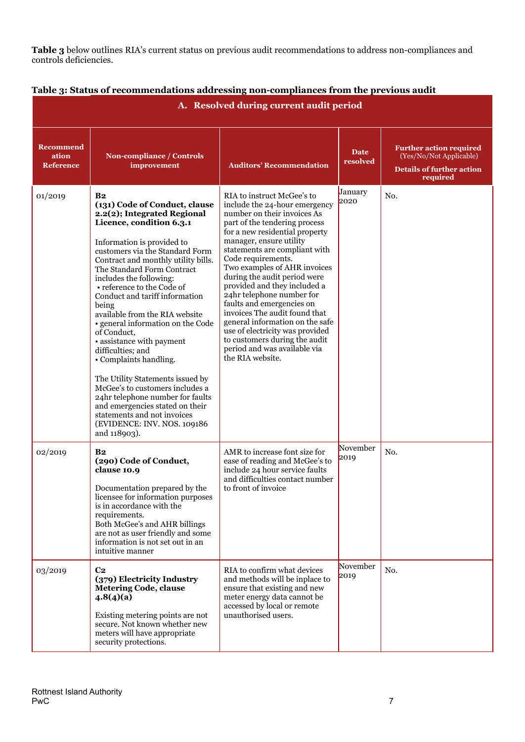**Table 3** below outlines RIA's current status on previous audit recommendations to address non-compliances and controls deficiencies.

**Table 3: Status of recommendations addressing non-compliances from the previous audit**

| **A. Resolved during current audit period** | | | | |
|---|---|---|---|---|
| **Recommendation Reference** | **Non-compliance / Controls improvement** | **Auditors' Recommendation** | **Date resolved** | **Further action required** (Yes/No/Not Applicable) **Details of further action required** |
| 01/2019 | **B2** **(131) Code of Conduct, clause 2.2(2); Integrated Regional Licence, condition 6.3.1** Information is provided to customers via the Standard Form Contract and monthly utility bills. The Standard Form Contract includes the following: • reference to the Code of Conduct and tariff information being available from the RIA website • general information on the Code of Conduct, • assistance with payment difficulties; and • Complaints handling. The Utility Statements issued by McGee's to customers includes a 24hr telephone number for faults and emergencies stated on their statements and not invoices (EVIDENCE: INV. NOS. 109186 and 118903). | RIA to instruct McGee's to include the 24-hour emergency number on their invoices As part of the tendering process for a new residential property manager, ensure utility statements are compliant with Code requirements. Two examples of AHR invoices during the audit period were provided and they included a 24hr telephone number for faults and emergencies on invoices The audit found that general information on the safe use of electricity was provided to customers during the audit period and was available via the RIA website. | January 2020 | No. |
| 02/2019 | **B2** **(290) Code of Conduct, clause 10.9** Documentation prepared by the licensee for information purposes is in accordance with the requirements. Both McGee's and AHR billings are not as user friendly and some information is not set out in an intuitive manner | AMR to increase font size for ease of reading and McGee's to include 24 hour service faults and difficulties contact number to front of invoice | November 2019 | No. |
| 03/2019 | **C2** **(379) Electricity Industry Metering Code, clause 4.8(4)(a)** Existing metering points are not secure. Not known whether new meters will have appropriate security protections. | RIA to confirm what devices and methods will be inplace to ensure that existing and new meter energy data cannot be accessed by local or remote unauthorised users. | November 2019 | No. |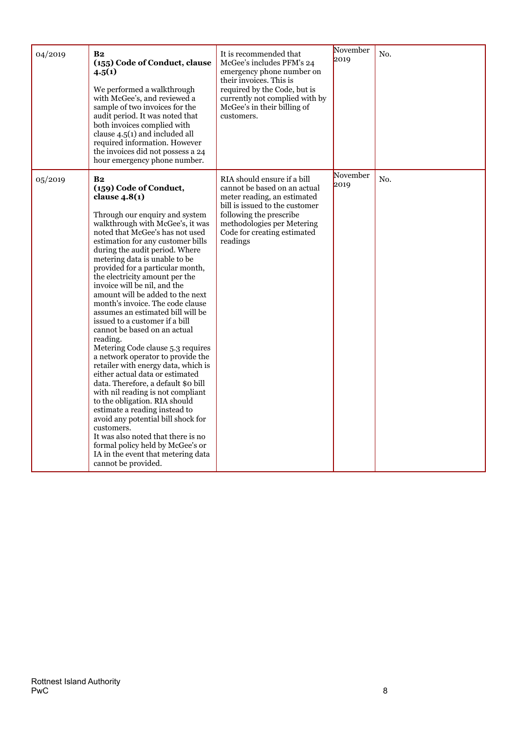| | | | | |
|---|---|---|---|---|
| 04/2019 | **B2**<br>**(155) Code of Conduct, clause 4.5(1)**<br><br>We performed a walkthrough with McGee's, and reviewed a sample of two invoices for the audit period. It was noted that both invoices complied with clause 4.5(1) and included all required information. However the invoices did not possess a 24 hour emergency phone number. | It is recommended that McGee's includes PFM's 24 emergency phone number on their invoices. This is required by the Code, but is currently not complied with by McGee's in their billing of customers. | November 2019 | No. |
| 05/2019 | **B2**<br>**(159) Code of Conduct, clause 4.8(1)**<br><br>Through our enquiry and system walkthrough with McGee's, it was noted that McGee's has not used estimation for any customer bills during the audit period. Where metering data is unable to be provided for a particular month, the electricity amount per the invoice will be nil, and the amount will be added to the next month's invoice. The code clause assumes an estimated bill will be issued to a customer if a bill cannot be based on an actual reading.<br>Metering Code clause 5.3 requires a network operator to provide the retailer with energy data, which is either actual data or estimated data. Therefore, a default $0 bill with nil reading is not compliant to the obligation. RIA should estimate a reading instead to avoid any potential bill shock for customers.<br>It was also noted that there is no formal policy held by McGee's or IA in the event that metering data cannot be provided. | RIA should ensure if a bill cannot be based on an actual meter reading, an estimated bill is issued to the customer following the prescribe methodologies per Metering Code for creating estimated readings | November 2019 | No. |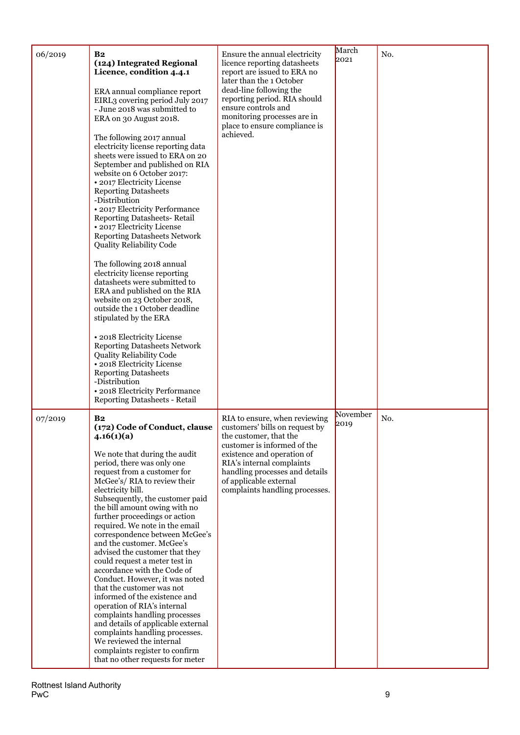| | | | | |
|---|---|---|---|---|
| 06/2019 | **B2**<br>**(124) Integrated Regional Licence, condition 4.4.1**<br><br>ERA annual compliance report EIRL3 covering period July 2017 - June 2018 was submitted to ERA on 30 August 2018.<br><br>The following 2017 annual electricity license reporting data sheets were issued to ERA on 20 September and published on RIA website on 6 October 2017:<br>• 2017 Electricity License Reporting Datasheets -Distribution<br>• 2017 Electricity Performance Reporting Datasheets- Retail<br>• 2017 Electricity License Reporting Datasheets Network Quality Reliability Code<br><br>The following 2018 annual electricity license reporting datasheets were submitted to ERA and published on the RIA website on 23 October 2018, outside the 1 October deadline stipulated by the ERA<br><br>• 2018 Electricity License Reporting Datasheets Network Quality Reliability Code<br>• 2018 Electricity License Reporting Datasheets -Distribution<br>• 2018 Electricity Performance Reporting Datasheets - Retail | Ensure the annual electricity licence reporting datasheets report are issued to ERA no later than the 1 October dead-line following the reporting period. RIA should ensure controls and monitoring processes are in place to ensure compliance is achieved. | March 2021 | No. |
| 07/2019 | **B2**<br>**(172) Code of Conduct, clause 4.16(1)(a)**<br><br>We note that during the audit period, there was only one request from a customer for McGee's/ RIA to review their electricity bill. Subsequently, the customer paid the bill amount owing with no further proceedings or action required. We note in the email correspondence between McGee's and the customer. McGee's advised the customer that they could request a meter test in accordance with the Code of Conduct. However, it was noted that the customer was not informed of the existence and operation of RIA's internal complaints handling processes and details of applicable external complaints handling processes. We reviewed the internal complaints register to confirm that no other requests for meter | RIA to ensure, when reviewing customers' bills on request by the customer, that the customer is informed of the existence and operation of RIA's internal complaints handling processes and details of applicable external complaints handling processes. | November 2019 | No. |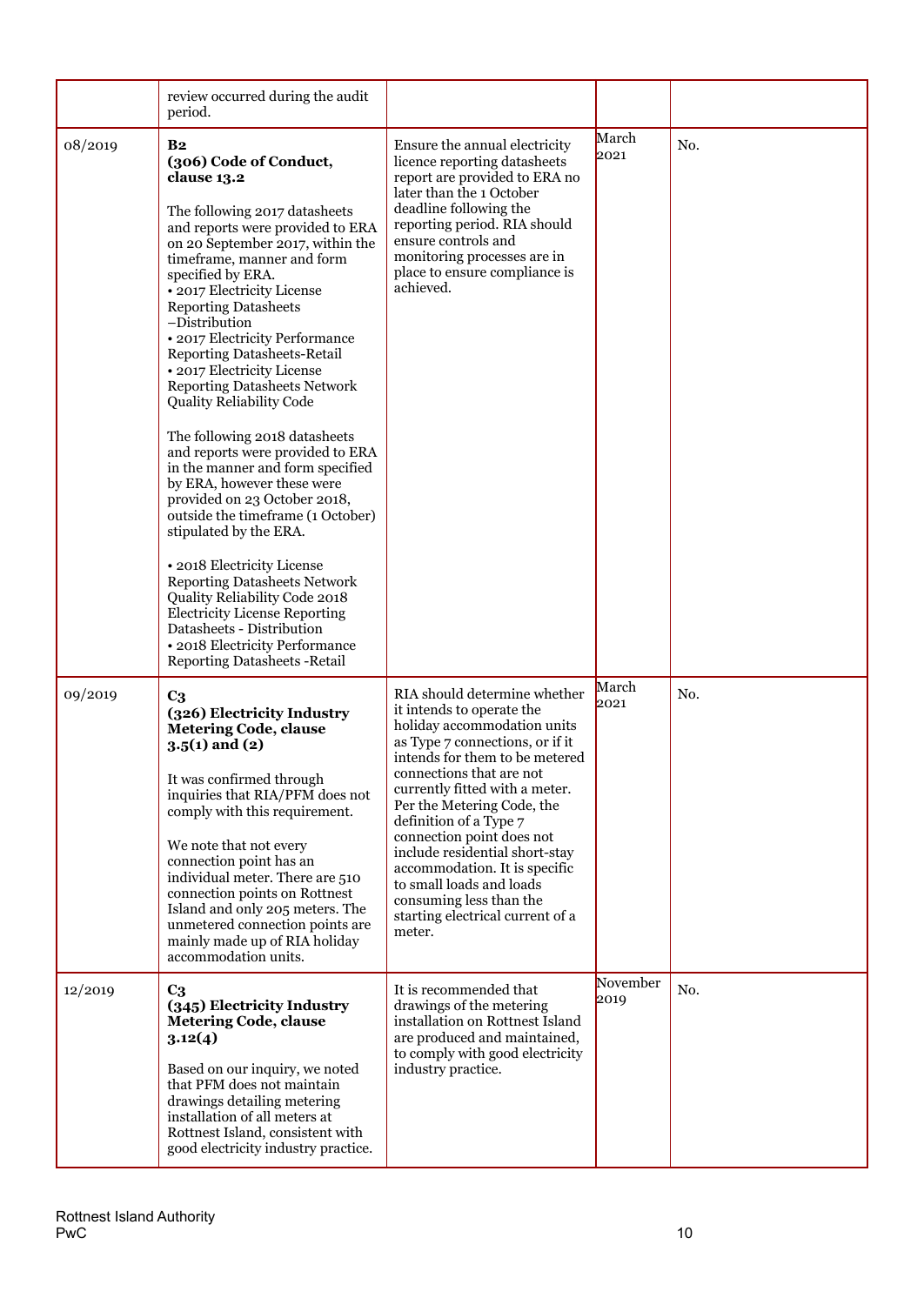| | | | | |
|---|---|---|---|---|
| | review occurred during the audit period. | | | |
| 08/2019 | **B2**<br>**(306) Code of Conduct, clause 13.2**<br><br>The following 2017 datasheets and reports were provided to ERA on 20 September 2017, within the timeframe, manner and form specified by ERA.<br>• 2017 Electricity License Reporting Datasheets –Distribution<br>• 2017 Electricity Performance Reporting Datasheets-Retail<br>• 2017 Electricity License Reporting Datasheets Network Quality Reliability Code<br><br>The following 2018 datasheets and reports were provided to ERA in the manner and form specified by ERA, however these were provided on 23 October 2018, outside the timeframe (1 October) stipulated by the ERA.<br><br>• 2018 Electricity License Reporting Datasheets Network Quality Reliability Code 2018 Electricity License Reporting Datasheets - Distribution<br>• 2018 Electricity Performance Reporting Datasheets -Retail | Ensure the annual electricity licence reporting datasheets report are provided to ERA no later than the 1 October deadline following the reporting period. RIA should ensure controls and monitoring processes are in place to ensure compliance is achieved. | March 2021 | No. |
| 09/2019 | **C3**<br>**(326) Electricity Industry Metering Code, clause 3.5(1) and (2)**<br><br>It was confirmed through inquiries that RIA/PFM does not comply with this requirement.<br><br>We note that not every connection point has an individual meter. There are 510 connection points on Rottnest Island and only 205 meters. The unmetered connection points are mainly made up of RIA holiday accommodation units. | RIA should determine whether it intends to operate the holiday accommodation units as Type 7 connections, or if it intends for them to be metered connections that are not currently fitted with a meter. Per the Metering Code, the definition of a Type 7 connection point does not include residential short-stay accommodation. It is specific to small loads and loads consuming less than the starting electrical current of a meter. | March 2021 | No. |
| 12/2019 | **C3**<br>**(345) Electricity Industry Metering Code, clause 3.12(4)**<br><br>Based on our inquiry, we noted that PFM does not maintain drawings detailing metering installation of all meters at Rottnest Island, consistent with good electricity industry practice. | It is recommended that drawings of the metering installation on Rottnest Island are produced and maintained, to comply with good electricity industry practice. | November 2019 | No. |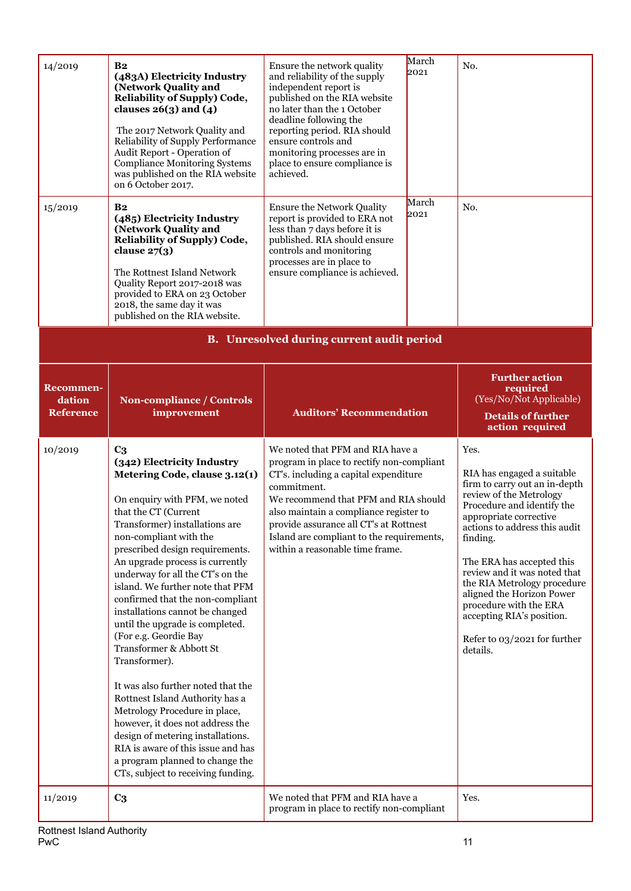| | | | | |
|---|---|---|---|---|
| 14/2019 | **B2**<br>**(483A) Electricity Industry (Network Quality and Reliability of Supply) Code, clauses 26(3) and (4)**<br><br>The 2017 Network Quality and Reliability of Supply Performance Audit Report - Operation of Compliance Monitoring Systems was published on the RIA website on 6 October 2017. | Ensure the network quality and reliability of the supply independent report is published on the RIA website no later than the 1 October deadline following the reporting period. RIA should ensure controls and monitoring processes are in place to ensure compliance is achieved. | March 2021 | No. |
| 15/2019 | **B2**<br>**(485) Electricity Industry (Network Quality and Reliability of Supply) Code, clause 27(3)**<br><br>The Rottnest Island Network Quality Report 2017-2018 was provided to ERA on 23 October 2018, the same day it was published on the RIA website. | Ensure the Network Quality report is provided to ERA not less than 7 days before it is published. RIA should ensure controls and monitoring processes are in place to ensure compliance is achieved. | March 2021 | No. |

## B. Unresolved during current audit period

| Recommendation Reference | Non-compliance / Controls improvement | Auditors' Recommendation | Further action required (Yes/No/Not Applicable)<br>Details of further action required |
|---|---|---|---|
| 10/2019 | **C3**<br>**(342) Electricity Industry Metering Code, clause 3.12(1)**<br><br>On enquiry with PFM, we noted that the CT (Current Transformer) installations are non-compliant with the prescribed design requirements. An upgrade process is currently underway for all the CT's on the island. We further note that PFM confirmed that the non-compliant installations cannot be changed until the upgrade is completed. (For e.g. Geordie Bay Transformer & Abbott St Transformer).<br><br>It was also further noted that the Rottnest Island Authority has a Metrology Procedure in place, however, it does not address the design of metering installations. RIA is aware of this issue and has a program planned to change the CTs, subject to receiving funding. | We noted that PFM and RIA have a program in place to rectify non-compliant CT's. including a capital expenditure commitment.<br>We recommend that PFM and RIA should also maintain a compliance register to provide assurance all CT's at Rottnest Island are compliant to the requirements, within a reasonable time frame. | Yes.<br><br>RIA has engaged a suitable firm to carry out an in-depth review of the Metrology Procedure and identify the appropriate corrective actions to address this audit finding.<br><br>The ERA has accepted this review and it was noted that the RIA Metrology procedure aligned the Horizon Power procedure with the ERA accepting RIA's position.<br><br>Refer to 03/2021 for further details. |
| 11/2019 | **C3** | We noted that PFM and RIA have a program in place to rectify non-compliant | Yes. |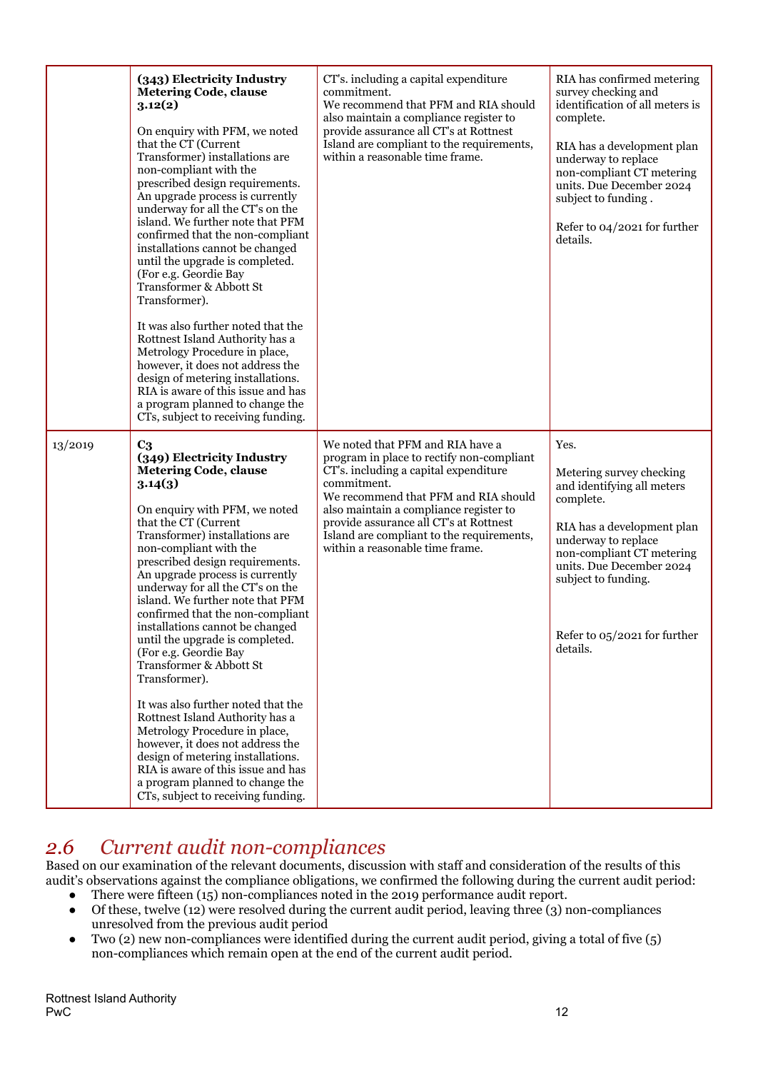| | | | |
|---|---|---|---|
| | **(343) Electricity Industry Metering Code, clause 3.12(2)**<br><br>On enquiry with PFM, we noted that the CT (Current Transformer) installations are non-compliant with the prescribed design requirements. An upgrade process is currently underway for all the CT's on the island. We further note that PFM confirmed that the non-compliant installations cannot be changed until the upgrade is completed. (For e.g. Geordie Bay Transformer & Abbott St Transformer).<br><br>It was also further noted that the Rottnest Island Authority has a Metrology Procedure in place, however, it does not address the design of metering installations. RIA is aware of this issue and has a program planned to change the CTs, subject to receiving funding. | CT's. including a capital expenditure commitment.<br>We recommend that PFM and RIA should also maintain a compliance register to provide assurance all CT's at Rottnest Island are compliant to the requirements, within a reasonable time frame. | RIA has confirmed metering survey checking and identification of all meters is complete.<br><br>RIA has a development plan underway to replace non-compliant CT metering units. Due December 2024 subject to funding .<br><br>Refer to 04/2021 for further details. |
| 13/2019 | **C3**<br>**(349) Electricity Industry Metering Code, clause 3.14(3)**<br><br>On enquiry with PFM, we noted that the CT (Current Transformer) installations are non-compliant with the prescribed design requirements. An upgrade process is currently underway for all the CT's on the island. We further note that PFM confirmed that the non-compliant installations cannot be changed until the upgrade is completed. (For e.g. Geordie Bay Transformer & Abbott St Transformer).<br><br>It was also further noted that the Rottnest Island Authority has a Metrology Procedure in place, however, it does not address the design of metering installations. RIA is aware of this issue and has a program planned to change the CTs, subject to receiving funding. | We noted that PFM and RIA have a program in place to rectify non-compliant CT's. including a capital expenditure commitment.<br>We recommend that PFM and RIA should also maintain a compliance register to provide assurance all CT's at Rottnest Island are compliant to the requirements, within a reasonable time frame. | Yes.<br><br>Metering survey checking and identifying all meters complete.<br><br>RIA has a development plan underway to replace non-compliant CT metering units. Due December 2024 subject to funding.<br><br>Refer to 05/2021 for further details. |

## *2.6 Current audit non-compliances*

Based on our examination of the relevant documents, discussion with staff and consideration of the results of this audit's observations against the compliance obligations, we confirmed the following during the current audit period:

- There were fifteen (15) non-compliances noted in the 2019 performance audit report.
- Of these, twelve (12) were resolved during the current audit period, leaving three (3) non-compliances unresolved from the previous audit period
- Two (2) new non-compliances were identified during the current audit period, giving a total of five (5) non-compliances which remain open at the end of the current audit period.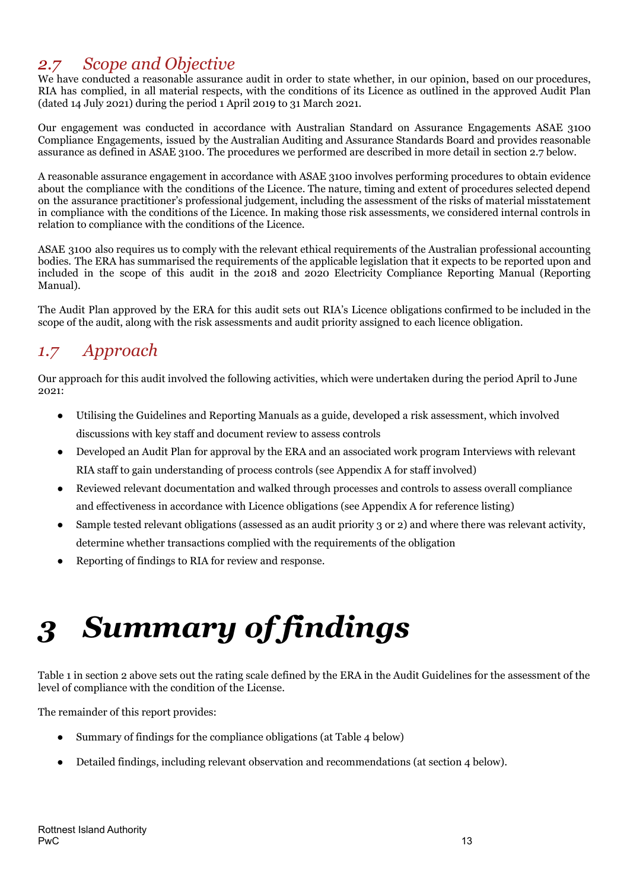## *2.7 Scope and Objective*

We have conducted a reasonable assurance audit in order to state whether, in our opinion, based on our procedures, RIA has complied, in all material respects, with the conditions of its Licence as outlined in the approved Audit Plan (dated 14 July 2021) during the period 1 April 2019 to 31 March 2021.

Our engagement was conducted in accordance with Australian Standard on Assurance Engagements ASAE 3100 Compliance Engagements, issued by the Australian Auditing and Assurance Standards Board and provides reasonable assurance as defined in ASAE 3100. The procedures we performed are described in more detail in section 2.7 below.

A reasonable assurance engagement in accordance with ASAE 3100 involves performing procedures to obtain evidence about the compliance with the conditions of the Licence. The nature, timing and extent of procedures selected depend on the assurance practitioner's professional judgement, including the assessment of the risks of material misstatement in compliance with the conditions of the Licence. In making those risk assessments, we considered internal controls in relation to compliance with the conditions of the Licence.

ASAE 3100 also requires us to comply with the relevant ethical requirements of the Australian professional accounting bodies. The ERA has summarised the requirements of the applicable legislation that it expects to be reported upon and included in the scope of this audit in the 2018 and 2020 Electricity Compliance Reporting Manual (Reporting Manual).

The Audit Plan approved by the ERA for this audit sets out RIA's Licence obligations confirmed to be included in the scope of the audit, along with the risk assessments and audit priority assigned to each licence obligation.

## *1.7 Approach*

Our approach for this audit involved the following activities, which were undertaken during the period April to June 2021:

- Utilising the Guidelines and Reporting Manuals as a guide, developed a risk assessment, which involved discussions with key staff and document review to assess controls
- Developed an Audit Plan for approval by the ERA and an associated work program Interviews with relevant RIA staff to gain understanding of process controls (see Appendix A for staff involved)
- Reviewed relevant documentation and walked through processes and controls to assess overall compliance and effectiveness in accordance with Licence obligations (see Appendix A for reference listing)
- Sample tested relevant obligations (assessed as an audit priority 3 or 2) and where there was relevant activity, determine whether transactions complied with the requirements of the obligation
- Reporting of findings to RIA for review and response.

# *3 Summary of findings*

Table 1 in section 2 above sets out the rating scale defined by the ERA in the Audit Guidelines for the assessment of the level of compliance with the condition of the License.

The remainder of this report provides:

- Summary of findings for the compliance obligations (at Table 4 below)
- Detailed findings, including relevant observation and recommendations (at section 4 below).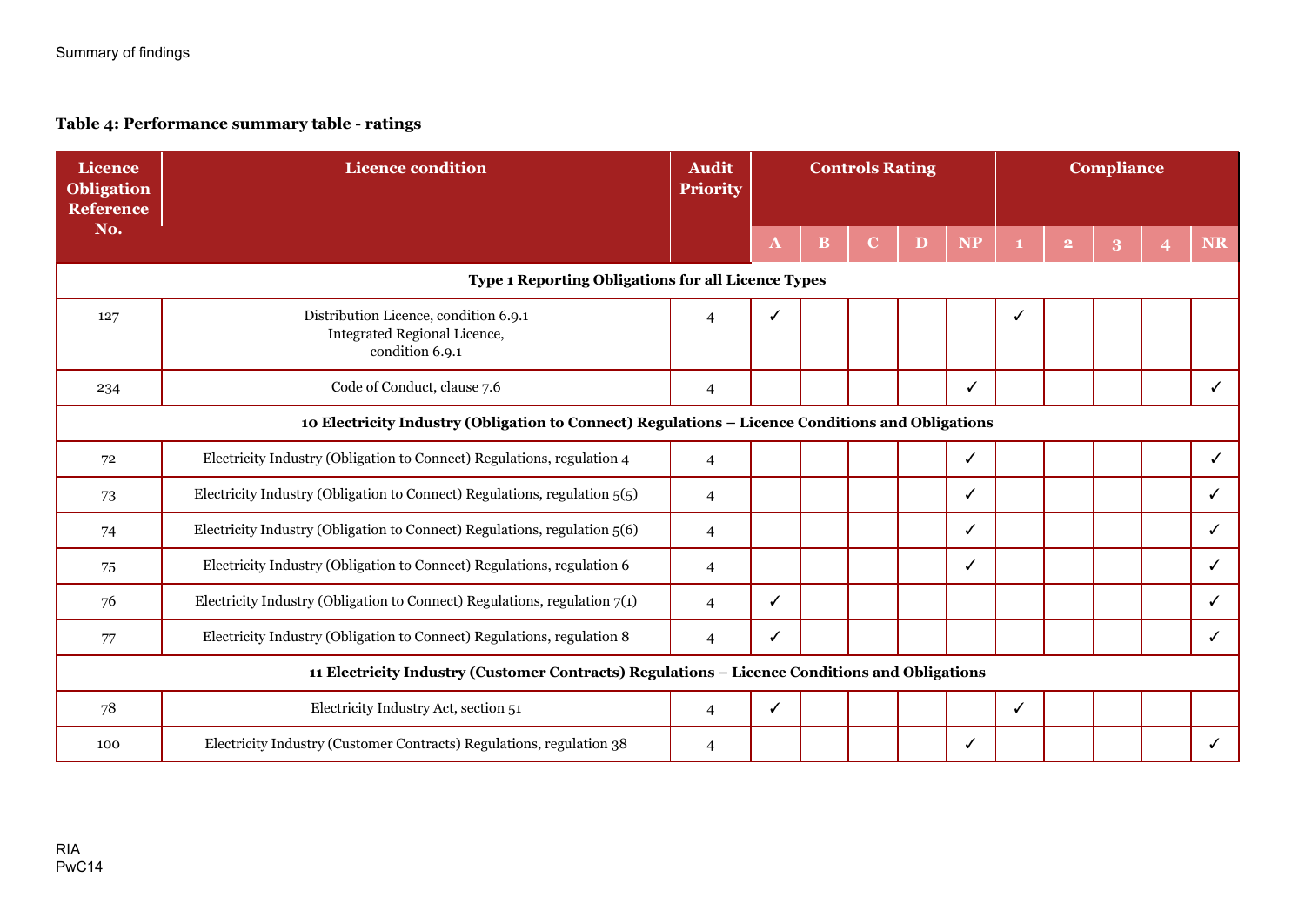Summary of findings

**Table 4: Performance summary table - ratings**

| Licence Obligation Reference No. | Licence condition | Audit Priority | Controls Rating | | | | | Compliance | | | | |
|---|---|---|---|---|---|---|---|---|---|---|---|---|
| | | | A | B | C | D | NP | 1 | 2 | 3 | 4 | NR |
| **Type 1 Reporting Obligations for all Licence Types** | | | | | | | | | | | | |
| 127 | Distribution Licence, condition 6.9.1 Integrated Regional Licence, condition 6.9.1 | 4 | ✓ | | | | | ✓ | | | | |
| 234 | Code of Conduct, clause 7.6 | 4 | | | | | ✓ | | | | | ✓ |
| **10 Electricity Industry (Obligation to Connect) Regulations – Licence Conditions and Obligations** | | | | | | | | | | | | |
| 72 | Electricity Industry (Obligation to Connect) Regulations, regulation 4 | 4 | | | | | ✓ | | | | | ✓ |
| 73 | Electricity Industry (Obligation to Connect) Regulations, regulation 5(5) | 4 | | | | | ✓ | | | | | ✓ |
| 74 | Electricity Industry (Obligation to Connect) Regulations, regulation 5(6) | 4 | | | | | ✓ | | | | | ✓ |
| 75 | Electricity Industry (Obligation to Connect) Regulations, regulation 6 | 4 | | | | | ✓ | | | | | ✓ |
| 76 | Electricity Industry (Obligation to Connect) Regulations, regulation 7(1) | 4 | ✓ | | | | | | | | | ✓ |
| 77 | Electricity Industry (Obligation to Connect) Regulations, regulation 8 | 4 | ✓ | | | | | | | | | ✓ |
| **11 Electricity Industry (Customer Contracts) Regulations – Licence Conditions and Obligations** | | | | | | | | | | | | |
| 78 | Electricity Industry Act, section 51 | 4 | ✓ | | | | | ✓ | | | | |
| 100 | Electricity Industry (Customer Contracts) Regulations, regulation 38 | 4 | | | | | ✓ | | | | | ✓ |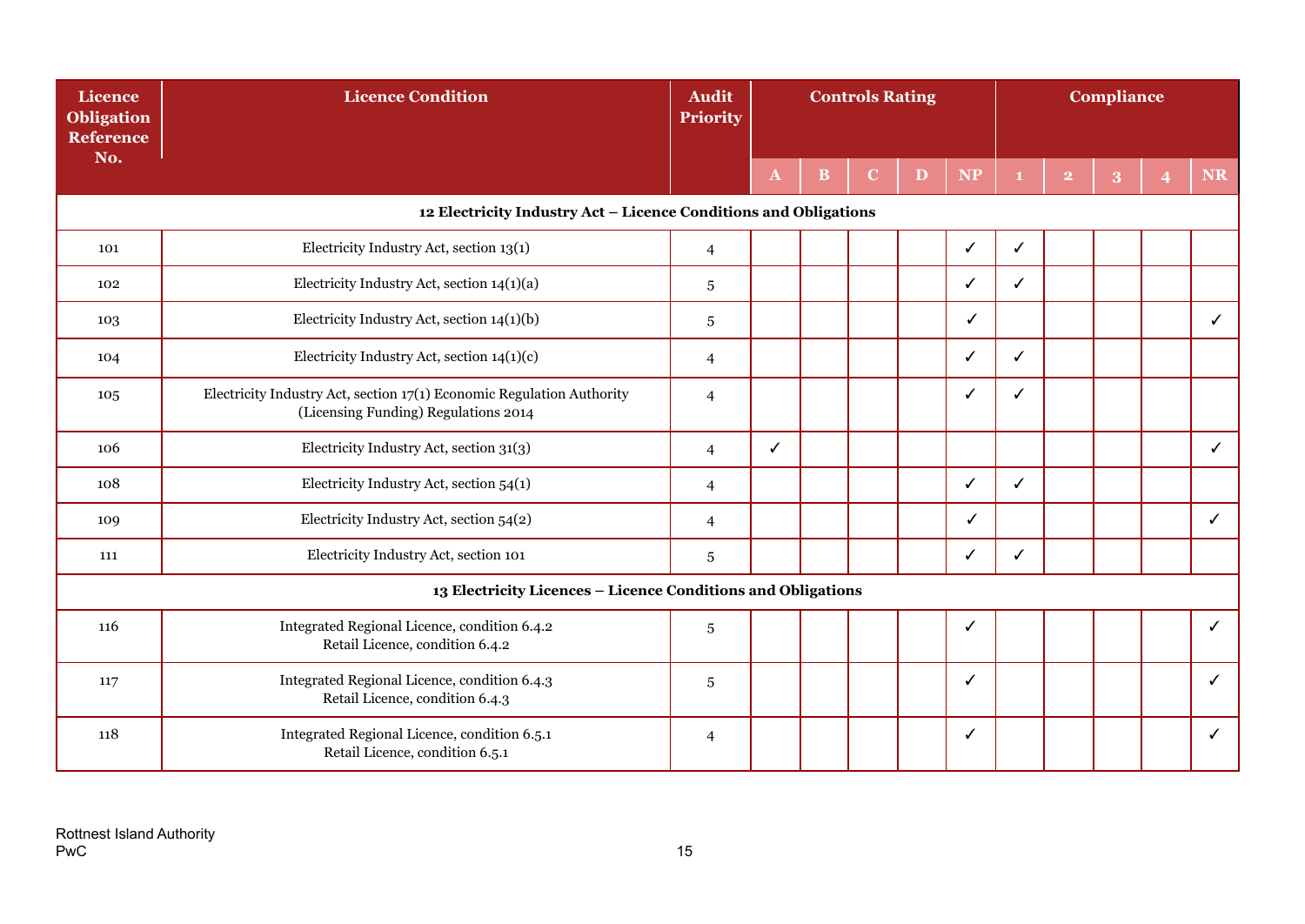| Licence Obligation Reference No. | Licence Condition | Audit Priority | Controls Rating | | | | | Compliance | | | | |
|---|---|---|---|---|---|---|---|---|---|---|---|---|
| | | | A | B | C | D | NP | 1 | 2 | 3 | 4 | NR |
| **12 Electricity Industry Act – Licence Conditions and Obligations** | | | | | | | | | | | | |
| 101 | Electricity Industry Act, section 13(1) | 4 | | | | | ✓ | ✓ | | | | |
| 102 | Electricity Industry Act, section 14(1)(a) | 5 | | | | | ✓ | ✓ | | | | |
| 103 | Electricity Industry Act, section 14(1)(b) | 5 | | | | | ✓ | | | | | ✓ |
| 104 | Electricity Industry Act, section 14(1)(c) | 4 | | | | | ✓ | ✓ | | | | |
| 105 | Electricity Industry Act, section 17(1) Economic Regulation Authority (Licensing Funding) Regulations 2014 | 4 | | | | | ✓ | ✓ | | | | |
| 106 | Electricity Industry Act, section 31(3) | 4 | ✓ | | | | | | | | | ✓ |
| 108 | Electricity Industry Act, section 54(1) | 4 | | | | | ✓ | ✓ | | | | |
| 109 | Electricity Industry Act, section 54(2) | 4 | | | | | ✓ | | | | | ✓ |
| 111 | Electricity Industry Act, section 101 | 5 | | | | | ✓ | ✓ | | | | |
| **13 Electricity Licences – Licence Conditions and Obligations** | | | | | | | | | | | | |
| 116 | Integrated Regional Licence, condition 6.4.2<br>Retail Licence, condition 6.4.2 | 5 | | | | | ✓ | | | | | ✓ |
| 117 | Integrated Regional Licence, condition 6.4.3<br>Retail Licence, condition 6.4.3 | 5 | | | | | ✓ | | | | | ✓ |
| 118 | Integrated Regional Licence, condition 6.5.1<br>Retail Licence, condition 6.5.1 | 4 | | | | | ✓ | | | | | ✓ |

Rottnest Island Authority
PwC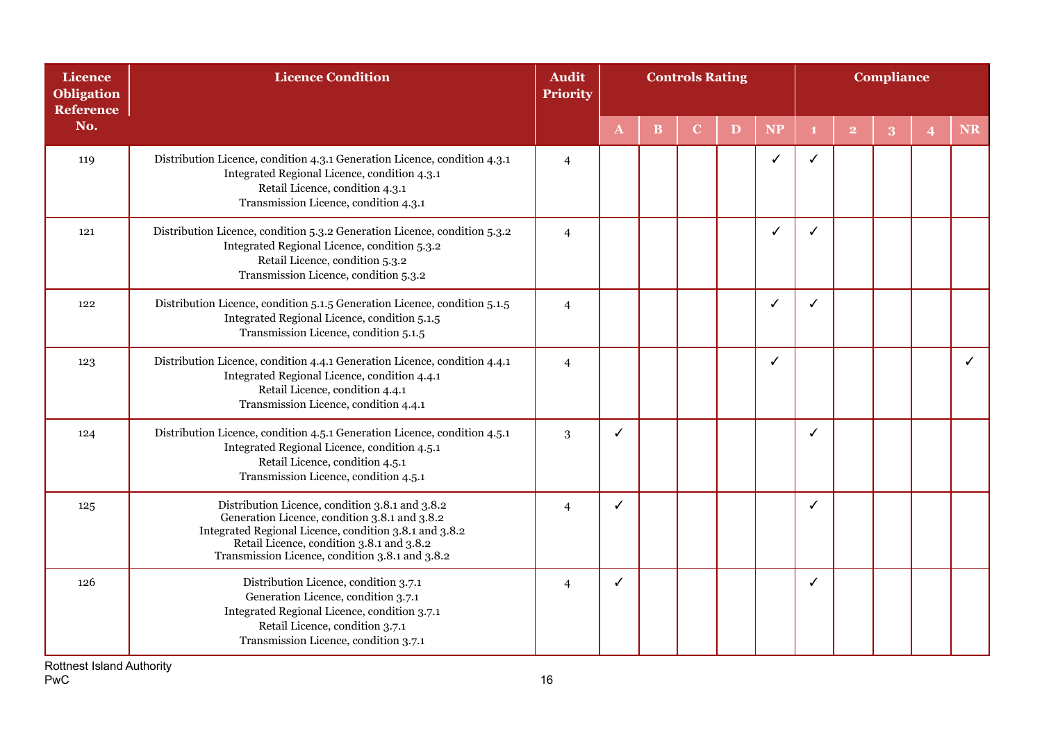| Licence Obligation Reference No. | Licence Condition | Audit Priority | Controls Rating | | | | | Compliance | | | | |
|---|---|---|---|---|---|---|---|---|---|---|---|---|
| | | | A | B | C | D | NP | 1 | 2 | 3 | 4 | NR |
| 119 | Distribution Licence, condition 4.3.1 Generation Licence, condition 4.3.1<br>Integrated Regional Licence, condition 4.3.1<br>Retail Licence, condition 4.3.1<br>Transmission Licence, condition 4.3.1 | 4 | | | | | ✓ | ✓ | | | | |
| 121 | Distribution Licence, condition 5.3.2 Generation Licence, condition 5.3.2<br>Integrated Regional Licence, condition 5.3.2<br>Retail Licence, condition 5.3.2<br>Transmission Licence, condition 5.3.2 | 4 | | | | | ✓ | ✓ | | | | |
| 122 | Distribution Licence, condition 5.1.5 Generation Licence, condition 5.1.5<br>Integrated Regional Licence, condition 5.1.5<br>Transmission Licence, condition 5.1.5 | 4 | | | | | ✓ | ✓ | | | | |
| 123 | Distribution Licence, condition 4.4.1 Generation Licence, condition 4.4.1<br>Integrated Regional Licence, condition 4.4.1<br>Retail Licence, condition 4.4.1<br>Transmission Licence, condition 4.4.1 | 4 | | | | | ✓ | | | | | ✓ |
| 124 | Distribution Licence, condition 4.5.1 Generation Licence, condition 4.5.1<br>Integrated Regional Licence, condition 4.5.1<br>Retail Licence, condition 4.5.1<br>Transmission Licence, condition 4.5.1 | 3 | ✓ | | | | | ✓ | | | | |
| 125 | Distribution Licence, condition 3.8.1 and 3.8.2<br>Generation Licence, condition 3.8.1 and 3.8.2<br>Integrated Regional Licence, condition 3.8.1 and 3.8.2<br>Retail Licence, condition 3.8.1 and 3.8.2<br>Transmission Licence, condition 3.8.1 and 3.8.2 | 4 | ✓ | | | | | ✓ | | | | |
| 126 | Distribution Licence, condition 3.7.1<br>Generation Licence, condition 3.7.1<br>Integrated Regional Licence, condition 3.7.1<br>Retail Licence, condition 3.7.1<br>Transmission Licence, condition 3.7.1 | 4 | ✓ | | | | | ✓ | | | | |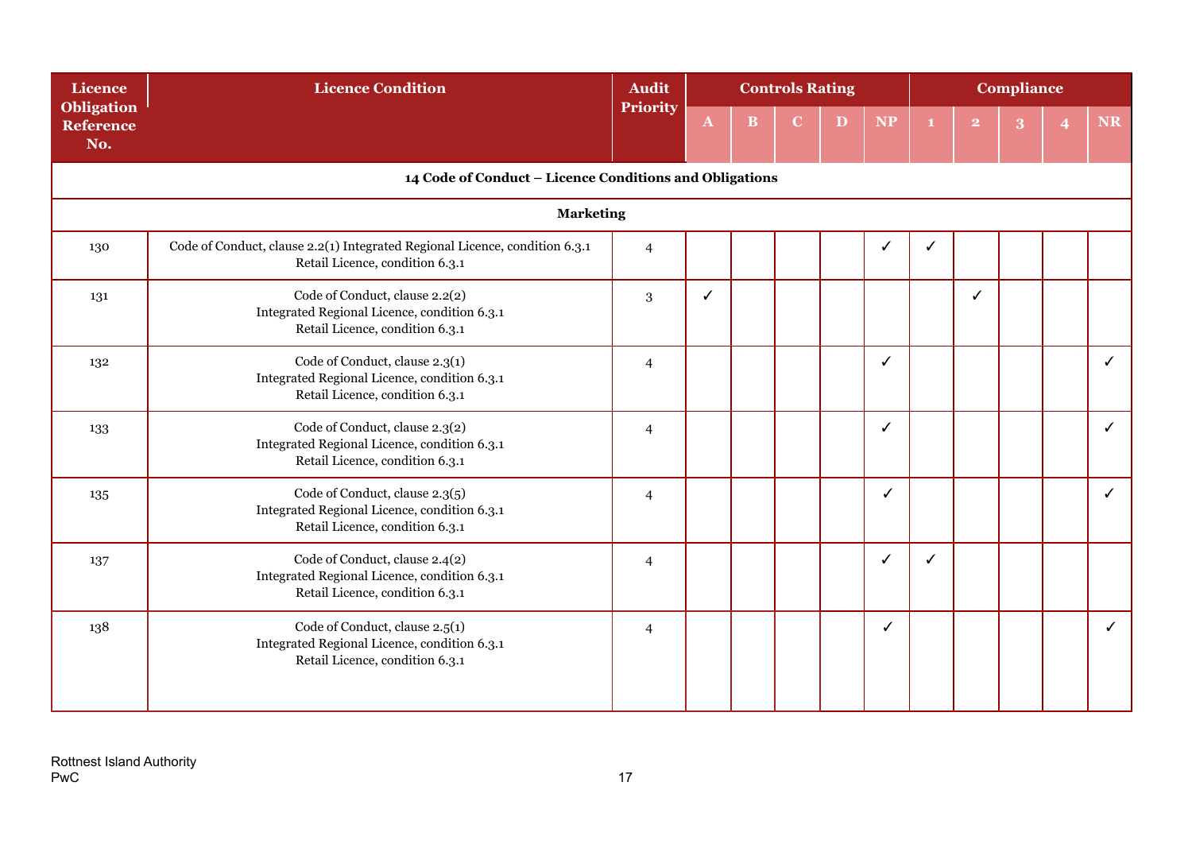| Licence Obligation Reference No. | Licence Condition | Audit Priority | Controls Rating | | | | | Compliance | | | | |
|---|---|---|---|---|---|---|---|---|---|---|---|---|
| | | | A | B | C | D | NP | 1 | 2 | 3 | 4 | NR |
| **14 Code of Conduct – Licence Conditions and Obligations** | | | | | | | | | | | | |
| **Marketing** | | | | | | | | | | | | |
| 130 | Code of Conduct, clause 2.2(1) Integrated Regional Licence, condition 6.3.1 Retail Licence, condition 6.3.1 | 4 | | | | | ✓ | ✓ | | | | |
| 131 | Code of Conduct, clause 2.2(2) Integrated Regional Licence, condition 6.3.1 Retail Licence, condition 6.3.1 | 3 | ✓ | | | | | | ✓ | | | |
| 132 | Code of Conduct, clause 2.3(1) Integrated Regional Licence, condition 6.3.1 Retail Licence, condition 6.3.1 | 4 | | | | | ✓ | | | | | ✓ |
| 133 | Code of Conduct, clause 2.3(2) Integrated Regional Licence, condition 6.3.1 Retail Licence, condition 6.3.1 | 4 | | | | | ✓ | | | | | ✓ |
| 135 | Code of Conduct, clause 2.3(5) Integrated Regional Licence, condition 6.3.1 Retail Licence, condition 6.3.1 | 4 | | | | | ✓ | | | | | ✓ |
| 137 | Code of Conduct, clause 2.4(2) Integrated Regional Licence, condition 6.3.1 Retail Licence, condition 6.3.1 | 4 | | | | | ✓ | ✓ | | | | |
| 138 | Code of Conduct, clause 2.5(1) Integrated Regional Licence, condition 6.3.1 Retail Licence, condition 6.3.1 | 4 | | | | | ✓ | | | | | ✓ |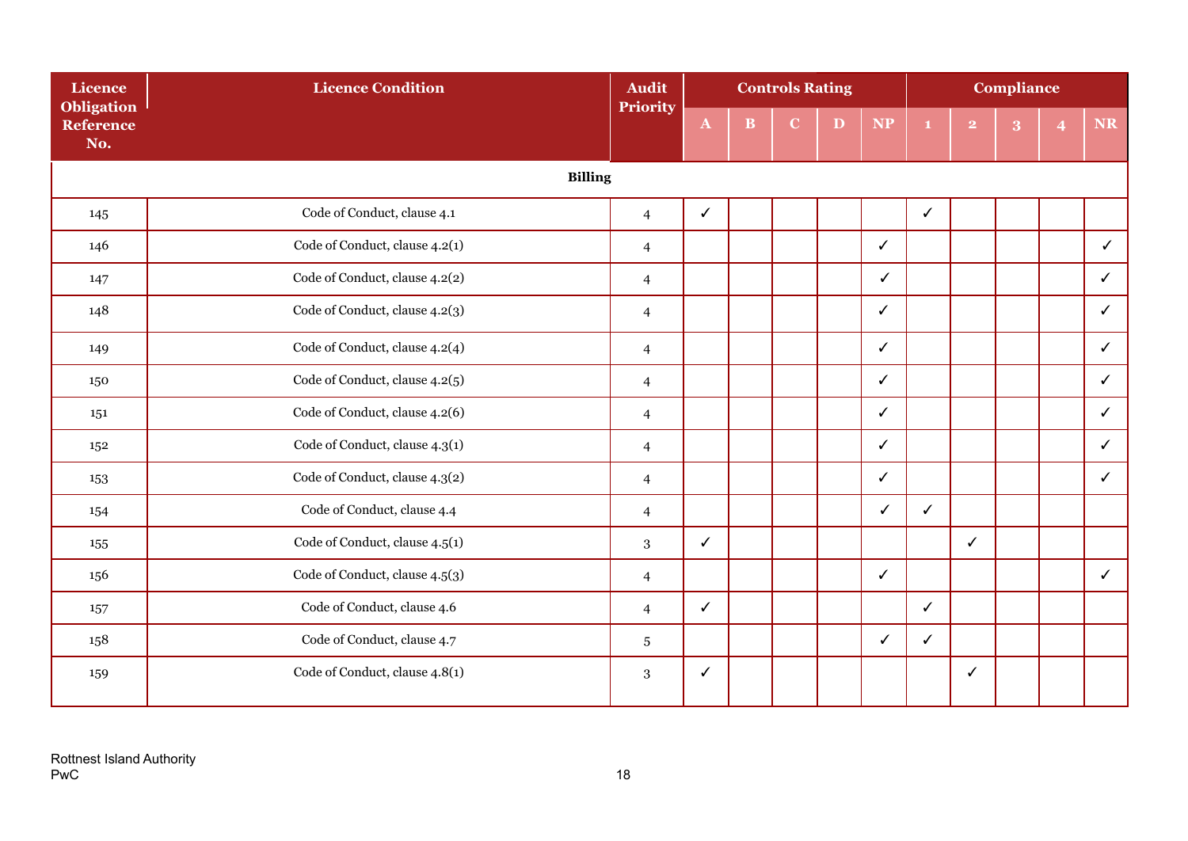| Licence Obligation Reference No. | Licence Condition | Audit Priority | Controls Rating | | | | | Compliance | | | | |
|---|---|---|---|---|---|---|---|---|---|---|---|---|
| | | | A | B | C | D | NP | 1 | 2 | 3 | 4 | NR |
| **Billing** | | | | | | | | | | | | |
| 145 | Code of Conduct, clause 4.1 | 4 | ✓ | | | | | ✓ | | | | |
| 146 | Code of Conduct, clause 4.2(1) | 4 | | | | | ✓ | | | | | ✓ |
| 147 | Code of Conduct, clause 4.2(2) | 4 | | | | | ✓ | | | | | ✓ |
| 148 | Code of Conduct, clause 4.2(3) | 4 | | | | | ✓ | | | | | ✓ |
| 149 | Code of Conduct, clause 4.2(4) | 4 | | | | | ✓ | | | | | ✓ |
| 150 | Code of Conduct, clause 4.2(5) | 4 | | | | | ✓ | | | | | ✓ |
| 151 | Code of Conduct, clause 4.2(6) | 4 | | | | | ✓ | | | | | ✓ |
| 152 | Code of Conduct, clause 4.3(1) | 4 | | | | | ✓ | | | | | ✓ |
| 153 | Code of Conduct, clause 4.3(2) | 4 | | | | | ✓ | | | | | ✓ |
| 154 | Code of Conduct, clause 4.4 | 4 | | | | | ✓ | ✓ | | | | |
| 155 | Code of Conduct, clause 4.5(1) | 3 | ✓ | | | | | | ✓ | | | |
| 156 | Code of Conduct, clause 4.5(3) | 4 | | | | | ✓ | | | | | ✓ |
| 157 | Code of Conduct, clause 4.6 | 4 | ✓ | | | | | ✓ | | | | |
| 158 | Code of Conduct, clause 4.7 | 5 | | | | | ✓ | ✓ | | | | |
| 159 | Code of Conduct, clause 4.8(1) | 3 | ✓ | | | | | | ✓ | | | |

Rottnest Island Authority
PwC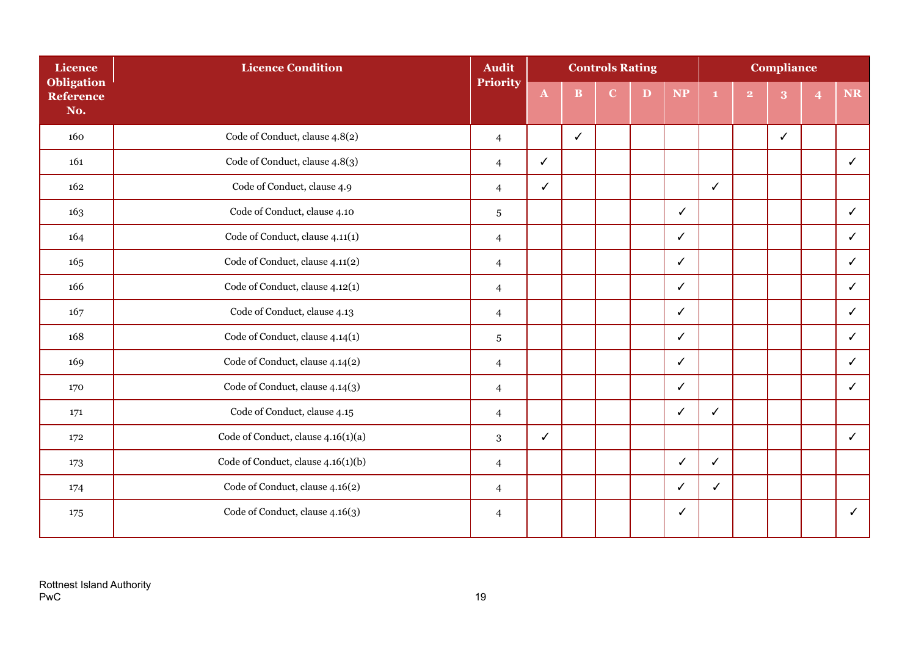| Licence Obligation Reference No. | Licence Condition | Audit Priority | Controls Rating | | | | | Compliance | | | | |
|---|---|---|---|---|---|---|---|---|---|---|---|---|
| | | | A | B | C | D | NP | 1 | 2 | 3 | 4 | NR |
| 160 | Code of Conduct, clause 4.8(2) | 4 | | ✓ | | | | | | ✓ | | |
| 161 | Code of Conduct, clause 4.8(3) | 4 | ✓ | | | | | | | | | ✓ |
| 162 | Code of Conduct, clause 4.9 | 4 | ✓ | | | | | ✓ | | | | |
| 163 | Code of Conduct, clause 4.10 | 5 | | | | | ✓ | | | | | ✓ |
| 164 | Code of Conduct, clause 4.11(1) | 4 | | | | | ✓ | | | | | ✓ |
| 165 | Code of Conduct, clause 4.11(2) | 4 | | | | | ✓ | | | | | ✓ |
| 166 | Code of Conduct, clause 4.12(1) | 4 | | | | | ✓ | | | | | ✓ |
| 167 | Code of Conduct, clause 4.13 | 4 | | | | | ✓ | | | | | ✓ |
| 168 | Code of Conduct, clause 4.14(1) | 5 | | | | | ✓ | | | | | ✓ |
| 169 | Code of Conduct, clause 4.14(2) | 4 | | | | | ✓ | | | | | ✓ |
| 170 | Code of Conduct, clause 4.14(3) | 4 | | | | | ✓ | | | | | ✓ |
| 171 | Code of Conduct, clause 4.15 | 4 | | | | | ✓ | ✓ | | | | |
| 172 | Code of Conduct, clause 4.16(1)(a) | 3 | ✓ | | | | | | | | | ✓ |
| 173 | Code of Conduct, clause 4.16(1)(b) | 4 | | | | | ✓ | ✓ | | | | |
| 174 | Code of Conduct, clause 4.16(2) | 4 | | | | | ✓ | ✓ | | | | |
| 175 | Code of Conduct, clause 4.16(3) | 4 | | | | | ✓ | | | | | ✓ |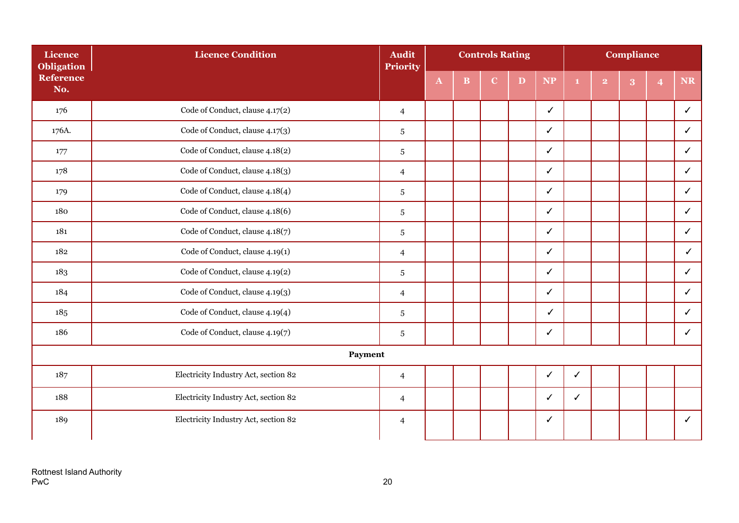| Licence Obligation Reference No. | Licence Condition | Audit Priority | Controls Rating | | | | | Compliance | | | | |
|---|---|---|---|---|---|---|---|---|---|---|---|---|
| | | | A | B | C | D | NP | 1 | 2 | 3 | 4 | NR |
| 176 | Code of Conduct, clause 4.17(2) | 4 | | | | | ✓ | | | | | ✓ |
| 176A. | Code of Conduct, clause 4.17(3) | 5 | | | | | ✓ | | | | | ✓ |
| 177 | Code of Conduct, clause 4.18(2) | 5 | | | | | ✓ | | | | | ✓ |
| 178 | Code of Conduct, clause 4.18(3) | 4 | | | | | ✓ | | | | | ✓ |
| 179 | Code of Conduct, clause 4.18(4) | 5 | | | | | ✓ | | | | | ✓ |
| 180 | Code of Conduct, clause 4.18(6) | 5 | | | | | ✓ | | | | | ✓ |
| 181 | Code of Conduct, clause 4.18(7) | 5 | | | | | ✓ | | | | | ✓ |
| 182 | Code of Conduct, clause 4.19(1) | 4 | | | | | ✓ | | | | | ✓ |
| 183 | Code of Conduct, clause 4.19(2) | 5 | | | | | ✓ | | | | | ✓ |
| 184 | Code of Conduct, clause 4.19(3) | 4 | | | | | ✓ | | | | | ✓ |
| 185 | Code of Conduct, clause 4.19(4) | 5 | | | | | ✓ | | | | | ✓ |
| 186 | Code of Conduct, clause 4.19(7) | 5 | | | | | ✓ | | | | | ✓ |
| **Payment** | | | | | | | | | | | | |
| 187 | Electricity Industry Act, section 82 | 4 | | | | | ✓ | ✓ | | | | |
| 188 | Electricity Industry Act, section 82 | 4 | | | | | ✓ | ✓ | | | | |
| 189 | Electricity Industry Act, section 82 | 4 | | | | | ✓ | | | | | ✓ |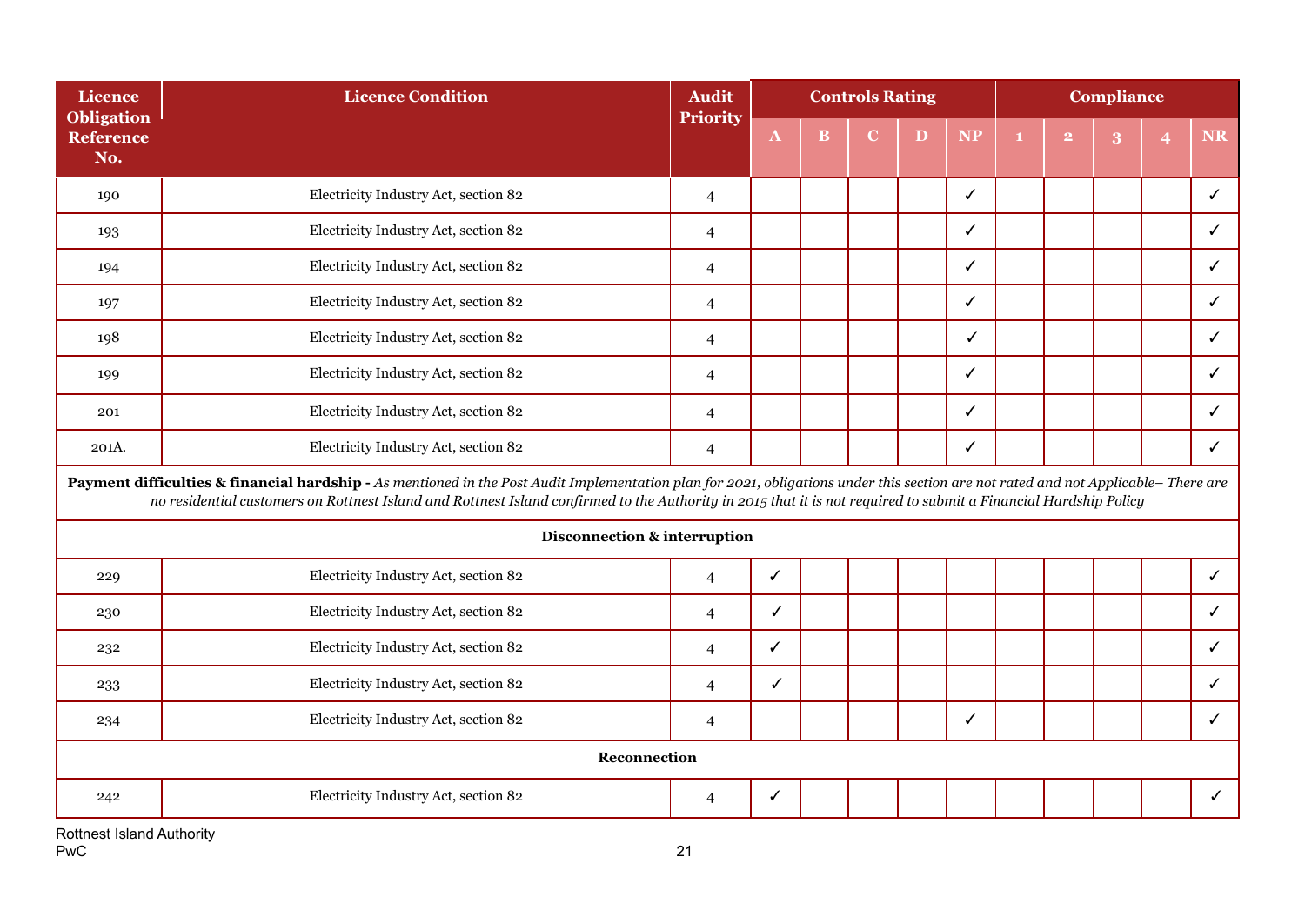| Licence Obligation Reference No. | Licence Condition | Audit Priority | Controls Rating | | | | | Compliance | | | | |
|---|---|---|---|---|---|---|---|---|---|---|---|---|
| | | | A | B | C | D | NP | 1 | 2 | 3 | 4 | NR |
| 190 | Electricity Industry Act, section 82 | 4 | | | | | ✓ | | | | | ✓ |
| 193 | Electricity Industry Act, section 82 | 4 | | | | | ✓ | | | | | ✓ |
| 194 | Electricity Industry Act, section 82 | 4 | | | | | ✓ | | | | | ✓ |
| 197 | Electricity Industry Act, section 82 | 4 | | | | | ✓ | | | | | ✓ |
| 198 | Electricity Industry Act, section 82 | 4 | | | | | ✓ | | | | | ✓ |
| 199 | Electricity Industry Act, section 82 | 4 | | | | | ✓ | | | | | ✓ |
| 201 | Electricity Industry Act, section 82 | 4 | | | | | ✓ | | | | | ✓ |
| 201A. | Electricity Industry Act, section 82 | 4 | | | | | ✓ | | | | | ✓ |
| **Payment difficulties & financial hardship -** *As mentioned in the Post Audit Implementation plan for 2021, obligations under this section are not rated and not Applicable– There are no residential customers on Rottnest Island and Rottnest Island confirmed to the Authority in 2015 that it is not required to submit a Financial Hardship Policy* | | | | | | | | | | | | |
| **Disconnection & interruption** | | | | | | | | | | | | |
| 229 | Electricity Industry Act, section 82 | 4 | ✓ | | | | | | | | | ✓ |
| 230 | Electricity Industry Act, section 82 | 4 | ✓ | | | | | | | | | ✓ |
| 232 | Electricity Industry Act, section 82 | 4 | ✓ | | | | | | | | | ✓ |
| 233 | Electricity Industry Act, section 82 | 4 | ✓ | | | | | | | | | ✓ |
| 234 | Electricity Industry Act, section 82 | 4 | | | | | ✓ | | | | | ✓ |
| **Reconnection** | | | | | | | | | | | | |
| 242 | Electricity Industry Act, section 82 | 4 | ✓ | | | | | | | | | ✓ |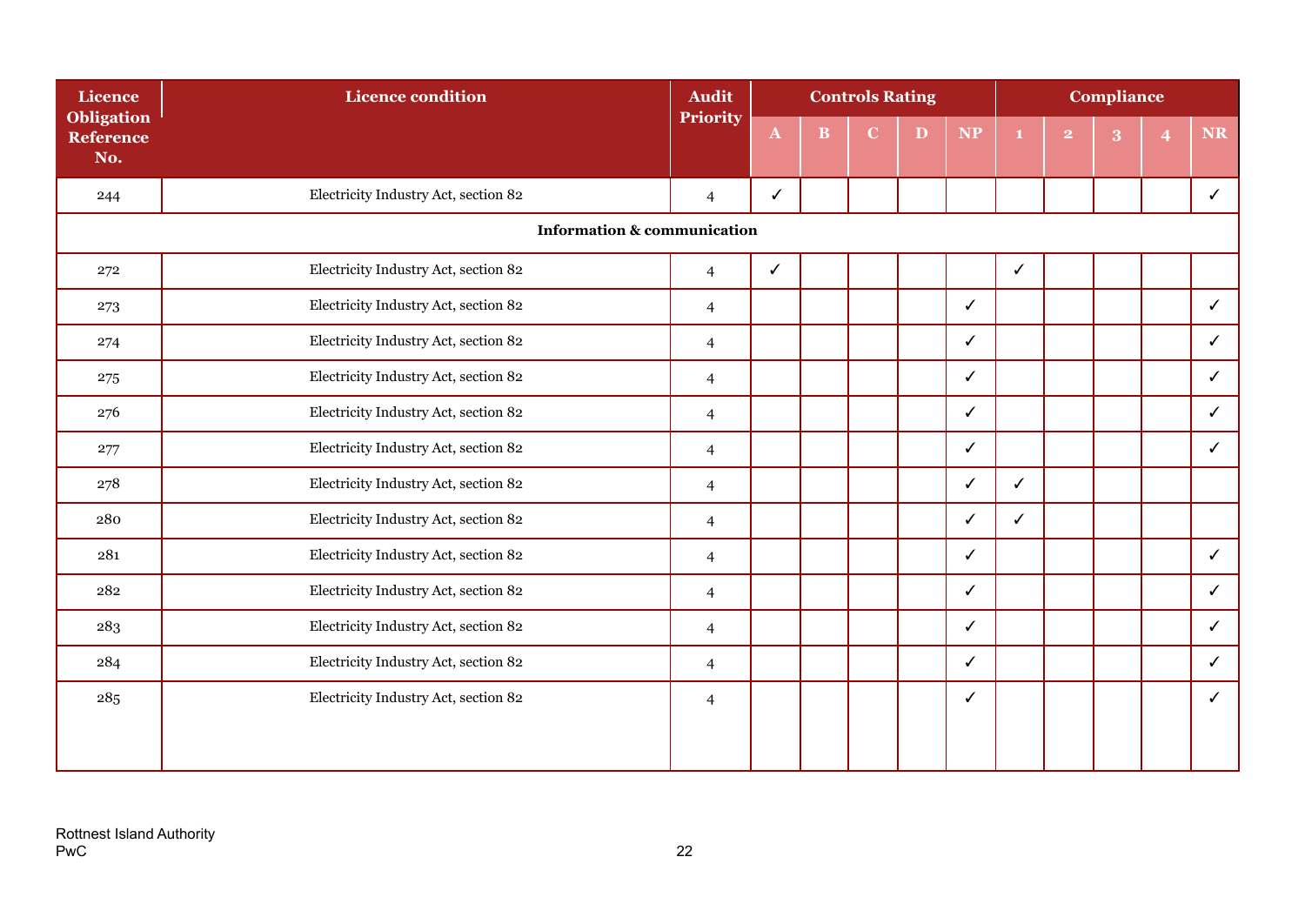| Licence Obligation Reference No. | Licence condition | Audit Priority | Controls Rating | | | | | Compliance | | | | |
|---|---|---|---|---|---|---|---|---|---|---|---|---|
| | | | A | B | C | D | NP | 1 | 2 | 3 | 4 | NR |
| 244 | Electricity Industry Act, section 82 | 4 | ✓ | | | | | | | | | ✓ |
| **Information & communication** | | | | | | | | | | | | |
| 272 | Electricity Industry Act, section 82 | 4 | ✓ | | | | | ✓ | | | | |
| 273 | Electricity Industry Act, section 82 | 4 | | | | | ✓ | | | | | ✓ |
| 274 | Electricity Industry Act, section 82 | 4 | | | | | ✓ | | | | | ✓ |
| 275 | Electricity Industry Act, section 82 | 4 | | | | | ✓ | | | | | ✓ |
| 276 | Electricity Industry Act, section 82 | 4 | | | | | ✓ | | | | | ✓ |
| 277 | Electricity Industry Act, section 82 | 4 | | | | | ✓ | | | | | ✓ |
| 278 | Electricity Industry Act, section 82 | 4 | | | | | ✓ | ✓ | | | | |
| 280 | Electricity Industry Act, section 82 | 4 | | | | | ✓ | ✓ | | | | |
| 281 | Electricity Industry Act, section 82 | 4 | | | | | ✓ | | | | | ✓ |
| 282 | Electricity Industry Act, section 82 | 4 | | | | | ✓ | | | | | ✓ |
| 283 | Electricity Industry Act, section 82 | 4 | | | | | ✓ | | | | | ✓ |
| 284 | Electricity Industry Act, section 82 | 4 | | | | | ✓ | | | | | ✓ |
| 285 | Electricity Industry Act, section 82 | 4 | | | | | ✓ | | | | | ✓ |

Rottnest Island Authority
PwC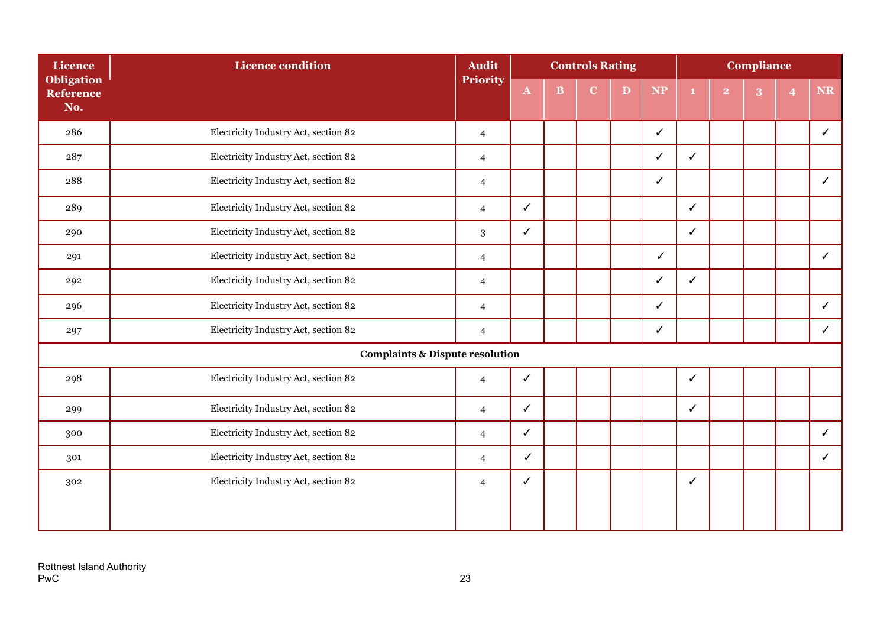| Licence Obligation Reference No. | Licence condition | Audit Priority | Controls Rating | | | | | Compliance | | | | |
|---|---|---|---|---|---|---|---|---|---|---|---|---|
| | | | A | B | C | D | NP | 1 | 2 | 3 | 4 | NR |
| 286 | Electricity Industry Act, section 82 | 4 | | | | | ✓ | | | | | ✓ |
| 287 | Electricity Industry Act, section 82 | 4 | | | | | ✓ | ✓ | | | | |
| 288 | Electricity Industry Act, section 82 | 4 | | | | | ✓ | | | | | ✓ |
| 289 | Electricity Industry Act, section 82 | 4 | ✓ | | | | | ✓ | | | | |
| 290 | Electricity Industry Act, section 82 | 3 | ✓ | | | | | ✓ | | | | |
| 291 | Electricity Industry Act, section 82 | 4 | | | | | ✓ | | | | | ✓ |
| 292 | Electricity Industry Act, section 82 | 4 | | | | | ✓ | ✓ | | | | |
| 296 | Electricity Industry Act, section 82 | 4 | | | | | ✓ | | | | | ✓ |
| 297 | Electricity Industry Act, section 82 | 4 | | | | | ✓ | | | | | ✓ |
| **Complaints & Dispute resolution** | | | | | | | | | | | | |
| 298 | Electricity Industry Act, section 82 | 4 | ✓ | | | | | ✓ | | | | |
| 299 | Electricity Industry Act, section 82 | 4 | ✓ | | | | | ✓ | | | | |
| 300 | Electricity Industry Act, section 82 | 4 | ✓ | | | | | | | | | ✓ |
| 301 | Electricity Industry Act, section 82 | 4 | ✓ | | | | | | | | | ✓ |
| 302 | Electricity Industry Act, section 82 | 4 | ✓ | | | | | ✓ | | | | |

Rottnest Island Authority
PwC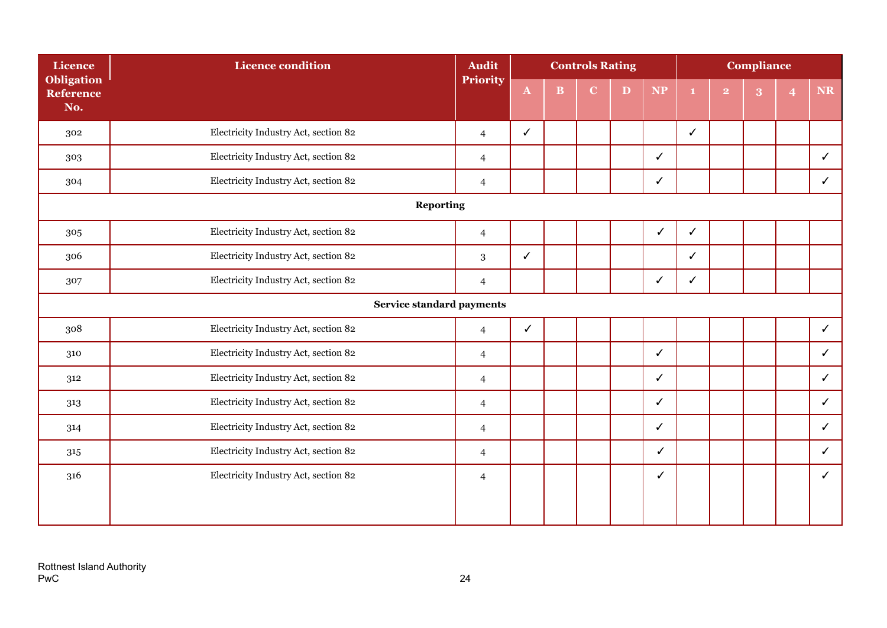| Licence Obligation Reference No. | Licence condition | Audit Priority | Controls Rating | | | | | Compliance | | | | |
|---|---|---|---|---|---|---|---|---|---|---|---|---|
| | | | A | B | C | D | NP | 1 | 2 | 3 | 4 | NR |
| 302 | Electricity Industry Act, section 82 | 4 | ✓ | | | | | ✓ | | | | |
| 303 | Electricity Industry Act, section 82 | 4 | | | | | ✓ | | | | | ✓ |
| 304 | Electricity Industry Act, section 82 | 4 | | | | | ✓ | | | | | ✓ |
| **Reporting** | | | | | | | | | | | | |
| 305 | Electricity Industry Act, section 82 | 4 | | | | | ✓ | ✓ | | | | |
| 306 | Electricity Industry Act, section 82 | 3 | ✓ | | | | | ✓ | | | | |
| 307 | Electricity Industry Act, section 82 | 4 | | | | | ✓ | ✓ | | | | |
| **Service standard payments** | | | | | | | | | | | | |
| 308 | Electricity Industry Act, section 82 | 4 | ✓ | | | | | | | | | ✓ |
| 310 | Electricity Industry Act, section 82 | 4 | | | | | ✓ | | | | | ✓ |
| 312 | Electricity Industry Act, section 82 | 4 | | | | | ✓ | | | | | ✓ |
| 313 | Electricity Industry Act, section 82 | 4 | | | | | ✓ | | | | | ✓ |
| 314 | Electricity Industry Act, section 82 | 4 | | | | | ✓ | | | | | ✓ |
| 315 | Electricity Industry Act, section 82 | 4 | | | | | ✓ | | | | | ✓ |
| 316 | Electricity Industry Act, section 82 | 4 | | | | | ✓ | | | | | ✓ |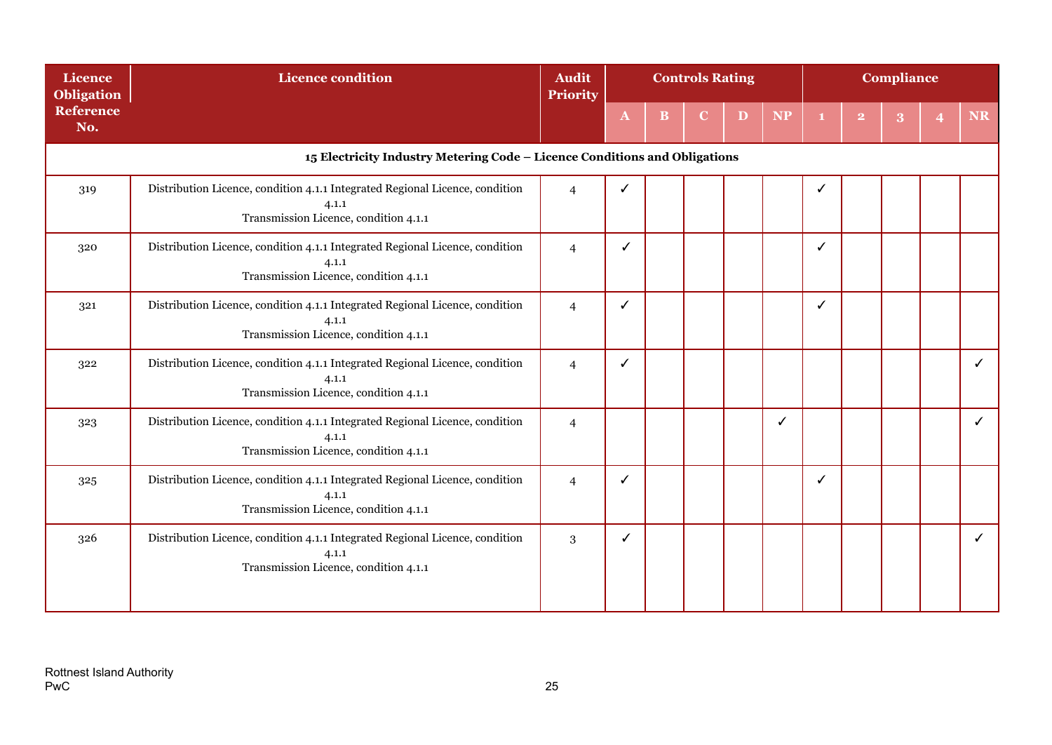| Licence Obligation Reference No. | Licence condition | Audit Priority | Controls Rating | | | | | Compliance | | | | |
|---|---|---|---|---|---|---|---|---|---|---|---|---|
| | | | A | B | C | D | NP | 1 | 2 | 3 | 4 | NR |
| **15 Electricity Industry Metering Code – Licence Conditions and Obligations** | | | | | | | | | | | | |
| 319 | Distribution Licence, condition 4.1.1 Integrated Regional Licence, condition 4.1.1 Transmission Licence, condition 4.1.1 | 4 | ✓ | | | | | ✓ | | | | |
| 320 | Distribution Licence, condition 4.1.1 Integrated Regional Licence, condition 4.1.1 Transmission Licence, condition 4.1.1 | 4 | ✓ | | | | | ✓ | | | | |
| 321 | Distribution Licence, condition 4.1.1 Integrated Regional Licence, condition 4.1.1 Transmission Licence, condition 4.1.1 | 4 | ✓ | | | | | ✓ | | | | |
| 322 | Distribution Licence, condition 4.1.1 Integrated Regional Licence, condition 4.1.1 Transmission Licence, condition 4.1.1 | 4 | ✓ | | | | | | | | | ✓ |
| 323 | Distribution Licence, condition 4.1.1 Integrated Regional Licence, condition 4.1.1 Transmission Licence, condition 4.1.1 | 4 | | | | | ✓ | | | | | ✓ |
| 325 | Distribution Licence, condition 4.1.1 Integrated Regional Licence, condition 4.1.1 Transmission Licence, condition 4.1.1 | 4 | ✓ | | | | | ✓ | | | | |
| 326 | Distribution Licence, condition 4.1.1 Integrated Regional Licence, condition 4.1.1 Transmission Licence, condition 4.1.1 | 3 | ✓ | | | | | | | | | ✓ |

Rottnest Island Authority
PwC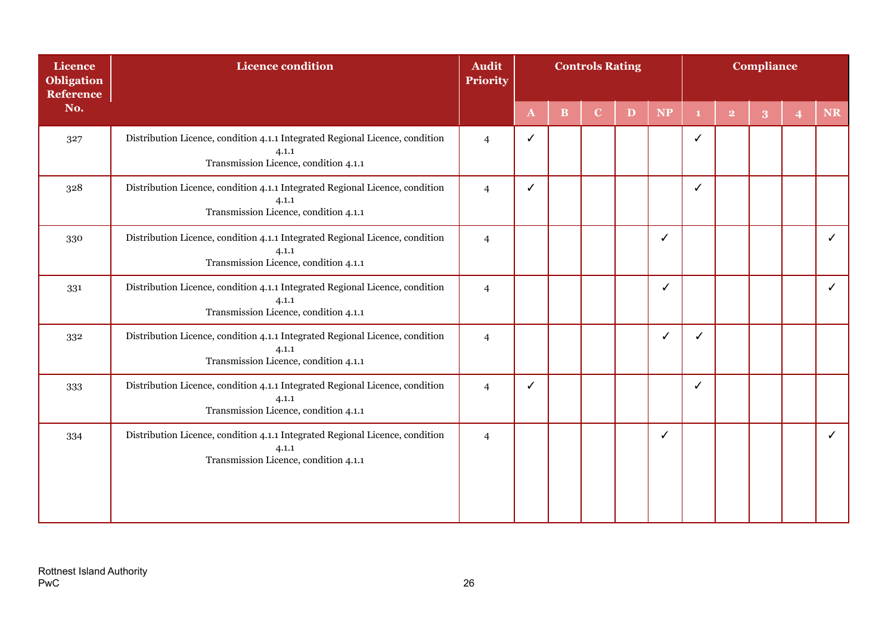| Licence Obligation Reference No. | Licence condition | Audit Priority | Controls Rating | | | | | Compliance | | | | |
|---|---|---|---|---|---|---|---|---|---|---|---|---|
| | | | A | B | C | D | NP | 1 | 2 | 3 | 4 | NR |
| 327 | Distribution Licence, condition 4.1.1 Integrated Regional Licence, condition 4.1.1 Transmission Licence, condition 4.1.1 | 4 | ✓ | | | | | ✓ | | | | |
| 328 | Distribution Licence, condition 4.1.1 Integrated Regional Licence, condition 4.1.1 Transmission Licence, condition 4.1.1 | 4 | ✓ | | | | | ✓ | | | | |
| 330 | Distribution Licence, condition 4.1.1 Integrated Regional Licence, condition 4.1.1 Transmission Licence, condition 4.1.1 | 4 | | | | | ✓ | | | | | ✓ |
| 331 | Distribution Licence, condition 4.1.1 Integrated Regional Licence, condition 4.1.1 Transmission Licence, condition 4.1.1 | 4 | | | | | ✓ | | | | | ✓ |
| 332 | Distribution Licence, condition 4.1.1 Integrated Regional Licence, condition 4.1.1 Transmission Licence, condition 4.1.1 | 4 | | | | | ✓ | ✓ | | | | |
| 333 | Distribution Licence, condition 4.1.1 Integrated Regional Licence, condition 4.1.1 Transmission Licence, condition 4.1.1 | 4 | ✓ | | | | | ✓ | | | | |
| 334 | Distribution Licence, condition 4.1.1 Integrated Regional Licence, condition 4.1.1 Transmission Licence, condition 4.1.1 | 4 | | | | | ✓ | | | | | ✓ |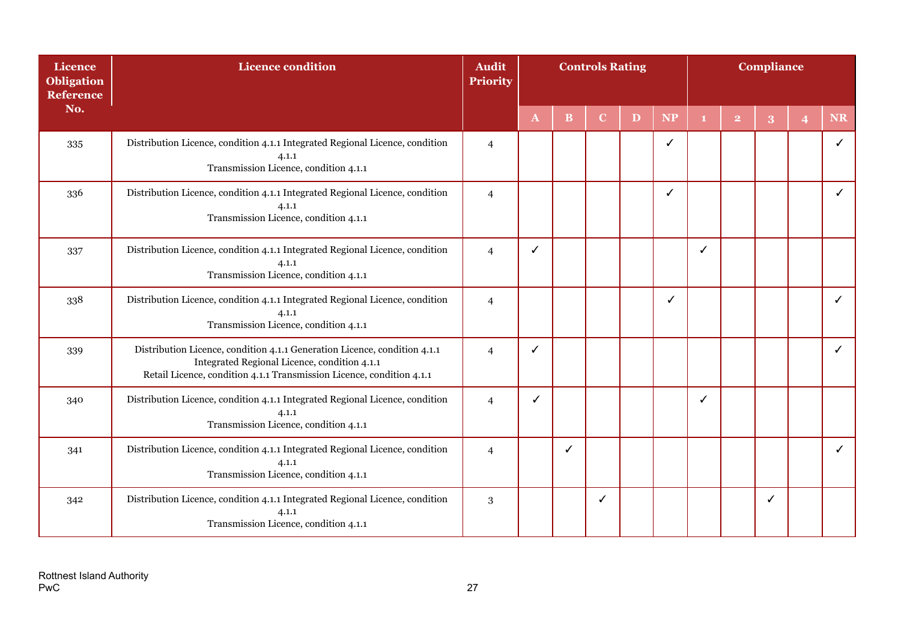| Licence Obligation Reference No. | Licence condition | Audit Priority | Controls Rating | | | | | Compliance | | | | |
|---|---|---|---|---|---|---|---|---|---|---|---|---|
| | | | A | B | C | D | NP | 1 | 2 | 3 | 4 | NR |
| 335 | Distribution Licence, condition 4.1.1 Integrated Regional Licence, condition 4.1.1<br>Transmission Licence, condition 4.1.1 | 4 | | | | | ✓ | | | | | ✓ |
| 336 | Distribution Licence, condition 4.1.1 Integrated Regional Licence, condition 4.1.1<br>Transmission Licence, condition 4.1.1 | 4 | | | | | ✓ | | | | | ✓ |
| 337 | Distribution Licence, condition 4.1.1 Integrated Regional Licence, condition 4.1.1<br>Transmission Licence, condition 4.1.1 | 4 | ✓ | | | | | ✓ | | | | |
| 338 | Distribution Licence, condition 4.1.1 Integrated Regional Licence, condition 4.1.1<br>Transmission Licence, condition 4.1.1 | 4 | | | | | ✓ | | | | | ✓ |
| 339 | Distribution Licence, condition 4.1.1 Generation Licence, condition 4.1.1<br>Integrated Regional Licence, condition 4.1.1<br>Retail Licence, condition 4.1.1 Transmission Licence, condition 4.1.1 | 4 | ✓ | | | | | | | | | ✓ |
| 340 | Distribution Licence, condition 4.1.1 Integrated Regional Licence, condition 4.1.1<br>Transmission Licence, condition 4.1.1 | 4 | ✓ | | | | | ✓ | | | | |
| 341 | Distribution Licence, condition 4.1.1 Integrated Regional Licence, condition 4.1.1<br>Transmission Licence, condition 4.1.1 | 4 | | ✓ | | | | | | | | ✓ |
| 342 | Distribution Licence, condition 4.1.1 Integrated Regional Licence, condition 4.1.1<br>Transmission Licence, condition 4.1.1 | 3 | | | ✓ | | | | | ✓ | | |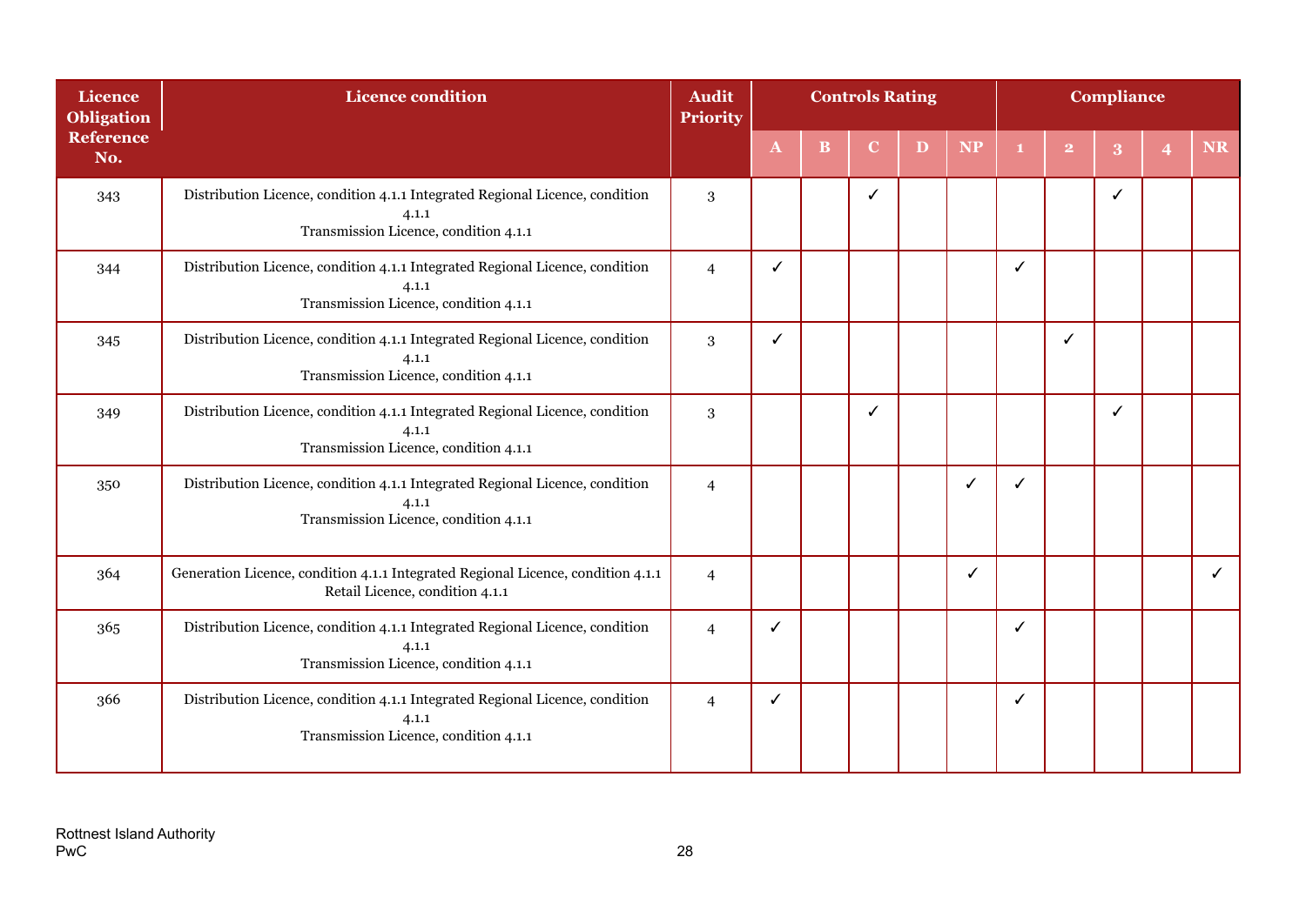| Licence Obligation Reference No. | Licence condition | Audit Priority | Controls Rating | | | | | Compliance | | | | |
|---|---|---|---|---|---|---|---|---|---|---|---|---|
| | | | A | B | C | D | NP | 1 | 2 | 3 | 4 | NR |
| 343 | Distribution Licence, condition 4.1.1 Integrated Regional Licence, condition 4.1.1 Transmission Licence, condition 4.1.1 | 3 | | | ✓ | | | | | ✓ | | |
| 344 | Distribution Licence, condition 4.1.1 Integrated Regional Licence, condition 4.1.1 Transmission Licence, condition 4.1.1 | 4 | ✓ | | | | | ✓ | | | | |
| 345 | Distribution Licence, condition 4.1.1 Integrated Regional Licence, condition 4.1.1 Transmission Licence, condition 4.1.1 | 3 | ✓ | | | | | | ✓ | | | |
| 349 | Distribution Licence, condition 4.1.1 Integrated Regional Licence, condition 4.1.1 Transmission Licence, condition 4.1.1 | 3 | | | ✓ | | | | | ✓ | | |
| 350 | Distribution Licence, condition 4.1.1 Integrated Regional Licence, condition 4.1.1 Transmission Licence, condition 4.1.1 | 4 | | | | | ✓ | ✓ | | | | |
| 364 | Generation Licence, condition 4.1.1 Integrated Regional Licence, condition 4.1.1 Retail Licence, condition 4.1.1 | 4 | | | | | ✓ | | | | | ✓ |
| 365 | Distribution Licence, condition 4.1.1 Integrated Regional Licence, condition 4.1.1 Transmission Licence, condition 4.1.1 | 4 | ✓ | | | | | ✓ | | | | |
| 366 | Distribution Licence, condition 4.1.1 Integrated Regional Licence, condition 4.1.1 Transmission Licence, condition 4.1.1 | 4 | ✓ | | | | | ✓ | | | | |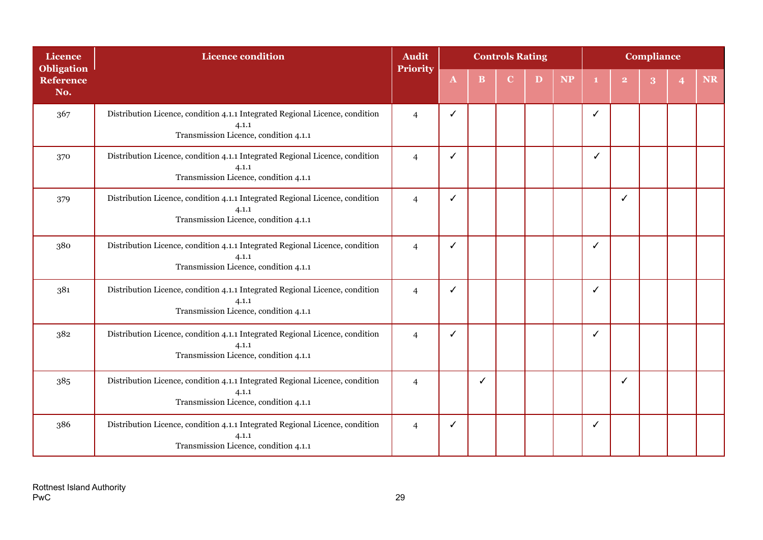| Licence Obligation Reference No. | Licence condition | Audit Priority | Controls Rating | | | | | Compliance | | | | |
|---|---|---|---|---|---|---|---|---|---|---|---|---|
| | | | A | B | C | D | NP | 1 | 2 | 3 | 4 | NR |
| 367 | Distribution Licence, condition 4.1.1 Integrated Regional Licence, condition 4.1.1 Transmission Licence, condition 4.1.1 | 4 | ✓ | | | | | ✓ | | | | |
| 370 | Distribution Licence, condition 4.1.1 Integrated Regional Licence, condition 4.1.1 Transmission Licence, condition 4.1.1 | 4 | ✓ | | | | | ✓ | | | | |
| 379 | Distribution Licence, condition 4.1.1 Integrated Regional Licence, condition 4.1.1 Transmission Licence, condition 4.1.1 | 4 | ✓ | | | | | | ✓ | | | |
| 380 | Distribution Licence, condition 4.1.1 Integrated Regional Licence, condition 4.1.1 Transmission Licence, condition 4.1.1 | 4 | ✓ | | | | | ✓ | | | | |
| 381 | Distribution Licence, condition 4.1.1 Integrated Regional Licence, condition 4.1.1 Transmission Licence, condition 4.1.1 | 4 | ✓ | | | | | ✓ | | | | |
| 382 | Distribution Licence, condition 4.1.1 Integrated Regional Licence, condition 4.1.1 Transmission Licence, condition 4.1.1 | 4 | ✓ | | | | | ✓ | | | | |
| 385 | Distribution Licence, condition 4.1.1 Integrated Regional Licence, condition 4.1.1 Transmission Licence, condition 4.1.1 | 4 | | ✓ | | | | | ✓ | | | |
| 386 | Distribution Licence, condition 4.1.1 Integrated Regional Licence, condition 4.1.1 Transmission Licence, condition 4.1.1 | 4 | ✓ | | | | | ✓ | | | | |

Rottnest Island Authority
PwC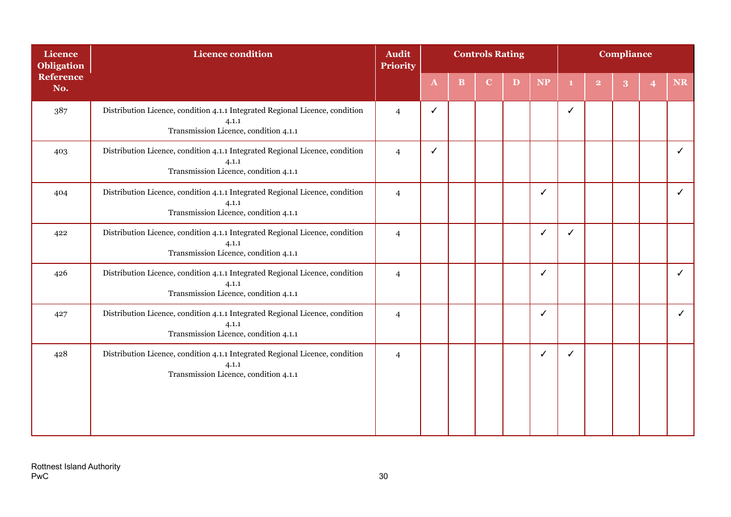| Licence Obligation Reference No. | Licence condition | Audit Priority | Controls Rating | | | | | Compliance | | | | |
|---|---|---|---|---|---|---|---|---|---|---|---|---|
| | | | A | B | C | D | NP | 1 | 2 | 3 | 4 | NR |
| 387 | Distribution Licence, condition 4.1.1 Integrated Regional Licence, condition 4.1.1 Transmission Licence, condition 4.1.1 | 4 | ✓ | | | | | ✓ | | | | |
| 403 | Distribution Licence, condition 4.1.1 Integrated Regional Licence, condition 4.1.1 Transmission Licence, condition 4.1.1 | 4 | ✓ | | | | | | | | | ✓ |
| 404 | Distribution Licence, condition 4.1.1 Integrated Regional Licence, condition 4.1.1 Transmission Licence, condition 4.1.1 | 4 | | | | | ✓ | | | | | ✓ |
| 422 | Distribution Licence, condition 4.1.1 Integrated Regional Licence, condition 4.1.1 Transmission Licence, condition 4.1.1 | 4 | | | | | ✓ | ✓ | | | | |
| 426 | Distribution Licence, condition 4.1.1 Integrated Regional Licence, condition 4.1.1 Transmission Licence, condition 4.1.1 | 4 | | | | | ✓ | | | | | ✓ |
| 427 | Distribution Licence, condition 4.1.1 Integrated Regional Licence, condition 4.1.1 Transmission Licence, condition 4.1.1 | 4 | | | | | ✓ | | | | | ✓ |
| 428 | Distribution Licence, condition 4.1.1 Integrated Regional Licence, condition 4.1.1 Transmission Licence, condition 4.1.1 | 4 | | | | | ✓ | ✓ | | | | |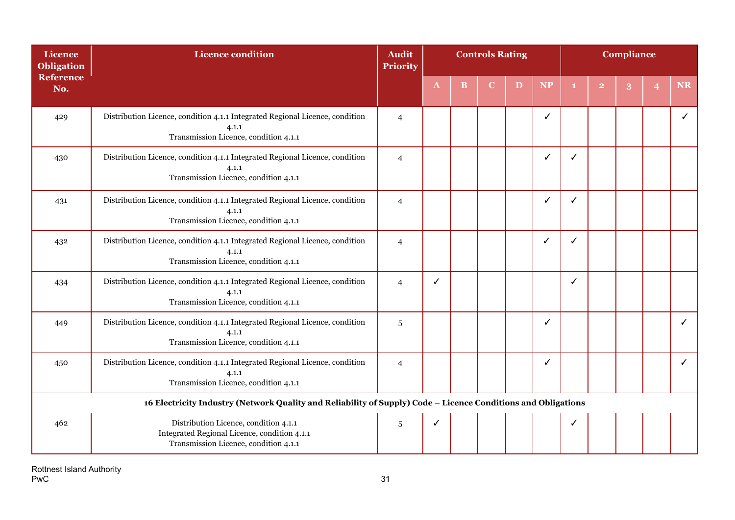| Licence Obligation Reference No. | Licence condition | Audit Priority | Controls Rating | | | | | Compliance | | | | |
|---|---|---|---|---|---|---|---|---|---|---|---|---|
| | | | A | B | C | D | NP | 1 | 2 | 3 | 4 | NR |
| 429 | Distribution Licence, condition 4.1.1 Integrated Regional Licence, condition 4.1.1<br>Transmission Licence, condition 4.1.1 | 4 | | | | | ✓ | | | | | ✓ |
| 430 | Distribution Licence, condition 4.1.1 Integrated Regional Licence, condition 4.1.1<br>Transmission Licence, condition 4.1.1 | 4 | | | | | ✓ | ✓ | | | | |
| 431 | Distribution Licence, condition 4.1.1 Integrated Regional Licence, condition 4.1.1<br>Transmission Licence, condition 4.1.1 | 4 | | | | | ✓ | ✓ | | | | |
| 432 | Distribution Licence, condition 4.1.1 Integrated Regional Licence, condition 4.1.1<br>Transmission Licence, condition 4.1.1 | 4 | | | | | ✓ | ✓ | | | | |
| 434 | Distribution Licence, condition 4.1.1 Integrated Regional Licence, condition 4.1.1<br>Transmission Licence, condition 4.1.1 | 4 | ✓ | | | | | ✓ | | | | |
| 449 | Distribution Licence, condition 4.1.1 Integrated Regional Licence, condition 4.1.1<br>Transmission Licence, condition 4.1.1 | 5 | | | | | ✓ | | | | | ✓ |
| 450 | Distribution Licence, condition 4.1.1 Integrated Regional Licence, condition 4.1.1<br>Transmission Licence, condition 4.1.1 | 4 | | | | | ✓ | | | | | ✓ |
| **16 Electricity Industry (Network Quality and Reliability of Supply) Code – Licence Conditions and Obligations** | | | | | | | | | | | | |
| 462 | Distribution Licence, condition 4.1.1<br>Integrated Regional Licence, condition 4.1.1<br>Transmission Licence, condition 4.1.1 | 5 | ✓ | | | | | ✓ | | | | |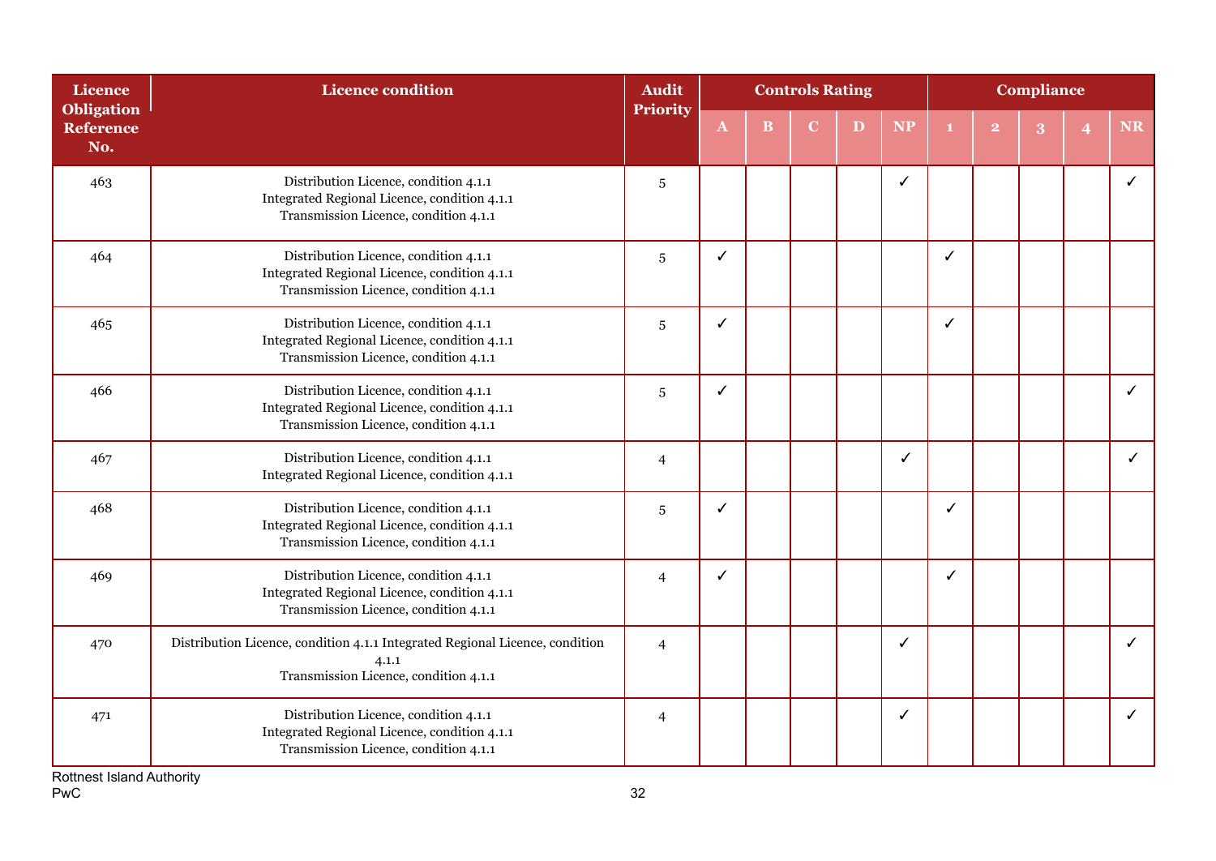| Licence Obligation Reference No. | Licence condition | Audit Priority | Controls Rating | | | | | Compliance | | | | |
|---|---|---|---|---|---|---|---|---|---|---|---|---|
| | | | A | B | C | D | NP | 1 | 2 | 3 | 4 | NR |
| 463 | Distribution Licence, condition 4.1.1<br>Integrated Regional Licence, condition 4.1.1<br>Transmission Licence, condition 4.1.1 | 5 | | | | | ✓ | | | | | ✓ |
| 464 | Distribution Licence, condition 4.1.1<br>Integrated Regional Licence, condition 4.1.1<br>Transmission Licence, condition 4.1.1 | 5 | ✓ | | | | | ✓ | | | | |
| 465 | Distribution Licence, condition 4.1.1<br>Integrated Regional Licence, condition 4.1.1<br>Transmission Licence, condition 4.1.1 | 5 | ✓ | | | | | ✓ | | | | |
| 466 | Distribution Licence, condition 4.1.1<br>Integrated Regional Licence, condition 4.1.1<br>Transmission Licence, condition 4.1.1 | 5 | ✓ | | | | | | | | | ✓ |
| 467 | Distribution Licence, condition 4.1.1<br>Integrated Regional Licence, condition 4.1.1 | 4 | | | | | ✓ | | | | | ✓ |
| 468 | Distribution Licence, condition 4.1.1<br>Integrated Regional Licence, condition 4.1.1<br>Transmission Licence, condition 4.1.1 | 5 | ✓ | | | | | ✓ | | | | |
| 469 | Distribution Licence, condition 4.1.1<br>Integrated Regional Licence, condition 4.1.1<br>Transmission Licence, condition 4.1.1 | 4 | ✓ | | | | | ✓ | | | | |
| 470 | Distribution Licence, condition 4.1.1 Integrated Regional Licence, condition 4.1.1<br>Transmission Licence, condition 4.1.1 | 4 | | | | | ✓ | | | | | ✓ |
| 471 | Distribution Licence, condition 4.1.1<br>Integrated Regional Licence, condition 4.1.1<br>Transmission Licence, condition 4.1.1 | 4 | | | | | ✓ | | | | | ✓ |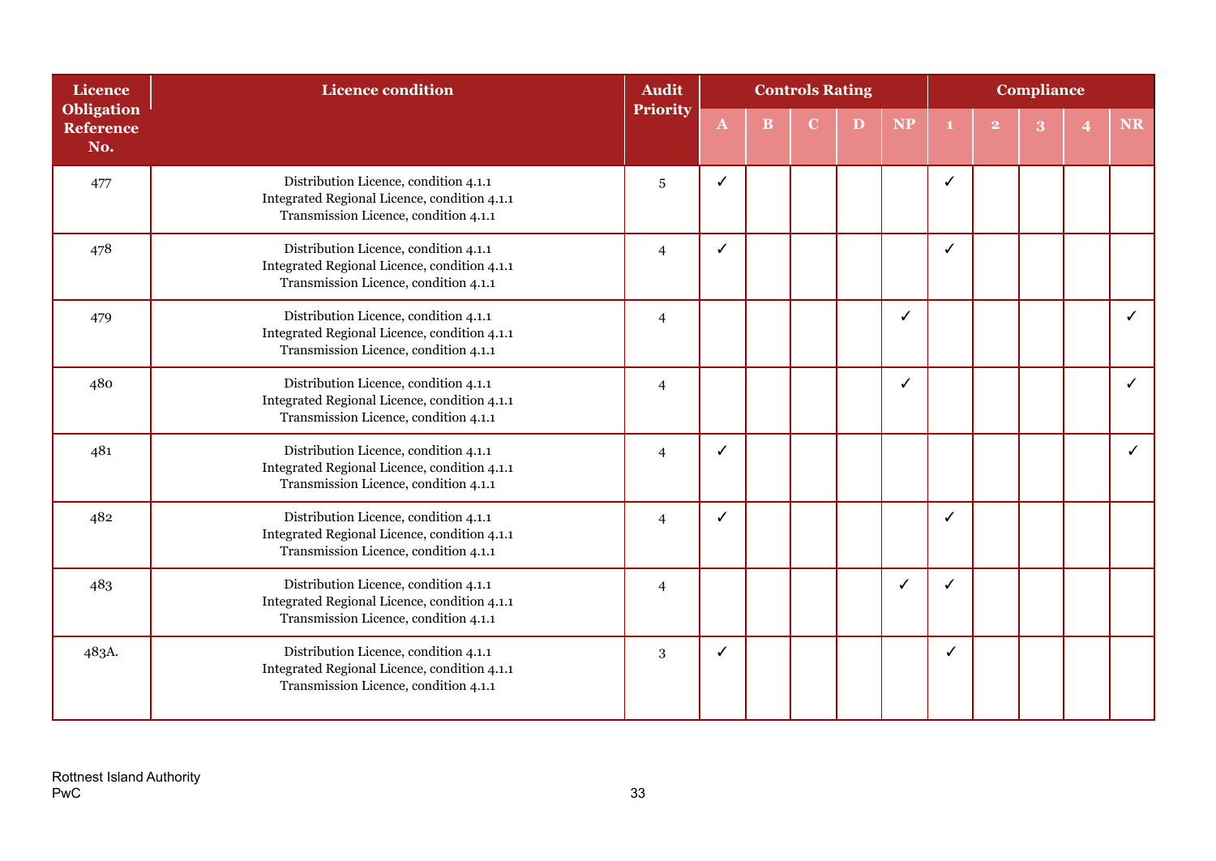| Licence Obligation Reference No. | Licence condition | Audit Priority | Controls Rating | | | | | Compliance | | | | |
|---|---|---|---|---|---|---|---|---|---|---|---|---|
| | | | A | B | C | D | NP | 1 | 2 | 3 | 4 | NR |
| 477 | Distribution Licence, condition 4.1.1<br>Integrated Regional Licence, condition 4.1.1<br>Transmission Licence, condition 4.1.1 | 5 | ✓ | | | | | ✓ | | | | |
| 478 | Distribution Licence, condition 4.1.1<br>Integrated Regional Licence, condition 4.1.1<br>Transmission Licence, condition 4.1.1 | 4 | ✓ | | | | | ✓ | | | | |
| 479 | Distribution Licence, condition 4.1.1<br>Integrated Regional Licence, condition 4.1.1<br>Transmission Licence, condition 4.1.1 | 4 | | | | | ✓ | | | | | ✓ |
| 480 | Distribution Licence, condition 4.1.1<br>Integrated Regional Licence, condition 4.1.1<br>Transmission Licence, condition 4.1.1 | 4 | | | | | ✓ | | | | | ✓ |
| 481 | Distribution Licence, condition 4.1.1<br>Integrated Regional Licence, condition 4.1.1<br>Transmission Licence, condition 4.1.1 | 4 | ✓ | | | | | | | | | ✓ |
| 482 | Distribution Licence, condition 4.1.1<br>Integrated Regional Licence, condition 4.1.1<br>Transmission Licence, condition 4.1.1 | 4 | ✓ | | | | | ✓ | | | | |
| 483 | Distribution Licence, condition 4.1.1<br>Integrated Regional Licence, condition 4.1.1<br>Transmission Licence, condition 4.1.1 | 4 | | | | | ✓ | ✓ | | | | |
| 483A. | Distribution Licence, condition 4.1.1<br>Integrated Regional Licence, condition 4.1.1<br>Transmission Licence, condition 4.1.1 | 3 | ✓ | | | | | ✓ | | | | |

Rottnest Island Authority
PwC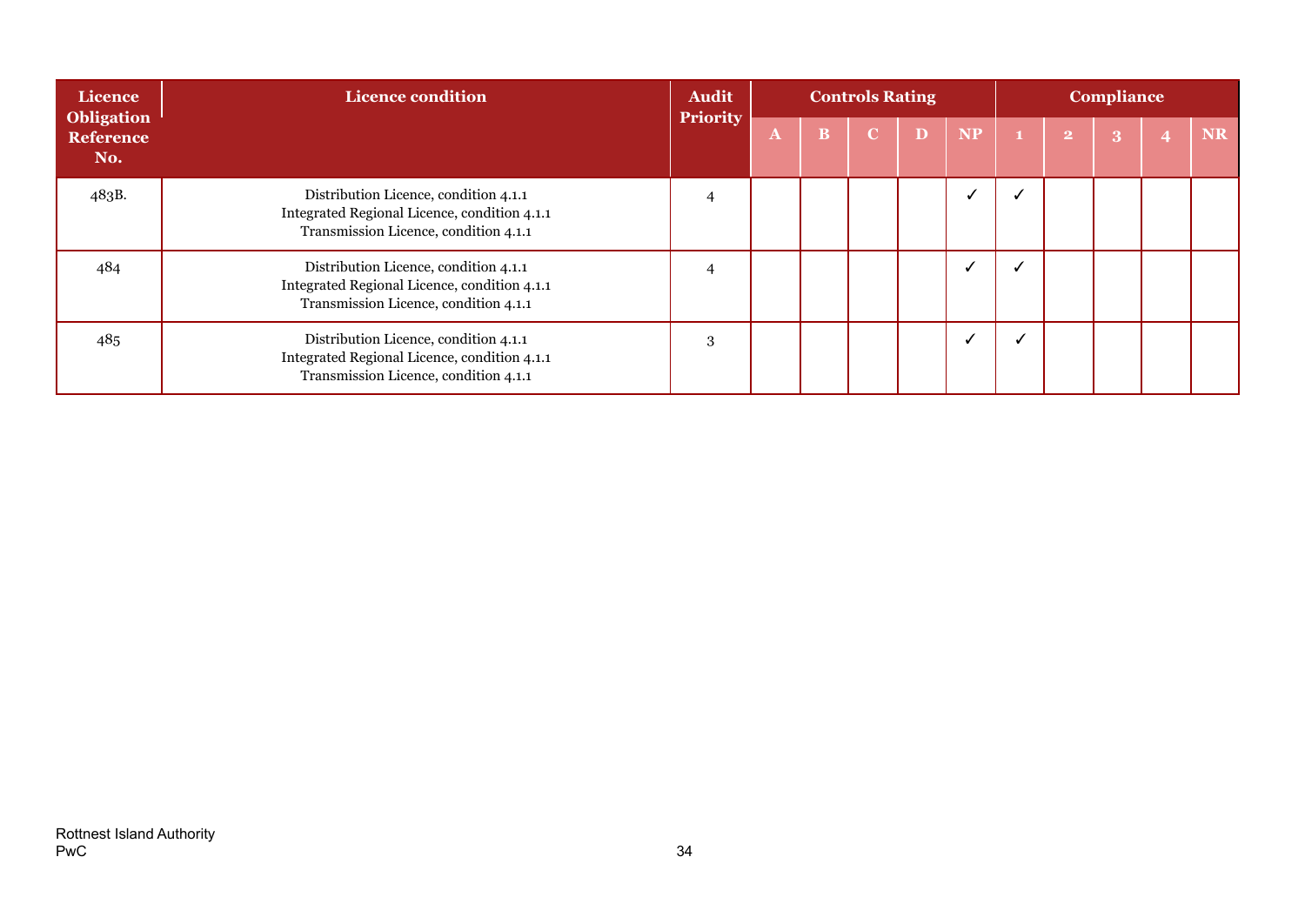| Licence Obligation Reference No. | Licence condition | Audit Priority | Controls Rating | | | | | Compliance | | | | |
|---|---|---|---|---|---|---|---|---|---|---|---|---|
| | | | A | B | C | D | NP | 1 | 2 | 3 | 4 | NR |
| 483B. | Distribution Licence, condition 4.1.1<br>Integrated Regional Licence, condition 4.1.1<br>Transmission Licence, condition 4.1.1 | 4 | | | | | ✓ | ✓ | | | | |
| 484 | Distribution Licence, condition 4.1.1<br>Integrated Regional Licence, condition 4.1.1<br>Transmission Licence, condition 4.1.1 | 4 | | | | | ✓ | ✓ | | | | |
| 485 | Distribution Licence, condition 4.1.1<br>Integrated Regional Licence, condition 4.1.1<br>Transmission Licence, condition 4.1.1 | 3 | | | | | ✓ | ✓ | | | | |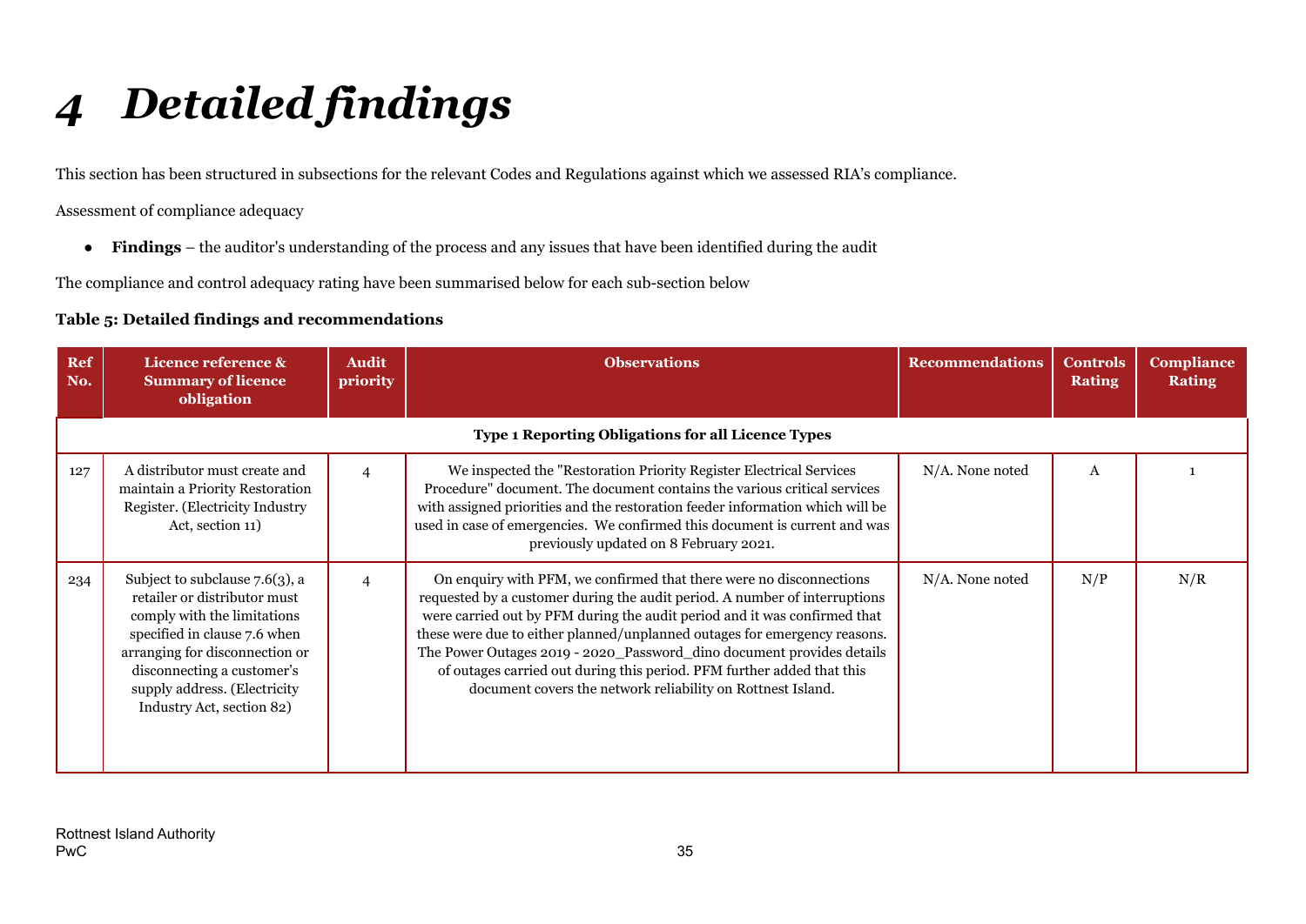# 4 Detailed findings

This section has been structured in subsections for the relevant Codes and Regulations against which we assessed RIA's compliance.

Assessment of compliance adequacy

- **Findings** – the auditor's understanding of the process and any issues that have been identified during the audit

The compliance and control adequacy rating have been summarised below for each sub-section below

**Table 5: Detailed findings and recommendations**

| Ref No. | Licence reference & Summary of licence obligation | Audit priority | Observations | Recommendations | Controls Rating | Compliance Rating |
|---|---|---|---|---|---|---|
| **Type 1 Reporting Obligations for all Licence Types** | | | | | | |
| 127 | A distributor must create and maintain a Priority Restoration Register. (Electricity Industry Act, section 11) | 4 | We inspected the "Restoration Priority Register Electrical Services Procedure" document. The document contains the various critical services with assigned priorities and the restoration feeder information which will be used in case of emergencies. We confirmed this document is current and was previously updated on 8 February 2021. | N/A. None noted | A | 1 |
| 234 | Subject to subclause 7.6(3), a retailer or distributor must comply with the limitations specified in clause 7.6 when arranging for disconnection or disconnecting a customer's supply address. (Electricity Industry Act, section 82) | 4 | On enquiry with PFM, we confirmed that there were no disconnections requested by a customer during the audit period. A number of interruptions were carried out by PFM during the audit period and it was confirmed that these were due to either planned/unplanned outages for emergency reasons. The Power Outages 2019 - 2020_Password_dino document provides details of outages carried out during this period. PFM further added that this document covers the network reliability on Rottnest Island. | N/A. None noted | N/P | N/R |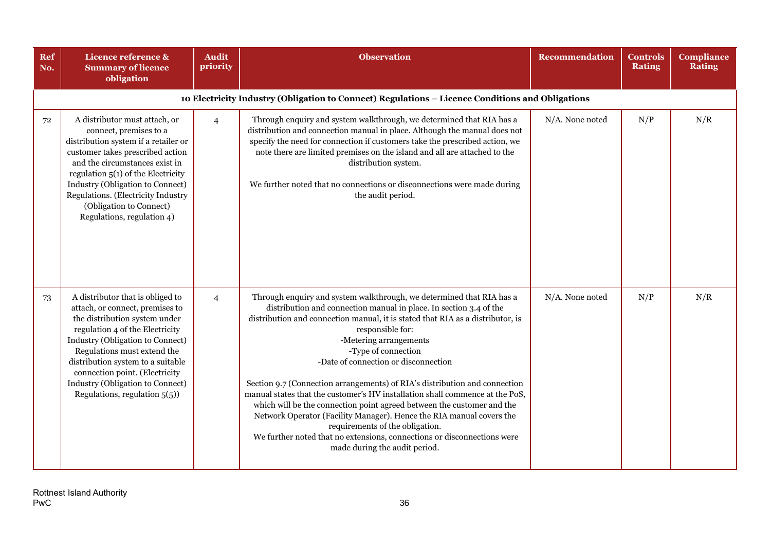| Ref No. | Licence reference & Summary of licence obligation | Audit priority | Observation | Recommendation | Controls Rating | Compliance Rating |
|---|---|---|---|---|---|---|
| **10 Electricity Industry (Obligation to Connect) Regulations – Licence Conditions and Obligations** | | | | | | |
| 72 | A distributor must attach, or connect, premises to a distribution system if a retailer or customer takes prescribed action and the circumstances exist in regulation 5(1) of the Electricity Industry (Obligation to Connect) Regulations. (Electricity Industry (Obligation to Connect) Regulations, regulation 4) | 4 | Through enquiry and system walkthrough, we determined that RIA has a distribution and connection manual in place. Although the manual does not specify the need for connection if customers take the prescribed action, we note there are limited premises on the island and all are attached to the distribution system.<br><br>We further noted that no connections or disconnections were made during the audit period. | N/A. None noted | N/P | N/R |
| 73 | A distributor that is obliged to attach, or connect, premises to the distribution system under regulation 4 of the Electricity Industry (Obligation to Connect) Regulations must extend the distribution system to a suitable connection point. (Electricity Industry (Obligation to Connect) Regulations, regulation 5(5)) | 4 | Through enquiry and system walkthrough, we determined that RIA has a distribution and connection manual in place. In section 3.4 of the distribution and connection manual, it is stated that RIA as a distributor, is responsible for:<br>-Metering arrangements<br>-Type of connection<br>-Date of connection or disconnection<br><br>Section 9.7 (Connection arrangements) of RIA's distribution and connection manual states that the customer's HV installation shall commence at the PoS, which will be the connection point agreed between the customer and the Network Operator (Facility Manager). Hence the RIA manual covers the requirements of the obligation.<br>We further noted that no extensions, connections or disconnections were made during the audit period. | N/A. None noted | N/P | N/R |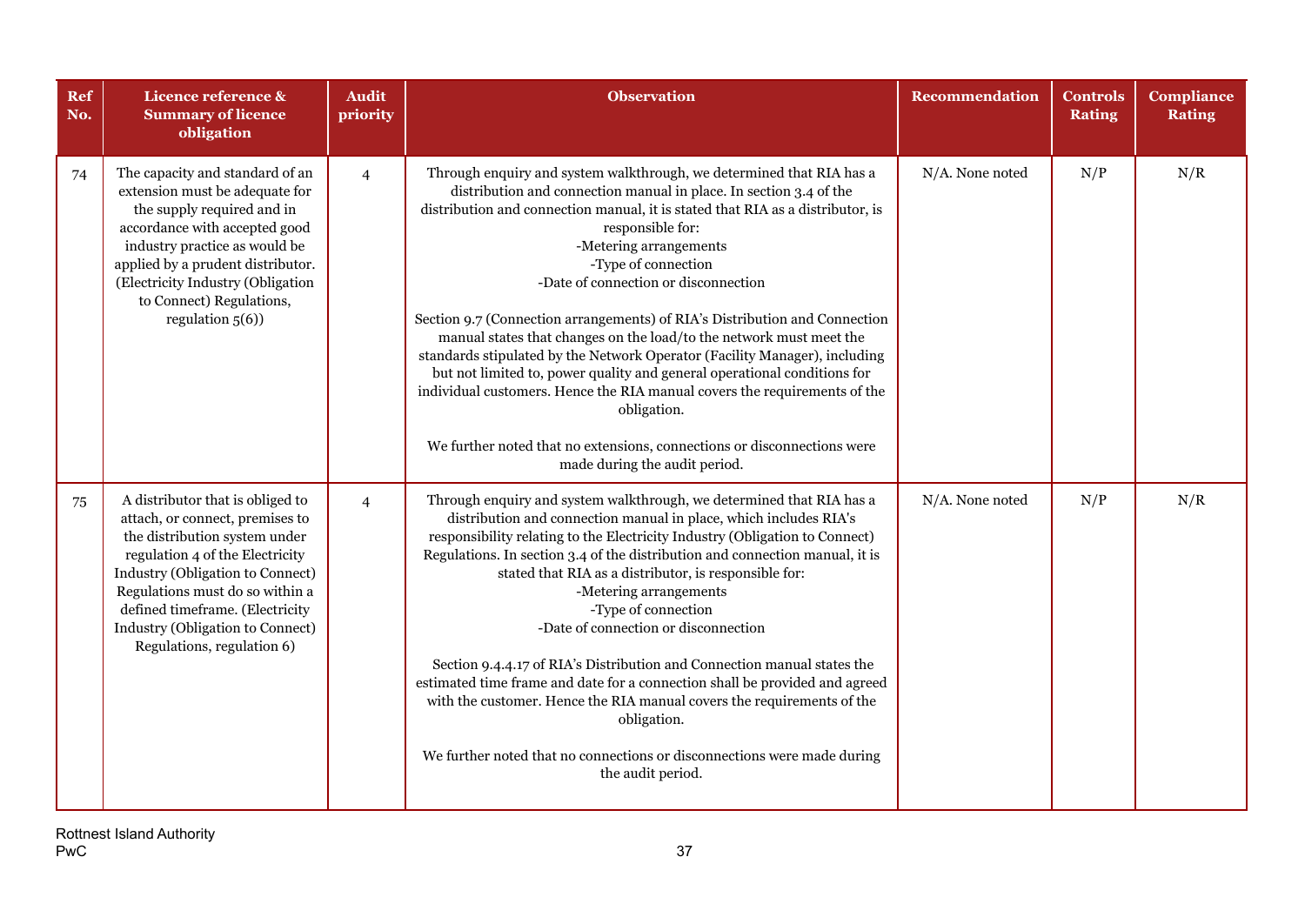| Ref No. | Licence reference & Summary of licence obligation | Audit priority | Observation | Recommendation | Controls Rating | Compliance Rating |
|---|---|---|---|---|---|---|
| 74 | The capacity and standard of an extension must be adequate for the supply required and in accordance with accepted good industry practice as would be applied by a prudent distributor. (Electricity Industry (Obligation to Connect) Regulations, regulation 5(6)) | 4 | Through enquiry and system walkthrough, we determined that RIA has a distribution and connection manual in place. In section 3.4 of the distribution and connection manual, it is stated that RIA as a distributor, is responsible for:<br>-Metering arrangements<br>-Type of connection<br>-Date of connection or disconnection<br><br>Section 9.7 (Connection arrangements) of RIA's Distribution and Connection manual states that changes on the load/to the network must meet the standards stipulated by the Network Operator (Facility Manager), including but not limited to, power quality and general operational conditions for individual customers. Hence the RIA manual covers the requirements of the obligation.<br><br>We further noted that no extensions, connections or disconnections were made during the audit period. | N/A. None noted | N/P | N/R |
| 75 | A distributor that is obliged to attach, or connect, premises to the distribution system under regulation 4 of the Electricity Industry (Obligation to Connect) Regulations must do so within a defined timeframe. (Electricity Industry (Obligation to Connect) Regulations, regulation 6) | 4 | Through enquiry and system walkthrough, we determined that RIA has a distribution and connection manual in place, which includes RIA's responsibility relating to the Electricity Industry (Obligation to Connect) Regulations. In section 3.4 of the distribution and connection manual, it is stated that RIA as a distributor, is responsible for:<br>-Metering arrangements<br>-Type of connection<br>-Date of connection or disconnection<br><br>Section 9.4.4.17 of RIA's Distribution and Connection manual states the estimated time frame and date for a connection shall be provided and agreed with the customer. Hence the RIA manual covers the requirements of the obligation.<br><br>We further noted that no connections or disconnections were made during the audit period. | N/A. None noted | N/P | N/R |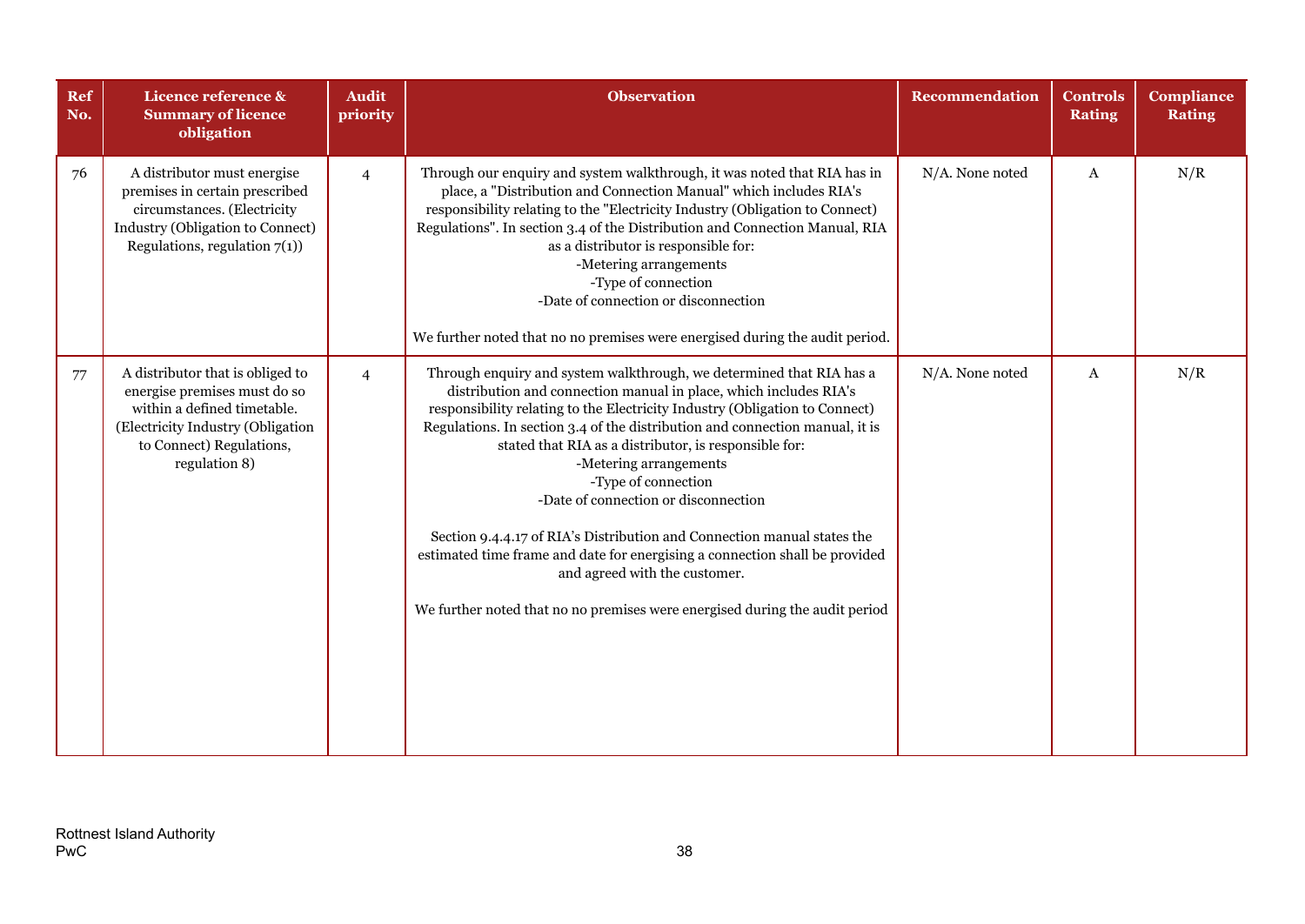| Ref No. | Licence reference & Summary of licence obligation | Audit priority | Observation | Recommendation | Controls Rating | Compliance Rating |
|---|---|---|---|---|---|---|
| 76 | A distributor must energise premises in certain prescribed circumstances. (Electricity Industry (Obligation to Connect) Regulations, regulation 7(1)) | 4 | Through our enquiry and system walkthrough, it was noted that RIA has in place, a "Distribution and Connection Manual" which includes RIA's responsibility relating to the "Electricity Industry (Obligation to Connect) Regulations". In section 3.4 of the Distribution and Connection Manual, RIA as a distributor is responsible for:<br>-Metering arrangements<br>-Type of connection<br>-Date of connection or disconnection<br><br>We further noted that no no premises were energised during the audit period. | N/A. None noted | A | N/R |
| 77 | A distributor that is obliged to energise premises must do so within a defined timetable. (Electricity Industry (Obligation to Connect) Regulations, regulation 8) | 4 | Through enquiry and system walkthrough, we determined that RIA has a distribution and connection manual in place, which includes RIA's responsibility relating to the Electricity Industry (Obligation to Connect) Regulations. In section 3.4 of the distribution and connection manual, it is stated that RIA as a distributor, is responsible for:<br>-Metering arrangements<br>-Type of connection<br>-Date of connection or disconnection<br><br>Section 9.4.4.17 of RIA's Distribution and Connection manual states the estimated time frame and date for energising a connection shall be provided and agreed with the customer.<br><br>We further noted that no no premises were energised during the audit period | N/A. None noted | A | N/R |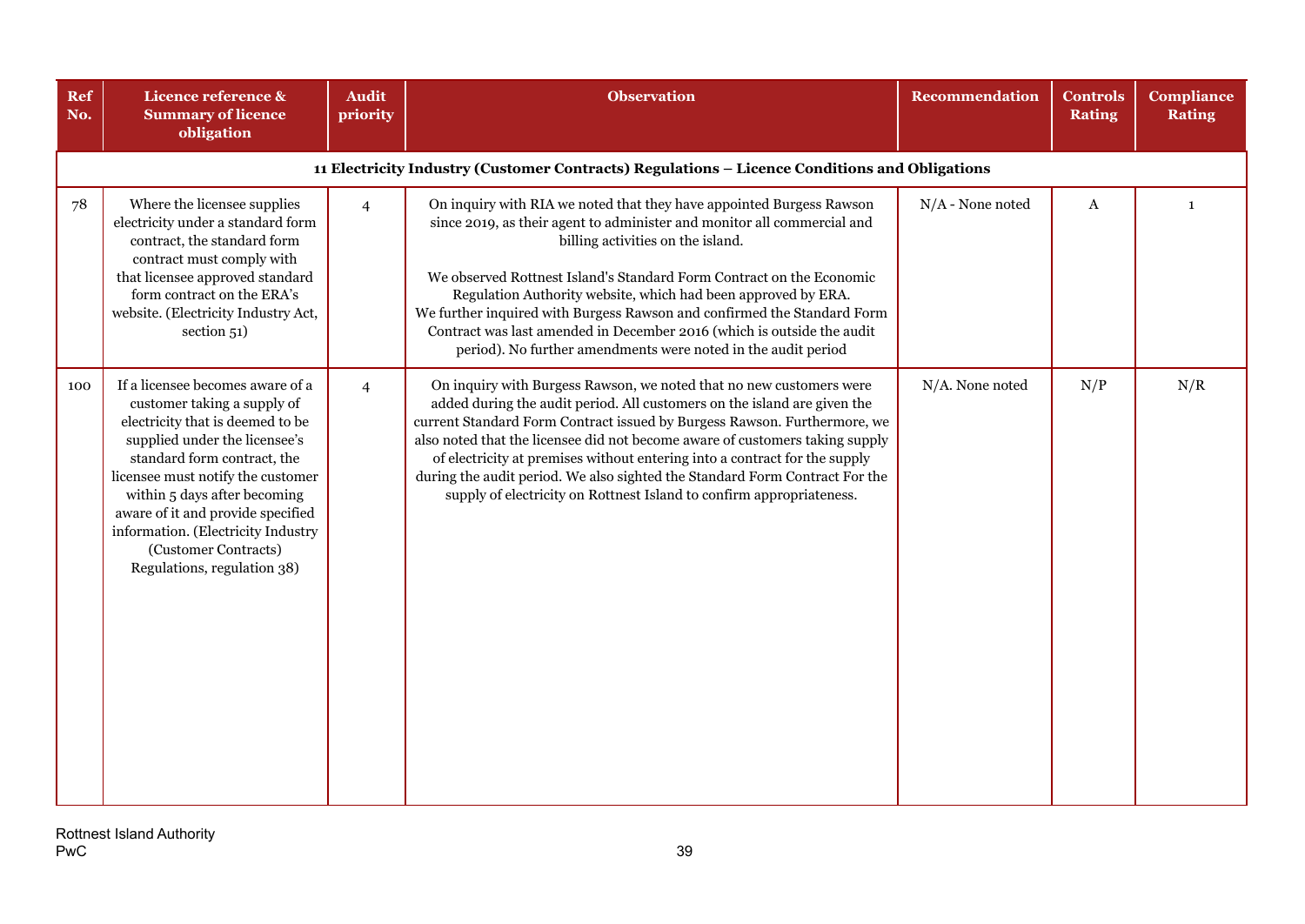| Ref No. | Licence reference & Summary of licence obligation | Audit priority | Observation | Recommendation | Controls Rating | Compliance Rating |
|---|---|---|---|---|---|---|
| **11 Electricity Industry (Customer Contracts) Regulations – Licence Conditions and Obligations** | | | | | | |
| 78 | Where the licensee supplies electricity under a standard form contract, the standard form contract must comply with that licensee approved standard form contract on the ERA's website. (Electricity Industry Act, section 51) | 4 | On inquiry with RIA we noted that they have appointed Burgess Rawson since 2019, as their agent to administer and monitor all commercial and billing activities on the island.<br><br>We observed Rottnest Island's Standard Form Contract on the Economic Regulation Authority website, which had been approved by ERA.<br>We further inquired with Burgess Rawson and confirmed the Standard Form Contract was last amended in December 2016 (which is outside the audit period). No further amendments were noted in the audit period | N/A - None noted | A | 1 |
| 100 | If a licensee becomes aware of a customer taking a supply of electricity that is deemed to be supplied under the licensee's standard form contract, the licensee must notify the customer within 5 days after becoming aware of it and provide specified information. (Electricity Industry (Customer Contracts) Regulations, regulation 38) | 4 | On inquiry with Burgess Rawson, we noted that no new customers were added during the audit period. All customers on the island are given the current Standard Form Contract issued by Burgess Rawson. Furthermore, we also noted that the licensee did not become aware of customers taking supply of electricity at premises without entering into a contract for the supply during the audit period. We also sighted the Standard Form Contract For the supply of electricity on Rottnest Island to confirm appropriateness. | N/A. None noted | N/P | N/R |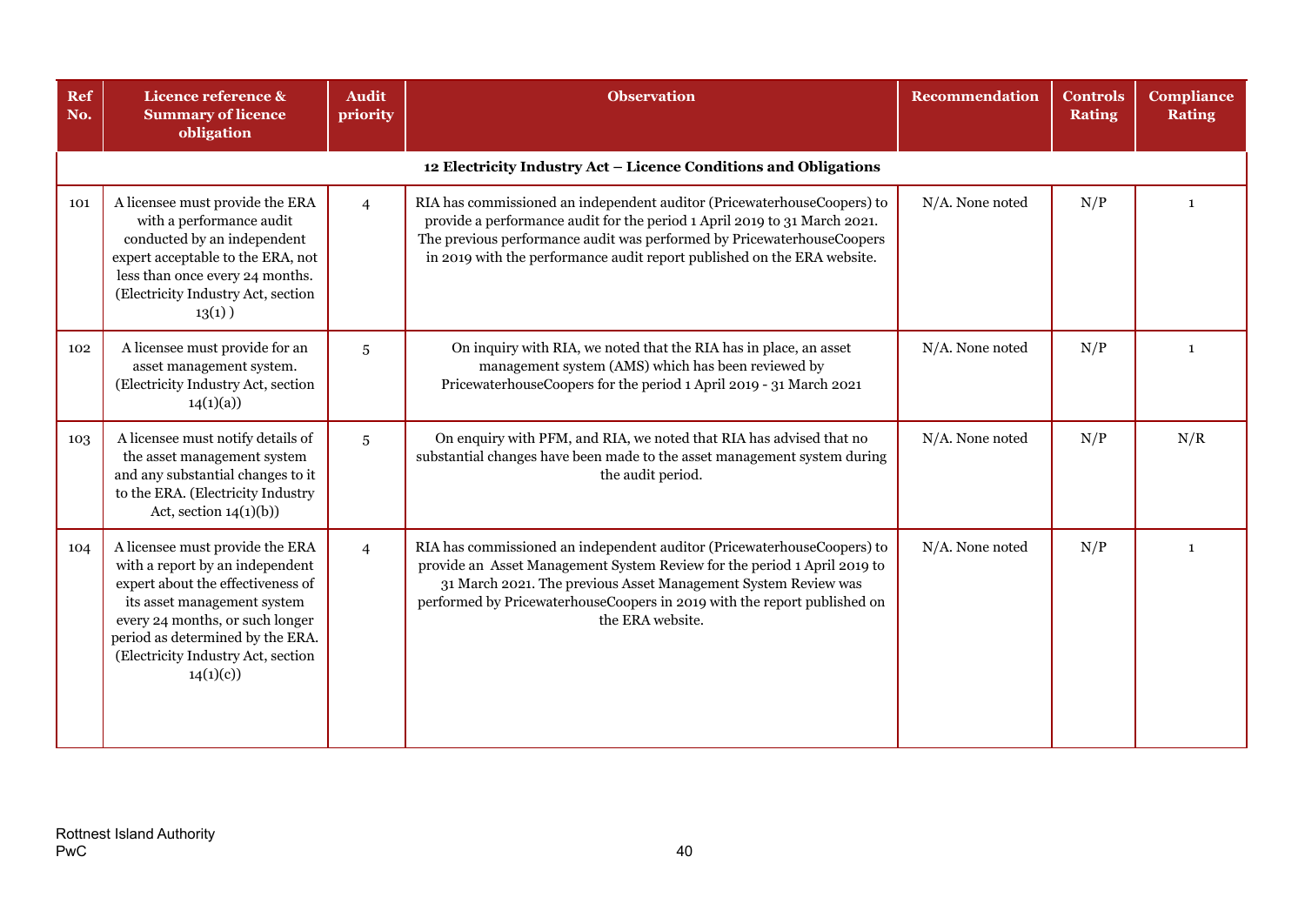| Ref No. | Licence reference & Summary of licence obligation | Audit priority | Observation | Recommendation | Controls Rating | Compliance Rating |
|---|---|---|---|---|---|---|
| **12 Electricity Industry Act – Licence Conditions and Obligations** | | | | | | |
| 101 | A licensee must provide the ERA with a performance audit conducted by an independent expert acceptable to the ERA, not less than once every 24 months. (Electricity Industry Act, section 13(1) ) | 4 | RIA has commissioned an independent auditor (PricewaterhouseCoopers) to provide a performance audit for the period 1 April 2019 to 31 March 2021. The previous performance audit was performed by PricewaterhouseCoopers in 2019 with the performance audit report published on the ERA website. | N/A. None noted | N/P | 1 |
| 102 | A licensee must provide for an asset management system. (Electricity Industry Act, section 14(1)(a)) | 5 | On inquiry with RIA, we noted that the RIA has in place, an asset management system (AMS) which has been reviewed by PricewaterhouseCoopers for the period 1 April 2019 - 31 March 2021 | N/A. None noted | N/P | 1 |
| 103 | A licensee must notify details of the asset management system and any substantial changes to it to the ERA. (Electricity Industry Act, section 14(1)(b)) | 5 | On enquiry with PFM, and RIA, we noted that RIA has advised that no substantial changes have been made to the asset management system during the audit period. | N/A. None noted | N/P | N/R |
| 104 | A licensee must provide the ERA with a report by an independent expert about the effectiveness of its asset management system every 24 months, or such longer period as determined by the ERA. (Electricity Industry Act, section 14(1)(c)) | 4 | RIA has commissioned an independent auditor (PricewaterhouseCoopers) to provide an Asset Management System Review for the period 1 April 2019 to 31 March 2021. The previous Asset Management System Review was performed by PricewaterhouseCoopers in 2019 with the report published on the ERA website. | N/A. None noted | N/P | 1 |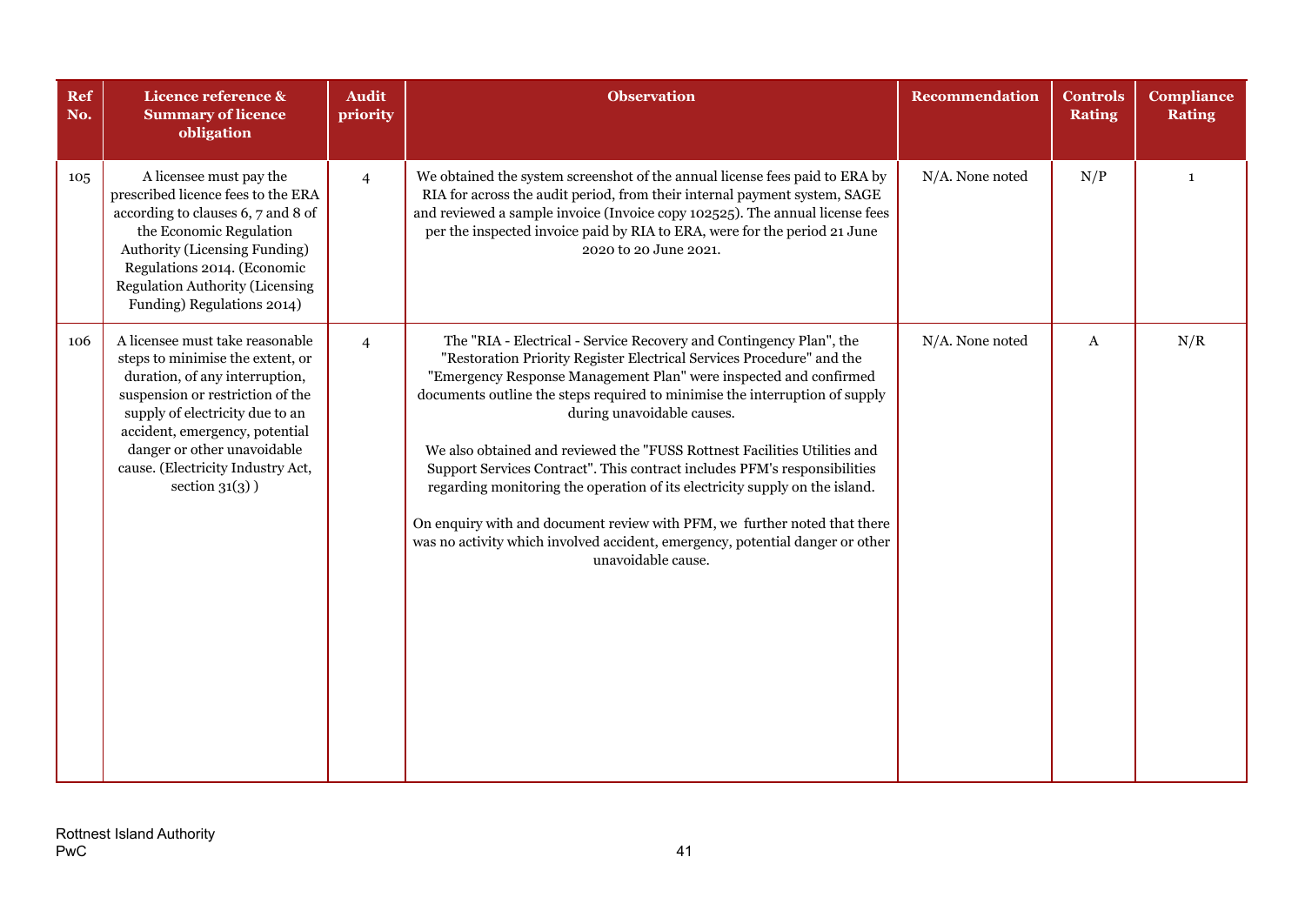| Ref No. | Licence reference & Summary of licence obligation | Audit priority | Observation | Recommendation | Controls Rating | Compliance Rating |
|---|---|---|---|---|---|---|
| 105 | A licensee must pay the prescribed licence fees to the ERA according to clauses 6, 7 and 8 of the Economic Regulation Authority (Licensing Funding) Regulations 2014. (Economic Regulation Authority (Licensing Funding) Regulations 2014) | 4 | We obtained the system screenshot of the annual license fees paid to ERA by RIA for across the audit period, from their internal payment system, SAGE and reviewed a sample invoice (Invoice copy 102525). The annual license fees per the inspected invoice paid by RIA to ERA, were for the period 21 June 2020 to 20 June 2021. | N/A. None noted | N/P | 1 |
| 106 | A licensee must take reasonable steps to minimise the extent, or duration, of any interruption, suspension or restriction of the supply of electricity due to an accident, emergency, potential danger or other unavoidable cause. (Electricity Industry Act, section 31(3) ) | 4 | The "RIA - Electrical - Service Recovery and Contingency Plan", the "Restoration Priority Register Electrical Services Procedure" and the "Emergency Response Management Plan" were inspected and confirmed documents outline the steps required to minimise the interruption of supply during unavoidable causes.<br><br>We also obtained and reviewed the "FUSS Rottnest Facilities Utilities and Support Services Contract". This contract includes PFM's responsibilities regarding monitoring the operation of its electricity supply on the island.<br><br>On enquiry with and document review with PFM, we further noted that there was no activity which involved accident, emergency, potential danger or other unavoidable cause. | N/A. None noted | A | N/R |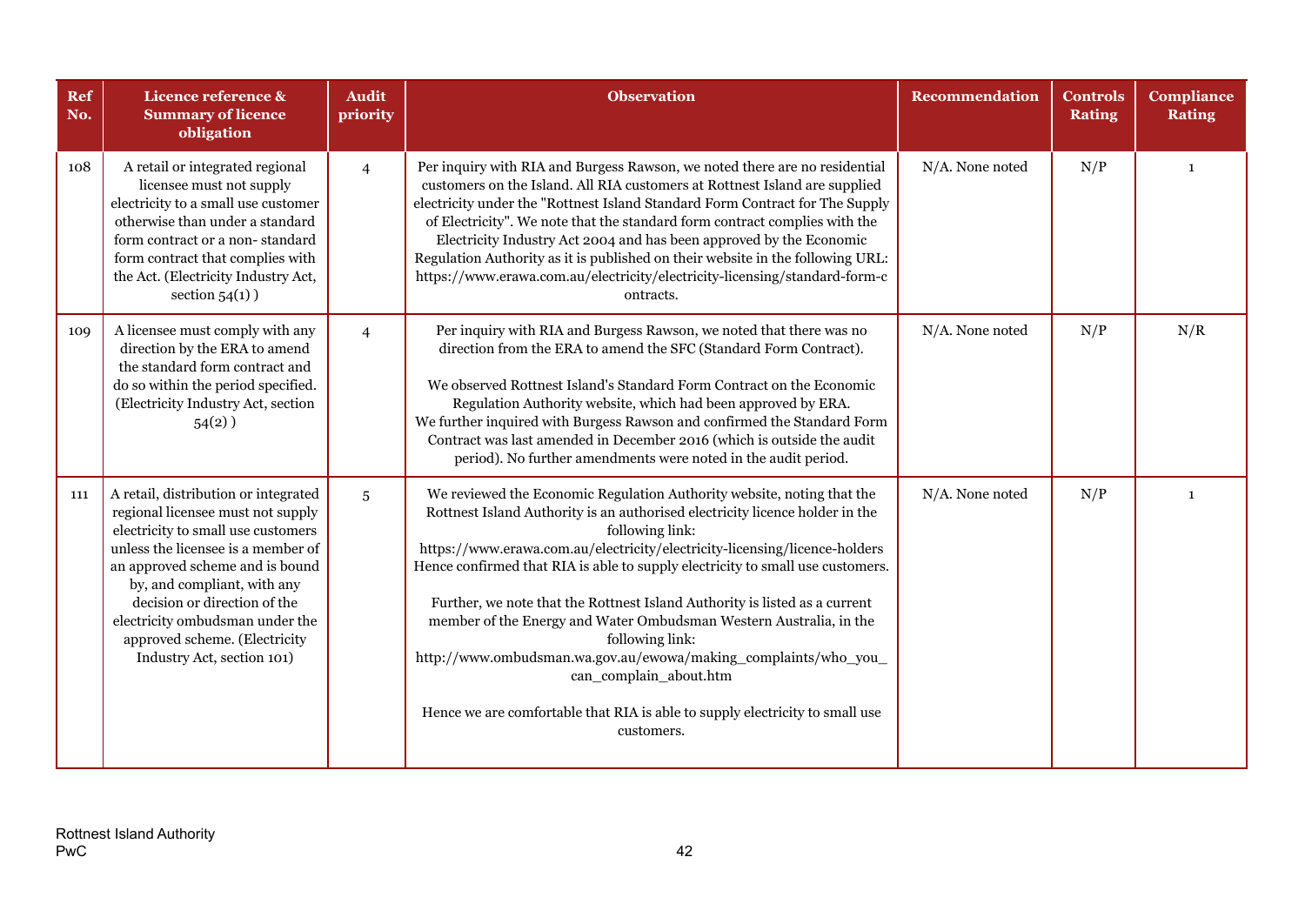| Ref No. | Licence reference & Summary of licence obligation | Audit priority | Observation | Recommendation | Controls Rating | Compliance Rating |
|---|---|---|---|---|---|---|
| 108 | A retail or integrated regional licensee must not supply electricity to a small use customer otherwise than under a standard form contract or a non- standard form contract that complies with the Act. (Electricity Industry Act, section 54(1) ) | 4 | Per inquiry with RIA and Burgess Rawson, we noted there are no residential customers on the Island. All RIA customers at Rottnest Island are supplied electricity under the "Rottnest Island Standard Form Contract for The Supply of Electricity". We note that the standard form contract complies with the Electricity Industry Act 2004 and has been approved by the Economic Regulation Authority as it is published on their website in the following URL: https://www.erawa.com.au/electricity/electricity-licensing/standard-form-contracts. | N/A. None noted | N/P | 1 |
| 109 | A licensee must comply with any direction by the ERA to amend the standard form contract and do so within the period specified. (Electricity Industry Act, section 54(2) ) | 4 | Per inquiry with RIA and Burgess Rawson, we noted that there was no direction from the ERA to amend the SFC (Standard Form Contract).<br><br>We observed Rottnest Island's Standard Form Contract on the Economic Regulation Authority website, which had been approved by ERA.<br>We further inquired with Burgess Rawson and confirmed the Standard Form Contract was last amended in December 2016 (which is outside the audit period). No further amendments were noted in the audit period. | N/A. None noted | N/P | N/R |
| 111 | A retail, distribution or integrated regional licensee must not supply electricity to small use customers unless the licensee is a member of an approved scheme and is bound by, and compliant, with any decision or direction of the electricity ombudsman under the approved scheme. (Electricity Industry Act, section 101) | 5 | We reviewed the Economic Regulation Authority website, noting that the Rottnest Island Authority is an authorised electricity licence holder in the following link:<br>https://www.erawa.com.au/electricity/electricity-licensing/licence-holders<br>Hence confirmed that RIA is able to supply electricity to small use customers.<br><br>Further, we note that the Rottnest Island Authority is listed as a current member of the Energy and Water Ombudsman Western Australia, in the following link:<br>http://www.ombudsman.wa.gov.au/ewowa/making_complaints/who_you_can_complain_about.htm<br><br>Hence we are comfortable that RIA is able to supply electricity to small use customers. | N/A. None noted | N/P | 1 |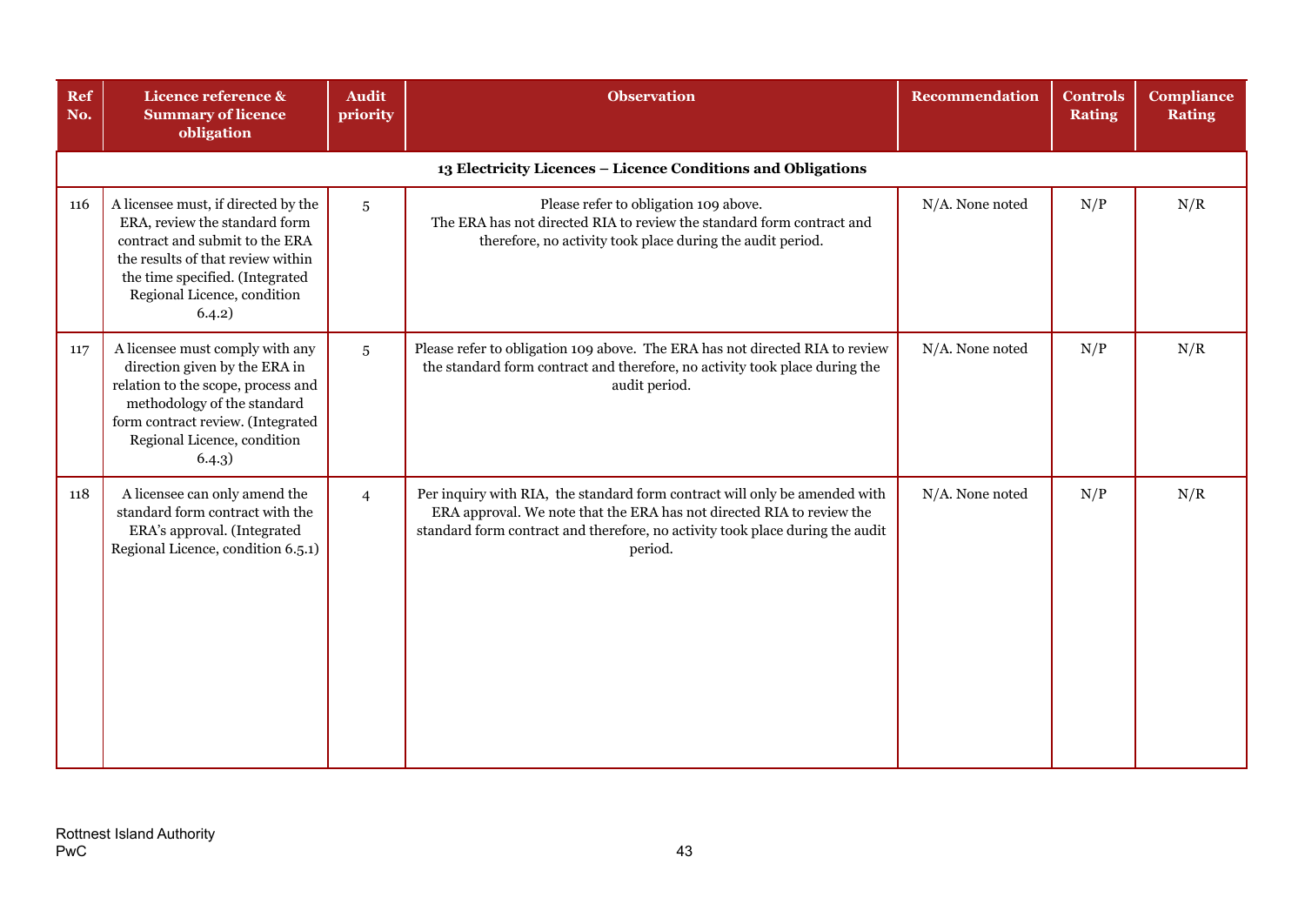| Ref No. | Licence reference & Summary of licence obligation | Audit priority | Observation | Recommendation | Controls Rating | Compliance Rating |
|---|---|---|---|---|---|---|
| **13 Electricity Licences – Licence Conditions and Obligations** | | | | | | |
| 116 | A licensee must, if directed by the ERA, review the standard form contract and submit to the ERA the results of that review within the time specified. (Integrated Regional Licence, condition 6.4.2) | 5 | Please refer to obligation 109 above. The ERA has not directed RIA to review the standard form contract and therefore, no activity took place during the audit period. | N/A. None noted | N/P | N/R |
| 117 | A licensee must comply with any direction given by the ERA in relation to the scope, process and methodology of the standard form contract review. (Integrated Regional Licence, condition 6.4.3) | 5 | Please refer to obligation 109 above. The ERA has not directed RIA to review the standard form contract and therefore, no activity took place during the audit period. | N/A. None noted | N/P | N/R |
| 118 | A licensee can only amend the standard form contract with the ERA's approval. (Integrated Regional Licence, condition 6.5.1) | 4 | Per inquiry with RIA, the standard form contract will only be amended with ERA approval. We note that the ERA has not directed RIA to review the standard form contract and therefore, no activity took place during the audit period. | N/A. None noted | N/P | N/R |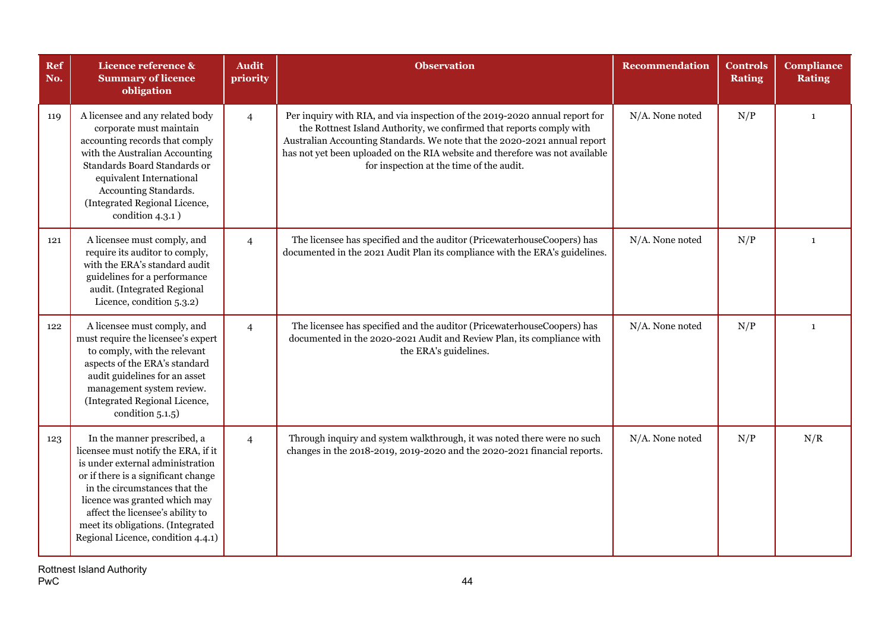| Ref No. | Licence reference & Summary of licence obligation | Audit priority | Observation | Recommendation | Controls Rating | Compliance Rating |
|---|---|---|---|---|---|---|
| 119 | A licensee and any related body corporate must maintain accounting records that comply with the Australian Accounting Standards Board Standards or equivalent International Accounting Standards. (Integrated Regional Licence, condition 4.3.1 ) | 4 | Per inquiry with RIA, and via inspection of the 2019-2020 annual report for the Rottnest Island Authority, we confirmed that reports comply with Australian Accounting Standards. We note that the 2020-2021 annual report has not yet been uploaded on the RIA website and therefore was not available for inspection at the time of the audit. | N/A. None noted | N/P | 1 |
| 121 | A licensee must comply, and require its auditor to comply, with the ERA's standard audit guidelines for a performance audit. (Integrated Regional Licence, condition 5.3.2) | 4 | The licensee has specified and the auditor (PricewaterhouseCoopers) has documented in the 2021 Audit Plan its compliance with the ERA's guidelines. | N/A. None noted | N/P | 1 |
| 122 | A licensee must comply, and must require the licensee's expert to comply, with the relevant aspects of the ERA's standard audit guidelines for an asset management system review. (Integrated Regional Licence, condition 5.1.5) | 4 | The licensee has specified and the auditor (PricewaterhouseCoopers) has documented in the 2020-2021 Audit and Review Plan, its compliance with the ERA's guidelines. | N/A. None noted | N/P | 1 |
| 123 | In the manner prescribed, a licensee must notify the ERA, if it is under external administration or if there is a significant change in the circumstances that the licence was granted which may affect the licensee's ability to meet its obligations. (Integrated Regional Licence, condition 4.4.1) | 4 | Through inquiry and system walkthrough, it was noted there were no such changes in the 2018-2019, 2019-2020 and the 2020-2021 financial reports. | N/A. None noted | N/P | N/R |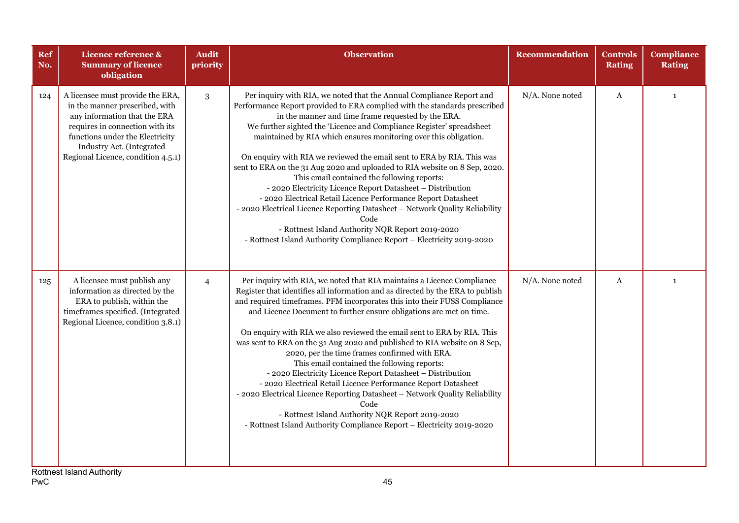| Ref No. | Licence reference & Summary of licence obligation | Audit priority | Observation | Recommendation | Controls Rating | Compliance Rating |
|---|---|---|---|---|---|---|
| 124 | A licensee must provide the ERA, in the manner prescribed, with any information that the ERA requires in connection with its functions under the Electricity Industry Act. (Integrated Regional Licence, condition 4.5.1) | 3 | Per inquiry with RIA, we noted that the Annual Compliance Report and Performance Report provided to ERA complied with the standards prescribed in the manner and time frame requested by the ERA. We further sighted the 'Licence and Compliance Register' spreadsheet maintained by RIA which ensures monitoring over this obligation.<br><br>On enquiry with RIA we reviewed the email sent to ERA by RIA. This was sent to ERA on the 31 Aug 2020 and uploaded to RIA website on 8 Sep, 2020. This email contained the following reports:<br>- 2020 Electricity Licence Report Datasheet – Distribution<br>- 2020 Electrical Retail Licence Performance Report Datasheet<br>- 2020 Electrical Licence Reporting Datasheet – Network Quality Reliability Code<br>- Rottnest Island Authority NQR Report 2019-2020<br>- Rottnest Island Authority Compliance Report – Electricity 2019-2020 | N/A. None noted | A | 1 |
| 125 | A licensee must publish any information as directed by the ERA to publish, within the timeframes specified. (Integrated Regional Licence, condition 3.8.1) | 4 | Per inquiry with RIA, we noted that RIA maintains a Licence Compliance Register that identifies all information and as directed by the ERA to publish and required timeframes. PFM incorporates this into their FUSS Compliance and Licence Document to further ensure obligations are met on time.<br><br>On enquiry with RIA we also reviewed the email sent to ERA by RIA. This was sent to ERA on the 31 Aug 2020 and published to RIA website on 8 Sep, 2020, per the time frames confirmed with ERA.<br>This email contained the following reports:<br>- 2020 Electricity Licence Report Datasheet – Distribution<br>- 2020 Electrical Retail Licence Performance Report Datasheet<br>- 2020 Electrical Licence Reporting Datasheet – Network Quality Reliability Code<br>- Rottnest Island Authority NQR Report 2019-2020<br>- Rottnest Island Authority Compliance Report – Electricity 2019-2020 | N/A. None noted | A | 1 |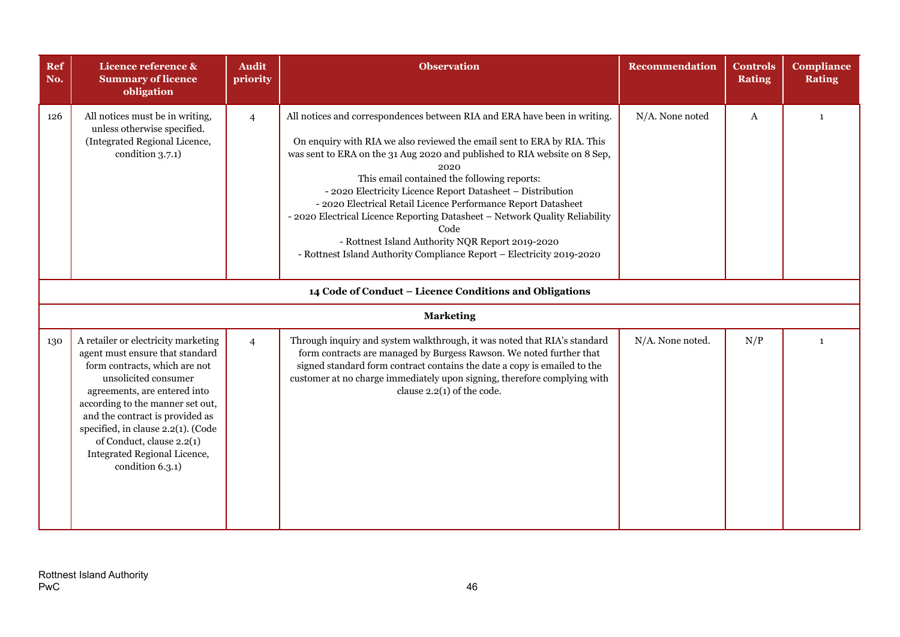| Ref No. | Licence reference & Summary of licence obligation | Audit priority | Observation | Recommendation | Controls Rating | Compliance Rating |
|---|---|---|---|---|---|---|
| 126 | All notices must be in writing, unless otherwise specified. (Integrated Regional Licence, condition 3.7.1) | 4 | All notices and correspondences between RIA and ERA have been in writing.<br><br>On enquiry with RIA we also reviewed the email sent to ERA by RIA. This was sent to ERA on the 31 Aug 2020 and published to RIA website on 8 Sep, 2020<br>This email contained the following reports:<br>- 2020 Electricity Licence Report Datasheet – Distribution<br>- 2020 Electrical Retail Licence Performance Report Datasheet<br>- 2020 Electrical Licence Reporting Datasheet – Network Quality Reliability Code<br>- Rottnest Island Authority NQR Report 2019-2020<br>- Rottnest Island Authority Compliance Report – Electricity 2019-2020 | N/A. None noted | A | 1 |
| **14 Code of Conduct – Licence Conditions and Obligations** | | | | | | |
| **Marketing** | | | | | | |
| 130 | A retailer or electricity marketing agent must ensure that standard form contracts, which are not unsolicited consumer agreements, are entered into according to the manner set out, and the contract is provided as specified, in clause 2.2(1). (Code of Conduct, clause 2.2(1) Integrated Regional Licence, condition 6.3.1) | 4 | Through inquiry and system walkthrough, it was noted that RIA's standard form contracts are managed by Burgess Rawson. We noted further that signed standard form contract contains the date a copy is emailed to the customer at no charge immediately upon signing, therefore complying with clause 2.2(1) of the code. | N/A. None noted. | N/P | 1 |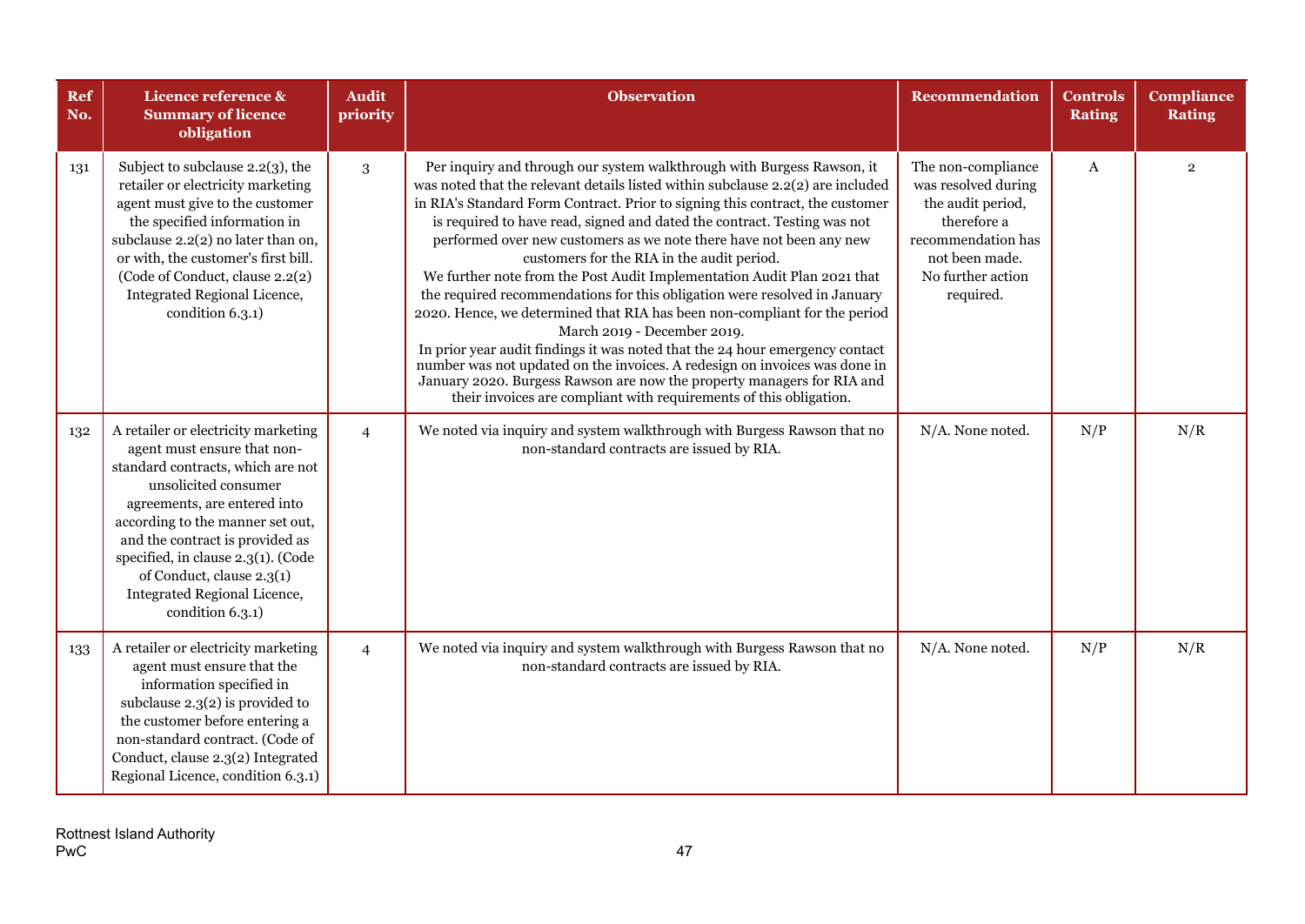| Ref No. | Licence reference & Summary of licence obligation | Audit priority | Observation | Recommendation | Controls Rating | Compliance Rating |
|---|---|---|---|---|---|---|
| 131 | Subject to subclause 2.2(3), the retailer or electricity marketing agent must give to the customer the specified information in subclause 2.2(2) no later than on, or with, the customer's first bill. (Code of Conduct, clause 2.2(2) Integrated Regional Licence, condition 6.3.1) | 3 | Per inquiry and through our system walkthrough with Burgess Rawson, it was noted that the relevant details listed within subclause 2.2(2) are included in RIA's Standard Form Contract. Prior to signing this contract, the customer is required to have read, signed and dated the contract. Testing was not performed over new customers as we note there have not been any new customers for the RIA in the audit period.<br>We further note from the Post Audit Implementation Audit Plan 2021 that the required recommendations for this obligation were resolved in January 2020. Hence, we determined that RIA has been non-compliant for the period March 2019 - December 2019.<br>In prior year audit findings it was noted that the 24 hour emergency contact number was not updated on the invoices. A redesign on invoices was done in January 2020. Burgess Rawson are now the property managers for RIA and their invoices are compliant with requirements of this obligation. | The non-compliance was resolved during the audit period, therefore a recommendation has not been made. No further action required. | A | 2 |
| 132 | A retailer or electricity marketing agent must ensure that non-standard contracts, which are not unsolicited consumer agreements, are entered into according to the manner set out, and the contract is provided as specified, in clause 2.3(1). (Code of Conduct, clause 2.3(1) Integrated Regional Licence, condition 6.3.1) | 4 | We noted via inquiry and system walkthrough with Burgess Rawson that no non-standard contracts are issued by RIA. | N/A. None noted. | N/P | N/R |
| 133 | A retailer or electricity marketing agent must ensure that the information specified in subclause 2.3(2) is provided to the customer before entering a non-standard contract. (Code of Conduct, clause 2.3(2) Integrated Regional Licence, condition 6.3.1) | 4 | We noted via inquiry and system walkthrough with Burgess Rawson that no non-standard contracts are issued by RIA. | N/A. None noted. | N/P | N/R |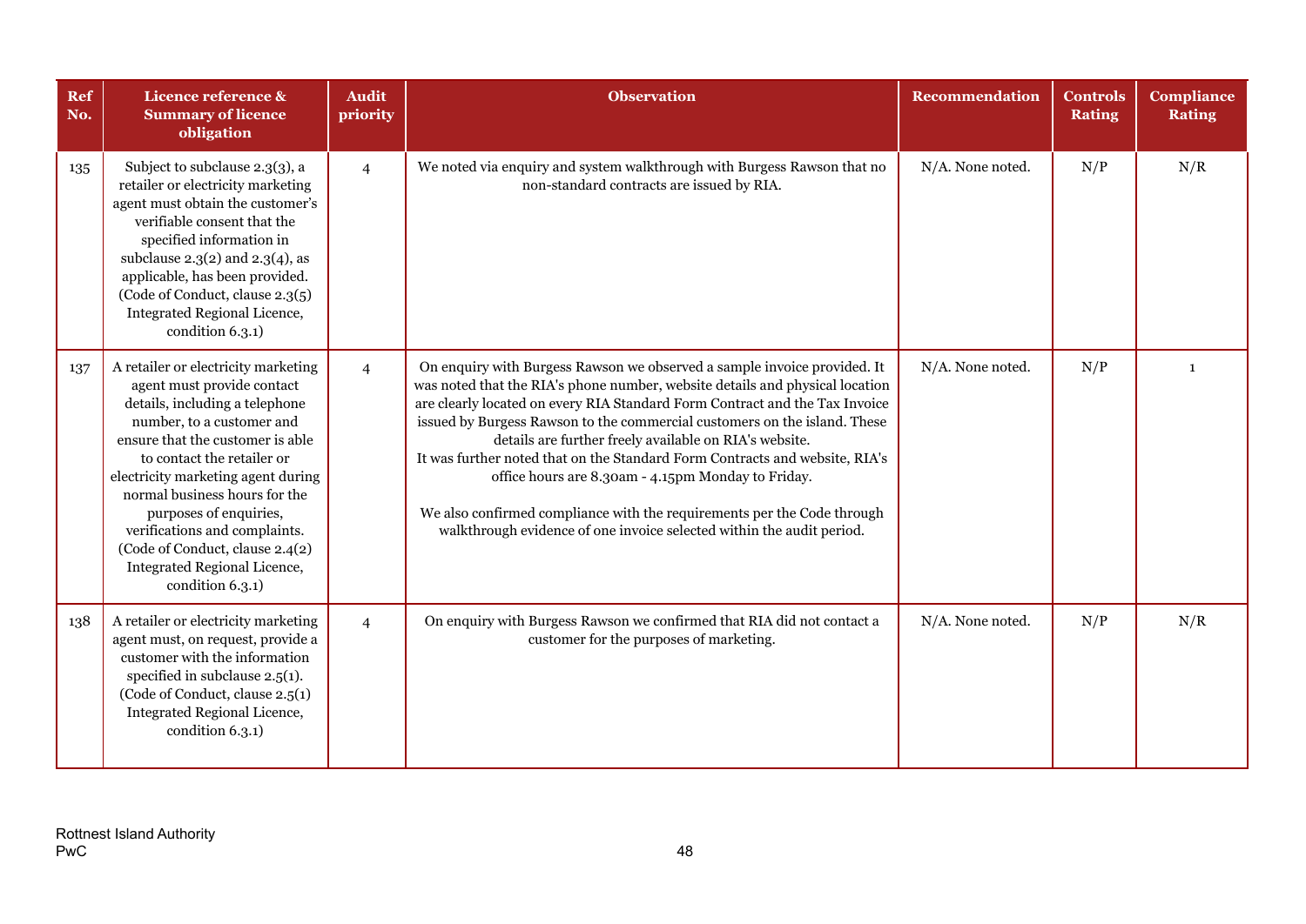| Ref No. | Licence reference & Summary of licence obligation | Audit priority | Observation | Recommendation | Controls Rating | Compliance Rating |
|---|---|---|---|---|---|---|
| 135 | Subject to subclause 2.3(3), a retailer or electricity marketing agent must obtain the customer's verifiable consent that the specified information in subclause 2.3(2) and 2.3(4), as applicable, has been provided. (Code of Conduct, clause 2.3(5) Integrated Regional Licence, condition 6.3.1) | 4 | We noted via enquiry and system walkthrough with Burgess Rawson that no non-standard contracts are issued by RIA. | N/A. None noted. | N/P | N/R |
| 137 | A retailer or electricity marketing agent must provide contact details, including a telephone number, to a customer and ensure that the customer is able to contact the retailer or electricity marketing agent during normal business hours for the purposes of enquiries, verifications and complaints. (Code of Conduct, clause 2.4(2) Integrated Regional Licence, condition 6.3.1) | 4 | On enquiry with Burgess Rawson we observed a sample invoice provided. It was noted that the RIA's phone number, website details and physical location are clearly located on every RIA Standard Form Contract and the Tax Invoice issued by Burgess Rawson to the commercial customers on the island. These details are further freely available on RIA's website.<br>It was further noted that on the Standard Form Contracts and website, RIA's office hours are 8.30am - 4.15pm Monday to Friday.<br><br>We also confirmed compliance with the requirements per the Code through walkthrough evidence of one invoice selected within the audit period. | N/A. None noted. | N/P | 1 |
| 138 | A retailer or electricity marketing agent must, on request, provide a customer with the information specified in subclause 2.5(1). (Code of Conduct, clause 2.5(1) Integrated Regional Licence, condition 6.3.1) | 4 | On enquiry with Burgess Rawson we confirmed that RIA did not contact a customer for the purposes of marketing. | N/A. None noted. | N/P | N/R |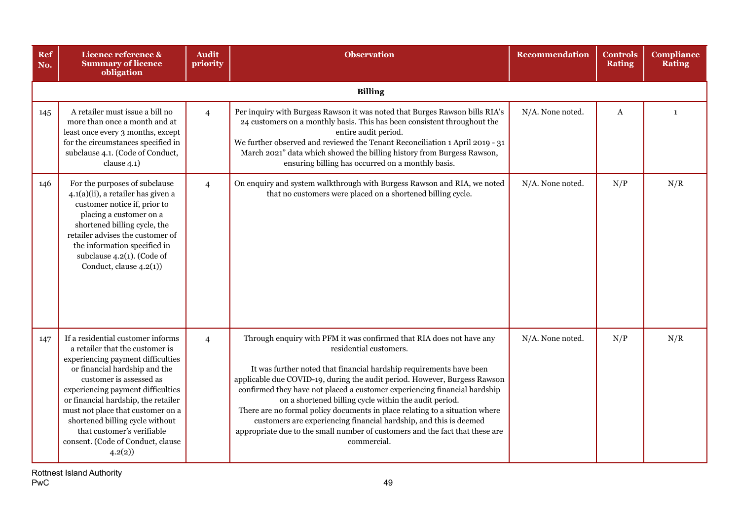| Ref No. | Licence reference & Summary of licence obligation | Audit priority | Observation | Recommendation | Controls Rating | Compliance Rating |
|---|---|---|---|---|---|---|
| **Billing** | | | | | | |
| 145 | A retailer must issue a bill no more than once a month and at least once every 3 months, except for the circumstances specified in subclause 4.1. (Code of Conduct, clause 4.1) | 4 | Per inquiry with Burgess Rawson it was noted that Burges Rawson bills RIA's 24 customers on a monthly basis. This has been consistent throughout the entire audit period.<br>We further observed and reviewed the Tenant Reconciliation 1 April 2019 - 31 March 2021" data which showed the billing history from Burgess Rawson, ensuring billing has occurred on a monthly basis. | N/A. None noted. | A | 1 |
| 146 | For the purposes of subclause 4.1(a)(ii), a retailer has given a customer notice if, prior to placing a customer on a shortened billing cycle, the retailer advises the customer of the information specified in subclause 4.2(1). (Code of Conduct, clause 4.2(1)) | 4 | On enquiry and system walkthrough with Burgess Rawson and RIA, we noted that no customers were placed on a shortened billing cycle. | N/A. None noted. | N/P | N/R |
| 147 | If a residential customer informs a retailer that the customer is experiencing payment difficulties or financial hardship and the customer is assessed as experiencing payment difficulties or financial hardship, the retailer must not place that customer on a shortened billing cycle without that customer's verifiable consent. (Code of Conduct, clause 4.2(2)) | 4 | Through enquiry with PFM it was confirmed that RIA does not have any residential customers.<br><br>It was further noted that financial hardship requirements have been applicable due COVID-19, during the audit period. However, Burgess Rawson confirmed they have not placed a customer experiencing financial hardship on a shortened billing cycle within the audit period.<br>There are no formal policy documents in place relating to a situation where customers are experiencing financial hardship, and this is deemed appropriate due to the small number of customers and the fact that these are commercial. | N/A. None noted. | N/P | N/R |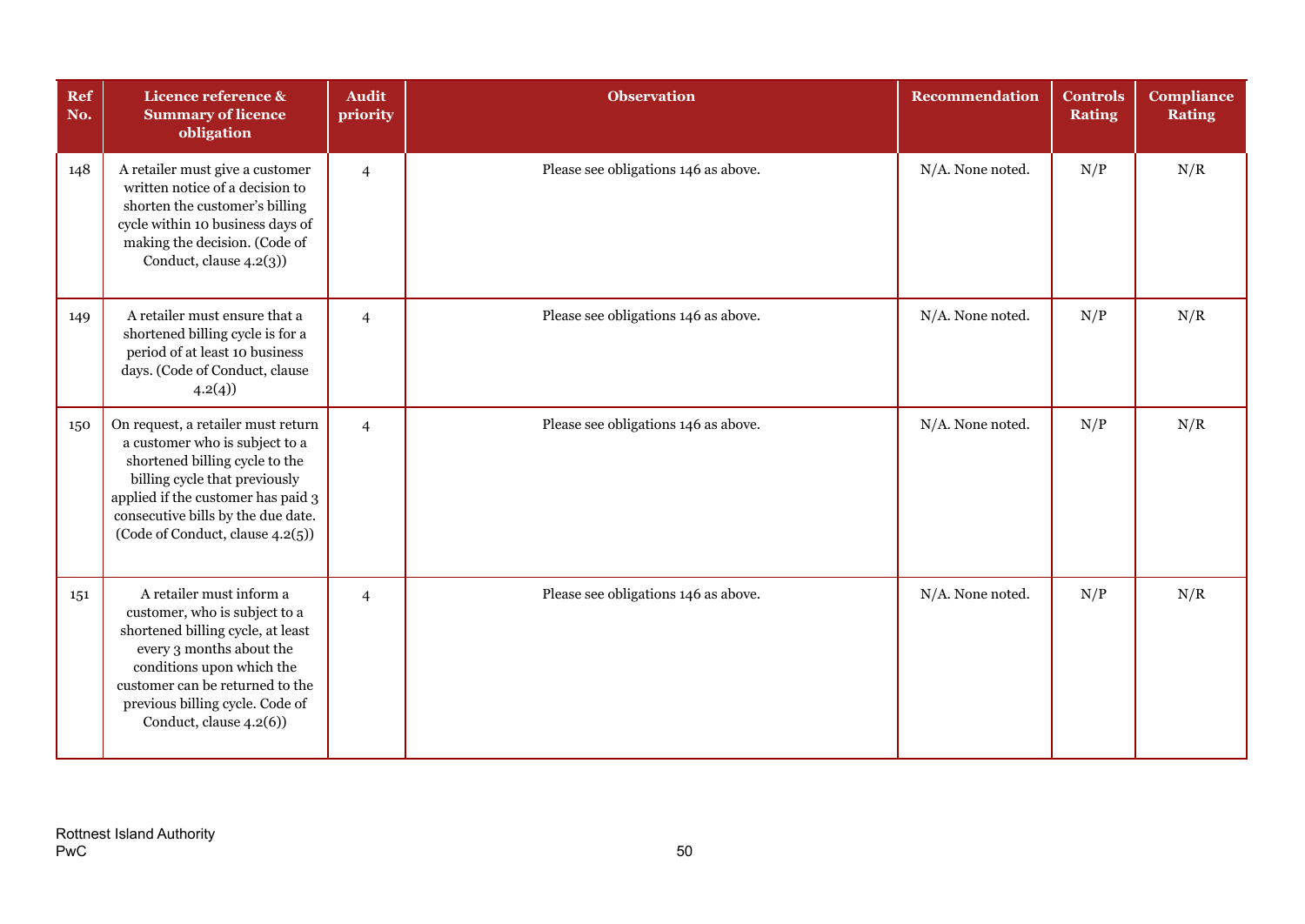| Ref No. | Licence reference & Summary of licence obligation | Audit priority | Observation | Recommendation | Controls Rating | Compliance Rating |
|---|---|---|---|---|---|---|
| 148 | A retailer must give a customer written notice of a decision to shorten the customer's billing cycle within 10 business days of making the decision. (Code of Conduct, clause 4.2(3)) | 4 | Please see obligations 146 as above. | N/A. None noted. | N/P | N/R |
| 149 | A retailer must ensure that a shortened billing cycle is for a period of at least 10 business days. (Code of Conduct, clause 4.2(4)) | 4 | Please see obligations 146 as above. | N/A. None noted. | N/P | N/R |
| 150 | On request, a retailer must return a customer who is subject to a shortened billing cycle to the billing cycle that previously applied if the customer has paid 3 consecutive bills by the due date. (Code of Conduct, clause 4.2(5)) | 4 | Please see obligations 146 as above. | N/A. None noted. | N/P | N/R |
| 151 | A retailer must inform a customer, who is subject to a shortened billing cycle, at least every 3 months about the conditions upon which the customer can be returned to the previous billing cycle. Code of Conduct, clause 4.2(6)) | 4 | Please see obligations 146 as above. | N/A. None noted. | N/P | N/R |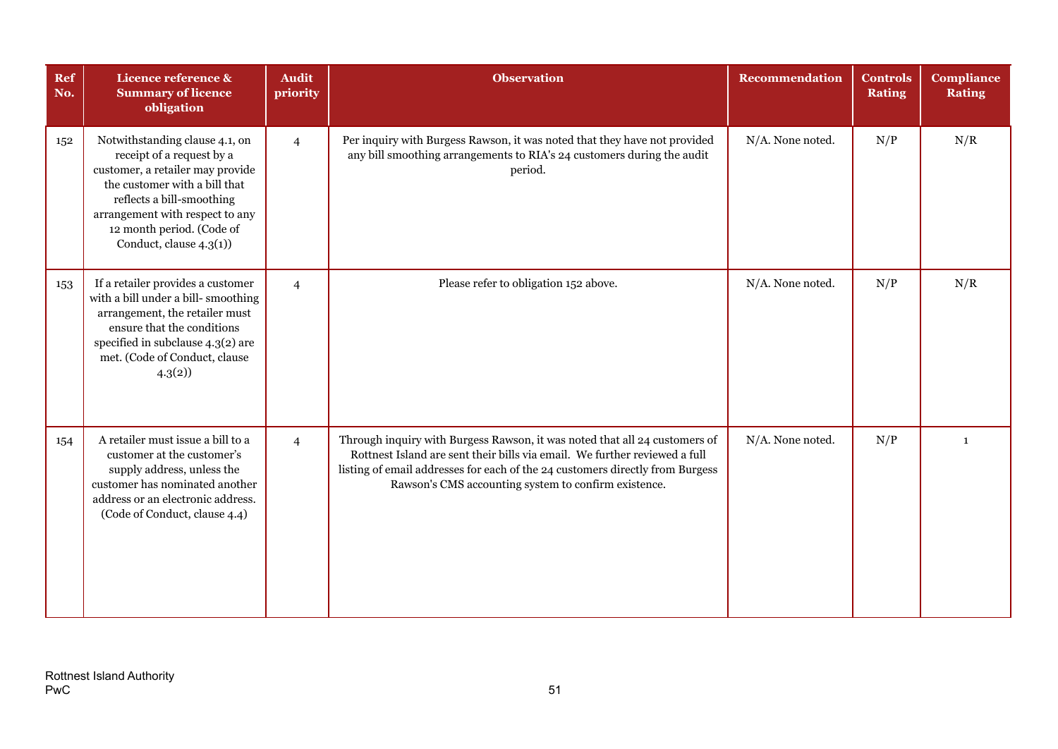| Ref No. | Licence reference & Summary of licence obligation | Audit priority | Observation | Recommendation | Controls Rating | Compliance Rating |
|---|---|---|---|---|---|---|
| 152 | Notwithstanding clause 4.1, on receipt of a request by a customer, a retailer may provide the customer with a bill that reflects a bill-smoothing arrangement with respect to any 12 month period. (Code of Conduct, clause 4.3(1)) | 4 | Per inquiry with Burgess Rawson, it was noted that they have not provided any bill smoothing arrangements to RIA's 24 customers during the audit period. | N/A. None noted. | N/P | N/R |
| 153 | If a retailer provides a customer with a bill under a bill- smoothing arrangement, the retailer must ensure that the conditions specified in subclause 4.3(2) are met. (Code of Conduct, clause 4.3(2)) | 4 | Please refer to obligation 152 above. | N/A. None noted. | N/P | N/R |
| 154 | A retailer must issue a bill to a customer at the customer's supply address, unless the customer has nominated another address or an electronic address. (Code of Conduct, clause 4.4) | 4 | Through inquiry with Burgess Rawson, it was noted that all 24 customers of Rottnest Island are sent their bills via email. We further reviewed a full listing of email addresses for each of the 24 customers directly from Burgess Rawson's CMS accounting system to confirm existence. | N/A. None noted. | N/P | 1 |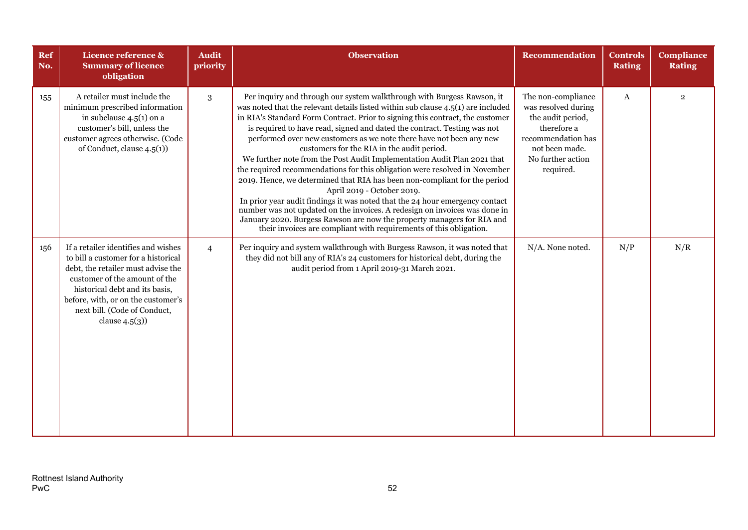| Ref No. | Licence reference & Summary of licence obligation | Audit priority | Observation | Recommendation | Controls Rating | Compliance Rating |
|---|---|---|---|---|---|---|
| 155 | A retailer must include the minimum prescribed information in subclause 4.5(1) on a customer's bill, unless the customer agrees otherwise. (Code of Conduct, clause 4.5(1)) | 3 | Per inquiry and through our system walkthrough with Burgess Rawson, it was noted that the relevant details listed within sub clause 4.5(1) are included in RIA's Standard Form Contract. Prior to signing this contract, the customer is required to have read, signed and dated the contract. Testing was not performed over new customers as we note there have not been any new customers for the RIA in the audit period.<br>We further note from the Post Audit Implementation Audit Plan 2021 that the required recommendations for this obligation were resolved in November 2019. Hence, we determined that RIA has been non-compliant for the period April 2019 - October 2019.<br>In prior year audit findings it was noted that the 24 hour emergency contact number was not updated on the invoices. A redesign on invoices was done in January 2020. Burgess Rawson are now the property managers for RIA and their invoices are compliant with requirements of this obligation. | The non-compliance was resolved during the audit period, therefore a recommendation has not been made. No further action required. | A | 2 |
| 156 | If a retailer identifies and wishes to bill a customer for a historical debt, the retailer must advise the customer of the amount of the historical debt and its basis, before, with, or on the customer's next bill. (Code of Conduct, clause 4.5(3)) | 4 | Per inquiry and system walkthrough with Burgess Rawson, it was noted that they did not bill any of RIA's 24 customers for historical debt, during the audit period from 1 April 2019-31 March 2021. | N/A. None noted. | N/P | N/R |

Rottnest Island Authority
PwC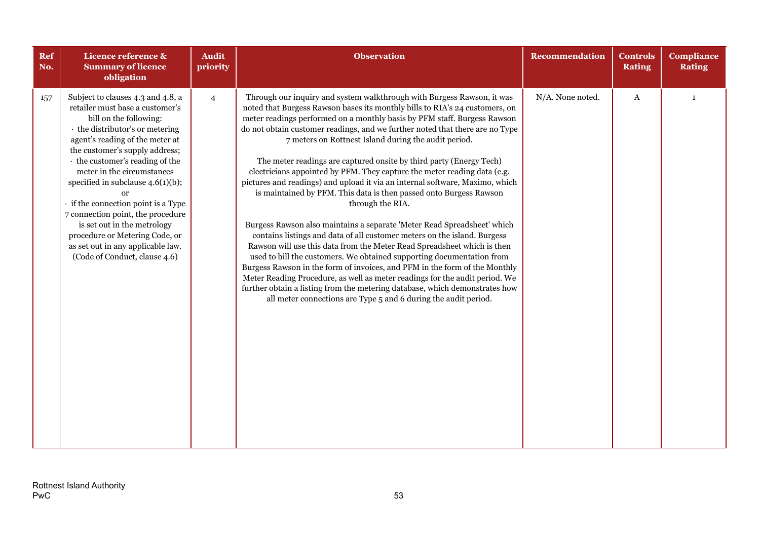| Ref No. | Licence reference & Summary of licence obligation | Audit priority | Observation | Recommendation | Controls Rating | Compliance Rating |
|---|---|---|---|---|---|---|
| 157 | Subject to clauses 4.3 and 4.8, a retailer must base a customer's bill on the following:<br>· the distributor's or metering agent's reading of the meter at the customer's supply address;<br>· the customer's reading of the meter in the circumstances specified in subclause 4.6(1)(b); or<br>· if the connection point is a Type 7 connection point, the procedure is set out in the metrology procedure or Metering Code, or as set out in any applicable law.<br>(Code of Conduct, clause 4.6) | 4 | Through our inquiry and system walkthrough with Burgess Rawson, it was noted that Burgess Rawson bases its monthly bills to RIA's 24 customers, on meter readings performed on a monthly basis by PFM staff. Burgess Rawson do not obtain customer readings, and we further noted that there are no Type 7 meters on Rottnest Island during the audit period.<br><br>The meter readings are captured onsite by third party (Energy Tech) electricians appointed by PFM. They capture the meter reading data (e.g. pictures and readings) and upload it via an internal software, Maximo, which is maintained by PFM. This data is then passed onto Burgess Rawson through the RIA.<br><br>Burgess Rawson also maintains a separate 'Meter Read Spreadsheet' which contains listings and data of all customer meters on the island. Burgess Rawson will use this data from the Meter Read Spreadsheet which is then used to bill the customers. We obtained supporting documentation from Burgess Rawson in the form of invoices, and PFM in the form of the Monthly Meter Reading Procedure, as well as meter readings for the audit period. We further obtain a listing from the metering database, which demonstrates how all meter connections are Type 5 and 6 during the audit period. | N/A. None noted. | A | 1 |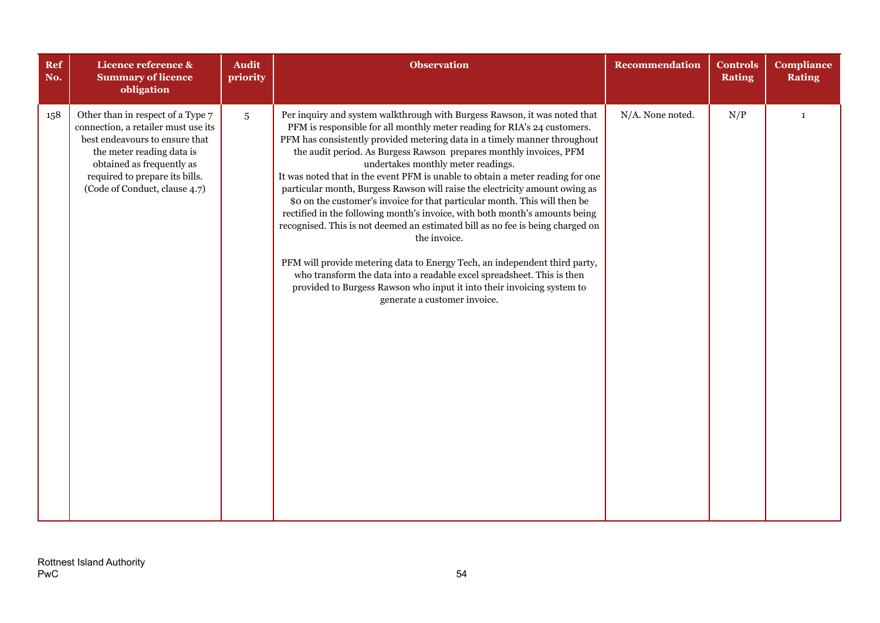| Ref No. | Licence reference & Summary of licence obligation | Audit priority | Observation | Recommendation | Controls Rating | Compliance Rating |
|---|---|---|---|---|---|---|
| 158 | Other than in respect of a Type 7 connection, a retailer must use its best endeavours to ensure that the meter reading data is obtained as frequently as required to prepare its bills. (Code of Conduct, clause 4.7) | 5 | Per inquiry and system walkthrough with Burgess Rawson, it was noted that PFM is responsible for all monthly meter reading for RIA's 24 customers. PFM has consistently provided metering data in a timely manner throughout the audit period. As Burgess Rawson prepares monthly invoices, PFM undertakes monthly meter readings.<br>It was noted that in the event PFM is unable to obtain a meter reading for one particular month, Burgess Rawson will raise the electricity amount owing as $0 on the customer's invoice for that particular month. This will then be rectified in the following month's invoice, with both month's amounts being recognised. This is not deemed an estimated bill as no fee is being charged on the invoice.<br><br>PFM will provide metering data to Energy Tech, an independent third party, who transform the data into a readable excel spreadsheet. This is then provided to Burgess Rawson who input it into their invoicing system to generate a customer invoice. | N/A. None noted. | N/P | 1 |

Rottnest Island Authority
PwC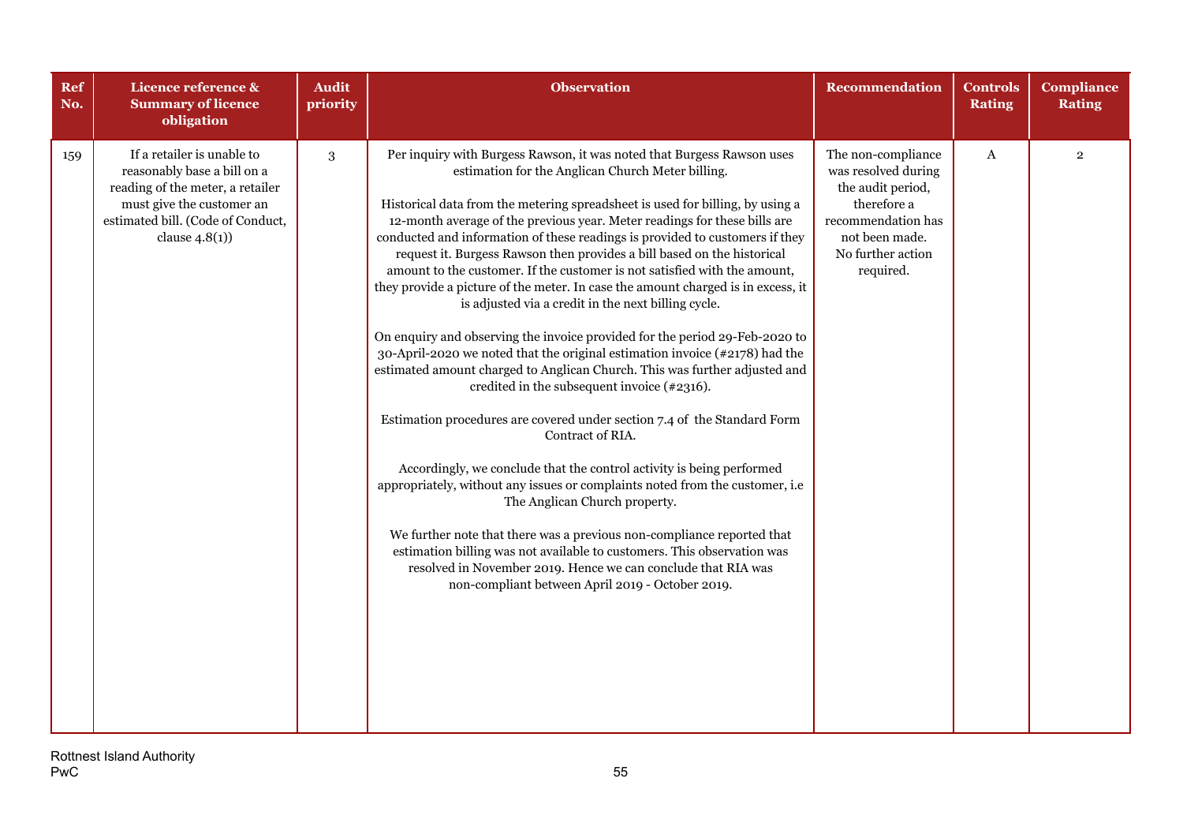| Ref No. | Licence reference & Summary of licence obligation | Audit priority | Observation | Recommendation | Controls Rating | Compliance Rating |
|---|---|---|---|---|---|---|
| 159 | If a retailer is unable to reasonably base a bill on a reading of the meter, a retailer must give the customer an estimated bill. (Code of Conduct, clause 4.8(1)) | 3 | Per inquiry with Burgess Rawson, it was noted that Burgess Rawson uses estimation for the Anglican Church Meter billing.<br><br>Historical data from the metering spreadsheet is used for billing, by using a 12-month average of the previous year. Meter readings for these bills are conducted and information of these readings is provided to customers if they request it. Burgess Rawson then provides a bill based on the historical amount to the customer. If the customer is not satisfied with the amount, they provide a picture of the meter. In case the amount charged is in excess, it is adjusted via a credit in the next billing cycle.<br><br>On enquiry and observing the invoice provided for the period 29-Feb-2020 to 30-April-2020 we noted that the original estimation invoice (#2178) had the estimated amount charged to Anglican Church. This was further adjusted and credited in the subsequent invoice (#2316).<br><br>Estimation procedures are covered under section 7.4 of the Standard Form Contract of RIA.<br><br>Accordingly, we conclude that the control activity is being performed appropriately, without any issues or complaints noted from the customer, i.e The Anglican Church property.<br><br>We further note that there was a previous non-compliance reported that estimation billing was not available to customers. This observation was resolved in November 2019. Hence we can conclude that RIA was non-compliant between April 2019 - October 2019. | The non-compliance was resolved during the audit period, therefore a recommendation has not been made. No further action required. | A | 2 |

Rottnest Island Authority
PwC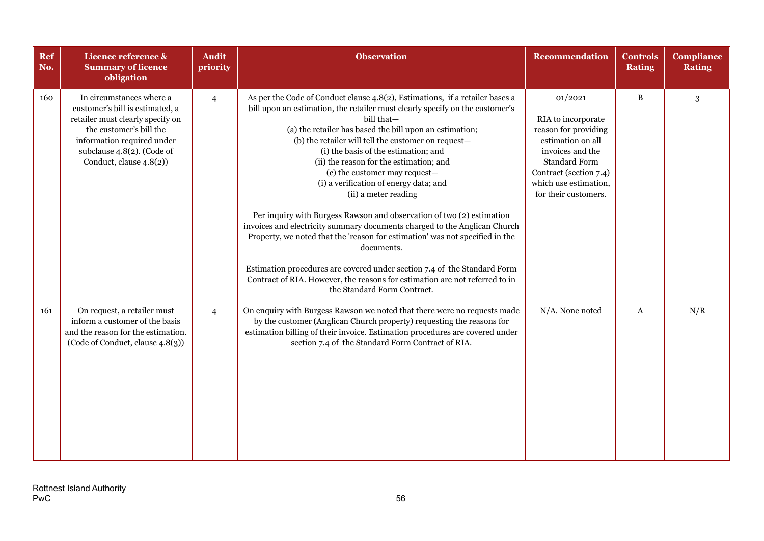| Ref No. | Licence reference & Summary of licence obligation | Audit priority | Observation | Recommendation | Controls Rating | Compliance Rating |
|---|---|---|---|---|---|---|
| 160 | In circumstances where a customer's bill is estimated, a retailer must clearly specify on the customer's bill the information required under subclause 4.8(2). (Code of Conduct, clause 4.8(2)) | 4 | As per the Code of Conduct clause 4.8(2), Estimations, if a retailer bases a bill upon an estimation, the retailer must clearly specify on the customer's bill that—<br>(a) the retailer has based the bill upon an estimation;<br>(b) the retailer will tell the customer on request—<br>(i) the basis of the estimation; and<br>(ii) the reason for the estimation; and<br>(c) the customer may request—<br>(i) a verification of energy data; and<br>(ii) a meter reading<br><br>Per inquiry with Burgess Rawson and observation of two (2) estimation invoices and electricity summary documents charged to the Anglican Church Property, we noted that the 'reason for estimation' was not specified in the documents.<br><br>Estimation procedures are covered under section 7.4 of the Standard Form Contract of RIA. However, the reasons for estimation are not referred to in the Standard Form Contract. | 01/2021<br><br>RIA to incorporate reason for providing estimation on all invoices and the Standard Form Contract (section 7.4) which use estimation, for their customers. | B | 3 |
| 161 | On request, a retailer must inform a customer of the basis and the reason for the estimation. (Code of Conduct, clause 4.8(3)) | 4 | On enquiry with Burgess Rawson we noted that there were no requests made by the customer (Anglican Church property) requesting the reasons for estimation billing of their invoice. Estimation procedures are covered under section 7.4 of the Standard Form Contract of RIA. | N/A. None noted | A | N/R |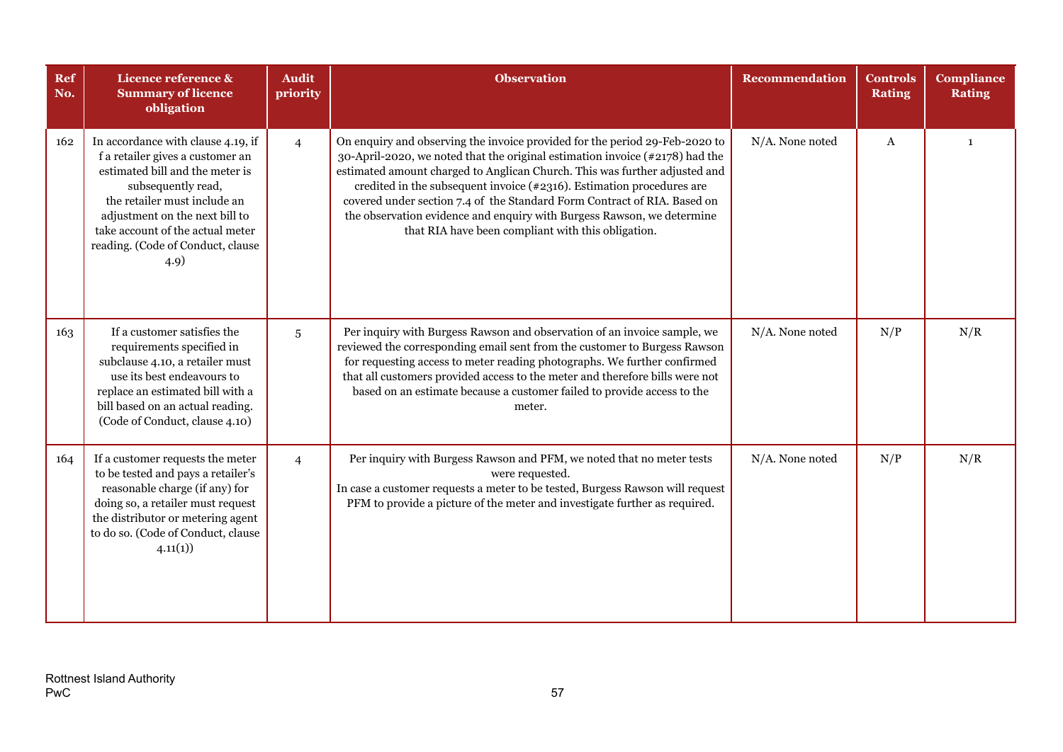| Ref No. | Licence reference & Summary of licence obligation | Audit priority | Observation | Recommendation | Controls Rating | Compliance Rating |
|---|---|---|---|---|---|---|
| 162 | In accordance with clause 4.19, if f a retailer gives a customer an estimated bill and the meter is subsequently read, the retailer must include an adjustment on the next bill to take account of the actual meter reading. (Code of Conduct, clause 4.9) | 4 | On enquiry and observing the invoice provided for the period 29-Feb-2020 to 30-April-2020, we noted that the original estimation invoice (#2178) had the estimated amount charged to Anglican Church. This was further adjusted and credited in the subsequent invoice (#2316). Estimation procedures are covered under section 7.4 of the Standard Form Contract of RIA. Based on the observation evidence and enquiry with Burgess Rawson, we determine that RIA have been compliant with this obligation. | N/A. None noted | A | 1 |
| 163 | If a customer satisfies the requirements specified in subclause 4.10, a retailer must use its best endeavours to replace an estimated bill with a bill based on an actual reading. (Code of Conduct, clause 4.10) | 5 | Per inquiry with Burgess Rawson and observation of an invoice sample, we reviewed the corresponding email sent from the customer to Burgess Rawson for requesting access to meter reading photographs. We further confirmed that all customers provided access to the meter and therefore bills were not based on an estimate because a customer failed to provide access to the meter. | N/A. None noted | N/P | N/R |
| 164 | If a customer requests the meter to be tested and pays a retailer's reasonable charge (if any) for doing so, a retailer must request the distributor or metering agent to do so. (Code of Conduct, clause 4.11(1)) | 4 | Per inquiry with Burgess Rawson and PFM, we noted that no meter tests were requested.<br>In case a customer requests a meter to be tested, Burgess Rawson will request PFM to provide a picture of the meter and investigate further as required. | N/A. None noted | N/P | N/R |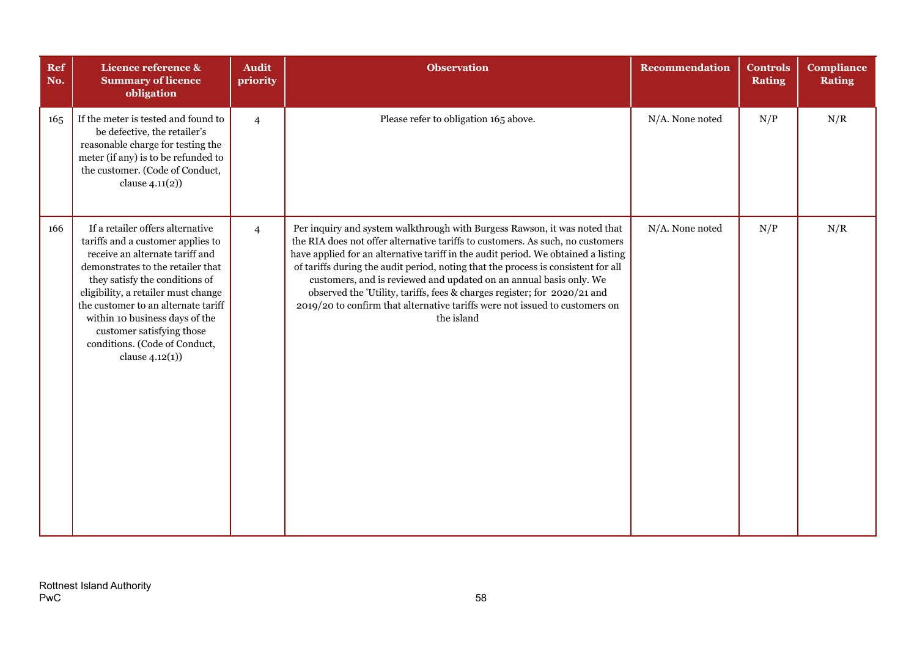| Ref No. | Licence reference & Summary of licence obligation | Audit priority | Observation | Recommendation | Controls Rating | Compliance Rating |
|---|---|---|---|---|---|---|
| 165 | If the meter is tested and found to be defective, the retailer's reasonable charge for testing the meter (if any) is to be refunded to the customer. (Code of Conduct, clause 4.11(2)) | 4 | Please refer to obligation 165 above. | N/A. None noted | N/P | N/R |
| 166 | If a retailer offers alternative tariffs and a customer applies to receive an alternate tariff and demonstrates to the retailer that they satisfy the conditions of eligibility, a retailer must change the customer to an alternate tariff within 10 business days of the customer satisfying those conditions. (Code of Conduct, clause 4.12(1)) | 4 | Per inquiry and system walkthrough with Burgess Rawson, it was noted that the RIA does not offer alternative tariffs to customers. As such, no customers have applied for an alternative tariff in the audit period. We obtained a listing of tariffs during the audit period, noting that the process is consistent for all customers, and is reviewed and updated on an annual basis only. We observed the 'Utility, tariffs, fees & charges register; for 2020/21 and 2019/20 to confirm that alternative tariffs were not issued to customers on the island | N/A. None noted | N/P | N/R |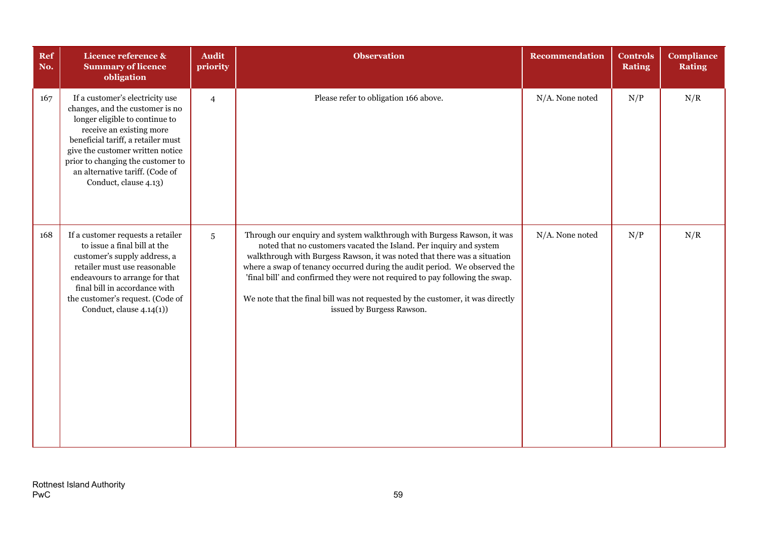| Ref No. | Licence reference & Summary of licence obligation | Audit priority | Observation | Recommendation | Controls Rating | Compliance Rating |
|---|---|---|---|---|---|---|
| 167 | If a customer's electricity use changes, and the customer is no longer eligible to continue to receive an existing more beneficial tariff, a retailer must give the customer written notice prior to changing the customer to an alternative tariff. (Code of Conduct, clause 4.13) | 4 | Please refer to obligation 166 above. | N/A. None noted | N/P | N/R |
| 168 | If a customer requests a retailer to issue a final bill at the customer's supply address, a retailer must use reasonable endeavours to arrange for that final bill in accordance with the customer's request. (Code of Conduct, clause 4.14(1)) | 5 | Through our enquiry and system walkthrough with Burgess Rawson, it was noted that no customers vacated the Island. Per inquiry and system walkthrough with Burgess Rawson, it was noted that there was a situation where a swap of tenancy occurred during the audit period. We observed the 'final bill' and confirmed they were not required to pay following the swap.<br><br>We note that the final bill was not requested by the customer, it was directly issued by Burgess Rawson. | N/A. None noted | N/P | N/R |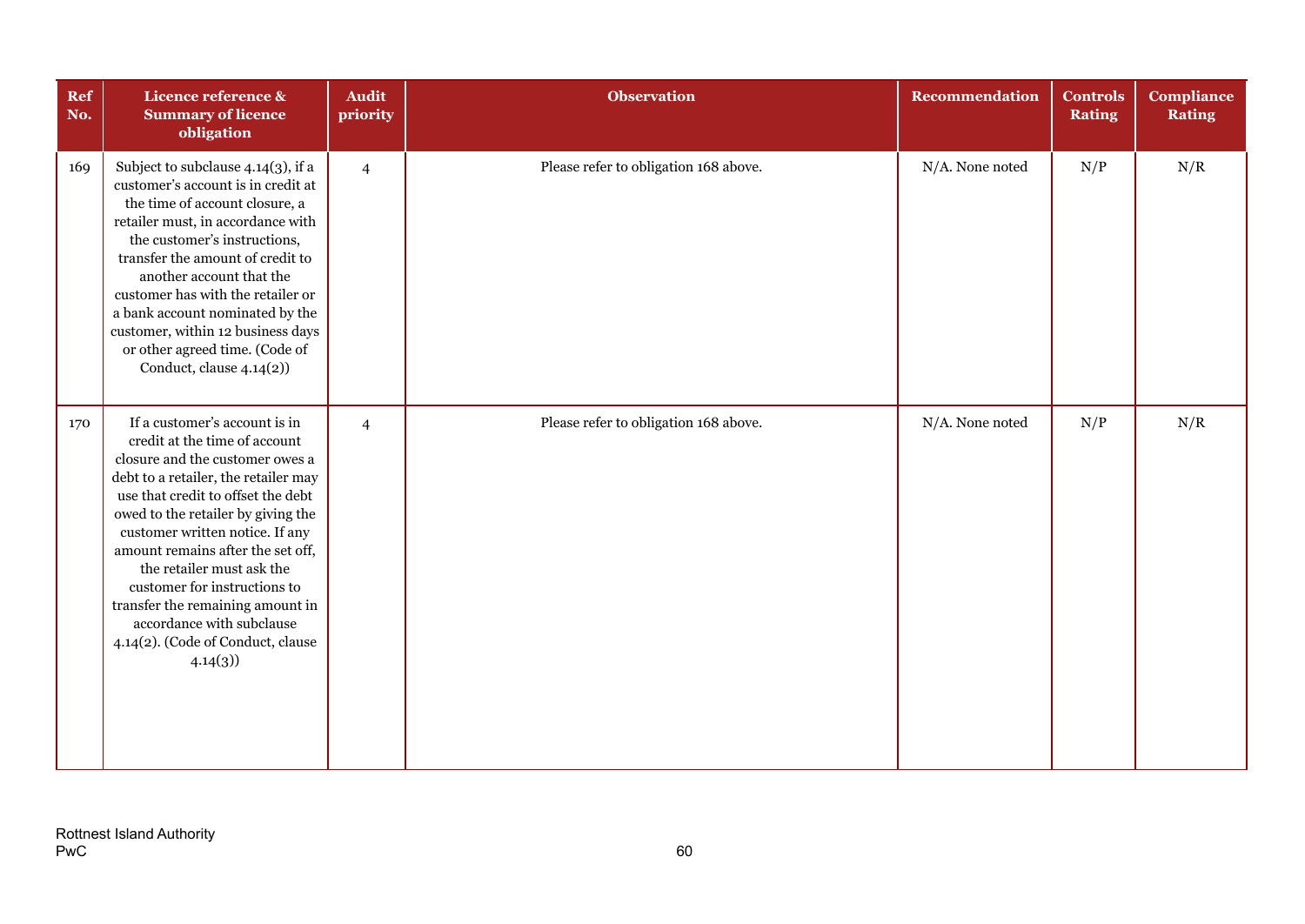| Ref No. | Licence reference & Summary of licence obligation | Audit priority | Observation | Recommendation | Controls Rating | Compliance Rating |
|---|---|---|---|---|---|---|
| 169 | Subject to subclause 4.14(3), if a customer's account is in credit at the time of account closure, a retailer must, in accordance with the customer's instructions, transfer the amount of credit to another account that the customer has with the retailer or a bank account nominated by the customer, within 12 business days or other agreed time. (Code of Conduct, clause 4.14(2)) | 4 | Please refer to obligation 168 above. | N/A. None noted | N/P | N/R |
| 170 | If a customer's account is in credit at the time of account closure and the customer owes a debt to a retailer, the retailer may use that credit to offset the debt owed to the retailer by giving the customer written notice. If any amount remains after the set off, the retailer must ask the customer for instructions to transfer the remaining amount in accordance with subclause 4.14(2). (Code of Conduct, clause 4.14(3)) | 4 | Please refer to obligation 168 above. | N/A. None noted | N/P | N/R |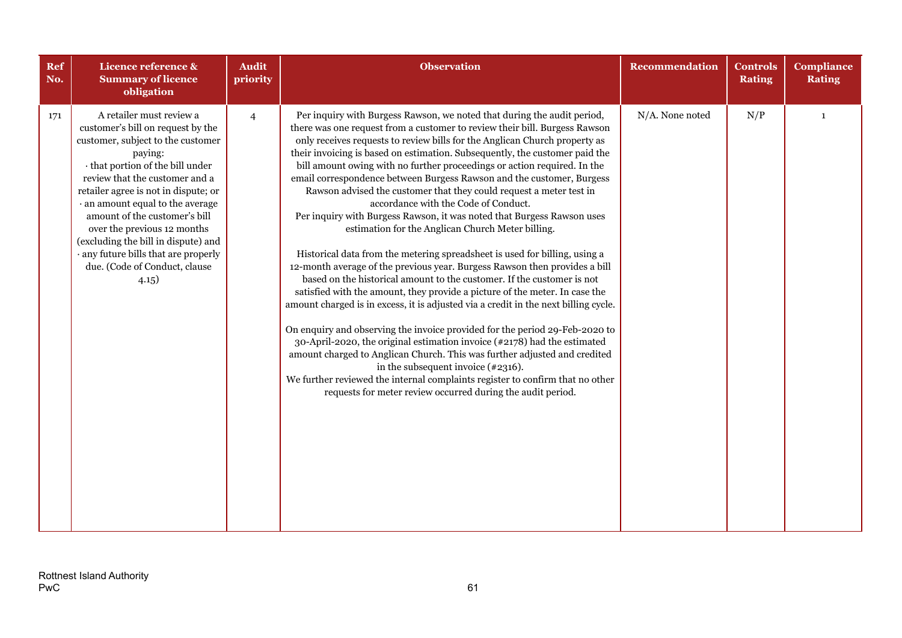| Ref No. | Licence reference & Summary of licence obligation | Audit priority | Observation | Recommendation | Controls Rating | Compliance Rating |
|---|---|---|---|---|---|---|
| 171 | A retailer must review a customer's bill on request by the customer, subject to the customer paying:<br>· that portion of the bill under review that the customer and a retailer agree is not in dispute; or<br>· an amount equal to the average amount of the customer's bill over the previous 12 months (excluding the bill in dispute) and<br>· any future bills that are properly due. (Code of Conduct, clause 4.15) | 4 | Per inquiry with Burgess Rawson, we noted that during the audit period, there was one request from a customer to review their bill. Burgess Rawson only receives requests to review bills for the Anglican Church property as their invoicing is based on estimation. Subsequently, the customer paid the bill amount owing with no further proceedings or action required. In the email correspondence between Burgess Rawson and the customer, Burgess Rawson advised the customer that they could request a meter test in accordance with the Code of Conduct.<br>Per inquiry with Burgess Rawson, it was noted that Burgess Rawson uses estimation for the Anglican Church Meter billing.<br><br>Historical data from the metering spreadsheet is used for billing, using a 12-month average of the previous year. Burgess Rawson then provides a bill based on the historical amount to the customer. If the customer is not satisfied with the amount, they provide a picture of the meter. In case the amount charged is in excess, it is adjusted via a credit in the next billing cycle.<br><br>On enquiry and observing the invoice provided for the period 29-Feb-2020 to 30-April-2020, the original estimation invoice (#2178) had the estimated amount charged to Anglican Church. This was further adjusted and credited in the subsequent invoice (#2316).<br>We further reviewed the internal complaints register to confirm that no other requests for meter review occurred during the audit period. | N/A. None noted | N/P | 1 |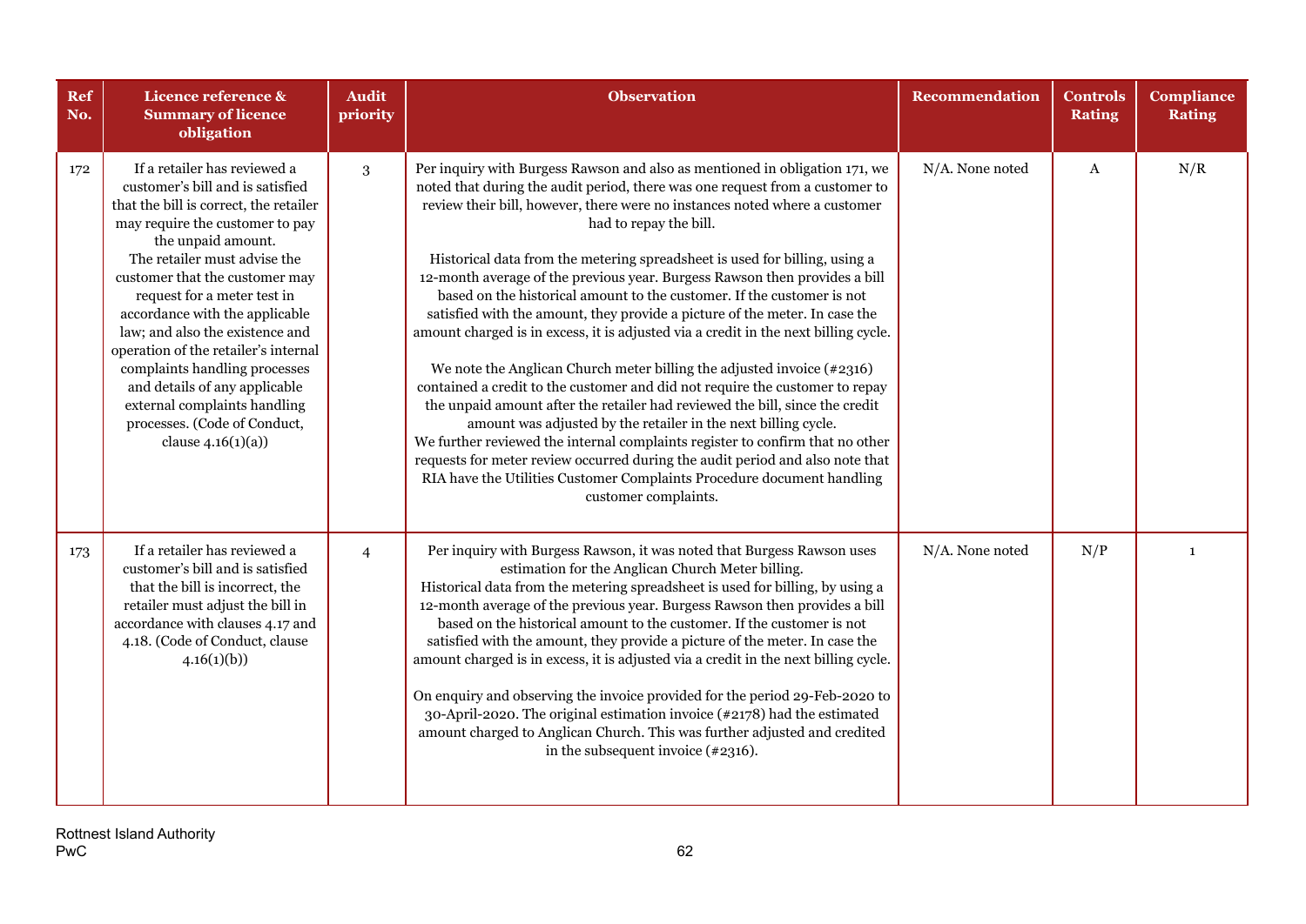| Ref No. | Licence reference & Summary of licence obligation | Audit priority | Observation | Recommendation | Controls Rating | Compliance Rating |
|---|---|---|---|---|---|---|
| 172 | If a retailer has reviewed a customer's bill and is satisfied that the bill is correct, the retailer may require the customer to pay the unpaid amount.<br>The retailer must advise the customer that the customer may request for a meter test in accordance with the applicable law; and also the existence and operation of the retailer's internal complaints handling processes and details of any applicable external complaints handling processes. (Code of Conduct, clause 4.16(1)(a)) | 3 | Per inquiry with Burgess Rawson and also as mentioned in obligation 171, we noted that during the audit period, there was one request from a customer to review their bill, however, there were no instances noted where a customer had to repay the bill.<br><br>Historical data from the metering spreadsheet is used for billing, using a 12-month average of the previous year. Burgess Rawson then provides a bill based on the historical amount to the customer. If the customer is not satisfied with the amount, they provide a picture of the meter. In case the amount charged is in excess, it is adjusted via a credit in the next billing cycle.<br><br>We note the Anglican Church meter billing the adjusted invoice (#2316) contained a credit to the customer and did not require the customer to repay the unpaid amount after the retailer had reviewed the bill, since the credit amount was adjusted by the retailer in the next billing cycle.<br>We further reviewed the internal complaints register to confirm that no other requests for meter review occurred during the audit period and also note that RIA have the Utilities Customer Complaints Procedure document handling customer complaints. | N/A. None noted | A | N/R |
| 173 | If a retailer has reviewed a customer's bill and is satisfied that the bill is incorrect, the retailer must adjust the bill in accordance with clauses 4.17 and 4.18. (Code of Conduct, clause 4.16(1)(b)) | 4 | Per inquiry with Burgess Rawson, it was noted that Burgess Rawson uses estimation for the Anglican Church Meter billing.<br>Historical data from the metering spreadsheet is used for billing, by using a 12-month average of the previous year. Burgess Rawson then provides a bill based on the historical amount to the customer. If the customer is not satisfied with the amount, they provide a picture of the meter. In case the amount charged is in excess, it is adjusted via a credit in the next billing cycle.<br><br>On enquiry and observing the invoice provided for the period 29-Feb-2020 to 30-April-2020. The original estimation invoice (#2178) had the estimated amount charged to Anglican Church. This was further adjusted and credited in the subsequent invoice (#2316). | N/A. None noted | N/P | 1 |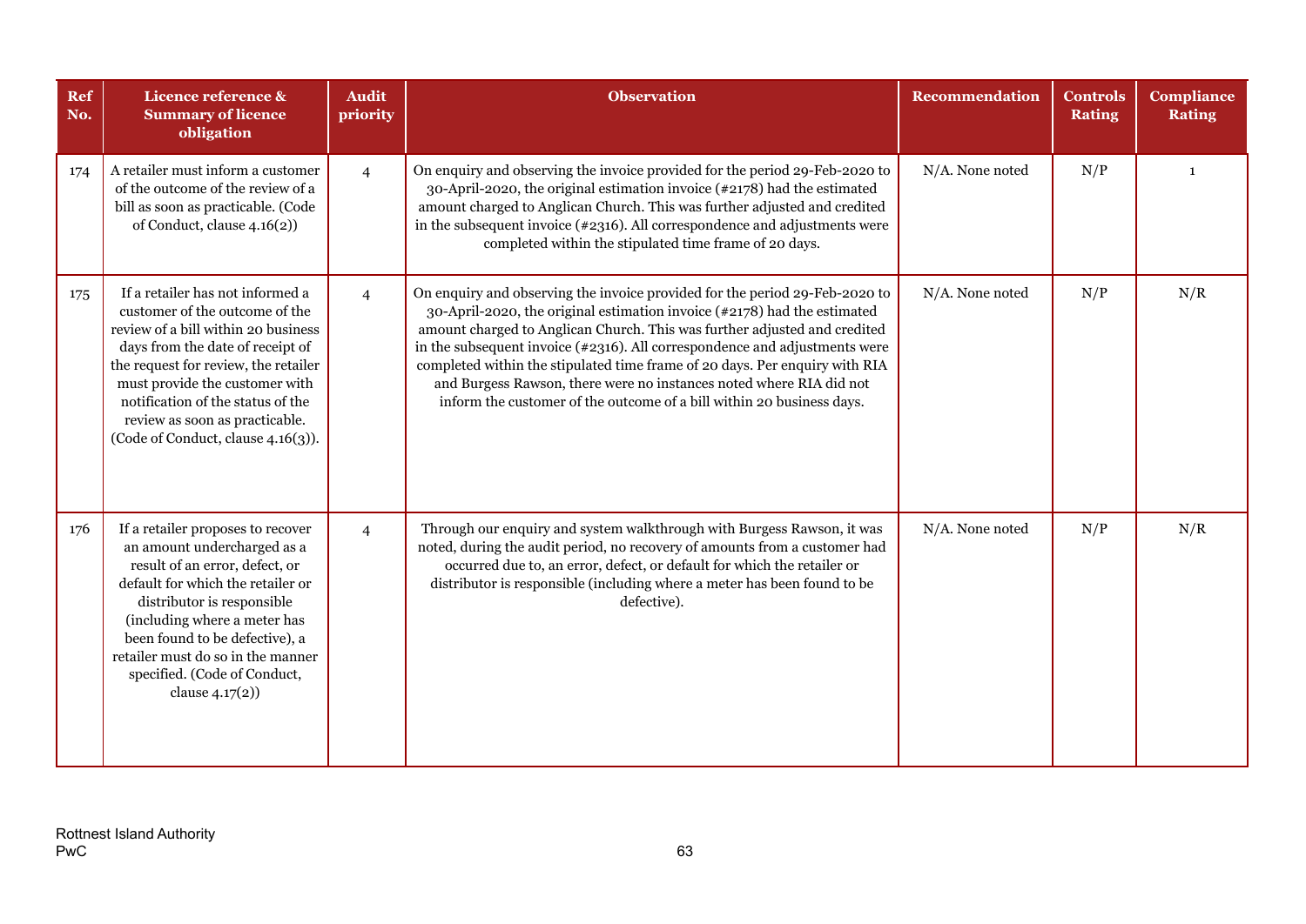| Ref No. | Licence reference & Summary of licence obligation | Audit priority | Observation | Recommendation | Controls Rating | Compliance Rating |
|---|---|---|---|---|---|---|
| 174 | A retailer must inform a customer of the outcome of the review of a bill as soon as practicable. (Code of Conduct, clause 4.16(2)) | 4 | On enquiry and observing the invoice provided for the period 29-Feb-2020 to 30-April-2020, the original estimation invoice (#2178) had the estimated amount charged to Anglican Church. This was further adjusted and credited in the subsequent invoice (#2316). All correspondence and adjustments were completed within the stipulated time frame of 20 days. | N/A. None noted | N/P | 1 |
| 175 | If a retailer has not informed a customer of the outcome of the review of a bill within 20 business days from the date of receipt of the request for review, the retailer must provide the customer with notification of the status of the review as soon as practicable. (Code of Conduct, clause 4.16(3)). | 4 | On enquiry and observing the invoice provided for the period 29-Feb-2020 to 30-April-2020, the original estimation invoice (#2178) had the estimated amount charged to Anglican Church. This was further adjusted and credited in the subsequent invoice (#2316). All correspondence and adjustments were completed within the stipulated time frame of 20 days. Per enquiry with RIA and Burgess Rawson, there were no instances noted where RIA did not inform the customer of the outcome of a bill within 20 business days. | N/A. None noted | N/P | N/R |
| 176 | If a retailer proposes to recover an amount undercharged as a result of an error, defect, or default for which the retailer or distributor is responsible (including where a meter has been found to be defective), a retailer must do so in the manner specified. (Code of Conduct, clause 4.17(2)) | 4 | Through our enquiry and system walkthrough with Burgess Rawson, it was noted, during the audit period, no recovery of amounts from a customer had occurred due to, an error, defect, or default for which the retailer or distributor is responsible (including where a meter has been found to be defective). | N/A. None noted | N/P | N/R |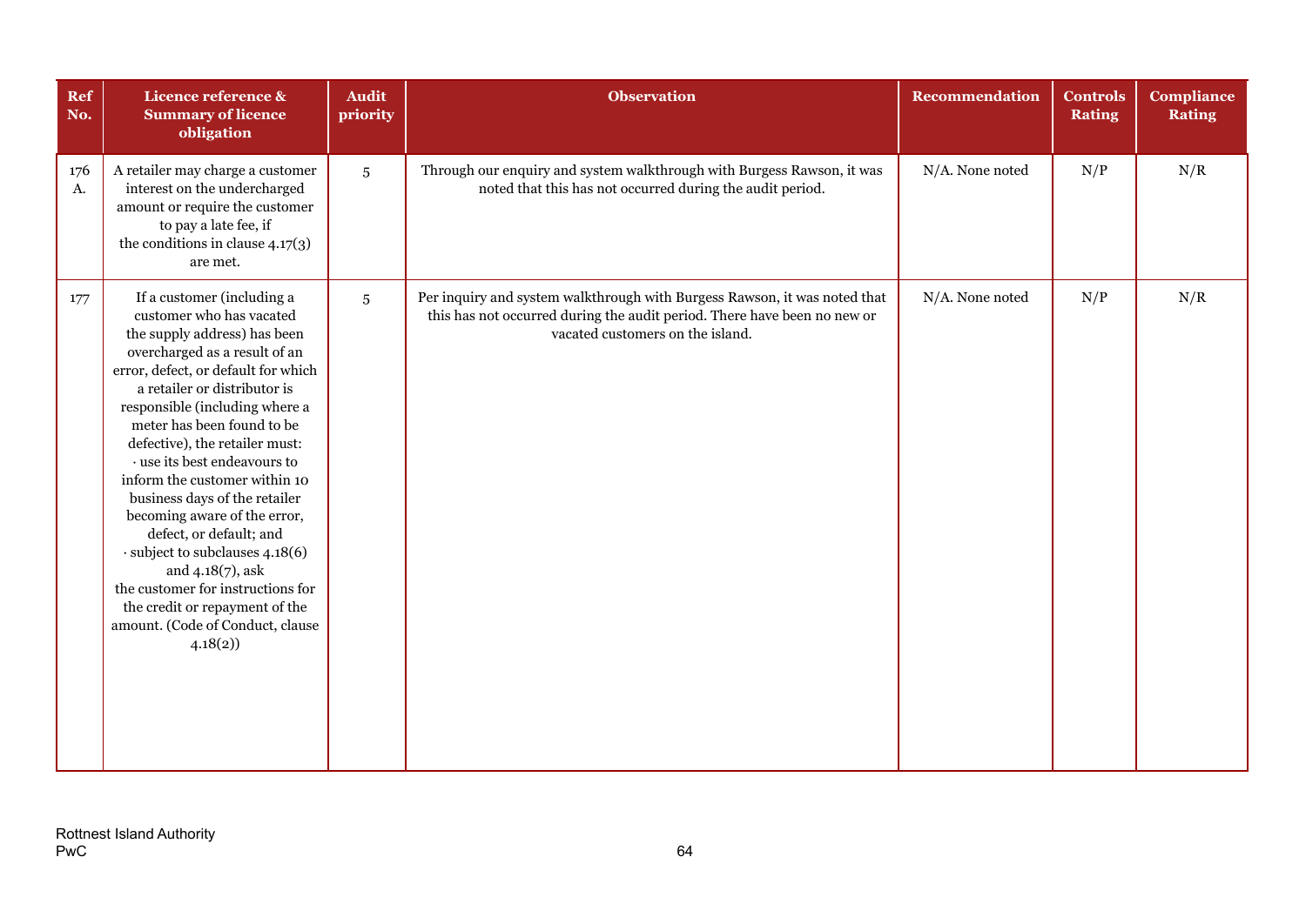| Ref No. | Licence reference & Summary of licence obligation | Audit priority | Observation | Recommendation | Controls Rating | Compliance Rating |
|---|---|---|---|---|---|---|
| 176 A. | A retailer may charge a customer interest on the undercharged amount or require the customer to pay a late fee, if the conditions in clause 4.17(3) are met. | 5 | Through our enquiry and system walkthrough with Burgess Rawson, it was noted that this has not occurred during the audit period. | N/A. None noted | N/P | N/R |
| 177 | If a customer (including a customer who has vacated the supply address) has been overcharged as a result of an error, defect, or default for which a retailer or distributor is responsible (including where a meter has been found to be defective), the retailer must: · use its best endeavours to inform the customer within 10 business days of the retailer becoming aware of the error, defect, or default; and · subject to subclauses 4.18(6) and 4.18(7), ask the customer for instructions for the credit or repayment of the amount. (Code of Conduct, clause 4.18(2)) | 5 | Per inquiry and system walkthrough with Burgess Rawson, it was noted that this has not occurred during the audit period. There have been no new or vacated customers on the island. | N/A. None noted | N/P | N/R |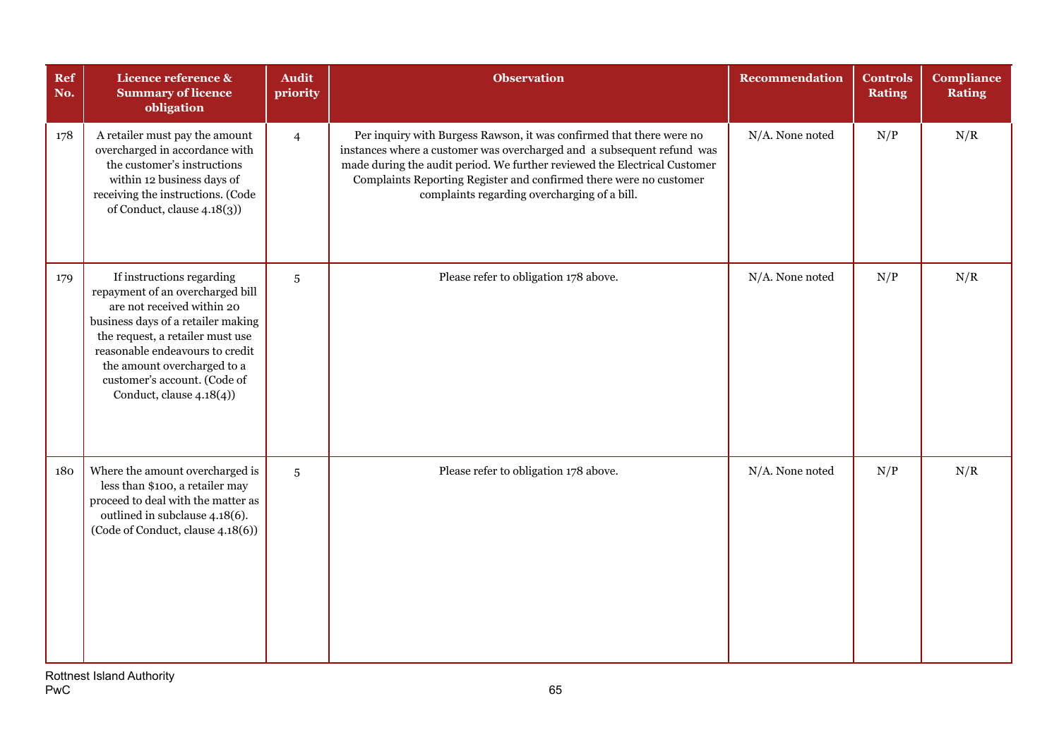| Ref No. | Licence reference & Summary of licence obligation | Audit priority | Observation | Recommendation | Controls Rating | Compliance Rating |
|---|---|---|---|---|---|---|
| 178 | A retailer must pay the amount overcharged in accordance with the customer's instructions within 12 business days of receiving the instructions. (Code of Conduct, clause 4.18(3)) | 4 | Per inquiry with Burgess Rawson, it was confirmed that there were no instances where a customer was overcharged and a subsequent refund was made during the audit period. We further reviewed the Electrical Customer Complaints Reporting Register and confirmed there were no customer complaints regarding overcharging of a bill. | N/A. None noted | N/P | N/R |
| 179 | If instructions regarding repayment of an overcharged bill are not received within 20 business days of a retailer making the request, a retailer must use reasonable endeavours to credit the amount overcharged to a customer's account. (Code of Conduct, clause 4.18(4)) | 5 | Please refer to obligation 178 above. | N/A. None noted | N/P | N/R |
| 180 | Where the amount overcharged is less than $100, a retailer may proceed to deal with the matter as outlined in subclause 4.18(6). (Code of Conduct, clause 4.18(6)) | 5 | Please refer to obligation 178 above. | N/A. None noted | N/P | N/R |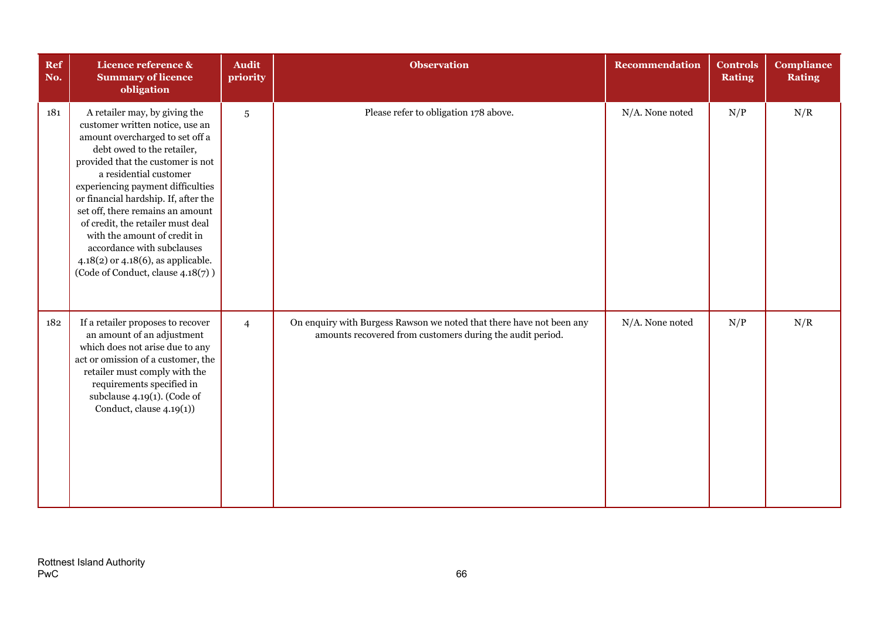| Ref No. | Licence reference & Summary of licence obligation | Audit priority | Observation | Recommendation | Controls Rating | Compliance Rating |
|---|---|---|---|---|---|---|
| 181 | A retailer may, by giving the customer written notice, use an amount overcharged to set off a debt owed to the retailer, provided that the customer is not a residential customer experiencing payment difficulties or financial hardship. If, after the set off, there remains an amount of credit, the retailer must deal with the amount of credit in accordance with subclauses 4.18(2) or 4.18(6), as applicable. (Code of Conduct, clause 4.18(7) ) | 5 | Please refer to obligation 178 above. | N/A. None noted | N/P | N/R |
| 182 | If a retailer proposes to recover an amount of an adjustment which does not arise due to any act or omission of a customer, the retailer must comply with the requirements specified in subclause 4.19(1). (Code of Conduct, clause 4.19(1)) | 4 | On enquiry with Burgess Rawson we noted that there have not been any amounts recovered from customers during the audit period. | N/A. None noted | N/P | N/R |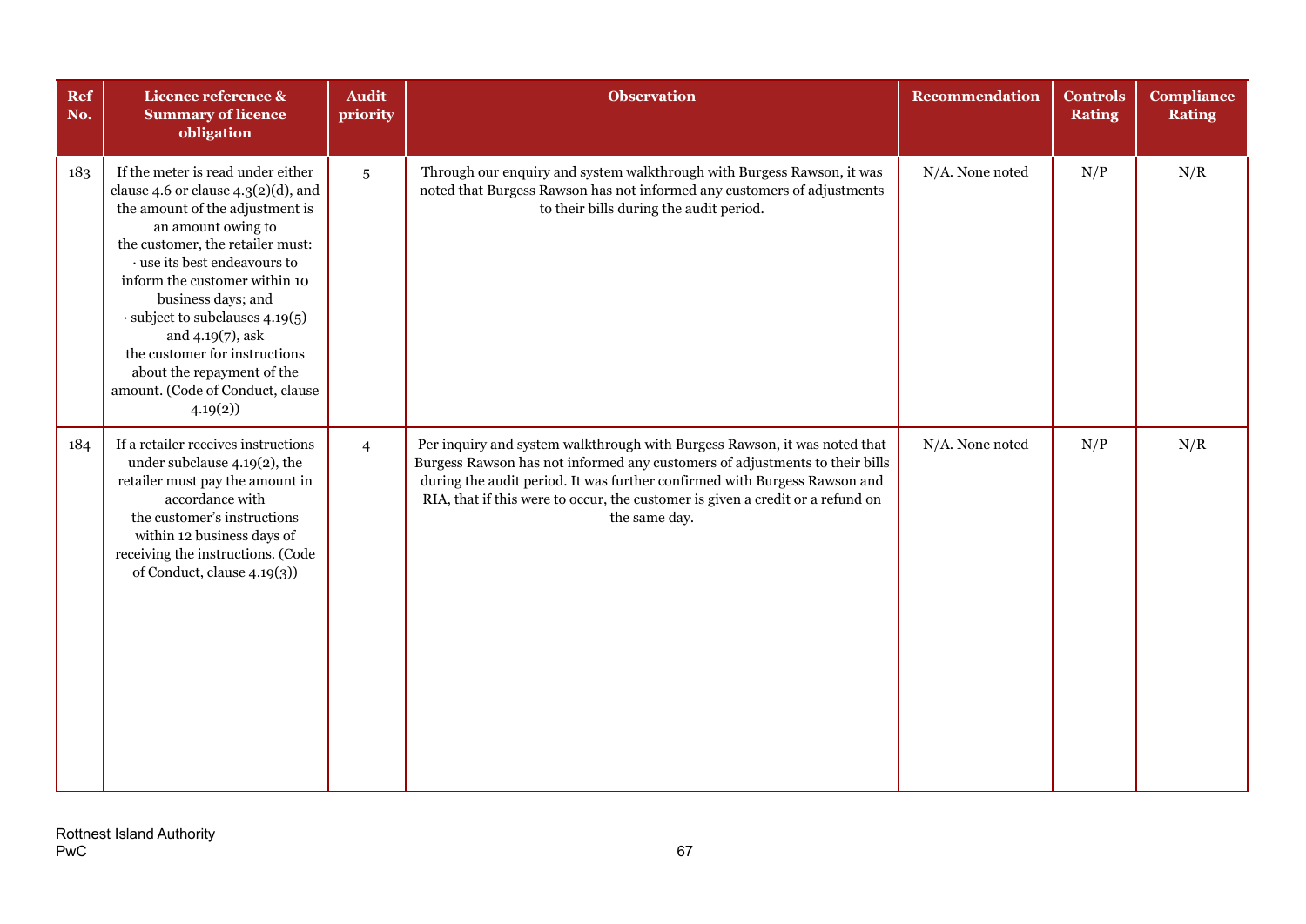| Ref No. | Licence reference & Summary of licence obligation | Audit priority | Observation | Recommendation | Controls Rating | Compliance Rating |
|---|---|---|---|---|---|---|
| 183 | If the meter is read under either clause 4.6 or clause 4.3(2)(d), and the amount of the adjustment is an amount owing to the customer, the retailer must: · use its best endeavours to inform the customer within 10 business days; and · subject to subclauses 4.19(5) and 4.19(7), ask the customer for instructions about the repayment of the amount. (Code of Conduct, clause 4.19(2)) | 5 | Through our enquiry and system walkthrough with Burgess Rawson, it was noted that Burgess Rawson has not informed any customers of adjustments to their bills during the audit period. | N/A. None noted | N/P | N/R |
| 184 | If a retailer receives instructions under subclause 4.19(2), the retailer must pay the amount in accordance with the customer's instructions within 12 business days of receiving the instructions. (Code of Conduct, clause 4.19(3)) | 4 | Per inquiry and system walkthrough with Burgess Rawson, it was noted that Burgess Rawson has not informed any customers of adjustments to their bills during the audit period. It was further confirmed with Burgess Rawson and RIA, that if this were to occur, the customer is given a credit or a refund on the same day. | N/A. None noted | N/P | N/R |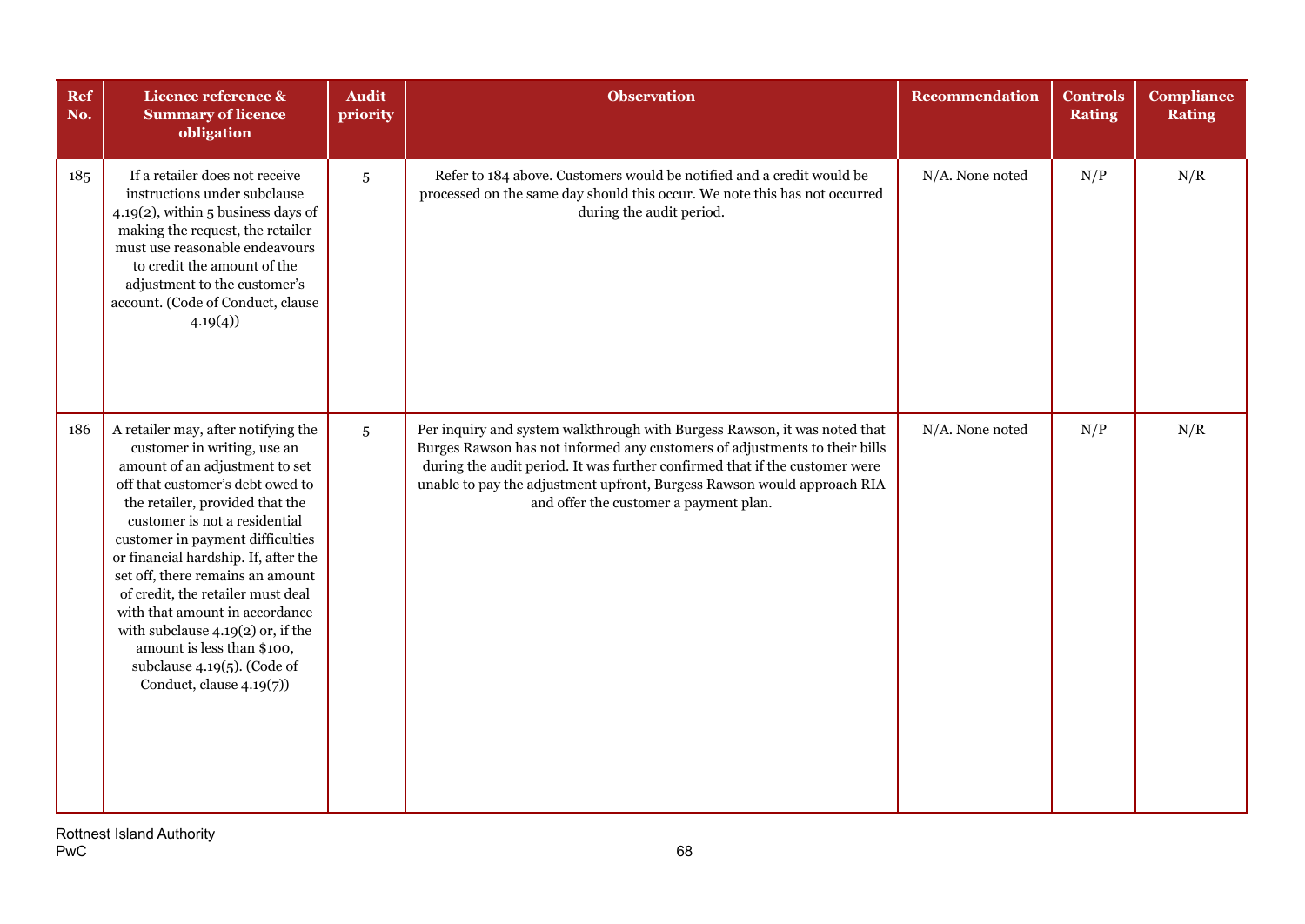| Ref No. | Licence reference & Summary of licence obligation | Audit priority | Observation | Recommendation | Controls Rating | Compliance Rating |
|---|---|---|---|---|---|---|
| 185 | If a retailer does not receive instructions under subclause 4.19(2), within 5 business days of making the request, the retailer must use reasonable endeavours to credit the amount of the adjustment to the customer's account. (Code of Conduct, clause 4.19(4)) | 5 | Refer to 184 above. Customers would be notified and a credit would be processed on the same day should this occur. We note this has not occurred during the audit period. | N/A. None noted | N/P | N/R |
| 186 | A retailer may, after notifying the customer in writing, use an amount of an adjustment to set off that customer's debt owed to the retailer, provided that the customer is not a residential customer in payment difficulties or financial hardship. If, after the set off, there remains an amount of credit, the retailer must deal with that amount in accordance with subclause 4.19(2) or, if the amount is less than $100, subclause 4.19(5). (Code of Conduct, clause 4.19(7)) | 5 | Per inquiry and system walkthrough with Burgess Rawson, it was noted that Burges Rawson has not informed any customers of adjustments to their bills during the audit period. It was further confirmed that if the customer were unable to pay the adjustment upfront, Burgess Rawson would approach RIA and offer the customer a payment plan. | N/A. None noted | N/P | N/R |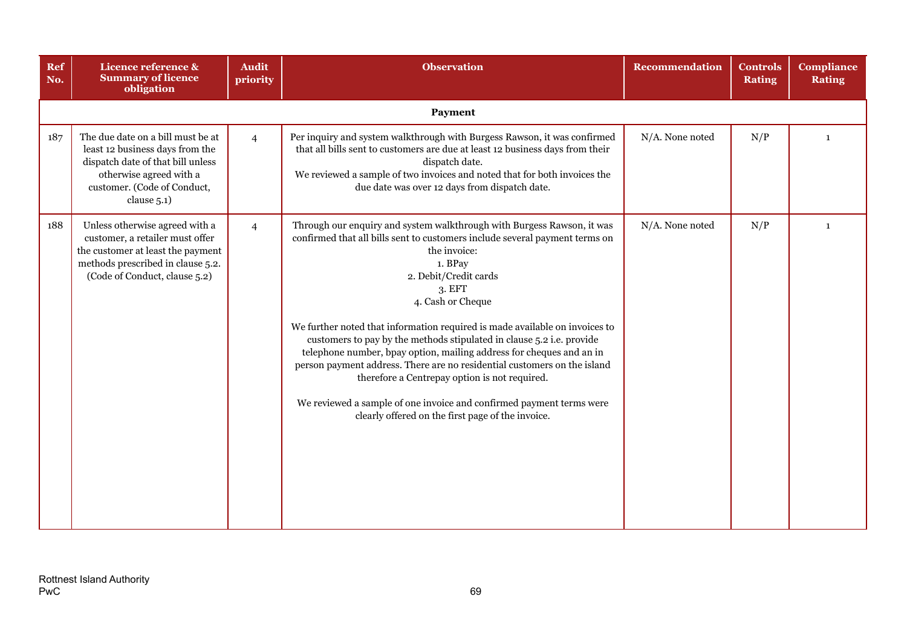| Ref No. | Licence reference & Summary of licence obligation | Audit priority | Observation | Recommendation | Controls Rating | Compliance Rating |
|---|---|---|---|---|---|---|
| **Payment** | | | | | | |
| 187 | The due date on a bill must be at least 12 business days from the dispatch date of that bill unless otherwise agreed with a customer. (Code of Conduct, clause 5.1) | 4 | Per inquiry and system walkthrough with Burgess Rawson, it was confirmed that all bills sent to customers are due at least 12 business days from their dispatch date.<br>We reviewed a sample of two invoices and noted that for both invoices the due date was over 12 days from dispatch date. | N/A. None noted | N/P | 1 |
| 188 | Unless otherwise agreed with a customer, a retailer must offer the customer at least the payment methods prescribed in clause 5.2. (Code of Conduct, clause 5.2) | 4 | Through our enquiry and system walkthrough with Burgess Rawson, it was confirmed that all bills sent to customers include several payment terms on the invoice:<br>1. BPay<br>2. Debit/Credit cards<br>3. EFT<br>4. Cash or Cheque<br><br>We further noted that information required is made available on invoices to customers to pay by the methods stipulated in clause 5.2 i.e. provide telephone number, bpay option, mailing address for cheques and an in person payment address. There are no residential customers on the island therefore a Centrepay option is not required.<br><br>We reviewed a sample of one invoice and confirmed payment terms were clearly offered on the first page of the invoice. | N/A. None noted | N/P | 1 |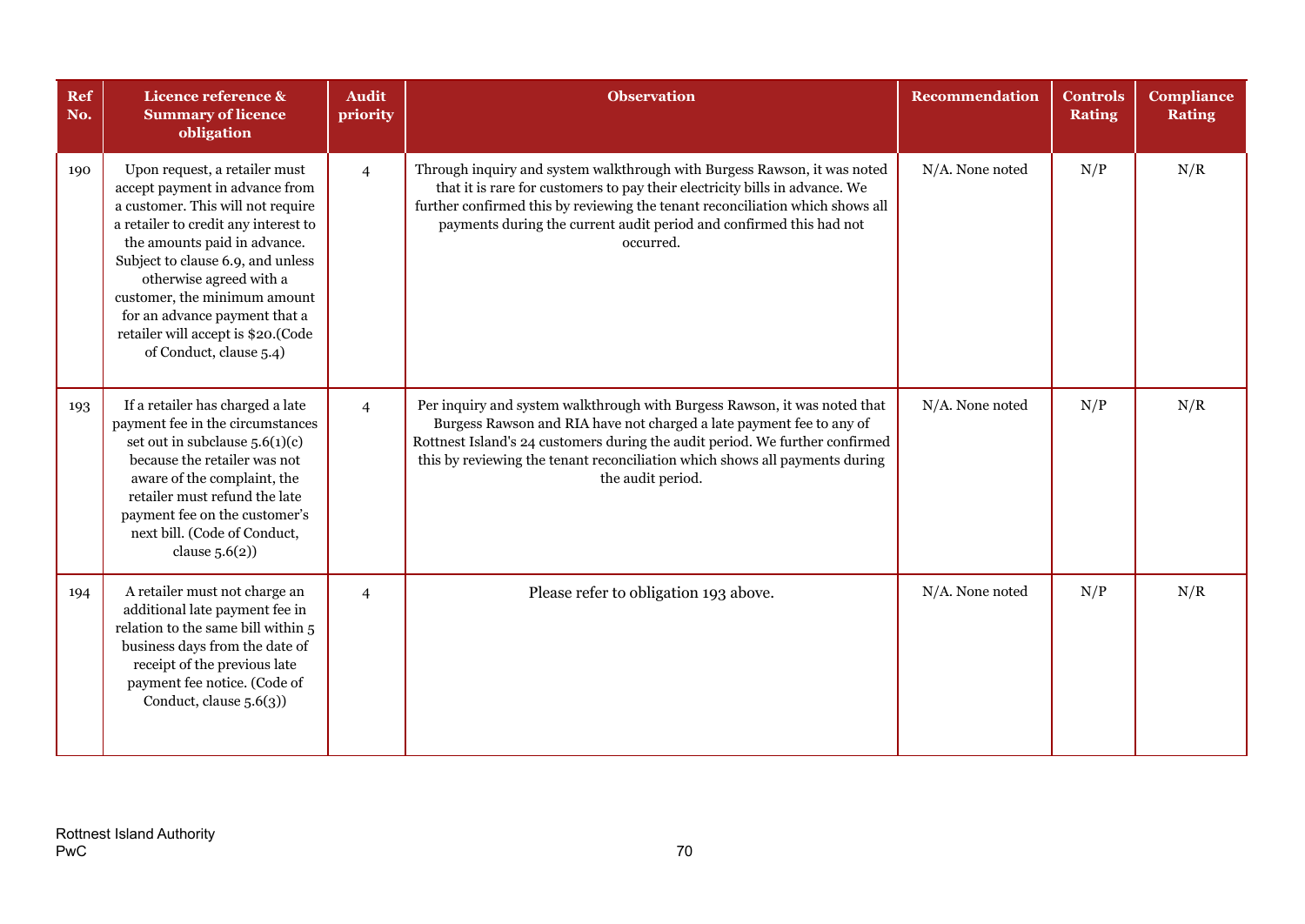| Ref No. | Licence reference & Summary of licence obligation | Audit priority | Observation | Recommendation | Controls Rating | Compliance Rating |
|---|---|---|---|---|---|---|
| 190 | Upon request, a retailer must accept payment in advance from a customer. This will not require a retailer to credit any interest to the amounts paid in advance. Subject to clause 6.9, and unless otherwise agreed with a customer, the minimum amount for an advance payment that a retailer will accept is $20.(Code of Conduct, clause 5.4) | 4 | Through inquiry and system walkthrough with Burgess Rawson, it was noted that it is rare for customers to pay their electricity bills in advance. We further confirmed this by reviewing the tenant reconciliation which shows all payments during the current audit period and confirmed this had not occurred. | N/A. None noted | N/P | N/R |
| 193 | If a retailer has charged a late payment fee in the circumstances set out in subclause 5.6(1)(c) because the retailer was not aware of the complaint, the retailer must refund the late payment fee on the customer's next bill. (Code of Conduct, clause 5.6(2)) | 4 | Per inquiry and system walkthrough with Burgess Rawson, it was noted that Burgess Rawson and RIA have not charged a late payment fee to any of Rottnest Island's 24 customers during the audit period. We further confirmed this by reviewing the tenant reconciliation which shows all payments during the audit period. | N/A. None noted | N/P | N/R |
| 194 | A retailer must not charge an additional late payment fee in relation to the same bill within 5 business days from the date of receipt of the previous late payment fee notice. (Code of Conduct, clause 5.6(3)) | 4 | Please refer to obligation 193 above. | N/A. None noted | N/P | N/R |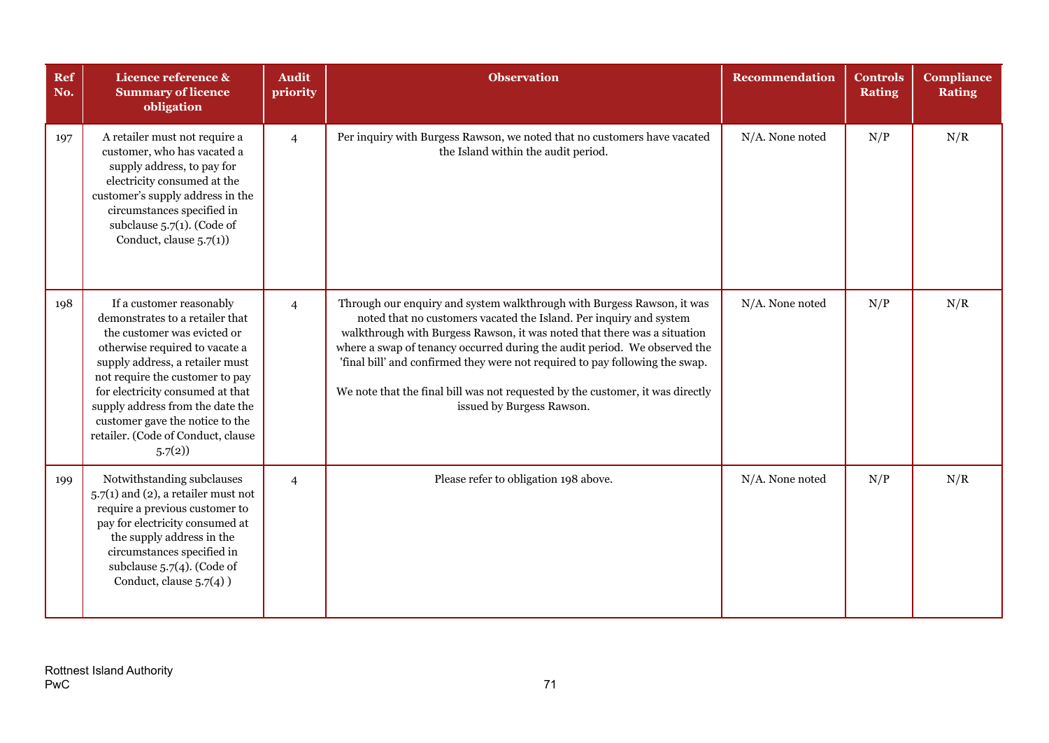| Ref No. | Licence reference & Summary of licence obligation | Audit priority | Observation | Recommendation | Controls Rating | Compliance Rating |
|---|---|---|---|---|---|---|
| 197 | A retailer must not require a customer, who has vacated a supply address, to pay for electricity consumed at the customer's supply address in the circumstances specified in subclause 5.7(1). (Code of Conduct, clause 5.7(1)) | 4 | Per inquiry with Burgess Rawson, we noted that no customers have vacated the Island within the audit period. | N/A. None noted | N/P | N/R |
| 198 | If a customer reasonably demonstrates to a retailer that the customer was evicted or otherwise required to vacate a supply address, a retailer must not require the customer to pay for electricity consumed at that supply address from the date the customer gave the notice to the retailer. (Code of Conduct, clause 5.7(2)) | 4 | Through our enquiry and system walkthrough with Burgess Rawson, it was noted that no customers vacated the Island. Per inquiry and system walkthrough with Burgess Rawson, it was noted that there was a situation where a swap of tenancy occurred during the audit period. We observed the 'final bill' and confirmed they were not required to pay following the swap.<br><br>We note that the final bill was not requested by the customer, it was directly issued by Burgess Rawson. | N/A. None noted | N/P | N/R |
| 199 | Notwithstanding subclauses 5.7(1) and (2), a retailer must not require a previous customer to pay for electricity consumed at the supply address in the circumstances specified in subclause 5.7(4). (Code of Conduct, clause 5.7(4) ) | 4 | Please refer to obligation 198 above. | N/A. None noted | N/P | N/R |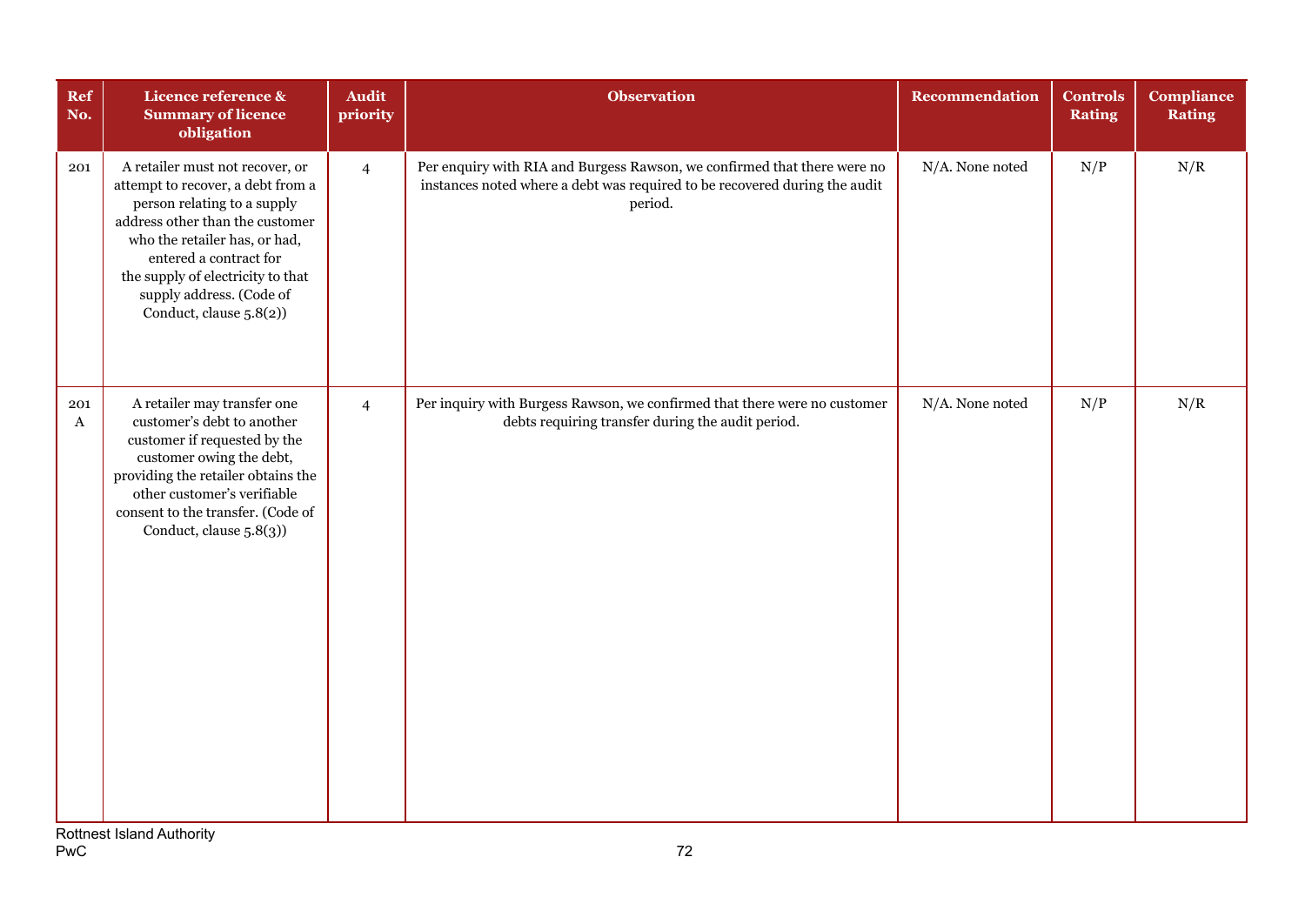| Ref No. | Licence reference & Summary of licence obligation | Audit priority | Observation | Recommendation | Controls Rating | Compliance Rating |
|---|---|---|---|---|---|---|
| 201 | A retailer must not recover, or attempt to recover, a debt from a person relating to a supply address other than the customer who the retailer has, or had, entered a contract for the supply of electricity to that supply address. (Code of Conduct, clause 5.8(2)) | 4 | Per enquiry with RIA and Burgess Rawson, we confirmed that there were no instances noted where a debt was required to be recovered during the audit period. | N/A. None noted | N/P | N/R |
| 201 A | A retailer may transfer one customer's debt to another customer if requested by the customer owing the debt, providing the retailer obtains the other customer's verifiable consent to the transfer. (Code of Conduct, clause 5.8(3)) | 4 | Per inquiry with Burgess Rawson, we confirmed that there were no customer debts requiring transfer during the audit period. | N/A. None noted | N/P | N/R |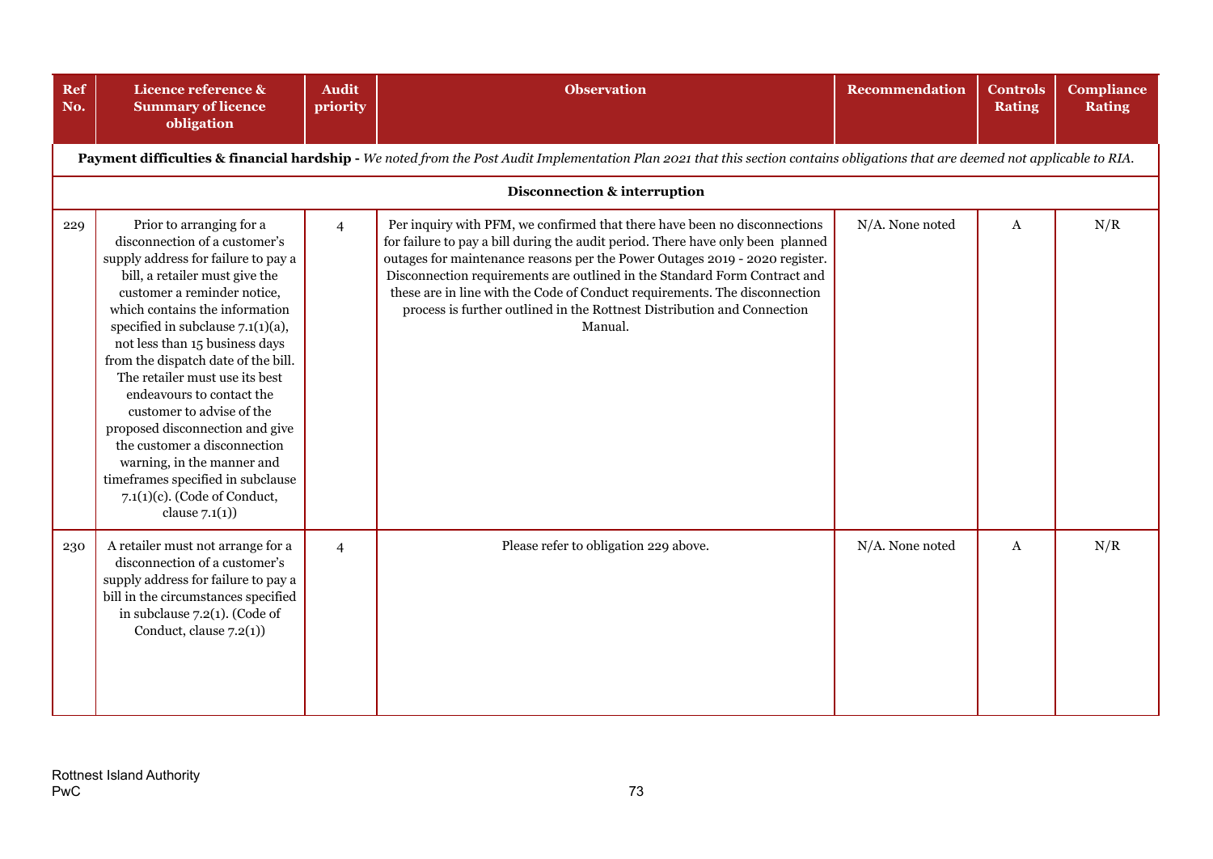| Ref No. | Licence reference & Summary of licence obligation | Audit priority | Observation | Recommendation | Controls Rating | Compliance Rating |
|---|---|---|---|---|---|---|
| **Payment difficulties & financial hardship -** *We noted from the Post Audit Implementation Plan 2021 that this section contains obligations that are deemed not applicable to RIA.* | | | | | | |
| **Disconnection & interruption** | | | | | | |
| 229 | Prior to arranging for a disconnection of a customer's supply address for failure to pay a bill, a retailer must give the customer a reminder notice, which contains the information specified in subclause 7.1(1)(a), not less than 15 business days from the dispatch date of the bill. The retailer must use its best endeavours to contact the customer to advise of the proposed disconnection and give the customer a disconnection warning, in the manner and timeframes specified in subclause 7.1(1)(c). (Code of Conduct, clause 7.1(1)) | 4 | Per inquiry with PFM, we confirmed that there have been no disconnections for failure to pay a bill during the audit period. There have only been planned outages for maintenance reasons per the Power Outages 2019 - 2020 register. Disconnection requirements are outlined in the Standard Form Contract and these are in line with the Code of Conduct requirements. The disconnection process is further outlined in the Rottnest Distribution and Connection Manual. | N/A. None noted | A | N/R |
| 230 | A retailer must not arrange for a disconnection of a customer's supply address for failure to pay a bill in the circumstances specified in subclause 7.2(1). (Code of Conduct, clause 7.2(1)) | 4 | Please refer to obligation 229 above. | N/A. None noted | A | N/R |

Rottnest Island Authority
PwC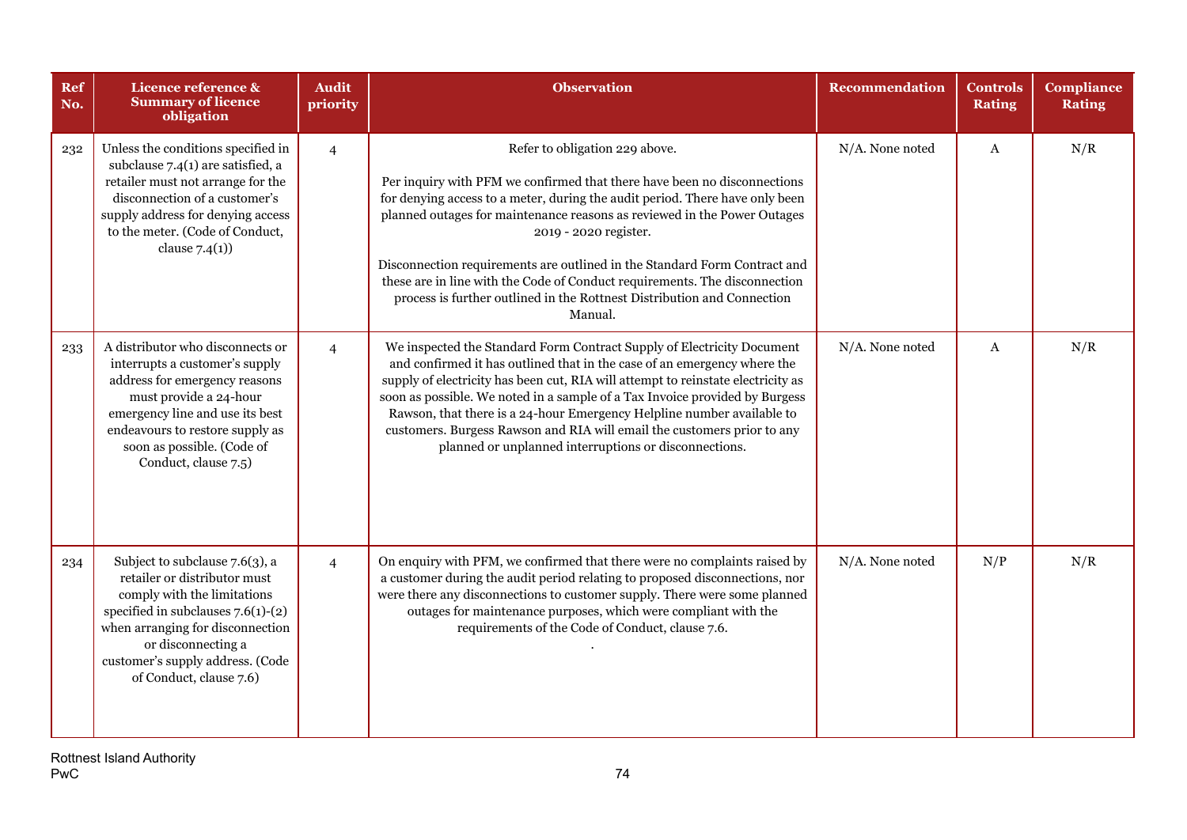| Ref No. | Licence reference & Summary of licence obligation | Audit priority | Observation | Recommendation | Controls Rating | Compliance Rating |
|---|---|---|---|---|---|---|
| 232 | Unless the conditions specified in subclause 7.4(1) are satisfied, a retailer must not arrange for the disconnection of a customer's supply address for denying access to the meter. (Code of Conduct, clause 7.4(1)) | 4 | Refer to obligation 229 above.<br><br>Per inquiry with PFM we confirmed that there have been no disconnections for denying access to a meter, during the audit period. There have only been planned outages for maintenance reasons as reviewed in the Power Outages 2019 - 2020 register.<br><br>Disconnection requirements are outlined in the Standard Form Contract and these are in line with the Code of Conduct requirements. The disconnection process is further outlined in the Rottnest Distribution and Connection Manual. | N/A. None noted | A | N/R |
| 233 | A distributor who disconnects or interrupts a customer's supply address for emergency reasons must provide a 24-hour emergency line and use its best endeavours to restore supply as soon as possible. (Code of Conduct, clause 7.5) | 4 | We inspected the Standard Form Contract Supply of Electricity Document and confirmed it has outlined that in the case of an emergency where the supply of electricity has been cut, RIA will attempt to reinstate electricity as soon as possible. We noted in a sample of a Tax Invoice provided by Burgess Rawson, that there is a 24-hour Emergency Helpline number available to customers. Burgess Rawson and RIA will email the customers prior to any planned or unplanned interruptions or disconnections. | N/A. None noted | A | N/R |
| 234 | Subject to subclause 7.6(3), a retailer or distributor must comply with the limitations specified in subclauses 7.6(1)-(2) when arranging for disconnection or disconnecting a customer's supply address. (Code of Conduct, clause 7.6) | 4 | On enquiry with PFM, we confirmed that there were no complaints raised by a customer during the audit period relating to proposed disconnections, nor were there any disconnections to customer supply. There were some planned outages for maintenance purposes, which were compliant with the requirements of the Code of Conduct, clause 7.6.<br>. | N/A. None noted | N/P | N/R |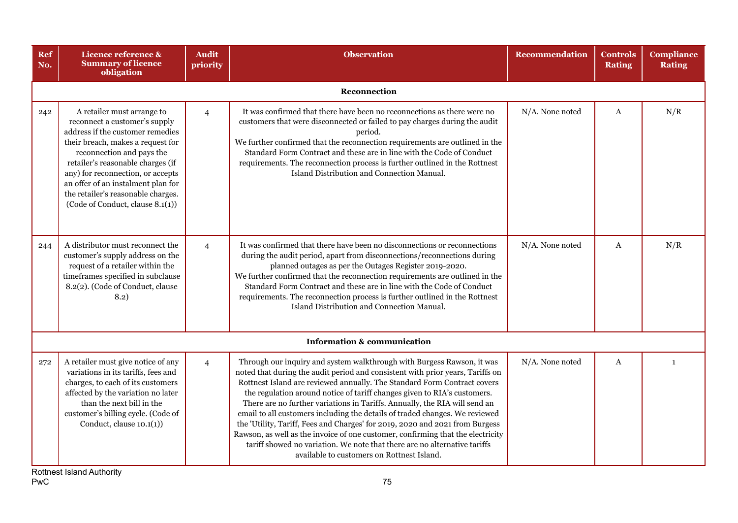| Ref No. | Licence reference & Summary of licence obligation | Audit priority | Observation | Recommendation | Controls Rating | Compliance Rating |
|---|---|---|---|---|---|---|
| | | | **Reconnection** | | | |
| 242 | A retailer must arrange to reconnect a customer's supply address if the customer remedies their breach, makes a request for reconnection and pays the retailer's reasonable charges (if any) for reconnection, or accepts an offer of an instalment plan for the retailer's reasonable charges. (Code of Conduct, clause 8.1(1)) | 4 | It was confirmed that there have been no reconnections as there were no customers that were disconnected or failed to pay charges during the audit period.<br>We further confirmed that the reconnection requirements are outlined in the Standard Form Contract and these are in line with the Code of Conduct requirements. The reconnection process is further outlined in the Rottnest Island Distribution and Connection Manual. | N/A. None noted | A | N/R |
| 244 | A distributor must reconnect the customer's supply address on the request of a retailer within the timeframes specified in subclause 8.2(2). (Code of Conduct, clause 8.2) | 4 | It was confirmed that there have been no disconnections or reconnections during the audit period, apart from disconnections/reconnections during planned outages as per the Outages Register 2019-2020.<br>We further confirmed that the reconnection requirements are outlined in the Standard Form Contract and these are in line with the Code of Conduct requirements. The reconnection process is further outlined in the Rottnest Island Distribution and Connection Manual. | N/A. None noted | A | N/R |
| | | | **Information & communication** | | | |
| 272 | A retailer must give notice of any variations in its tariffs, fees and charges, to each of its customers affected by the variation no later than the next bill in the customer's billing cycle. (Code of Conduct, clause 10.1(1)) | 4 | Through our inquiry and system walkthrough with Burgess Rawson, it was noted that during the audit period and consistent with prior years, Tariffs on Rottnest Island are reviewed annually. The Standard Form Contract covers the regulation around notice of tariff changes given to RIA's customers. There are no further variations in Tariffs. Annually, the RIA will send an email to all customers including the details of traded changes. We reviewed the 'Utility, Tariff, Fees and Charges' for 2019, 2020 and 2021 from Burgess Rawson, as well as the invoice of one customer, confirming that the electricity tariff showed no variation. We note that there are no alternative tariffs available to customers on Rottnest Island. | N/A. None noted | A | 1 |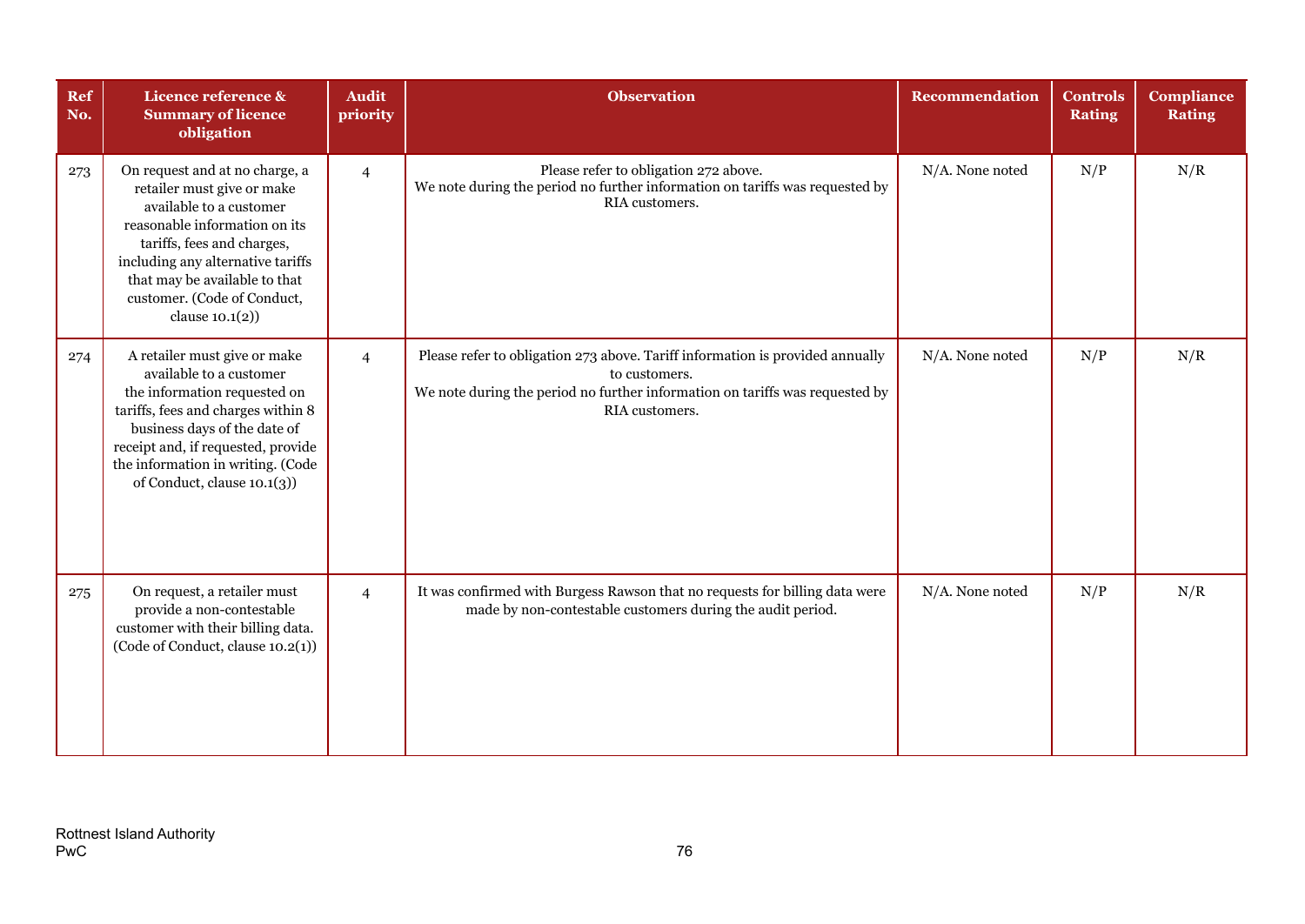| Ref No. | Licence reference & Summary of licence obligation | Audit priority | Observation | Recommendation | Controls Rating | Compliance Rating |
|---|---|---|---|---|---|---|
| 273 | On request and at no charge, a retailer must give or make available to a customer reasonable information on its tariffs, fees and charges, including any alternative tariffs that may be available to that customer. (Code of Conduct, clause 10.1(2)) | 4 | Please refer to obligation 272 above.<br>We note during the period no further information on tariffs was requested by RIA customers. | N/A. None noted | N/P | N/R |
| 274 | A retailer must give or make available to a customer the information requested on tariffs, fees and charges within 8 business days of the date of receipt and, if requested, provide the information in writing. (Code of Conduct, clause 10.1(3)) | 4 | Please refer to obligation 273 above. Tariff information is provided annually to customers.<br>We note during the period no further information on tariffs was requested by RIA customers. | N/A. None noted | N/P | N/R |
| 275 | On request, a retailer must provide a non-contestable customer with their billing data. (Code of Conduct, clause 10.2(1)) | 4 | It was confirmed with Burgess Rawson that no requests for billing data were made by non-contestable customers during the audit period. | N/A. None noted | N/P | N/R |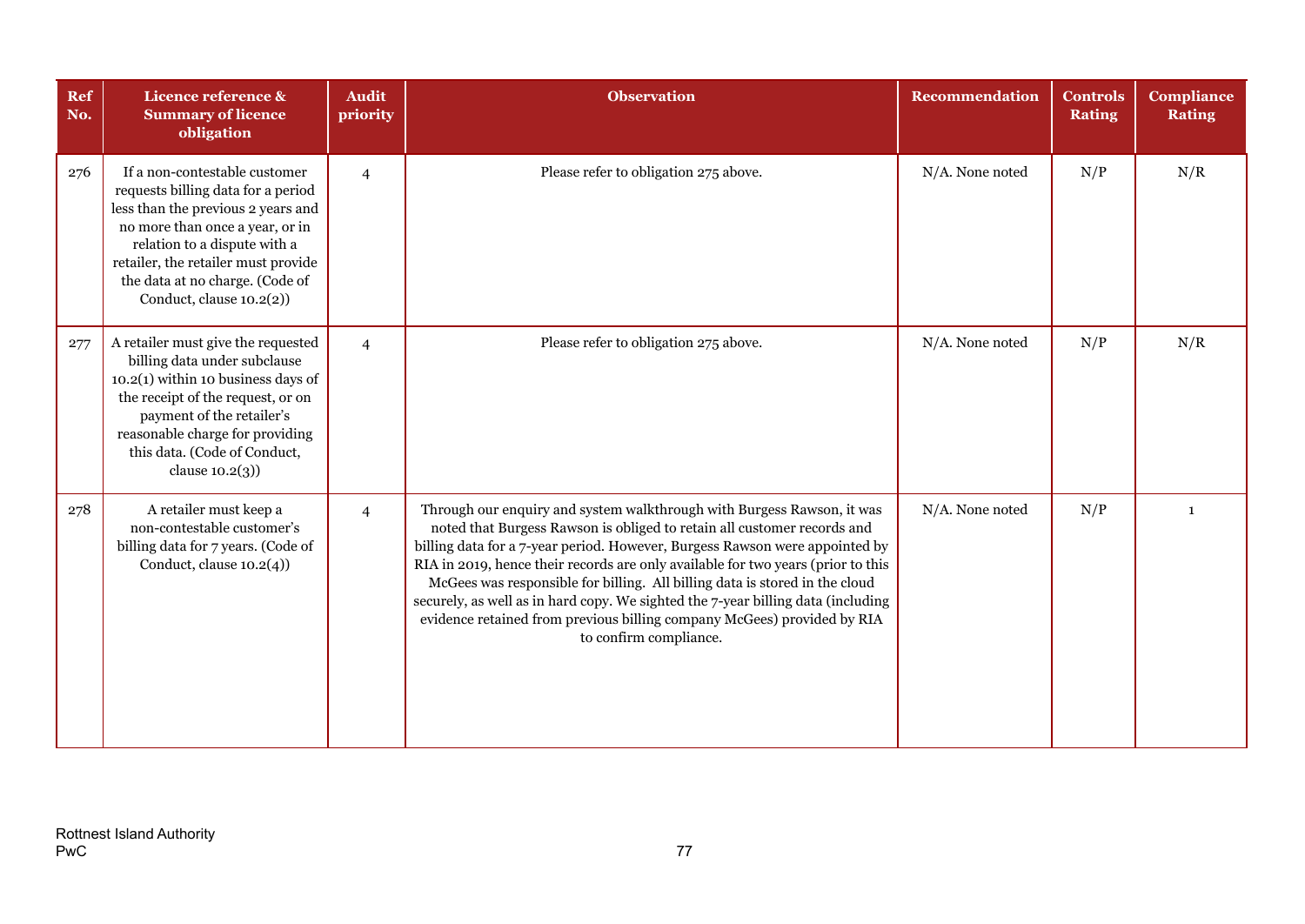| Ref No. | Licence reference & Summary of licence obligation | Audit priority | Observation | Recommendation | Controls Rating | Compliance Rating |
|---|---|---|---|---|---|---|
| 276 | If a non-contestable customer requests billing data for a period less than the previous 2 years and no more than once a year, or in relation to a dispute with a retailer, the retailer must provide the data at no charge. (Code of Conduct, clause 10.2(2)) | 4 | Please refer to obligation 275 above. | N/A. None noted | N/P | N/R |
| 277 | A retailer must give the requested billing data under subclause 10.2(1) within 10 business days of the receipt of the request, or on payment of the retailer's reasonable charge for providing this data. (Code of Conduct, clause 10.2(3)) | 4 | Please refer to obligation 275 above. | N/A. None noted | N/P | N/R |
| 278 | A retailer must keep a non-contestable customer's billing data for 7 years. (Code of Conduct, clause 10.2(4)) | 4 | Through our enquiry and system walkthrough with Burgess Rawson, it was noted that Burgess Rawson is obliged to retain all customer records and billing data for a 7-year period. However, Burgess Rawson were appointed by RIA in 2019, hence their records are only available for two years (prior to this McGees was responsible for billing. All billing data is stored in the cloud securely, as well as in hard copy. We sighted the 7-year billing data (including evidence retained from previous billing company McGees) provided by RIA to confirm compliance. | N/A. None noted | N/P | 1 |

Rottnest Island Authority
PwC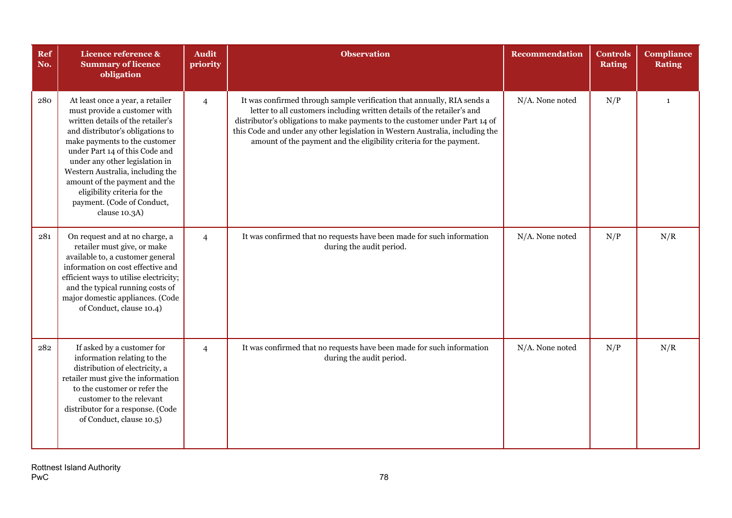| Ref No. | Licence reference & Summary of licence obligation | Audit priority | Observation | Recommendation | Controls Rating | Compliance Rating |
|---|---|---|---|---|---|---|
| 280 | At least once a year, a retailer must provide a customer with written details of the retailer's and distributor's obligations to make payments to the customer under Part 14 of this Code and under any other legislation in Western Australia, including the amount of the payment and the eligibility criteria for the payment. (Code of Conduct, clause 10.3A) | 4 | It was confirmed through sample verification that annually, RIA sends a letter to all customers including written details of the retailer's and distributor's obligations to make payments to the customer under Part 14 of this Code and under any other legislation in Western Australia, including the amount of the payment and the eligibility criteria for the payment. | N/A. None noted | N/P | 1 |
| 281 | On request and at no charge, a retailer must give, or make available to, a customer general information on cost effective and efficient ways to utilise electricity; and the typical running costs of major domestic appliances. (Code of Conduct, clause 10.4) | 4 | It was confirmed that no requests have been made for such information during the audit period. | N/A. None noted | N/P | N/R |
| 282 | If asked by a customer for information relating to the distribution of electricity, a retailer must give the information to the customer or refer the customer to the relevant distributor for a response. (Code of Conduct, clause 10.5) | 4 | It was confirmed that no requests have been made for such information during the audit period. | N/A. None noted | N/P | N/R |

Rottnest Island Authority
PwC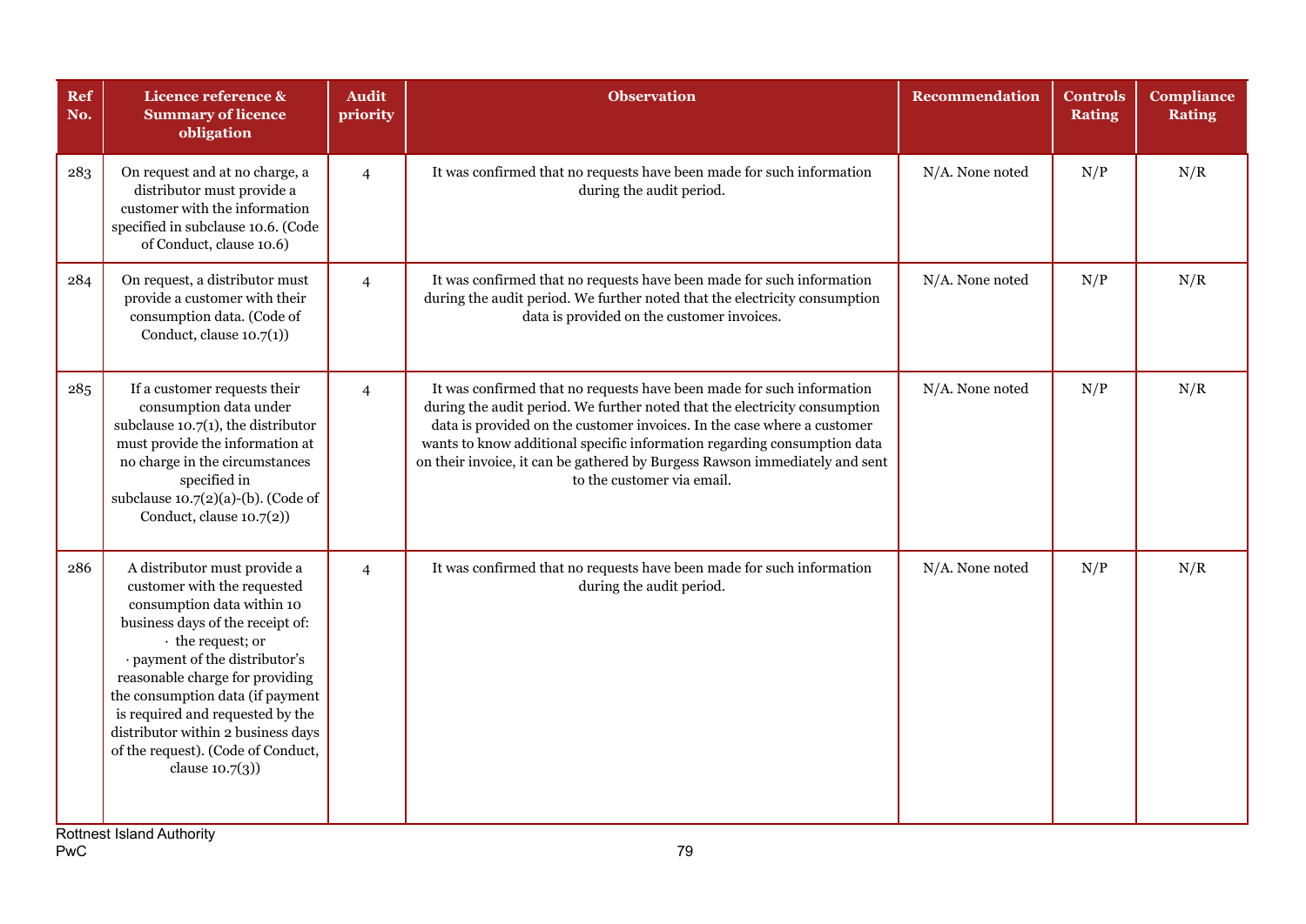| Ref No. | Licence reference & Summary of licence obligation | Audit priority | Observation | Recommendation | Controls Rating | Compliance Rating |
|---|---|---|---|---|---|---|
| 283 | On request and at no charge, a distributor must provide a customer with the information specified in subclause 10.6. (Code of Conduct, clause 10.6) | 4 | It was confirmed that no requests have been made for such information during the audit period. | N/A. None noted | N/P | N/R |
| 284 | On request, a distributor must provide a customer with their consumption data. (Code of Conduct, clause 10.7(1)) | 4 | It was confirmed that no requests have been made for such information during the audit period. We further noted that the electricity consumption data is provided on the customer invoices. | N/A. None noted | N/P | N/R |
| 285 | If a customer requests their consumption data under subclause 10.7(1), the distributor must provide the information at no charge in the circumstances specified in subclause 10.7(2)(a)-(b). (Code of Conduct, clause 10.7(2)) | 4 | It was confirmed that no requests have been made for such information during the audit period. We further noted that the electricity consumption data is provided on the customer invoices. In the case where a customer wants to know additional specific information regarding consumption data on their invoice, it can be gathered by Burgess Rawson immediately and sent to the customer via email. | N/A. None noted | N/P | N/R |
| 286 | A distributor must provide a customer with the requested consumption data within 10 business days of the receipt of: · the request; or · payment of the distributor's reasonable charge for providing the consumption data (if payment is required and requested by the distributor within 2 business days of the request). (Code of Conduct, clause 10.7(3)) | 4 | It was confirmed that no requests have been made for such information during the audit period. | N/A. None noted | N/P | N/R |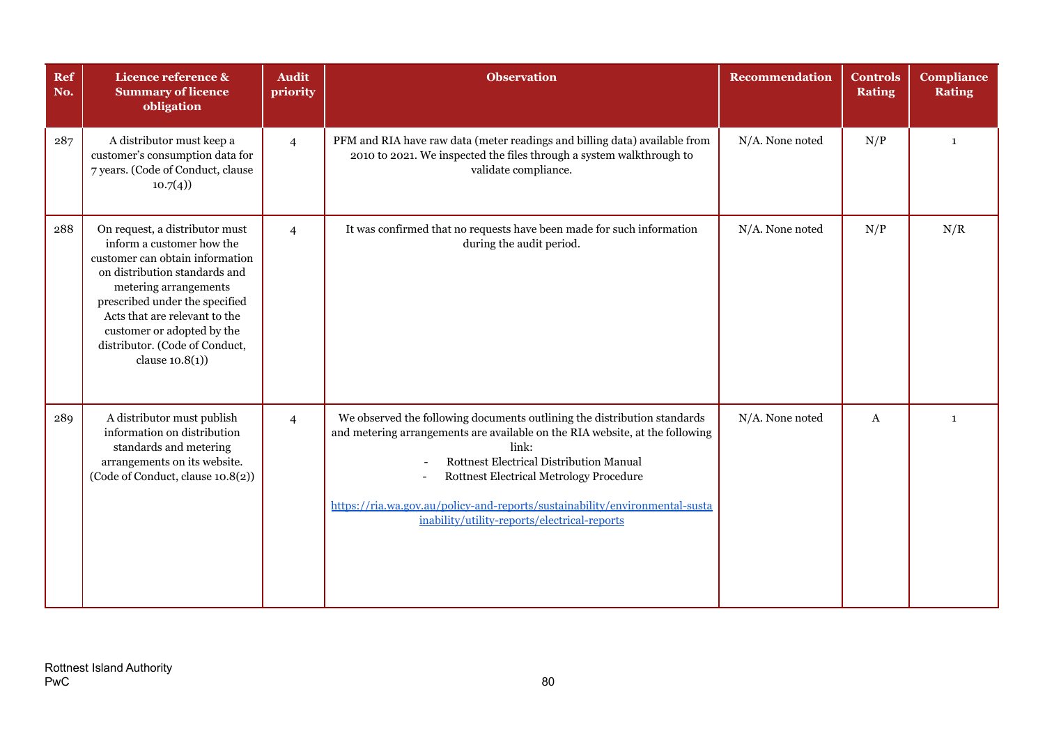| Ref No. | Licence reference & Summary of licence obligation | Audit priority | Observation | Recommendation | Controls Rating | Compliance Rating |
|---|---|---|---|---|---|---|
| 287 | A distributor must keep a customer's consumption data for 7 years. (Code of Conduct, clause 10.7(4)) | 4 | PFM and RIA have raw data (meter readings and billing data) available from 2010 to 2021. We inspected the files through a system walkthrough to validate compliance. | N/A. None noted | N/P | 1 |
| 288 | On request, a distributor must inform a customer how the customer can obtain information on distribution standards and metering arrangements prescribed under the specified Acts that are relevant to the customer or adopted by the distributor. (Code of Conduct, clause 10.8(1)) | 4 | It was confirmed that no requests have been made for such information during the audit period. | N/A. None noted | N/P | N/R |
| 289 | A distributor must publish information on distribution standards and metering arrangements on its website. (Code of Conduct, clause 10.8(2)) | 4 | We observed the following documents outlining the distribution standards and metering arrangements are available on the RIA website, at the following link:<br>- Rottnest Electrical Distribution Manual<br>- Rottnest Electrical Metrology Procedure<br><br>https://ria.wa.gov.au/policy-and-reports/sustainability/environmental-sustainability/utility-reports/electrical-reports | N/A. None noted | A | 1 |

Rottnest Island Authority
PwC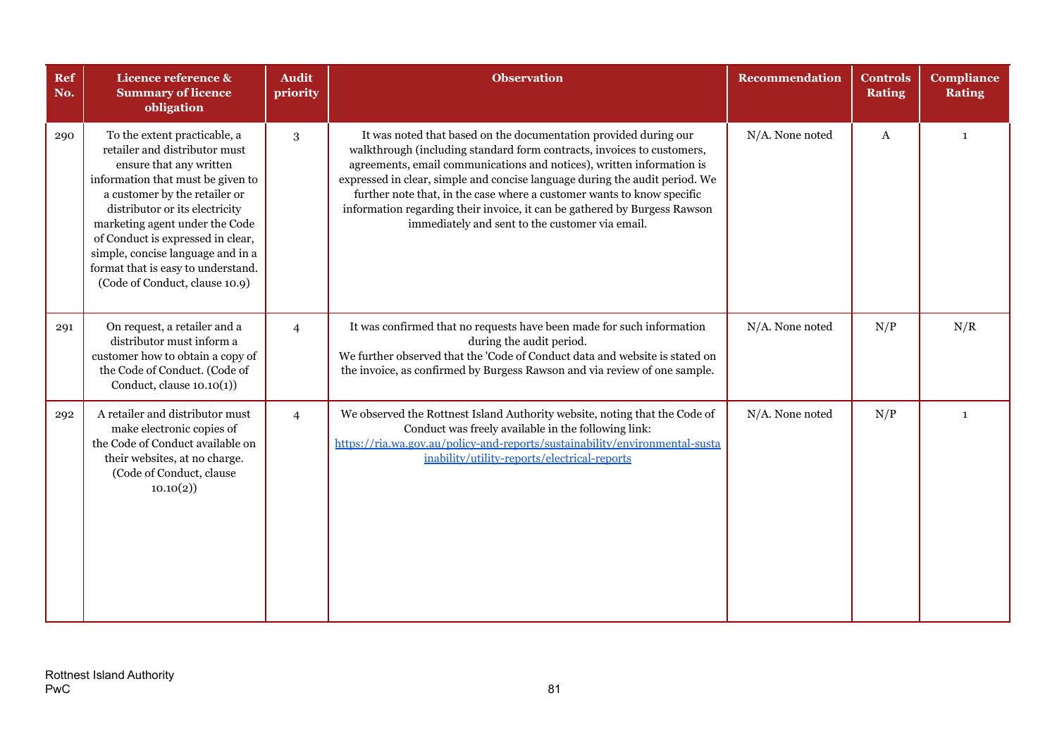| Ref No. | Licence reference & Summary of licence obligation | Audit priority | Observation | Recommendation | Controls Rating | Compliance Rating |
|---|---|---|---|---|---|---|
| 290 | To the extent practicable, a retailer and distributor must ensure that any written information that must be given to a customer by the retailer or distributor or its electricity marketing agent under the Code of Conduct is expressed in clear, simple, concise language and in a format that is easy to understand. (Code of Conduct, clause 10.9) | 3 | It was noted that based on the documentation provided during our walkthrough (including standard form contracts, invoices to customers, agreements, email communications and notices), written information is expressed in clear, simple and concise language during the audit period. We further note that, in the case where a customer wants to know specific information regarding their invoice, it can be gathered by Burgess Rawson immediately and sent to the customer via email. | N/A. None noted | A | 1 |
| 291 | On request, a retailer and a distributor must inform a customer how to obtain a copy of the Code of Conduct. (Code of Conduct, clause 10.10(1)) | 4 | It was confirmed that no requests have been made for such information during the audit period.<br>We further observed that the 'Code of Conduct data and website is stated on the invoice, as confirmed by Burgess Rawson and via review of one sample. | N/A. None noted | N/P | N/R |
| 292 | A retailer and distributor must make electronic copies of the Code of Conduct available on their websites, at no charge. (Code of Conduct, clause 10.10(2)) | 4 | We observed the Rottnest Island Authority website, noting that the Code of Conduct was freely available in the following link: [https://ria.wa.gov.au/policy-and-reports/sustainability/environmental-sustainability/utility-reports/electrical-reports](https://ria.wa.gov.au/policy-and-reports/sustainability/environmental-sustainability/utility-reports/electrical-reports) | N/A. None noted | N/P | 1 |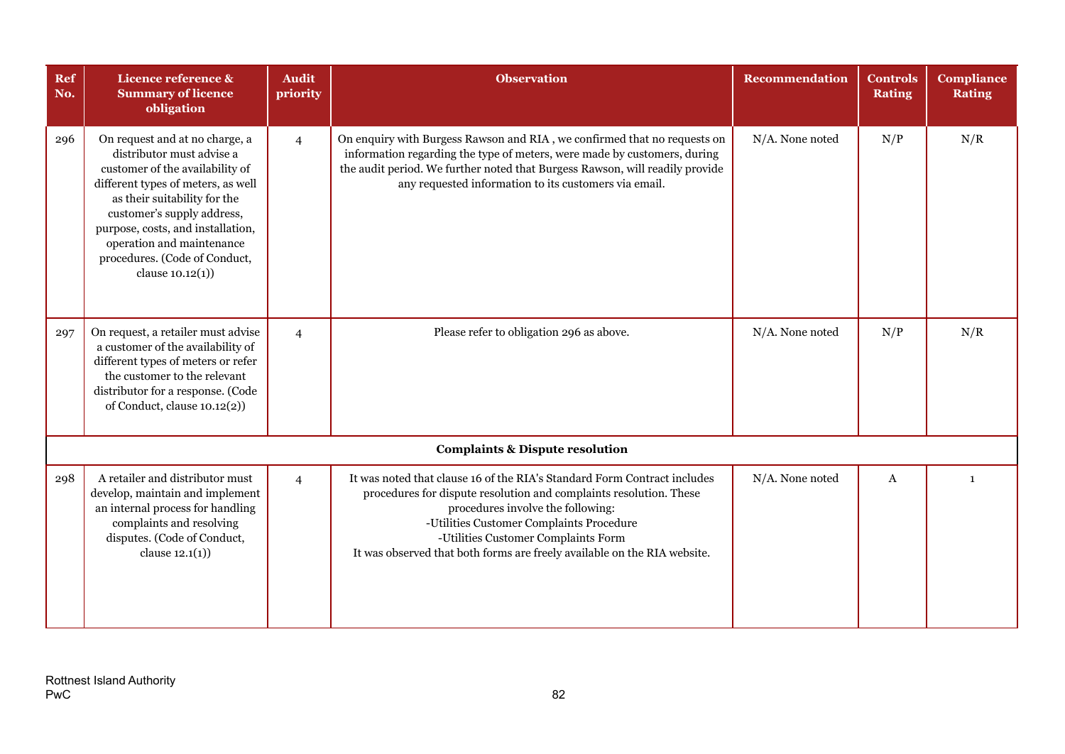| Ref No. | Licence reference & Summary of licence obligation | Audit priority | Observation | Recommendation | Controls Rating | Compliance Rating |
|---|---|---|---|---|---|---|
| 296 | On request and at no charge, a distributor must advise a customer of the availability of different types of meters, as well as their suitability for the customer's supply address, purpose, costs, and installation, operation and maintenance procedures. (Code of Conduct, clause 10.12(1)) | 4 | On enquiry with Burgess Rawson and RIA , we confirmed that no requests on information regarding the type of meters, were made by customers, during the audit period. We further noted that Burgess Rawson, will readily provide any requested information to its customers via email. | N/A. None noted | N/P | N/R |
| 297 | On request, a retailer must advise a customer of the availability of different types of meters or refer the customer to the relevant distributor for a response. (Code of Conduct, clause 10.12(2)) | 4 | Please refer to obligation 296 as above. | N/A. None noted | N/P | N/R |
| **Complaints & Dispute resolution** | | | | | | |
| 298 | A retailer and distributor must develop, maintain and implement an internal process for handling complaints and resolving disputes. (Code of Conduct, clause 12.1(1)) | 4 | It was noted that clause 16 of the RIA's Standard Form Contract includes procedures for dispute resolution and complaints resolution. These procedures involve the following:<br>-Utilities Customer Complaints Procedure<br>-Utilities Customer Complaints Form<br>It was observed that both forms are freely available on the RIA website. | N/A. None noted | A | 1 |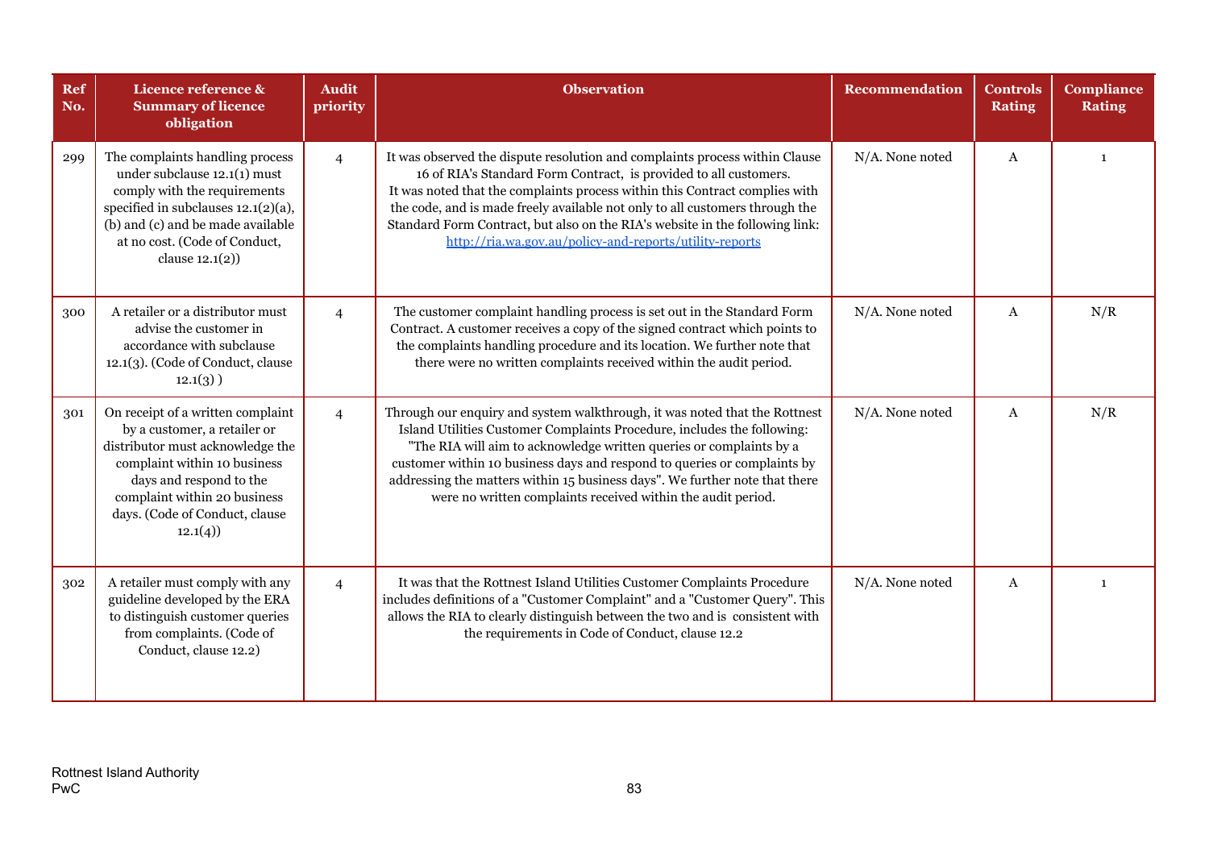| Ref No. | Licence reference & Summary of licence obligation | Audit priority | Observation | Recommendation | Controls Rating | Compliance Rating |
|---|---|---|---|---|---|---|
| 299 | The complaints handling process under subclause 12.1(1) must comply with the requirements specified in subclauses 12.1(2)(a), (b) and (c) and be made available at no cost. (Code of Conduct, clause 12.1(2)) | 4 | It was observed the dispute resolution and complaints process within Clause 16 of RIA's Standard Form Contract, is provided to all customers. It was noted that the complaints process within this Contract complies with the code, and is made freely available not only to all customers through the Standard Form Contract, but also on the RIA's website in the following link: http://ria.wa.gov.au/policy-and-reports/utility-reports | N/A. None noted | A | 1 |
| 300 | A retailer or a distributor must advise the customer in accordance with subclause 12.1(3). (Code of Conduct, clause 12.1(3) ) | 4 | The customer complaint handling process is set out in the Standard Form Contract. A customer receives a copy of the signed contract which points to the complaints handling procedure and its location. We further note that there were no written complaints received within the audit period. | N/A. None noted | A | N/R |
| 301 | On receipt of a written complaint by a customer, a retailer or distributor must acknowledge the complaint within 10 business days and respond to the complaint within 20 business days. (Code of Conduct, clause 12.1(4)) | 4 | Through our enquiry and system walkthrough, it was noted that the Rottnest Island Utilities Customer Complaints Procedure, includes the following: "The RIA will aim to acknowledge written queries or complaints by a customer within 10 business days and respond to queries or complaints by addressing the matters within 15 business days". We further note that there were no written complaints received within the audit period. | N/A. None noted | A | N/R |
| 302 | A retailer must comply with any guideline developed by the ERA to distinguish customer queries from complaints. (Code of Conduct, clause 12.2) | 4 | It was that the Rottnest Island Utilities Customer Complaints Procedure includes definitions of a "Customer Complaint" and a "Customer Query". This allows the RIA to clearly distinguish between the two and is consistent with the requirements in Code of Conduct, clause 12.2 | N/A. None noted | A | 1 |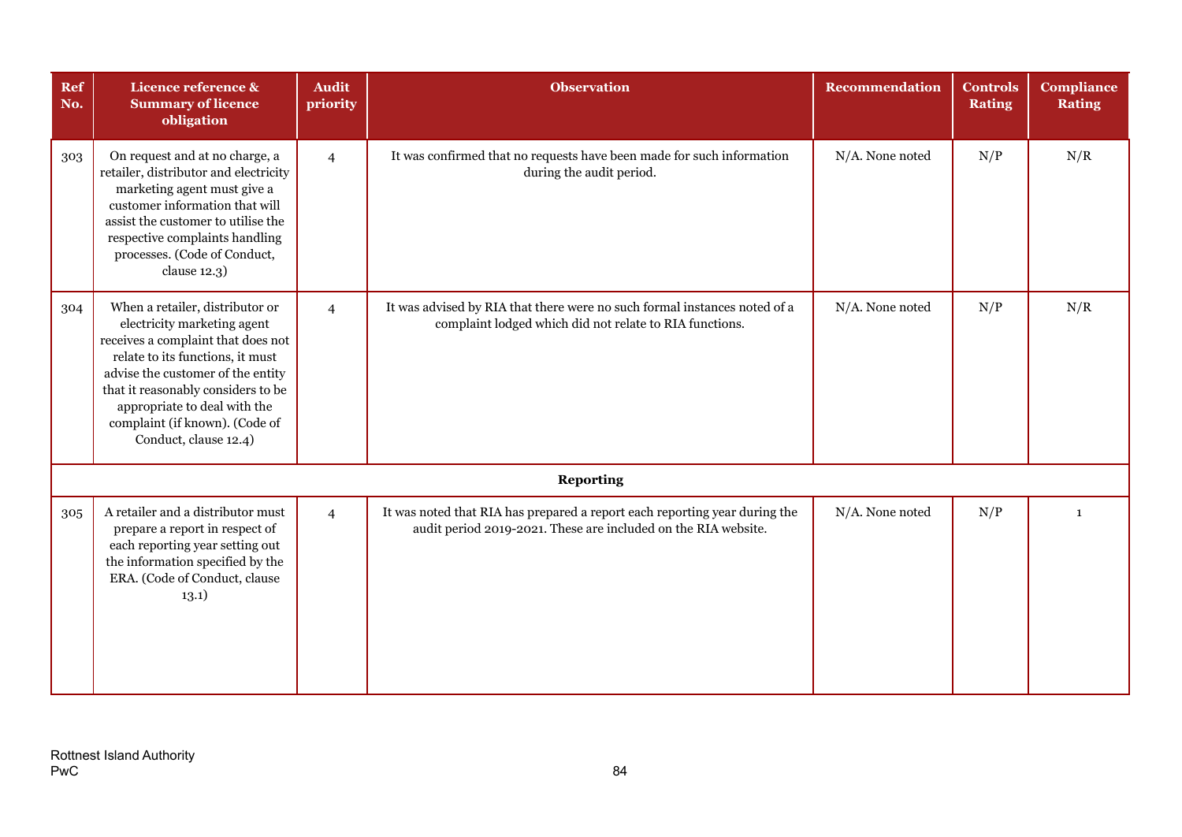| Ref No. | Licence reference & Summary of licence obligation | Audit priority | Observation | Recommendation | Controls Rating | Compliance Rating |
|---|---|---|---|---|---|---|
| 303 | On request and at no charge, a retailer, distributor and electricity marketing agent must give a customer information that will assist the customer to utilise the respective complaints handling processes. (Code of Conduct, clause 12.3) | 4 | It was confirmed that no requests have been made for such information during the audit period. | N/A. None noted | N/P | N/R |
| 304 | When a retailer, distributor or electricity marketing agent receives a complaint that does not relate to its functions, it must advise the customer of the entity that it reasonably considers to be appropriate to deal with the complaint (if known). (Code of Conduct, clause 12.4) | 4 | It was advised by RIA that there were no such formal instances noted of a complaint lodged which did not relate to RIA functions. | N/A. None noted | N/P | N/R |
| | | | **Reporting** | | | |
| 305 | A retailer and a distributor must prepare a report in respect of each reporting year setting out the information specified by the ERA. (Code of Conduct, clause 13.1) | 4 | It was noted that RIA has prepared a report each reporting year during the audit period 2019-2021. These are included on the RIA website. | N/A. None noted | N/P | 1 |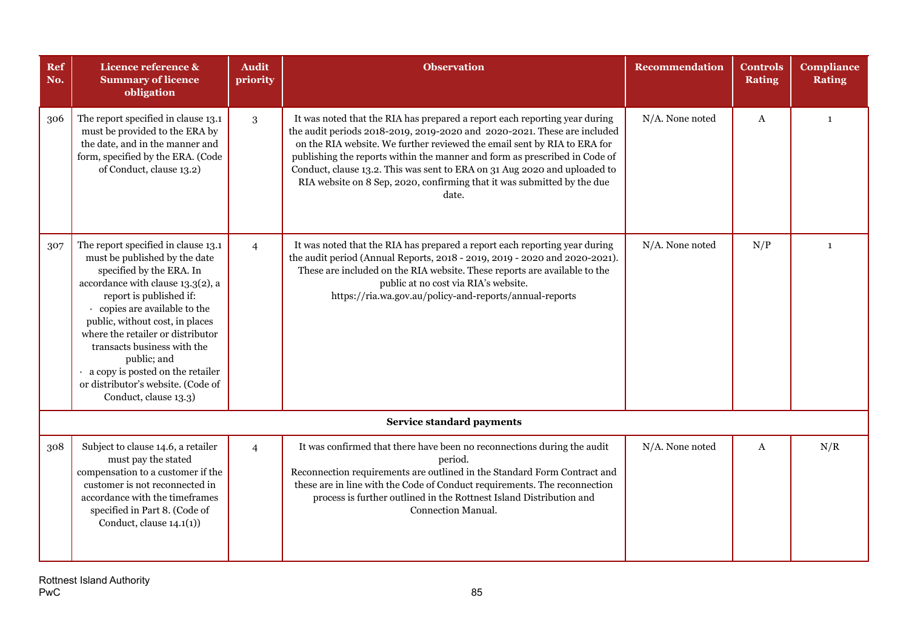| Ref No. | Licence reference & Summary of licence obligation | Audit priority | Observation | Recommendation | Controls Rating | Compliance Rating |
|---|---|---|---|---|---|---|
| 306 | The report specified in clause 13.1 must be provided to the ERA by the date, and in the manner and form, specified by the ERA. (Code of Conduct, clause 13.2) | 3 | It was noted that the RIA has prepared a report each reporting year during the audit periods 2018-2019, 2019-2020 and 2020-2021. These are included on the RIA website. We further reviewed the email sent by RIA to ERA for publishing the reports within the manner and form as prescribed in Code of Conduct, clause 13.2. This was sent to ERA on 31 Aug 2020 and uploaded to RIA website on 8 Sep, 2020, confirming that it was submitted by the due date. | N/A. None noted | A | 1 |
| 307 | The report specified in clause 13.1 must be published by the date specified by the ERA. In accordance with clause 13.3(2), a report is published if:<br>· copies are available to the public, without cost, in places where the retailer or distributor transacts business with the public; and<br>· a copy is posted on the retailer or distributor's website. (Code of Conduct, clause 13.3) | 4 | It was noted that the RIA has prepared a report each reporting year during the audit period (Annual Reports, 2018 - 2019, 2019 - 2020 and 2020-2021). These are included on the RIA website. These reports are available to the public at no cost via RIA's website.<br>https://ria.wa.gov.au/policy-and-reports/annual-reports | N/A. None noted | N/P | 1 |
| | | | **Service standard payments** | | | |
| 308 | Subject to clause 14.6, a retailer must pay the stated compensation to a customer if the customer is not reconnected in accordance with the timeframes specified in Part 8. (Code of Conduct, clause 14.1(1)) | 4 | It was confirmed that there have been no reconnections during the audit period.<br>Reconnection requirements are outlined in the Standard Form Contract and these are in line with the Code of Conduct requirements. The reconnection process is further outlined in the Rottnest Island Distribution and Connection Manual. | N/A. None noted | A | N/R |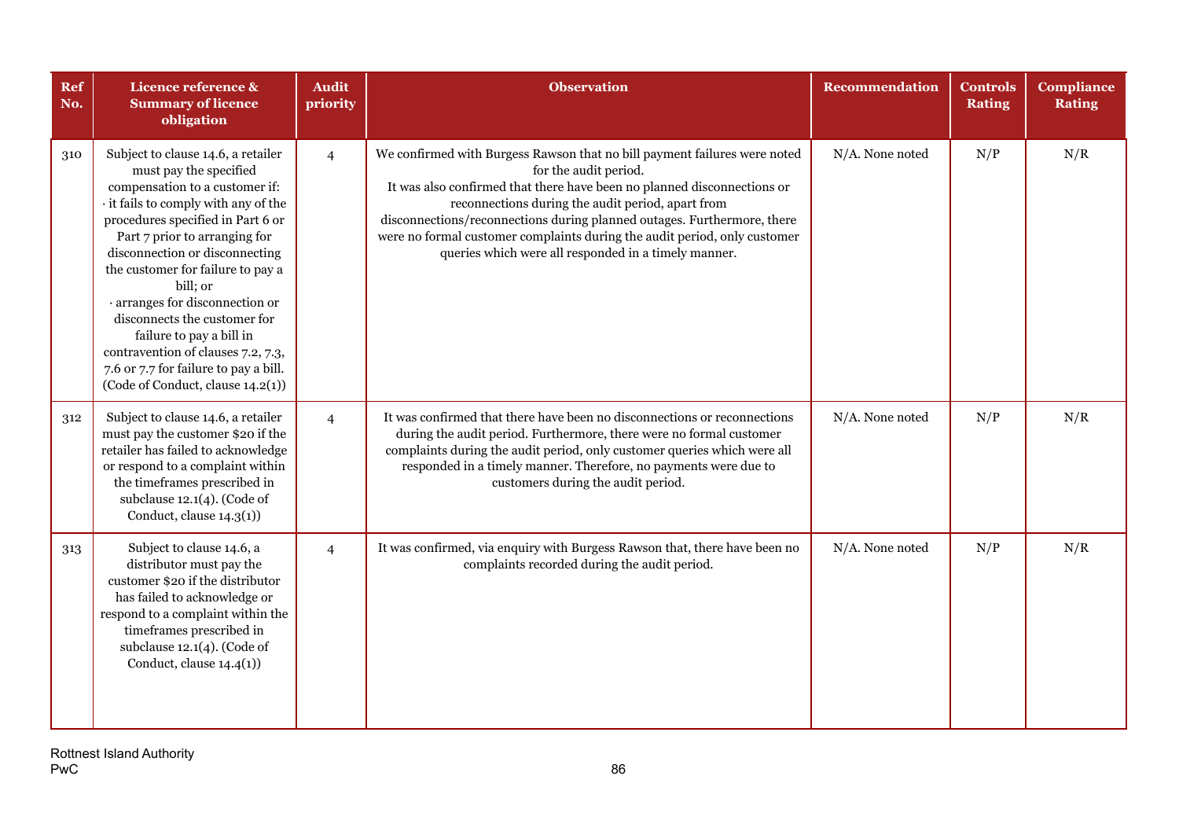| Ref No. | Licence reference & Summary of licence obligation | Audit priority | Observation | Recommendation | Controls Rating | Compliance Rating |
|---|---|---|---|---|---|---|
| 310 | Subject to clause 14.6, a retailer must pay the specified compensation to a customer if:<br>· it fails to comply with any of the procedures specified in Part 6 or Part 7 prior to arranging for disconnection or disconnecting the customer for failure to pay a bill; or<br>· arranges for disconnection or disconnects the customer for failure to pay a bill in contravention of clauses 7.2, 7.3, 7.6 or 7.7 for failure to pay a bill. (Code of Conduct, clause 14.2(1)) | 4 | We confirmed with Burgess Rawson that no bill payment failures were noted for the audit period.<br>It was also confirmed that there have been no planned disconnections or reconnections during the audit period, apart from disconnections/reconnections during planned outages. Furthermore, there were no formal customer complaints during the audit period, only customer queries which were all responded in a timely manner. | N/A. None noted | N/P | N/R |
| 312 | Subject to clause 14.6, a retailer must pay the customer $20 if the retailer has failed to acknowledge or respond to a complaint within the timeframes prescribed in subclause 12.1(4). (Code of Conduct, clause 14.3(1)) | 4 | It was confirmed that there have been no disconnections or reconnections during the audit period. Furthermore, there were no formal customer complaints during the audit period, only customer queries which were all responded in a timely manner. Therefore, no payments were due to customers during the audit period. | N/A. None noted | N/P | N/R |
| 313 | Subject to clause 14.6, a distributor must pay the customer $20 if the distributor has failed to acknowledge or respond to a complaint within the timeframes prescribed in subclause 12.1(4). (Code of Conduct, clause 14.4(1)) | 4 | It was confirmed, via enquiry with Burgess Rawson that, there have been no complaints recorded during the audit period. | N/A. None noted | N/P | N/R |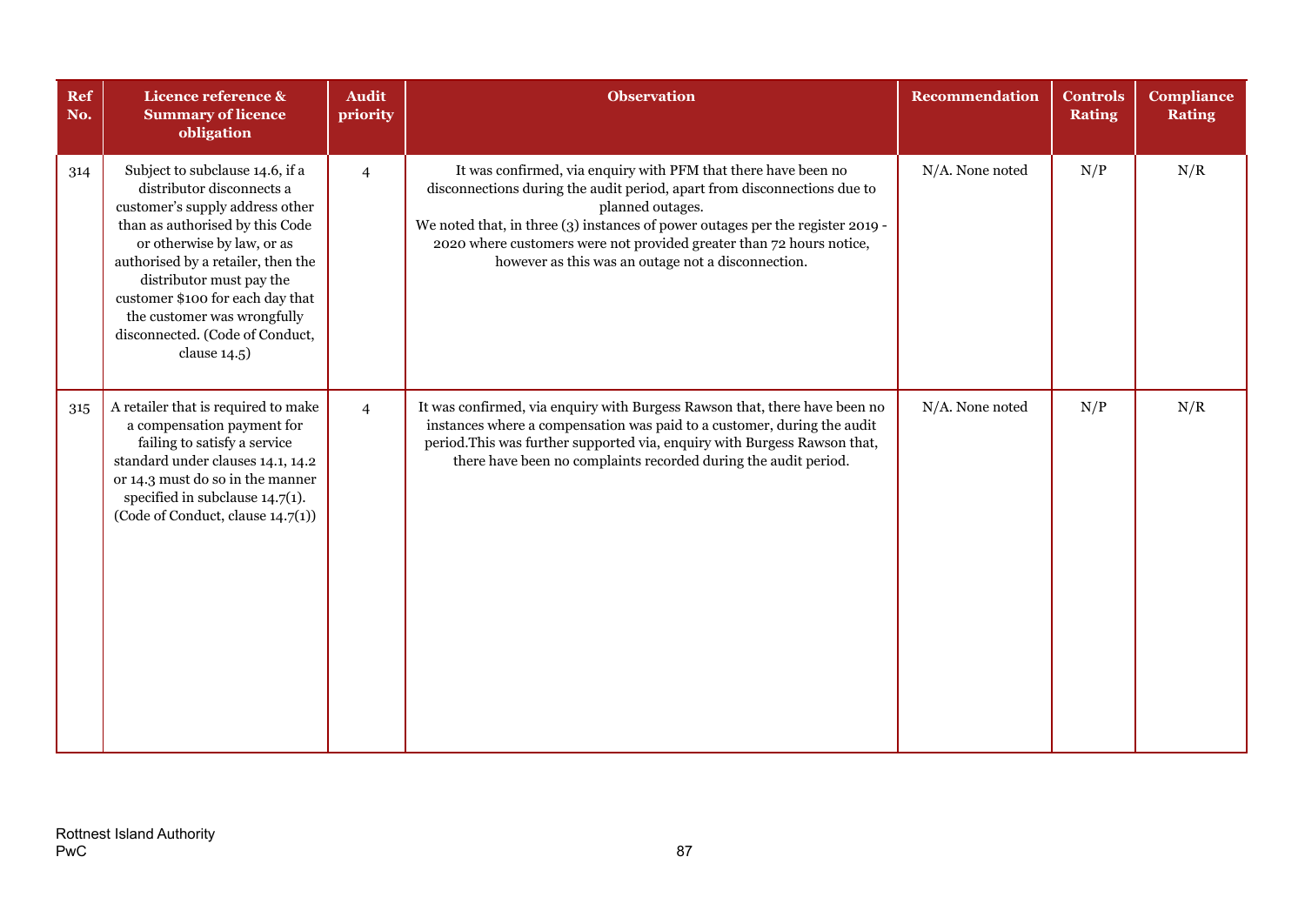| Ref No. | Licence reference & Summary of licence obligation | Audit priority | Observation | Recommendation | Controls Rating | Compliance Rating |
|---|---|---|---|---|---|---|
| 314 | Subject to subclause 14.6, if a distributor disconnects a customer's supply address other than as authorised by this Code or otherwise by law, or as authorised by a retailer, then the distributor must pay the customer $100 for each day that the customer was wrongfully disconnected. (Code of Conduct, clause 14.5) | 4 | It was confirmed, via enquiry with PFM that there have been no disconnections during the audit period, apart from disconnections due to planned outages.<br>We noted that, in three (3) instances of power outages per the register 2019 - 2020 where customers were not provided greater than 72 hours notice, however as this was an outage not a disconnection. | N/A. None noted | N/P | N/R |
| 315 | A retailer that is required to make a compensation payment for failing to satisfy a service standard under clauses 14.1, 14.2 or 14.3 must do so in the manner specified in subclause 14.7(1). (Code of Conduct, clause 14.7(1)) | 4 | It was confirmed, via enquiry with Burgess Rawson that, there have been no instances where a compensation was paid to a customer, during the audit period.This was further supported via, enquiry with Burgess Rawson that, there have been no complaints recorded during the audit period. | N/A. None noted | N/P | N/R |

Rottnest Island Authority
PwC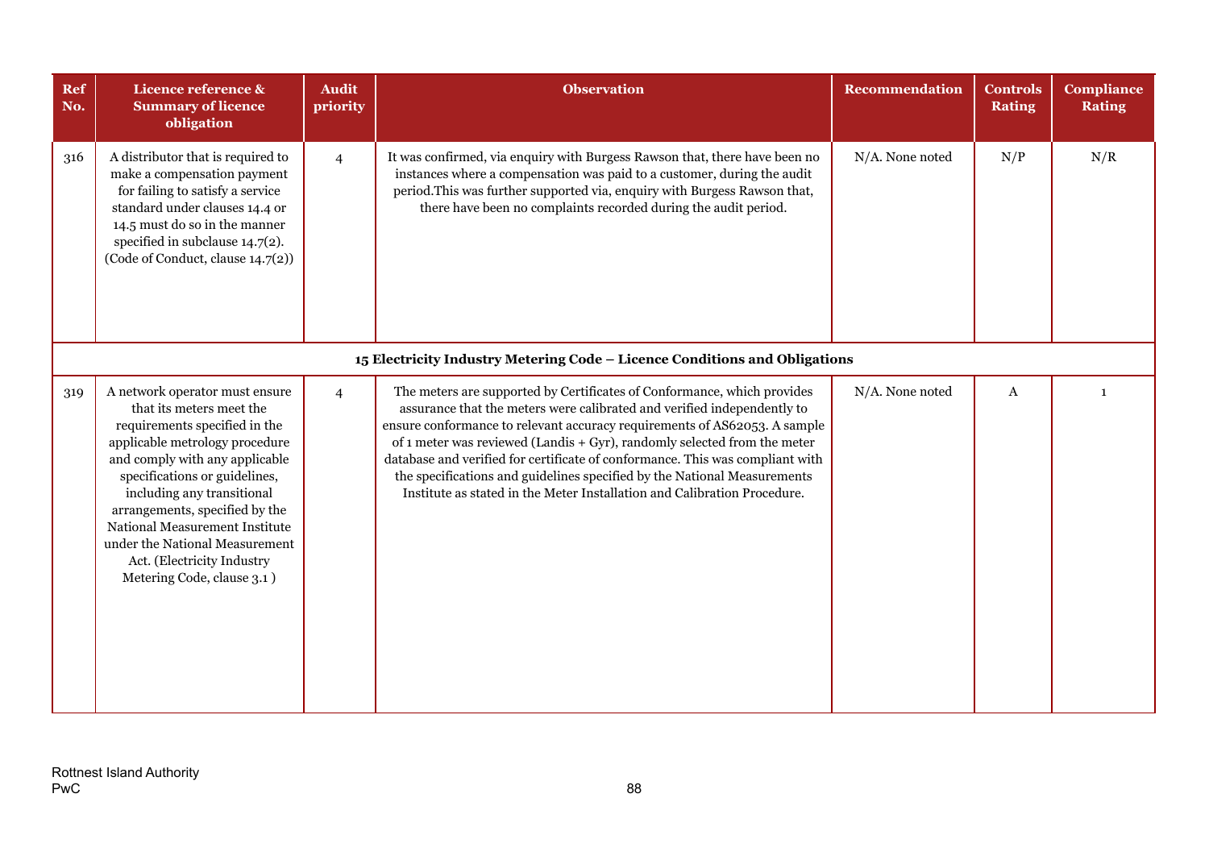| Ref No. | Licence reference & Summary of licence obligation | Audit priority | Observation | Recommendation | Controls Rating | Compliance Rating |
|---|---|---|---|---|---|---|
| 316 | A distributor that is required to make a compensation payment for failing to satisfy a service standard under clauses 14.4 or 14.5 must do so in the manner specified in subclause 14.7(2). (Code of Conduct, clause 14.7(2)) | 4 | It was confirmed, via enquiry with Burgess Rawson that, there have been no instances where a compensation was paid to a customer, during the audit period.This was further supported via, enquiry with Burgess Rawson that, there have been no complaints recorded during the audit period. | N/A. None noted | N/P | N/R |
| **15 Electricity Industry Metering Code – Licence Conditions and Obligations** | | | | | | |
| 319 | A network operator must ensure that its meters meet the requirements specified in the applicable metrology procedure and comply with any applicable specifications or guidelines, including any transitional arrangements, specified by the National Measurement Institute under the National Measurement Act. (Electricity Industry Metering Code, clause 3.1 ) | 4 | The meters are supported by Certificates of Conformance, which provides assurance that the meters were calibrated and verified independently to ensure conformance to relevant accuracy requirements of AS62053. A sample of 1 meter was reviewed (Landis + Gyr), randomly selected from the meter database and verified for certificate of conformance. This was compliant with the specifications and guidelines specified by the National Measurements Institute as stated in the Meter Installation and Calibration Procedure. | N/A. None noted | A | 1 |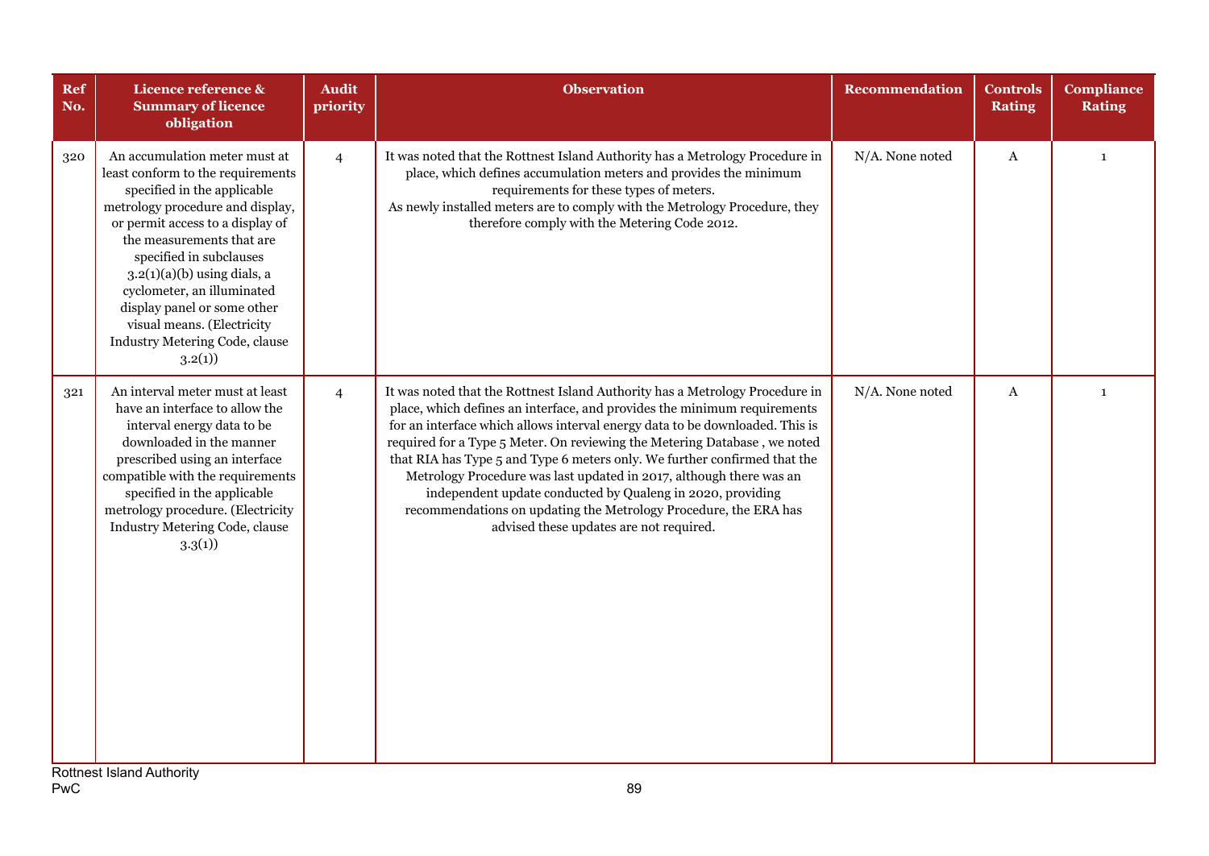| Ref No. | Licence reference & Summary of licence obligation | Audit priority | Observation | Recommendation | Controls Rating | Compliance Rating |
|---|---|---|---|---|---|---|
| 320 | An accumulation meter must at least conform to the requirements specified in the applicable metrology procedure and display, or permit access to a display of the measurements that are specified in subclauses 3.2(1)(a)(b) using dials, a cyclometer, an illuminated display panel or some other visual means. (Electricity Industry Metering Code, clause 3.2(1)) | 4 | It was noted that the Rottnest Island Authority has a Metrology Procedure in place, which defines accumulation meters and provides the minimum requirements for these types of meters.<br>As newly installed meters are to comply with the Metrology Procedure, they therefore comply with the Metering Code 2012. | N/A. None noted | A | 1 |
| 321 | An interval meter must at least have an interface to allow the interval energy data to be downloaded in the manner prescribed using an interface compatible with the requirements specified in the applicable metrology procedure. (Electricity Industry Metering Code, clause 3.3(1)) | 4 | It was noted that the Rottnest Island Authority has a Metrology Procedure in place, which defines an interface, and provides the minimum requirements for an interface which allows interval energy data to be downloaded. This is required for a Type 5 Meter. On reviewing the Metering Database , we noted that RIA has Type 5 and Type 6 meters only. We further confirmed that the Metrology Procedure was last updated in 2017, although there was an independent update conducted by Qualeng in 2020, providing recommendations on updating the Metrology Procedure, the ERA has advised these updates are not required. | N/A. None noted | A | 1 |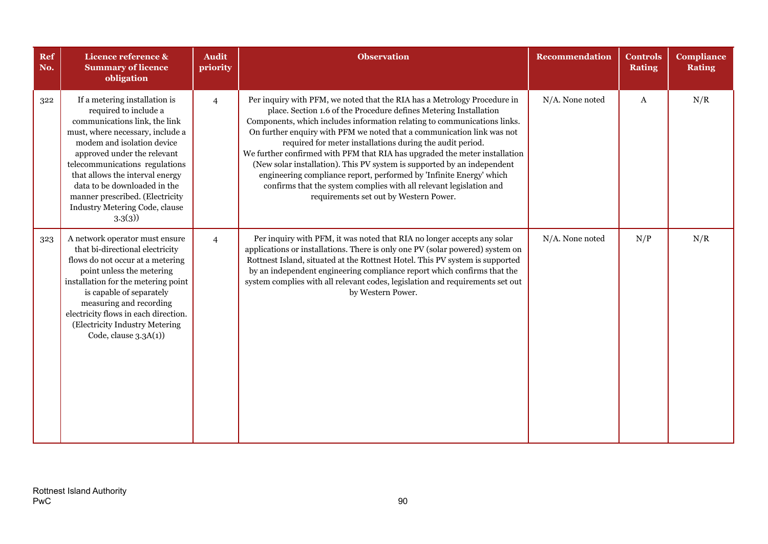| Ref No. | Licence reference & Summary of licence obligation | Audit priority | Observation | Recommendation | Controls Rating | Compliance Rating |
|---|---|---|---|---|---|---|
| 322 | If a metering installation is required to include a communications link, the link must, where necessary, include a modem and isolation device approved under the relevant telecommunications regulations that allows the interval energy data to be downloaded in the manner prescribed. (Electricity Industry Metering Code, clause 3.3(3)) | 4 | Per inquiry with PFM, we noted that the RIA has a Metrology Procedure in place. Section 1.6 of the Procedure defines Metering Installation Components, which includes information relating to communications links. On further enquiry with PFM we noted that a communication link was not required for meter installations during the audit period.<br>We further confirmed with PFM that RIA has upgraded the meter installation (New solar installation). This PV system is supported by an independent engineering compliance report, performed by 'Infinite Energy' which confirms that the system complies with all relevant legislation and requirements set out by Western Power. | N/A. None noted | A | N/R |
| 323 | A network operator must ensure that bi-directional electricity flows do not occur at a metering point unless the metering installation for the metering point is capable of separately measuring and recording electricity flows in each direction. (Electricity Industry Metering Code, clause 3.3A(1)) | 4 | Per inquiry with PFM, it was noted that RIA no longer accepts any solar applications or installations. There is only one PV (solar powered) system on Rottnest Island, situated at the Rottnest Hotel. This PV system is supported by an independent engineering compliance report which confirms that the system complies with all relevant codes, legislation and requirements set out by Western Power. | N/A. None noted | N/P | N/R |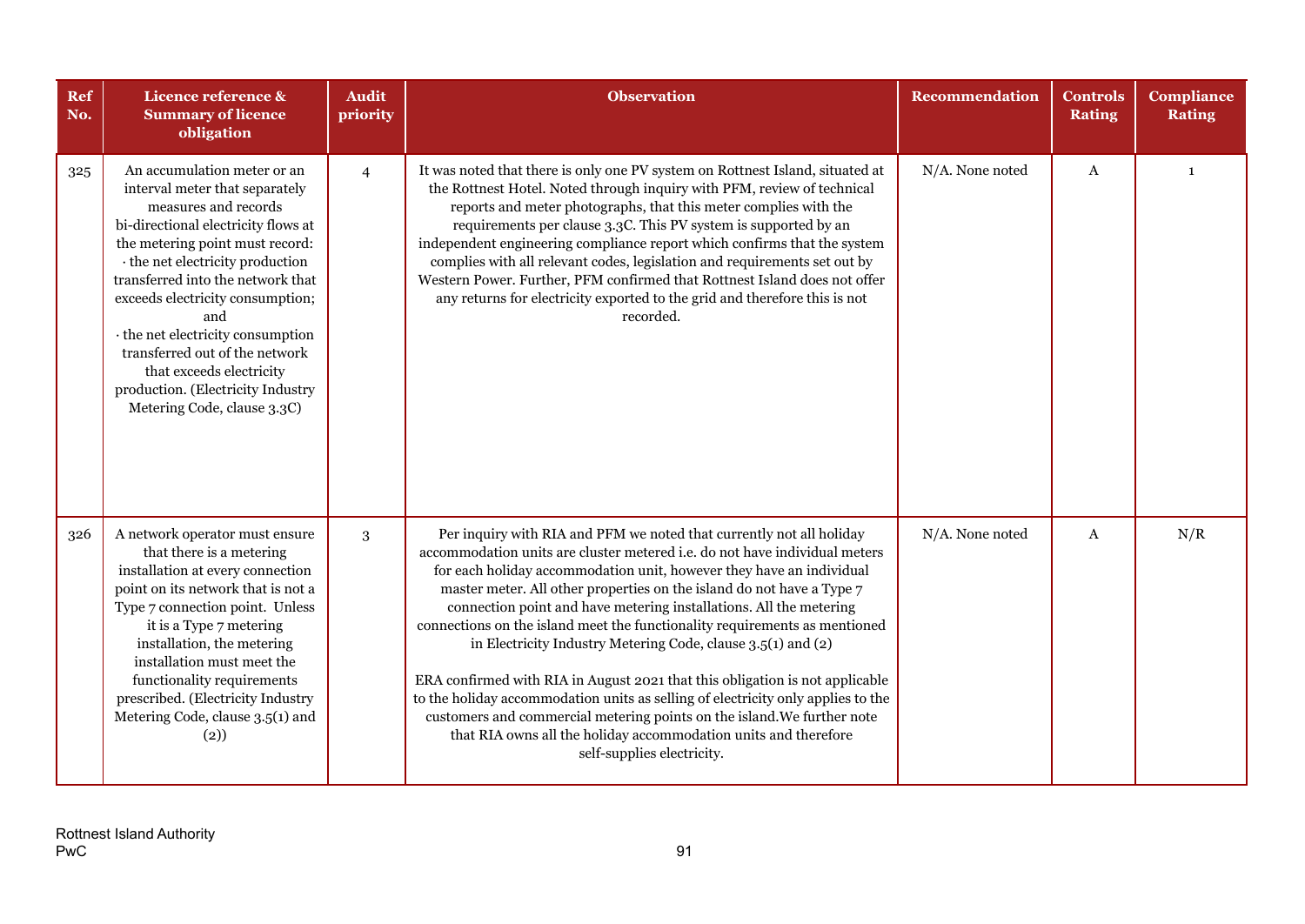| Ref No. | Licence reference & Summary of licence obligation | Audit priority | Observation | Recommendation | Controls Rating | Compliance Rating |
|---|---|---|---|---|---|---|
| 325 | An accumulation meter or an interval meter that separately measures and records bi-directional electricity flows at the metering point must record: · the net electricity production transferred into the network that exceeds electricity consumption; and · the net electricity consumption transferred out of the network that exceeds electricity production. (Electricity Industry Metering Code, clause 3.3C) | 4 | It was noted that there is only one PV system on Rottnest Island, situated at the Rottnest Hotel. Noted through inquiry with PFM, review of technical reports and meter photographs, that this meter complies with the requirements per clause 3.3C. This PV system is supported by an independent engineering compliance report which confirms that the system complies with all relevant codes, legislation and requirements set out by Western Power. Further, PFM confirmed that Rottnest Island does not offer any returns for electricity exported to the grid and therefore this is not recorded. | N/A. None noted | A | 1 |
| 326 | A network operator must ensure that there is a metering installation at every connection point on its network that is not a Type 7 connection point. Unless it is a Type 7 metering installation, the metering installation must meet the functionality requirements prescribed. (Electricity Industry Metering Code, clause 3.5(1) and (2)) | 3 | Per inquiry with RIA and PFM we noted that currently not all holiday accommodation units are cluster metered i.e. do not have individual meters for each holiday accommodation unit, however they have an individual master meter. All other properties on the island do not have a Type 7 connection point and have metering installations. All the metering connections on the island meet the functionality requirements as mentioned in Electricity Industry Metering Code, clause 3.5(1) and (2)<br><br>ERA confirmed with RIA in August 2021 that this obligation is not applicable to the holiday accommodation units as selling of electricity only applies to the customers and commercial metering points on the island.We further note that RIA owns all the holiday accommodation units and therefore self-supplies electricity. | N/A. None noted | A | N/R |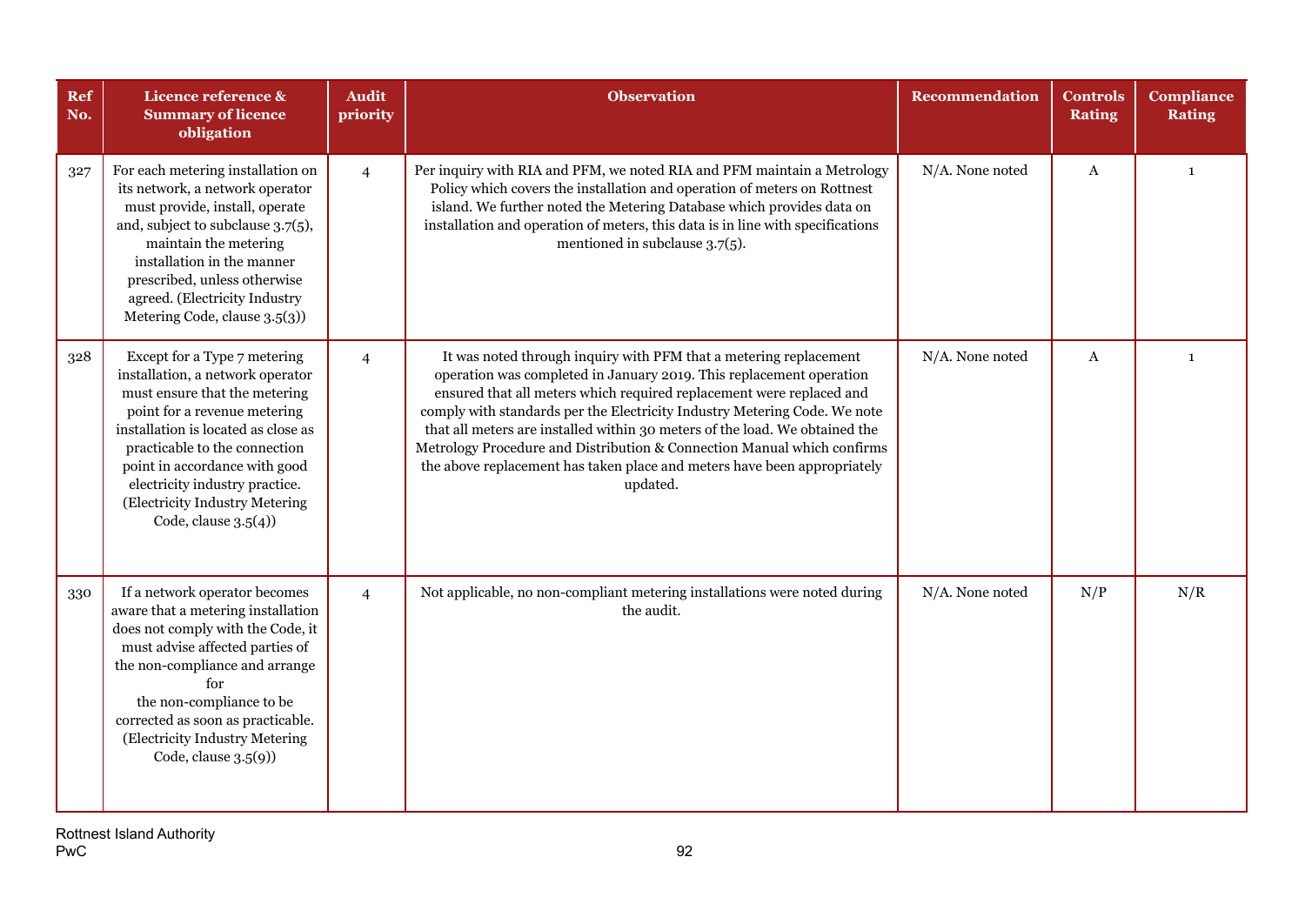| Ref No. | Licence reference & Summary of licence obligation | Audit priority | Observation | Recommendation | Controls Rating | Compliance Rating |
|---|---|---|---|---|---|---|
| 327 | For each metering installation on its network, a network operator must provide, install, operate and, subject to subclause 3.7(5), maintain the metering installation in the manner prescribed, unless otherwise agreed. (Electricity Industry Metering Code, clause 3.5(3)) | 4 | Per inquiry with RIA and PFM, we noted RIA and PFM maintain a Metrology Policy which covers the installation and operation of meters on Rottnest island. We further noted the Metering Database which provides data on installation and operation of meters, this data is in line with specifications mentioned in subclause 3.7(5). | N/A. None noted | A | 1 |
| 328 | Except for a Type 7 metering installation, a network operator must ensure that the metering point for a revenue metering installation is located as close as practicable to the connection point in accordance with good electricity industry practice. (Electricity Industry Metering Code, clause 3.5(4)) | 4 | It was noted through inquiry with PFM that a metering replacement operation was completed in January 2019. This replacement operation ensured that all meters which required replacement were replaced and comply with standards per the Electricity Industry Metering Code. We note that all meters are installed within 30 meters of the load. We obtained the Metrology Procedure and Distribution & Connection Manual which confirms the above replacement has taken place and meters have been appropriately updated. | N/A. None noted | A | 1 |
| 330 | If a network operator becomes aware that a metering installation does not comply with the Code, it must advise affected parties of the non-compliance and arrange for the non-compliance to be corrected as soon as practicable. (Electricity Industry Metering Code, clause 3.5(9)) | 4 | Not applicable, no non-compliant metering installations were noted during the audit. | N/A. None noted | N/P | N/R |

Rottnest Island Authority
PwC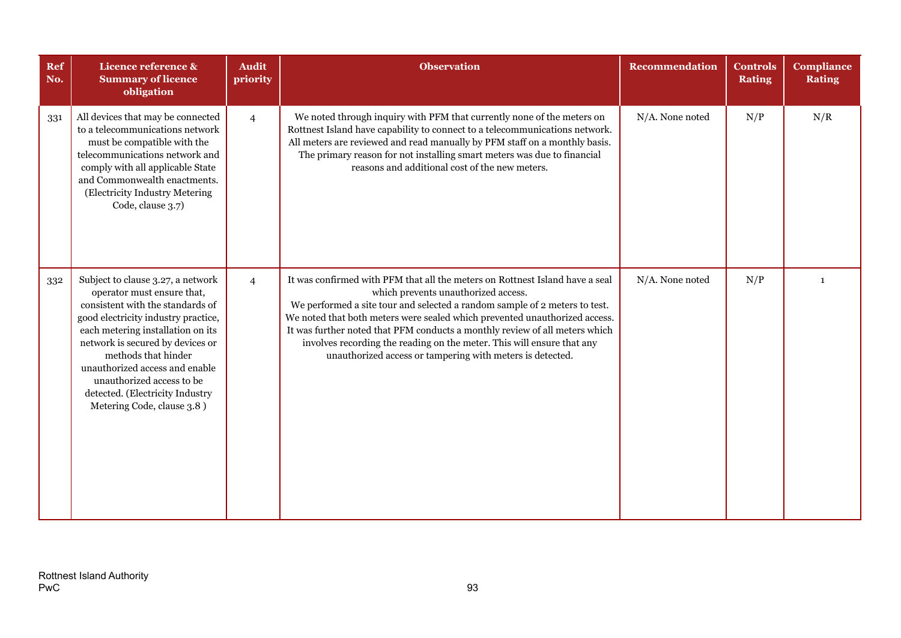| Ref No. | Licence reference & Summary of licence obligation | Audit priority | Observation | Recommendation | Controls Rating | Compliance Rating |
|---|---|---|---|---|---|---|
| 331 | All devices that may be connected to a telecommunications network must be compatible with the telecommunications network and comply with all applicable State and Commonwealth enactments. (Electricity Industry Metering Code, clause 3.7) | 4 | We noted through inquiry with PFM that currently none of the meters on Rottnest Island have capability to connect to a telecommunications network. All meters are reviewed and read manually by PFM staff on a monthly basis. The primary reason for not installing smart meters was due to financial reasons and additional cost of the new meters. | N/A. None noted | N/P | N/R |
| 332 | Subject to clause 3.27, a network operator must ensure that, consistent with the standards of good electricity industry practice, each metering installation on its network is secured by devices or methods that hinder unauthorized access and enable unauthorized access to be detected. (Electricity Industry Metering Code, clause 3.8 ) | 4 | It was confirmed with PFM that all the meters on Rottnest Island have a seal which prevents unauthorized access.<br>We performed a site tour and selected a random sample of 2 meters to test. We noted that both meters were sealed which prevented unauthorized access. It was further noted that PFM conducts a monthly review of all meters which involves recording the reading on the meter. This will ensure that any unauthorized access or tampering with meters is detected. | N/A. None noted | N/P | 1 |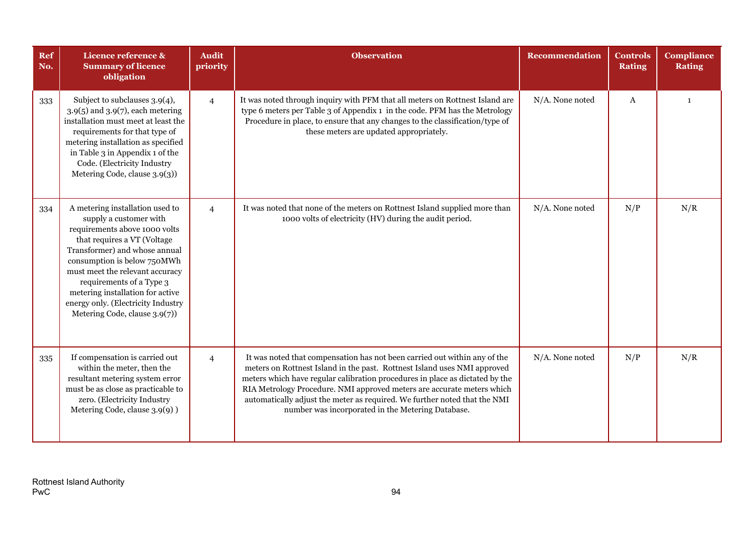| Ref No. | Licence reference & Summary of licence obligation | Audit priority | Observation | Recommendation | Controls Rating | Compliance Rating |
|---|---|---|---|---|---|---|
| 333 | Subject to subclauses 3.9(4), 3.9(5) and 3.9(7), each metering installation must meet at least the requirements for that type of metering installation as specified in Table 3 in Appendix 1 of the Code. (Electricity Industry Metering Code, clause 3.9(3)) | 4 | It was noted through inquiry with PFM that all meters on Rottnest Island are type 6 meters per Table 3 of Appendix 1 in the code. PFM has the Metrology Procedure in place, to ensure that any changes to the classification/type of these meters are updated appropriately. | N/A. None noted | A | 1 |
| 334 | A metering installation used to supply a customer with requirements above 1000 volts that requires a VT (Voltage Transformer) and whose annual consumption is below 750MWh must meet the relevant accuracy requirements of a Type 3 metering installation for active energy only. (Electricity Industry Metering Code, clause 3.9(7)) | 4 | It was noted that none of the meters on Rottnest Island supplied more than 1000 volts of electricity (HV) during the audit period. | N/A. None noted | N/P | N/R |
| 335 | If compensation is carried out within the meter, then the resultant metering system error must be as close as practicable to zero. (Electricity Industry Metering Code, clause 3.9(9) ) | 4 | It was noted that compensation has not been carried out within any of the meters on Rottnest Island in the past. Rottnest Island uses NMI approved meters which have regular calibration procedures in place as dictated by the RIA Metrology Procedure. NMI approved meters are accurate meters which automatically adjust the meter as required. We further noted that the NMI number was incorporated in the Metering Database. | N/A. None noted | N/P | N/R |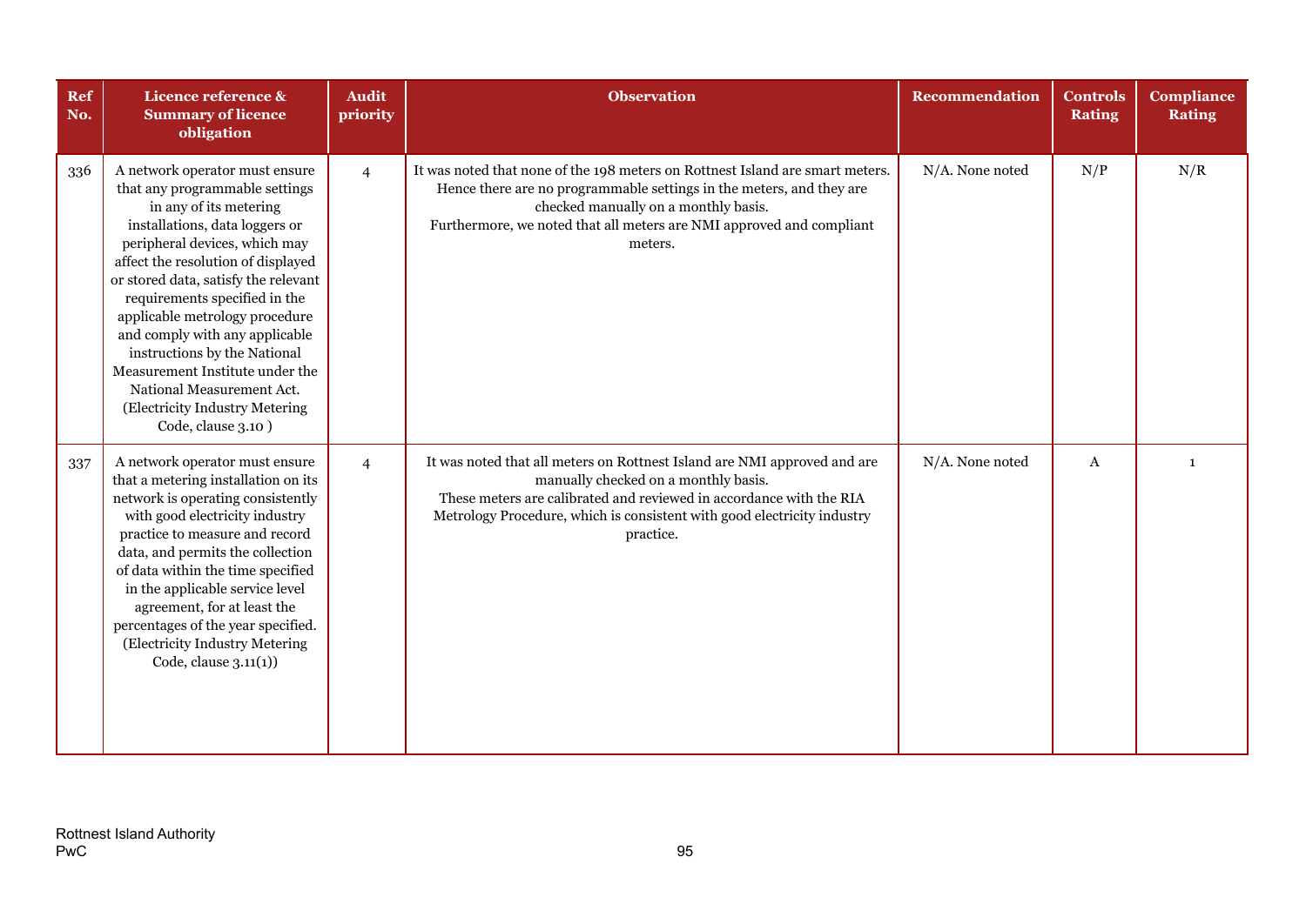| Ref No. | Licence reference & Summary of licence obligation | Audit priority | Observation | Recommendation | Controls Rating | Compliance Rating |
|---|---|---|---|---|---|---|
| 336 | A network operator must ensure that any programmable settings in any of its metering installations, data loggers or peripheral devices, which may affect the resolution of displayed or stored data, satisfy the relevant requirements specified in the applicable metrology procedure and comply with any applicable instructions by the National Measurement Institute under the National Measurement Act. (Electricity Industry Metering Code, clause 3.10 ) | 4 | It was noted that none of the 198 meters on Rottnest Island are smart meters. Hence there are no programmable settings in the meters, and they are checked manually on a monthly basis.<br>Furthermore, we noted that all meters are NMI approved and compliant meters. | N/A. None noted | N/P | N/R |
| 337 | A network operator must ensure that a metering installation on its network is operating consistently with good electricity industry practice to measure and record data, and permits the collection of data within the time specified in the applicable service level agreement, for at least the percentages of the year specified. (Electricity Industry Metering Code, clause 3.11(1)) | 4 | It was noted that all meters on Rottnest Island are NMI approved and are manually checked on a monthly basis.<br>These meters are calibrated and reviewed in accordance with the RIA Metrology Procedure, which is consistent with good electricity industry practice. | N/A. None noted | A | 1 |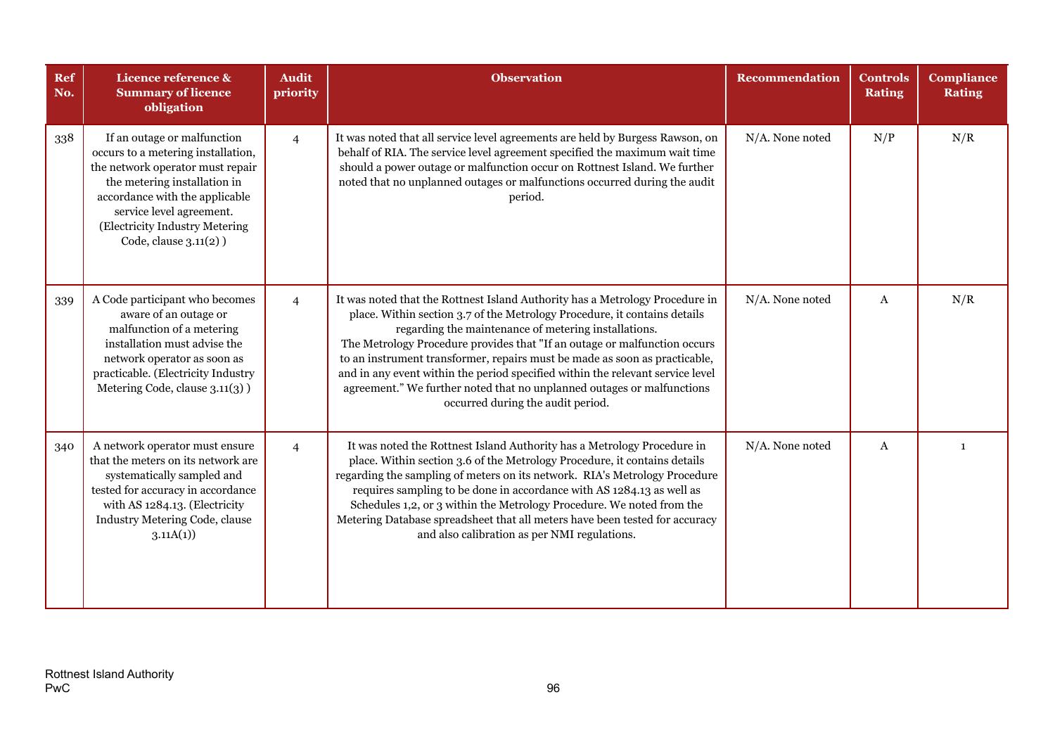| Ref No. | Licence reference & Summary of licence obligation | Audit priority | Observation | Recommendation | Controls Rating | Compliance Rating |
|---|---|---|---|---|---|---|
| 338 | If an outage or malfunction occurs to a metering installation, the network operator must repair the metering installation in accordance with the applicable service level agreement. (Electricity Industry Metering Code, clause 3.11(2) ) | 4 | It was noted that all service level agreements are held by Burgess Rawson, on behalf of RIA. The service level agreement specified the maximum wait time should a power outage or malfunction occur on Rottnest Island. We further noted that no unplanned outages or malfunctions occurred during the audit period. | N/A. None noted | N/P | N/R |
| 339 | A Code participant who becomes aware of an outage or malfunction of a metering installation must advise the network operator as soon as practicable. (Electricity Industry Metering Code, clause 3.11(3) ) | 4 | It was noted that the Rottnest Island Authority has a Metrology Procedure in place. Within section 3.7 of the Metrology Procedure, it contains details regarding the maintenance of metering installations. The Metrology Procedure provides that "If an outage or malfunction occurs to an instrument transformer, repairs must be made as soon as practicable, and in any event within the period specified within the relevant service level agreement." We further noted that no unplanned outages or malfunctions occurred during the audit period. | N/A. None noted | A | N/R |
| 340 | A network operator must ensure that the meters on its network are systematically sampled and tested for accuracy in accordance with AS 1284.13. (Electricity Industry Metering Code, clause 3.11A(1)) | 4 | It was noted the Rottnest Island Authority has a Metrology Procedure in place. Within section 3.6 of the Metrology Procedure, it contains details regarding the sampling of meters on its network. RIA's Metrology Procedure requires sampling to be done in accordance with AS 1284.13 as well as Schedules 1,2, or 3 within the Metrology Procedure. We noted from the Metering Database spreadsheet that all meters have been tested for accuracy and also calibration as per NMI regulations. | N/A. None noted | A | 1 |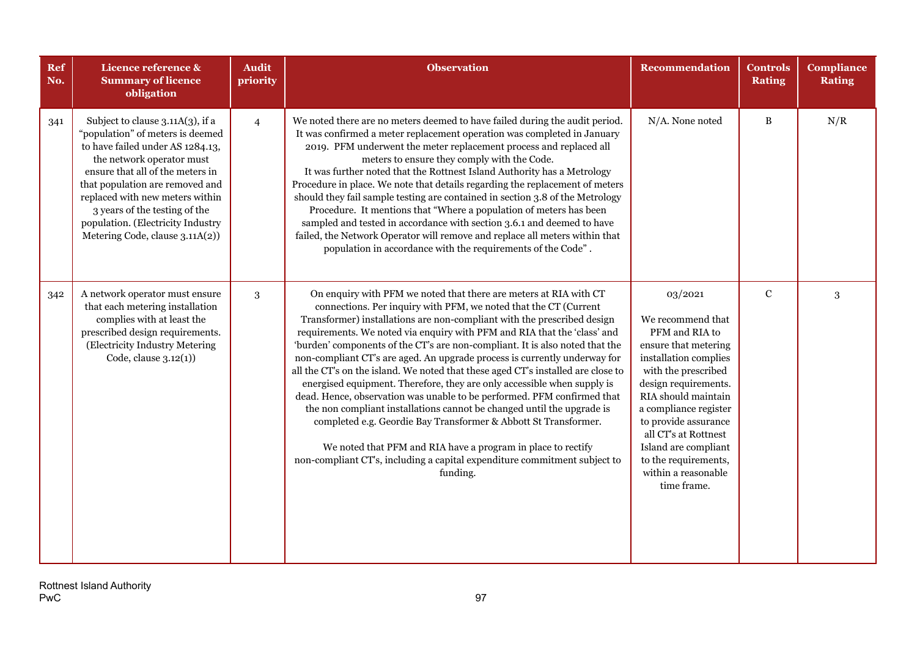| Ref No. | Licence reference & Summary of licence obligation | Audit priority | Observation | Recommendation | Controls Rating | Compliance Rating |
|---|---|---|---|---|---|---|
| 341 | Subject to clause 3.11A(3), if a "population" of meters is deemed to have failed under AS 1284.13, the network operator must ensure that all of the meters in that population are removed and replaced with new meters within 3 years of the testing of the population. (Electricity Industry Metering Code, clause 3.11A(2)) | 4 | We noted there are no meters deemed to have failed during the audit period. It was confirmed a meter replacement operation was completed in January 2019. PFM underwent the meter replacement process and replaced all meters to ensure they comply with the Code.<br>It was further noted that the Rottnest Island Authority has a Metrology Procedure in place. We note that details regarding the replacement of meters should they fail sample testing are contained in section 3.8 of the Metrology Procedure. It mentions that "Where a population of meters has been sampled and tested in accordance with section 3.6.1 and deemed to have failed, the Network Operator will remove and replace all meters within that population in accordance with the requirements of the Code" . | N/A. None noted | B | N/R |
| 342 | A network operator must ensure that each metering installation complies with at least the prescribed design requirements. (Electricity Industry Metering Code, clause 3.12(1)) | 3 | On enquiry with PFM we noted that there are meters at RIA with CT connections. Per inquiry with PFM, we noted that the CT (Current Transformer) installations are non-compliant with the prescribed design requirements. We noted via enquiry with PFM and RIA that the 'class' and 'burden' components of the CT's are non-compliant. It is also noted that the non-compliant CT's are aged. An upgrade process is currently underway for all the CT's on the island. We noted that these aged CT's installed are close to energised equipment. Therefore, they are only accessible when supply is dead. Hence, observation was unable to be performed. PFM confirmed that the non compliant installations cannot be changed until the upgrade is completed e.g. Geordie Bay Transformer & Abbott St Transformer.<br><br>We noted that PFM and RIA have a program in place to rectify non-compliant CT's, including a capital expenditure commitment subject to funding. | 03/2021<br><br>We recommend that PFM and RIA to ensure that metering installation complies with the prescribed design requirements. RIA should maintain a compliance register to provide assurance all CT's at Rottnest Island are compliant to the requirements, within a reasonable time frame. | C | 3 |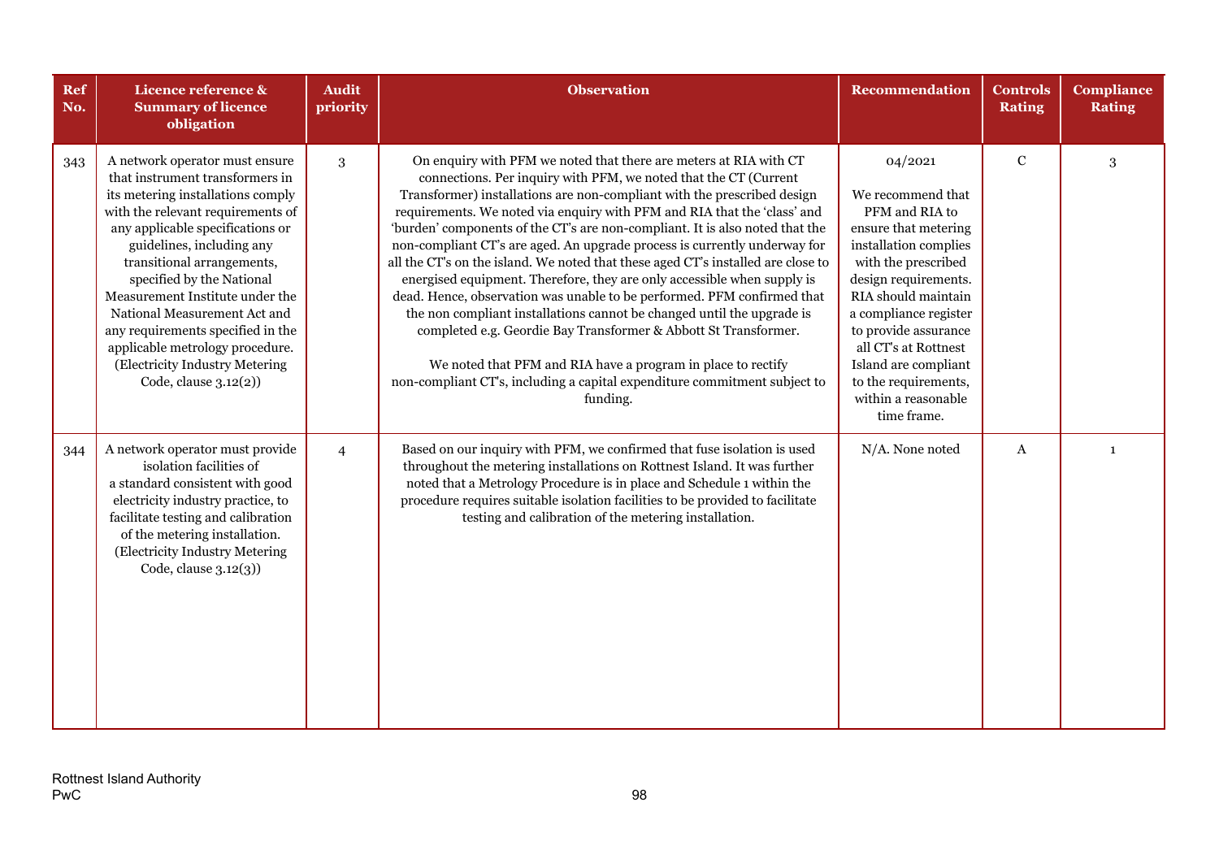| Ref No. | Licence reference & Summary of licence obligation | Audit priority | Observation | Recommendation | Controls Rating | Compliance Rating |
|---|---|---|---|---|---|---|
| 343 | A network operator must ensure that instrument transformers in its metering installations comply with the relevant requirements of any applicable specifications or guidelines, including any transitional arrangements, specified by the National Measurement Institute under the National Measurement Act and any requirements specified in the applicable metrology procedure. (Electricity Industry Metering Code, clause 3.12(2)) | 3 | On enquiry with PFM we noted that there are meters at RIA with CT connections. Per inquiry with PFM, we noted that the CT (Current Transformer) installations are non-compliant with the prescribed design requirements. We noted via enquiry with PFM and RIA that the 'class' and 'burden' components of the CT's are non-compliant. It is also noted that the non-compliant CT's are aged. An upgrade process is currently underway for all the CT's on the island. We noted that these aged CT's installed are close to energised equipment. Therefore, they are only accessible when supply is dead. Hence, observation was unable to be performed. PFM confirmed that the non compliant installations cannot be changed until the upgrade is completed e.g. Geordie Bay Transformer & Abbott St Transformer.<br><br>We noted that PFM and RIA have a program in place to rectify non-compliant CT's, including a capital expenditure commitment subject to funding. | 04/2021<br><br>We recommend that PFM and RIA to ensure that metering installation complies with the prescribed design requirements. RIA should maintain a compliance register to provide assurance all CT's at Rottnest Island are compliant to the requirements, within a reasonable time frame. | C | 3 |
| 344 | A network operator must provide isolation facilities of a standard consistent with good electricity industry practice, to facilitate testing and calibration of the metering installation. (Electricity Industry Metering Code, clause 3.12(3)) | 4 | Based on our inquiry with PFM, we confirmed that fuse isolation is used throughout the metering installations on Rottnest Island. It was further noted that a Metrology Procedure is in place and Schedule 1 within the procedure requires suitable isolation facilities to be provided to facilitate testing and calibration of the metering installation. | N/A. None noted | A | 1 |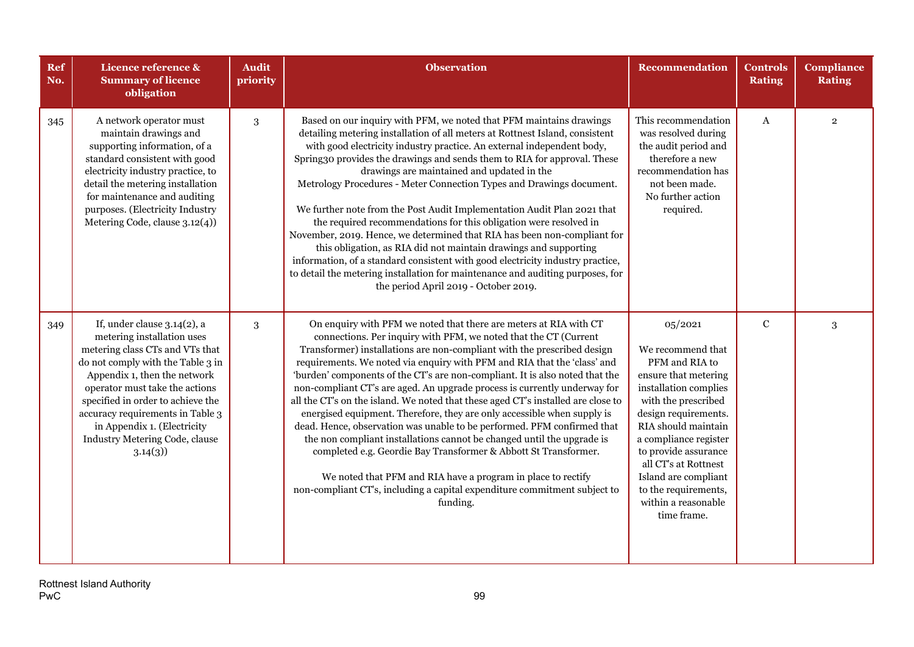| Ref No. | Licence reference & Summary of licence obligation | Audit priority | Observation | Recommendation | Controls Rating | Compliance Rating |
|---|---|---|---|---|---|---|
| 345 | A network operator must maintain drawings and supporting information, of a standard consistent with good electricity industry practice, to detail the metering installation for maintenance and auditing purposes. (Electricity Industry Metering Code, clause 3.12(4)) | 3 | Based on our inquiry with PFM, we noted that PFM maintains drawings detailing metering installation of all meters at Rottnest Island, consistent with good electricity industry practice. An external independent body, Spring30 provides the drawings and sends them to RIA for approval. These drawings are maintained and updated in the Metrology Procedures - Meter Connection Types and Drawings document.<br><br>We further note from the Post Audit Implementation Audit Plan 2021 that the required recommendations for this obligation were resolved in November, 2019. Hence, we determined that RIA has been non-compliant for this obligation, as RIA did not maintain drawings and supporting information, of a standard consistent with good electricity industry practice, to detail the metering installation for maintenance and auditing purposes, for the period April 2019 - October 2019. | This recommendation was resolved during the audit period and therefore a new recommendation has not been made. No further action required. | A | 2 |
| 349 | If, under clause 3.14(2), a metering installation uses metering class CTs and VTs that do not comply with the Table 3 in Appendix 1, then the network operator must take the actions specified in order to achieve the accuracy requirements in Table 3 in Appendix 1. (Electricity Industry Metering Code, clause 3.14(3)) | 3 | On enquiry with PFM we noted that there are meters at RIA with CT connections. Per inquiry with PFM, we noted that the CT (Current Transformer) installations are non-compliant with the prescribed design requirements. We noted via enquiry with PFM and RIA that the 'class' and 'burden' components of the CT's are non-compliant. It is also noted that the non-compliant CT's are aged. An upgrade process is currently underway for all the CT's on the island. We noted that these aged CT's installed are close to energised equipment. Therefore, they are only accessible when supply is dead. Hence, observation was unable to be performed. PFM confirmed that the non compliant installations cannot be changed until the upgrade is completed e.g. Geordie Bay Transformer & Abbott St Transformer.<br><br>We noted that PFM and RIA have a program in place to rectify non-compliant CT's, including a capital expenditure commitment subject to funding. | 05/2021<br><br>We recommend that PFM and RIA to ensure that metering installation complies with the prescribed design requirements. RIA should maintain a compliance register to provide assurance all CT's at Rottnest Island are compliant to the requirements, within a reasonable time frame. | C | 3 |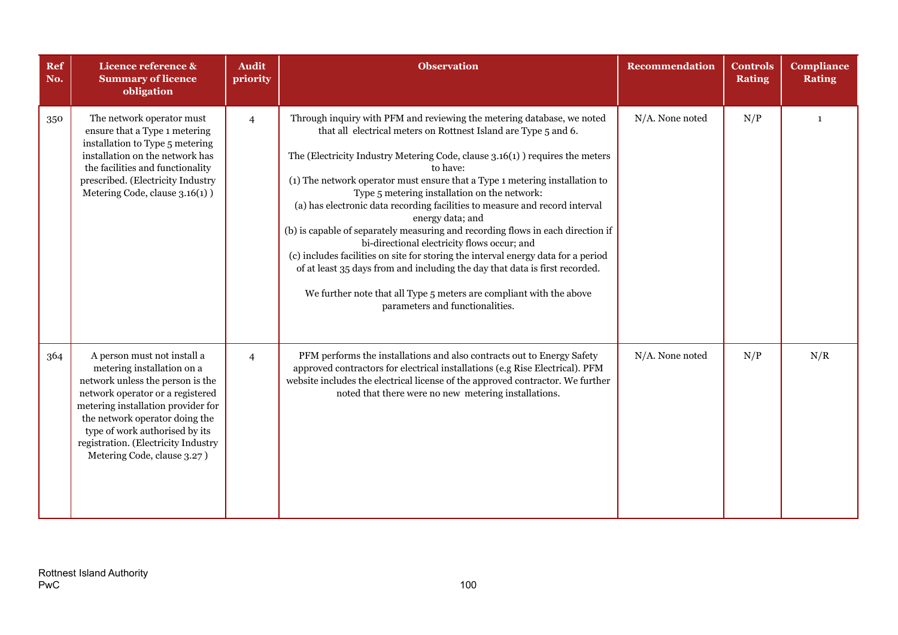| Ref No. | Licence reference & Summary of licence obligation | Audit priority | Observation | Recommendation | Controls Rating | Compliance Rating |
|---|---|---|---|---|---|---|
| 350 | The network operator must ensure that a Type 1 metering installation to Type 5 metering installation on the network has the facilities and functionality prescribed. (Electricity Industry Metering Code, clause 3.16(1) ) | 4 | Through inquiry with PFM and reviewing the metering database, we noted that all electrical meters on Rottnest Island are Type 5 and 6.<br><br>The (Electricity Industry Metering Code, clause 3.16(1) ) requires the meters to have:<br>(1) The network operator must ensure that a Type 1 metering installation to Type 5 metering installation on the network:<br>(a) has electronic data recording facilities to measure and record interval energy data; and<br>(b) is capable of separately measuring and recording flows in each direction if bi-directional electricity flows occur; and<br>(c) includes facilities on site for storing the interval energy data for a period of at least 35 days from and including the day that data is first recorded.<br><br>We further note that all Type 5 meters are compliant with the above parameters and functionalities. | N/A. None noted | N/P | 1 |
| 364 | A person must not install a metering installation on a network unless the person is the network operator or a registered metering installation provider for the network operator doing the type of work authorised by its registration. (Electricity Industry Metering Code, clause 3.27 ) | 4 | PFM performs the installations and also contracts out to Energy Safety approved contractors for electrical installations (e.g Rise Electrical). PFM website includes the electrical license of the approved contractor. We further noted that there were no new metering installations. | N/A. None noted | N/P | N/R |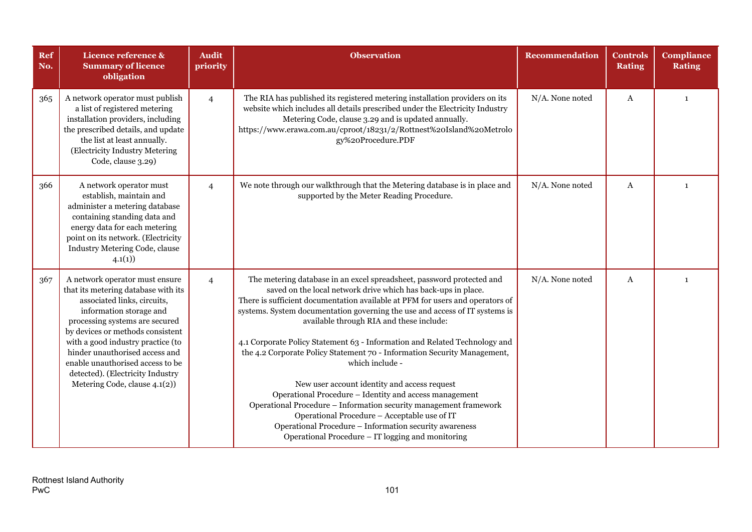| Ref No. | Licence reference & Summary of licence obligation | Audit priority | Observation | Recommendation | Controls Rating | Compliance Rating |
|---|---|---|---|---|---|---|
| 365 | A network operator must publish a list of registered metering installation providers, including the prescribed details, and update the list at least annually. (Electricity Industry Metering Code, clause 3.29) | 4 | The RIA has published its registered metering installation providers on its website which includes all details prescribed under the Electricity Industry Metering Code, clause 3.29 and is updated annually. https://www.erawa.com.au/cproot/18231/2/Rottnest%20Island%20Metrology%20Procedure.PDF | N/A. None noted | A | 1 |
| 366 | A network operator must establish, maintain and administer a metering database containing standing data and energy data for each metering point on its network. (Electricity Industry Metering Code, clause 4.1(1)) | 4 | We note through our walkthrough that the Metering database is in place and supported by the Meter Reading Procedure. | N/A. None noted | A | 1 |
| 367 | A network operator must ensure that its metering database with its associated links, circuits, information storage and processing systems are secured by devices or methods consistent with a good industry practice (to hinder unauthorised access and enable unauthorised access to be detected). (Electricity Industry Metering Code, clause 4.1(2)) | 4 | The metering database in an excel spreadsheet, password protected and saved on the local network drive which has back-ups in place.<br>There is sufficient documentation available at PFM for users and operators of systems. System documentation governing the use and access of IT systems is available through RIA and these include:<br><br>4.1 Corporate Policy Statement 63 - Information and Related Technology and the 4.2 Corporate Policy Statement 70 - Information Security Management, which include -<br><br>New user account identity and access request<br>Operational Procedure – Identity and access management<br>Operational Procedure – Information security management framework<br>Operational Procedure – Acceptable use of IT<br>Operational Procedure – Information security awareness<br>Operational Procedure – IT logging and monitoring | N/A. None noted | A | 1 |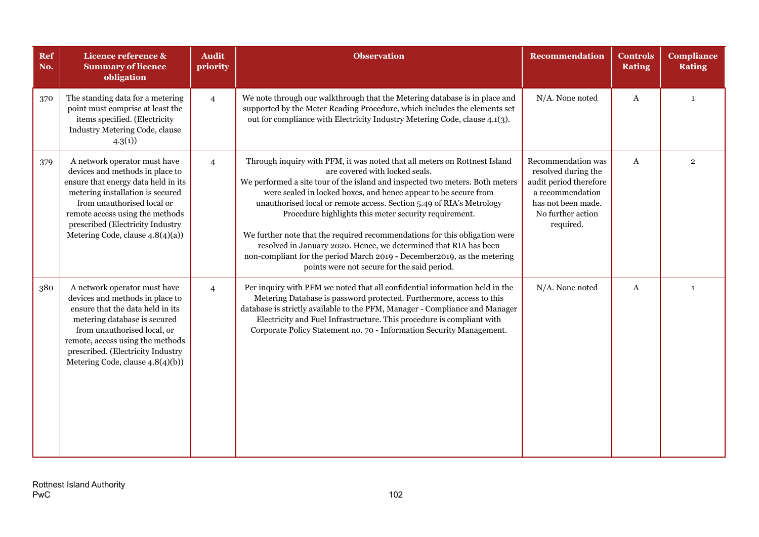| Ref No. | Licence reference & Summary of licence obligation | Audit priority | Observation | Recommendation | Controls Rating | Compliance Rating |
|---|---|---|---|---|---|---|
| 370 | The standing data for a metering point must comprise at least the items specified. (Electricity Industry Metering Code, clause 4.3(1)) | 4 | We note through our walkthrough that the Metering database is in place and supported by the Meter Reading Procedure, which includes the elements set out for compliance with Electricity Industry Metering Code, clause 4.1(3). | N/A. None noted | A | 1 |
| 379 | A network operator must have devices and methods in place to ensure that energy data held in its metering installation is secured from unauthorised local or remote access using the methods prescribed (Electricity Industry Metering Code, clause 4.8(4)(a)) | 4 | Through inquiry with PFM, it was noted that all meters on Rottnest Island are covered with locked seals.<br>We performed a site tour of the island and inspected two meters. Both meters were sealed in locked boxes, and hence appear to be secure from unauthorised local or remote access. Section 5.49 of RIA's Metrology Procedure highlights this meter security requirement.<br><br>We further note that the required recommendations for this obligation were resolved in January 2020. Hence, we determined that RIA has been non-compliant for the period March 2019 - December2019, as the metering points were not secure for the said period. | Recommendation was resolved during the audit period therefore a recommendation has not been made. No further action required. | A | 2 |
| 380 | A network operator must have devices and methods in place to ensure that the data held in its metering database is secured from unauthorised local, or remote, access using the methods prescribed. (Electricity Industry Metering Code, clause 4.8(4)(b)) | 4 | Per inquiry with PFM we noted that all confidential information held in the Metering Database is password protected. Furthermore, access to this database is strictly available to the PFM, Manager - Compliance and Manager Electricity and Fuel Infrastructure. This procedure is compliant with Corporate Policy Statement no. 70 - Information Security Management. | N/A. None noted | A | 1 |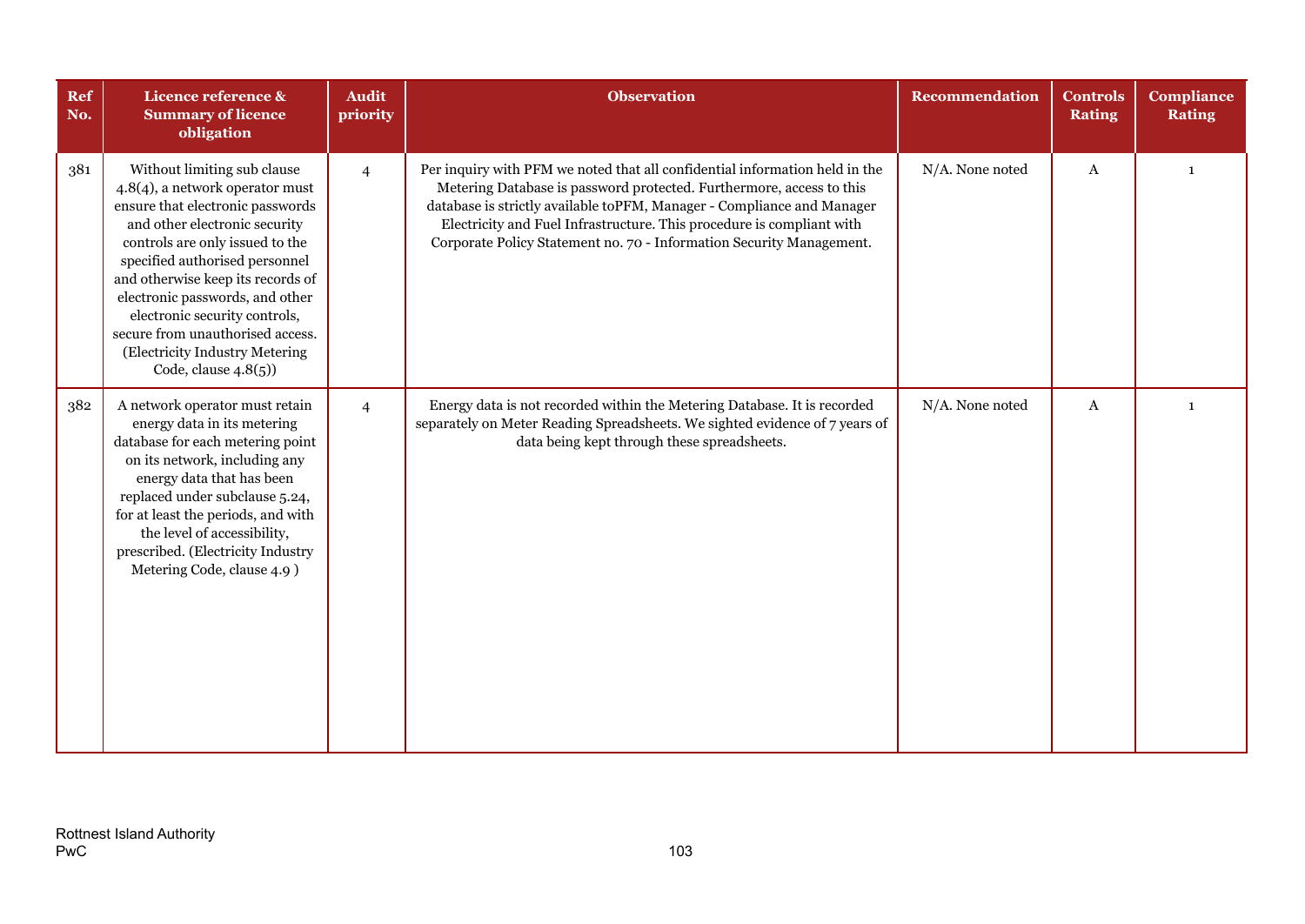| Ref No. | Licence reference & Summary of licence obligation | Audit priority | Observation | Recommendation | Controls Rating | Compliance Rating |
|---|---|---|---|---|---|---|
| 381 | Without limiting sub clause 4.8(4), a network operator must ensure that electronic passwords and other electronic security controls are only issued to the specified authorised personnel and otherwise keep its records of electronic passwords, and other electronic security controls, secure from unauthorised access. (Electricity Industry Metering Code, clause 4.8(5)) | 4 | Per inquiry with PFM we noted that all confidential information held in the Metering Database is password protected. Furthermore, access to this database is strictly available toPFM, Manager - Compliance and Manager Electricity and Fuel Infrastructure. This procedure is compliant with Corporate Policy Statement no. 70 - Information Security Management. | N/A. None noted | A | 1 |
| 382 | A network operator must retain energy data in its metering database for each metering point on its network, including any energy data that has been replaced under subclause 5.24, for at least the periods, and with the level of accessibility, prescribed. (Electricity Industry Metering Code, clause 4.9 ) | 4 | Energy data is not recorded within the Metering Database. It is recorded separately on Meter Reading Spreadsheets. We sighted evidence of 7 years of data being kept through these spreadsheets. | N/A. None noted | A | 1 |

Rottnest Island Authority
PwC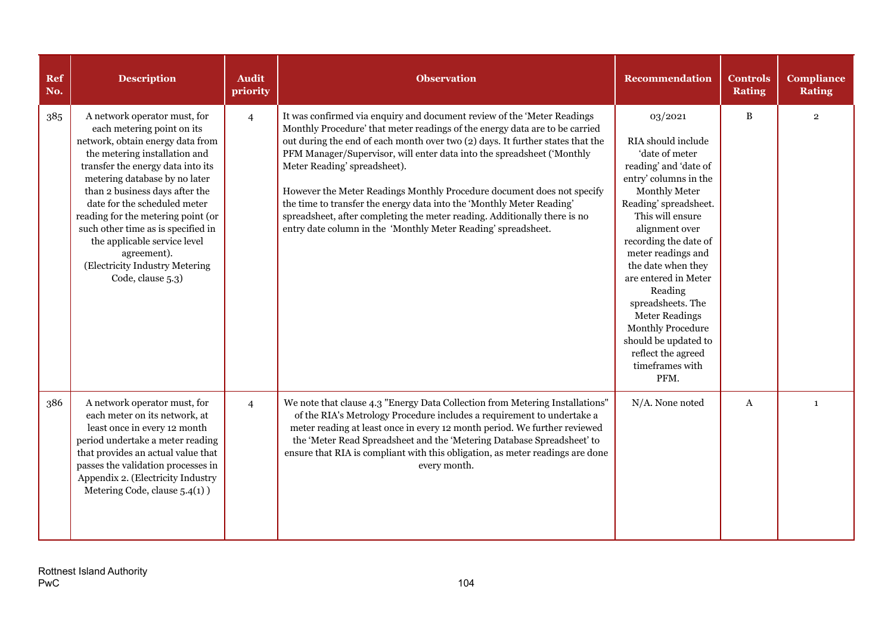| Ref No. | Description | Audit priority | Observation | Recommendation | Controls Rating | Compliance Rating |
|---|---|---|---|---|---|---|
| 385 | A network operator must, for each metering point on its network, obtain energy data from the metering installation and transfer the energy data into its metering database by no later than 2 business days after the date for the scheduled meter reading for the metering point (or such other time as is specified in the applicable service level agreement). (Electricity Industry Metering Code, clause 5.3) | 4 | It was confirmed via enquiry and document review of the 'Meter Readings Monthly Procedure' that meter readings of the energy data are to be carried out during the end of each month over two (2) days. It further states that the PFM Manager/Supervisor, will enter data into the spreadsheet ('Monthly Meter Reading' spreadsheet).<br><br>However the Meter Readings Monthly Procedure document does not specify the time to transfer the energy data into the 'Monthly Meter Reading' spreadsheet, after completing the meter reading. Additionally there is no entry date column in the 'Monthly Meter Reading' spreadsheet. | 03/2021<br><br>RIA should include 'date of meter reading' and 'date of entry' columns in the Monthly Meter Reading' spreadsheet. This will ensure alignment over recording the date of meter readings and the date when they are entered in Meter Reading spreadsheets. The Meter Readings Monthly Procedure should be updated to reflect the agreed timeframes with PFM. | B | 2 |
| 386 | A network operator must, for each meter on its network, at least once in every 12 month period undertake a meter reading that provides an actual value that passes the validation processes in Appendix 2. (Electricity Industry Metering Code, clause 5.4(1) ) | 4 | We note that clause 4.3 "Energy Data Collection from Metering Installations" of the RIA's Metrology Procedure includes a requirement to undertake a meter reading at least once in every 12 month period. We further reviewed the 'Meter Read Spreadsheet and the 'Metering Database Spreadsheet' to ensure that RIA is compliant with this obligation, as meter readings are done every month. | N/A. None noted | A | 1 |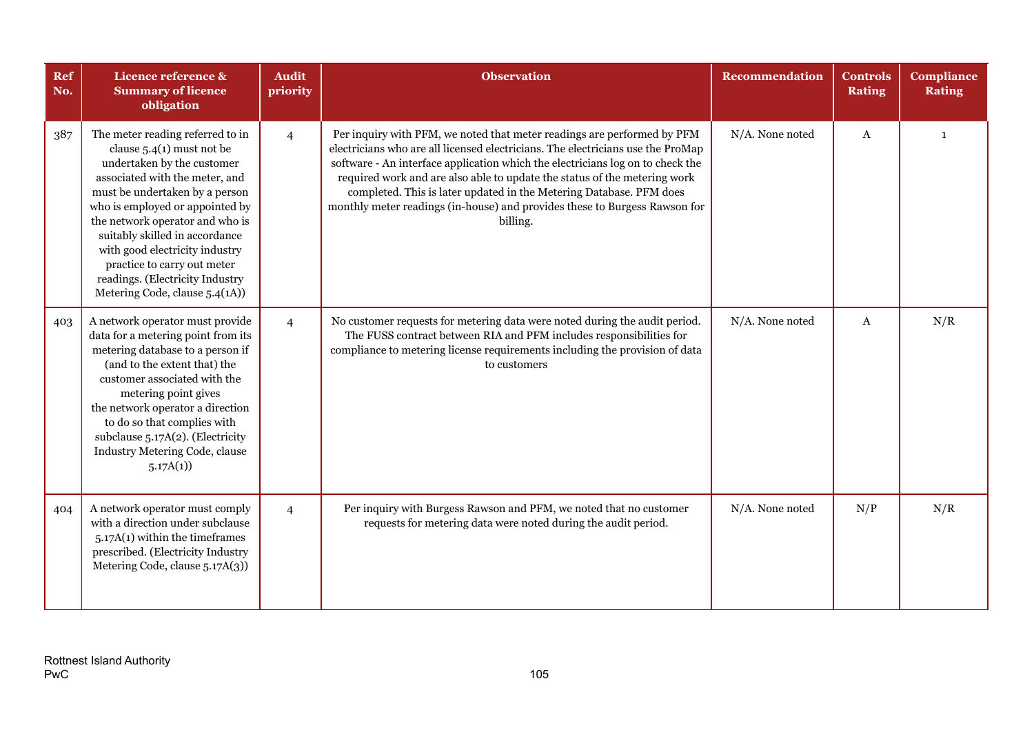| Ref No. | Licence reference & Summary of licence obligation | Audit priority | Observation | Recommendation | Controls Rating | Compliance Rating |
|---|---|---|---|---|---|---|
| 387 | The meter reading referred to in clause 5.4(1) must not be undertaken by the customer associated with the meter, and must be undertaken by a person who is employed or appointed by the network operator and who is suitably skilled in accordance with good electricity industry practice to carry out meter readings. (Electricity Industry Metering Code, clause 5.4(1A)) | 4 | Per inquiry with PFM, we noted that meter readings are performed by PFM electricians who are all licensed electricians. The electricians use the ProMap software - An interface application which the electricians log on to check the required work and are also able to update the status of the metering work completed. This is later updated in the Metering Database. PFM does monthly meter readings (in-house) and provides these to Burgess Rawson for billing. | N/A. None noted | A | 1 |
| 403 | A network operator must provide data for a metering point from its metering database to a person if (and to the extent that) the customer associated with the metering point gives the network operator a direction to do so that complies with subclause 5.17A(2). (Electricity Industry Metering Code, clause 5.17A(1)) | 4 | No customer requests for metering data were noted during the audit period. The FUSS contract between RIA and PFM includes responsibilities for compliance to metering license requirements including the provision of data to customers | N/A. None noted | A | N/R |
| 404 | A network operator must comply with a direction under subclause 5.17A(1) within the timeframes prescribed. (Electricity Industry Metering Code, clause 5.17A(3)) | 4 | Per inquiry with Burgess Rawson and PFM, we noted that no customer requests for metering data were noted during the audit period. | N/A. None noted | N/P | N/R |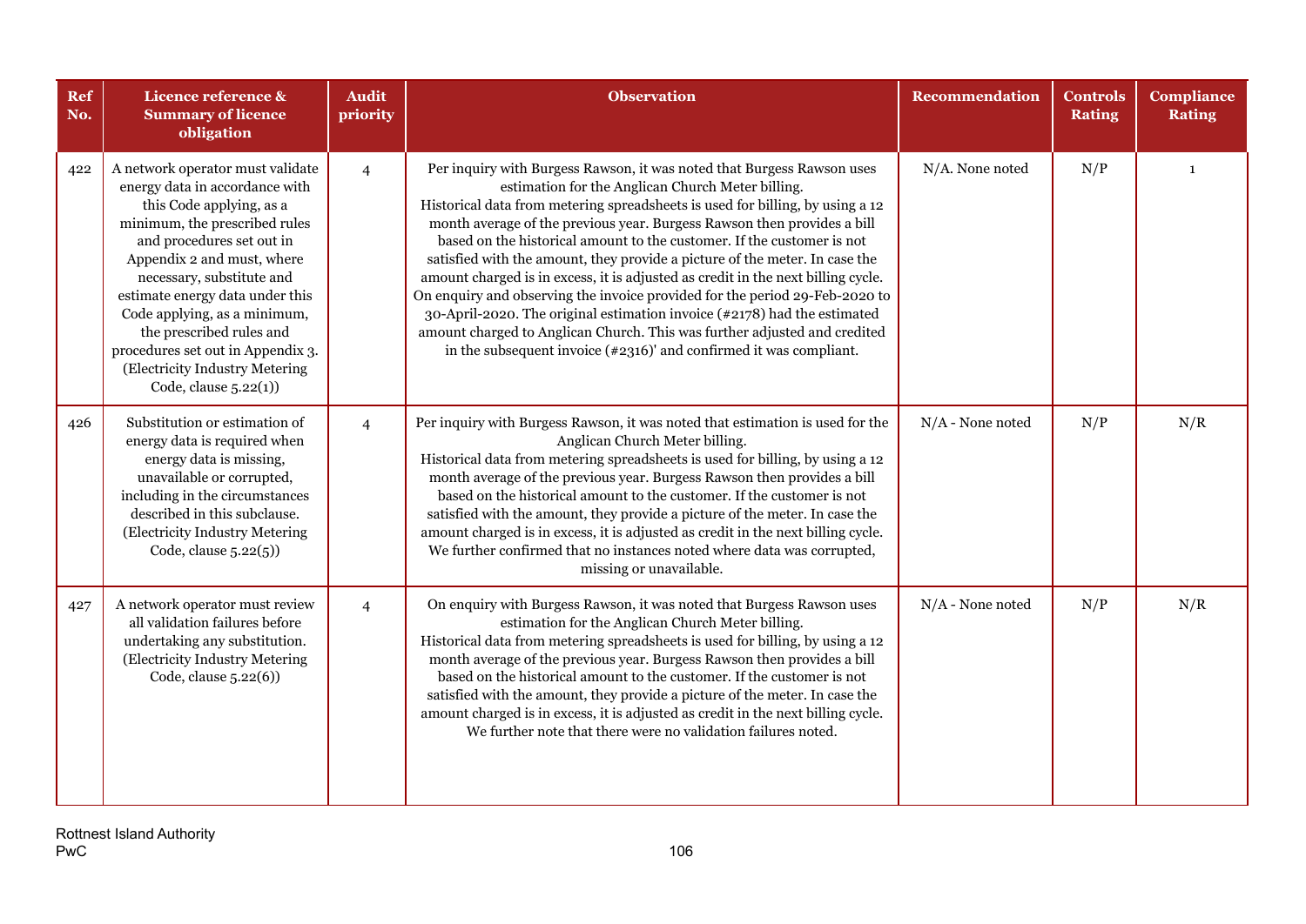| Ref No. | Licence reference & Summary of licence obligation | Audit priority | Observation | Recommendation | Controls Rating | Compliance Rating |
|---|---|---|---|---|---|---|
| 422 | A network operator must validate energy data in accordance with this Code applying, as a minimum, the prescribed rules and procedures set out in Appendix 2 and must, where necessary, substitute and estimate energy data under this Code applying, as a minimum, the prescribed rules and procedures set out in Appendix 3. (Electricity Industry Metering Code, clause 5.22(1)) | 4 | Per inquiry with Burgess Rawson, it was noted that Burgess Rawson uses estimation for the Anglican Church Meter billing. Historical data from metering spreadsheets is used for billing, by using a 12 month average of the previous year. Burgess Rawson then provides a bill based on the historical amount to the customer. If the customer is not satisfied with the amount, they provide a picture of the meter. In case the amount charged is in excess, it is adjusted as credit in the next billing cycle. On enquiry and observing the invoice provided for the period 29-Feb-2020 to 30-April-2020. The original estimation invoice (#2178) had the estimated amount charged to Anglican Church. This was further adjusted and credited in the subsequent invoice (#2316)' and confirmed it was compliant. | N/A. None noted | N/P | 1 |
| 426 | Substitution or estimation of energy data is required when energy data is missing, unavailable or corrupted, including in the circumstances described in this subclause. (Electricity Industry Metering Code, clause 5.22(5)) | 4 | Per inquiry with Burgess Rawson, it was noted that estimation is used for the Anglican Church Meter billing. Historical data from metering spreadsheets is used for billing, by using a 12 month average of the previous year. Burgess Rawson then provides a bill based on the historical amount to the customer. If the customer is not satisfied with the amount, they provide a picture of the meter. In case the amount charged is in excess, it is adjusted as credit in the next billing cycle. We further confirmed that no instances noted where data was corrupted, missing or unavailable. | N/A - None noted | N/P | N/R |
| 427 | A network operator must review all validation failures before undertaking any substitution. (Electricity Industry Metering Code, clause 5.22(6)) | 4 | On enquiry with Burgess Rawson, it was noted that Burgess Rawson uses estimation for the Anglican Church Meter billing. Historical data from metering spreadsheets is used for billing, by using a 12 month average of the previous year. Burgess Rawson then provides a bill based on the historical amount to the customer. If the customer is not satisfied with the amount, they provide a picture of the meter. In case the amount charged is in excess, it is adjusted as credit in the next billing cycle. We further note that there were no validation failures noted. | N/A - None noted | N/P | N/R |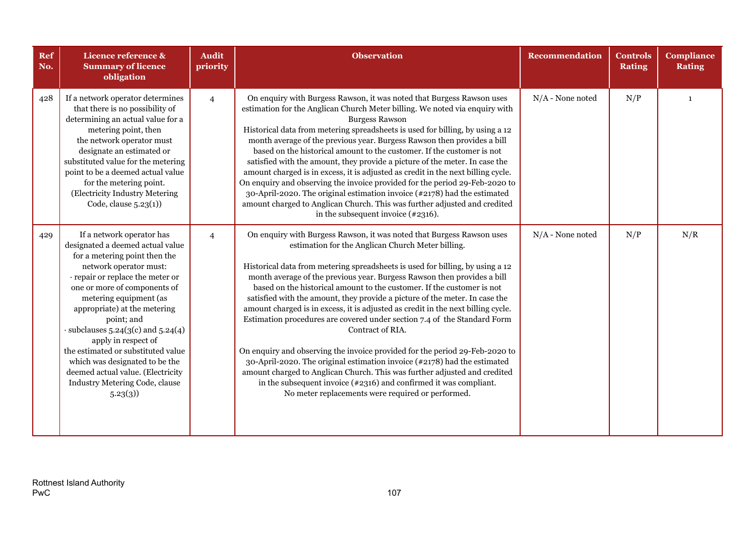| Ref No. | Licence reference & Summary of licence obligation | Audit priority | Observation | Recommendation | Controls Rating | Compliance Rating |
|---|---|---|---|---|---|---|
| 428 | If a network operator determines that there is no possibility of determining an actual value for a metering point, then the network operator must designate an estimated or substituted value for the metering point to be a deemed actual value for the metering point. (Electricity Industry Metering Code, clause 5.23(1)) | 4 | On enquiry with Burgess Rawson, it was noted that Burgess Rawson uses estimation for the Anglican Church Meter billing. We noted via enquiry with Burgess Rawson<br>Historical data from metering spreadsheets is used for billing, by using a 12 month average of the previous year. Burgess Rawson then provides a bill based on the historical amount to the customer. If the customer is not satisfied with the amount, they provide a picture of the meter. In case the amount charged is in excess, it is adjusted as credit in the next billing cycle. On enquiry and observing the invoice provided for the period 29-Feb-2020 to 30-April-2020. The original estimation invoice (#2178) had the estimated amount charged to Anglican Church. This was further adjusted and credited in the subsequent invoice (#2316). | N/A - None noted | N/P | 1 |
| 429 | If a network operator has designated a deemed actual value for a metering point then the network operator must:<br>· repair or replace the meter or one or more of components of metering equipment (as appropriate) at the metering point; and<br>· subclauses 5.24(3(c) and 5.24(4) apply in respect of the estimated or substituted value which was designated to be the deemed actual value. (Electricity Industry Metering Code, clause 5.23(3)) | 4 | On enquiry with Burgess Rawson, it was noted that Burgess Rawson uses estimation for the Anglican Church Meter billing.<br><br>Historical data from metering spreadsheets is used for billing, by using a 12 month average of the previous year. Burgess Rawson then provides a bill based on the historical amount to the customer. If the customer is not satisfied with the amount, they provide a picture of the meter. In case the amount charged is in excess, it is adjusted as credit in the next billing cycle. Estimation procedures are covered under section 7.4 of the Standard Form Contract of RIA.<br><br>On enquiry and observing the invoice provided for the period 29-Feb-2020 to 30-April-2020. The original estimation invoice (#2178) had the estimated amount charged to Anglican Church. This was further adjusted and credited in the subsequent invoice (#2316) and confirmed it was compliant.<br>No meter replacements were required or performed. | N/A - None noted | N/P | N/R |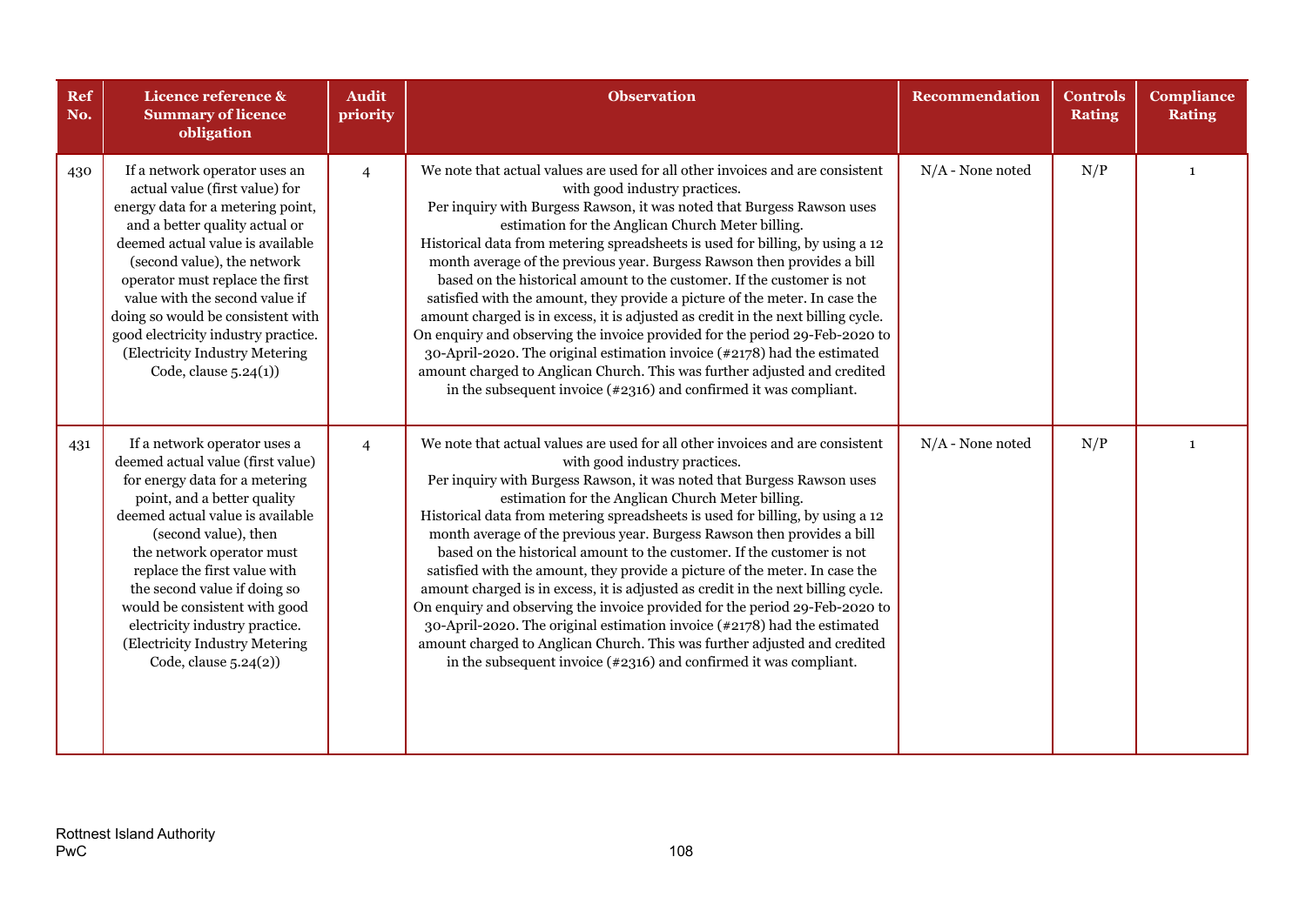| Ref No. | Licence reference & Summary of licence obligation | Audit priority | Observation | Recommendation | Controls Rating | Compliance Rating |
|---|---|---|---|---|---|---|
| 430 | If a network operator uses an actual value (first value) for energy data for a metering point, and a better quality actual or deemed actual value is available (second value), the network operator must replace the first value with the second value if doing so would be consistent with good electricity industry practice. (Electricity Industry Metering Code, clause 5.24(1)) | 4 | We note that actual values are used for all other invoices and are consistent with good industry practices. Per inquiry with Burgess Rawson, it was noted that Burgess Rawson uses estimation for the Anglican Church Meter billing. Historical data from metering spreadsheets is used for billing, by using a 12 month average of the previous year. Burgess Rawson then provides a bill based on the historical amount to the customer. If the customer is not satisfied with the amount, they provide a picture of the meter. In case the amount charged is in excess, it is adjusted as credit in the next billing cycle. On enquiry and observing the invoice provided for the period 29-Feb-2020 to 30-April-2020. The original estimation invoice (#2178) had the estimated amount charged to Anglican Church. This was further adjusted and credited in the subsequent invoice (#2316) and confirmed it was compliant. | N/A - None noted | N/P | 1 |
| 431 | If a network operator uses a deemed actual value (first value) for energy data for a metering point, and a better quality deemed actual value is available (second value), then the network operator must replace the first value with the second value if doing so would be consistent with good electricity industry practice. (Electricity Industry Metering Code, clause 5.24(2)) | 4 | We note that actual values are used for all other invoices and are consistent with good industry practices. Per inquiry with Burgess Rawson, it was noted that Burgess Rawson uses estimation for the Anglican Church Meter billing. Historical data from metering spreadsheets is used for billing, by using a 12 month average of the previous year. Burgess Rawson then provides a bill based on the historical amount to the customer. If the customer is not satisfied with the amount, they provide a picture of the meter. In case the amount charged is in excess, it is adjusted as credit in the next billing cycle. On enquiry and observing the invoice provided for the period 29-Feb-2020 to 30-April-2020. The original estimation invoice (#2178) had the estimated amount charged to Anglican Church. This was further adjusted and credited in the subsequent invoice (#2316) and confirmed it was compliant. | N/A - None noted | N/P | 1 |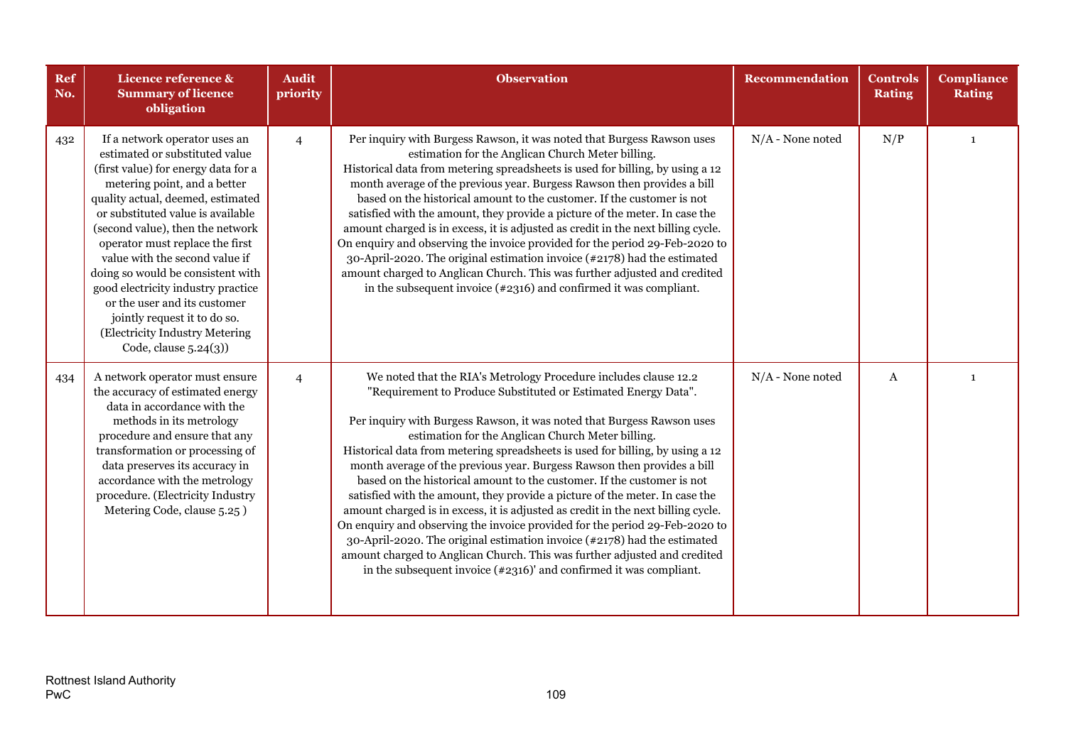| Ref No. | Licence reference & Summary of licence obligation | Audit priority | Observation | Recommendation | Controls Rating | Compliance Rating |
|---|---|---|---|---|---|---|
| 432 | If a network operator uses an estimated or substituted value (first value) for energy data for a metering point, and a better quality actual, deemed, estimated or substituted value is available (second value), then the network operator must replace the first value with the second value if doing so would be consistent with good electricity industry practice or the user and its customer jointly request it to do so. (Electricity Industry Metering Code, clause 5.24(3)) | 4 | Per inquiry with Burgess Rawson, it was noted that Burgess Rawson uses estimation for the Anglican Church Meter billing. Historical data from metering spreadsheets is used for billing, by using a 12 month average of the previous year. Burgess Rawson then provides a bill based on the historical amount to the customer. If the customer is not satisfied with the amount, they provide a picture of the meter. In case the amount charged is in excess, it is adjusted as credit in the next billing cycle. On enquiry and observing the invoice provided for the period 29-Feb-2020 to 30-April-2020. The original estimation invoice (#2178) had the estimated amount charged to Anglican Church. This was further adjusted and credited in the subsequent invoice (#2316) and confirmed it was compliant. | N/A - None noted | N/P | 1 |
| 434 | A network operator must ensure the accuracy of estimated energy data in accordance with the methods in its metrology procedure and ensure that any transformation or processing of data preserves its accuracy in accordance with the metrology procedure. (Electricity Industry Metering Code, clause 5.25 ) | 4 | We noted that the RIA's Metrology Procedure includes clause 12.2 "Requirement to Produce Substituted or Estimated Energy Data".<br><br>Per inquiry with Burgess Rawson, it was noted that Burgess Rawson uses estimation for the Anglican Church Meter billing. Historical data from metering spreadsheets is used for billing, by using a 12 month average of the previous year. Burgess Rawson then provides a bill based on the historical amount to the customer. If the customer is not satisfied with the amount, they provide a picture of the meter. In case the amount charged is in excess, it is adjusted as credit in the next billing cycle. On enquiry and observing the invoice provided for the period 29-Feb-2020 to 30-April-2020. The original estimation invoice (#2178) had the estimated amount charged to Anglican Church. This was further adjusted and credited in the subsequent invoice (#2316)' and confirmed it was compliant. | N/A - None noted | A | 1 |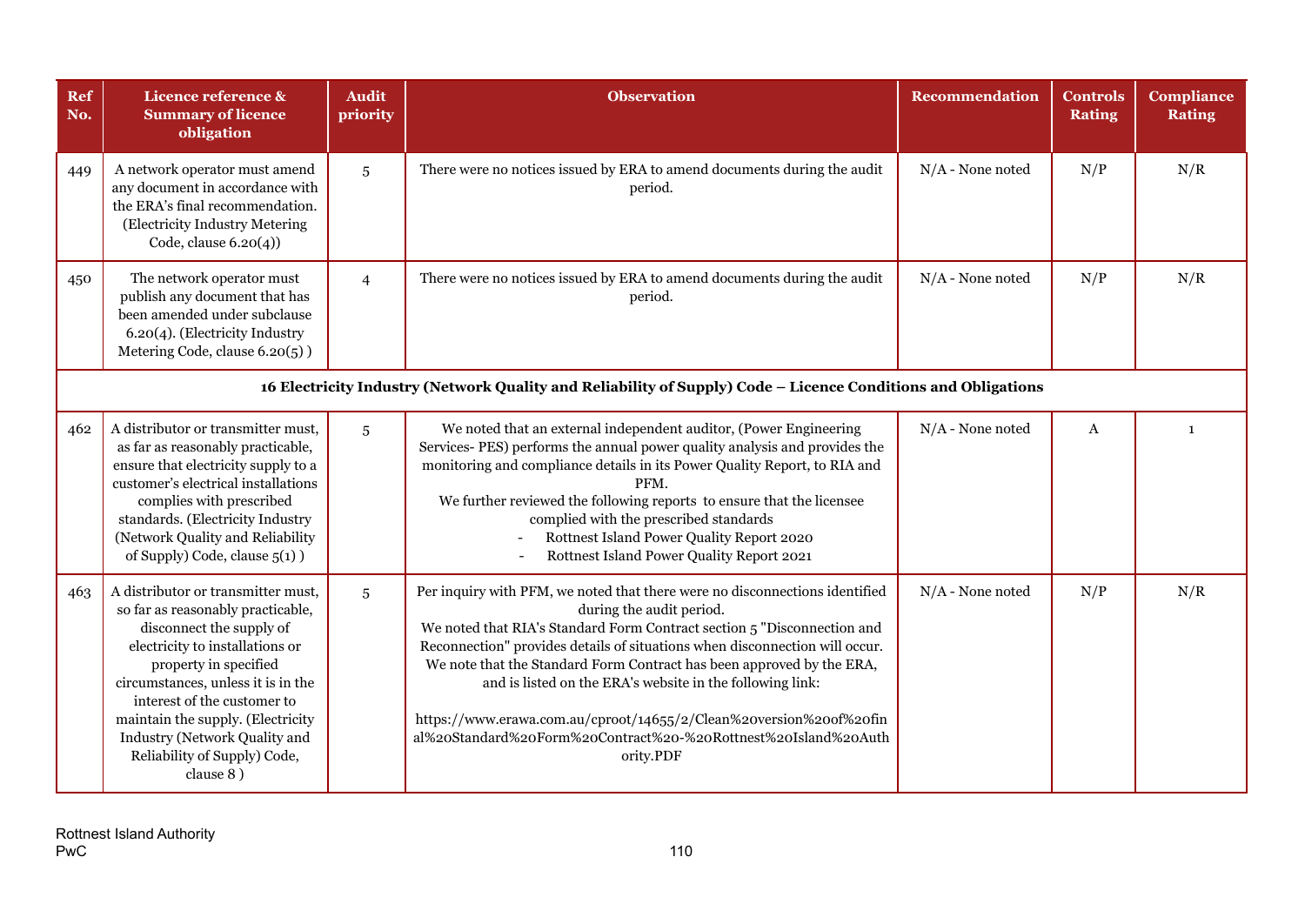| Ref No. | Licence reference & Summary of licence obligation | Audit priority | Observation | Recommendation | Controls Rating | Compliance Rating |
|---|---|---|---|---|---|---|
| 449 | A network operator must amend any document in accordance with the ERA's final recommendation. (Electricity Industry Metering Code, clause 6.20(4)) | 5 | There were no notices issued by ERA to amend documents during the audit period. | N/A - None noted | N/P | N/R |
| 450 | The network operator must publish any document that has been amended under subclause 6.20(4). (Electricity Industry Metering Code, clause 6.20(5) ) | 4 | There were no notices issued by ERA to amend documents during the audit period. | N/A - None noted | N/P | N/R |
| **16 Electricity Industry (Network Quality and Reliability of Supply) Code – Licence Conditions and Obligations** | | | | | | |
| 462 | A distributor or transmitter must, as far as reasonably practicable, ensure that electricity supply to a customer's electrical installations complies with prescribed standards. (Electricity Industry (Network Quality and Reliability of Supply) Code, clause 5(1) ) | 5 | We noted that an external independent auditor, (Power Engineering Services- PES) performs the annual power quality analysis and provides the monitoring and compliance details in its Power Quality Report, to RIA and PFM.<br>We further reviewed the following reports to ensure that the licensee complied with the prescribed standards<br>- Rottnest Island Power Quality Report 2020<br>- Rottnest Island Power Quality Report 2021 | N/A - None noted | A | 1 |
| 463 | A distributor or transmitter must, so far as reasonably practicable, disconnect the supply of electricity to installations or property in specified circumstances, unless it is in the interest of the customer to maintain the supply. (Electricity Industry (Network Quality and Reliability of Supply) Code, clause 8 ) | 5 | Per inquiry with PFM, we noted that there were no disconnections identified during the audit period.<br>We noted that RIA's Standard Form Contract section 5 "Disconnection and Reconnection" provides details of situations when disconnection will occur. We note that the Standard Form Contract has been approved by the ERA, and is listed on the ERA's website in the following link:<br><br>https://www.erawa.com.au/cproot/14655/2/Clean%20version%20of%20final%20Standard%20Form%20Contract%20-%20Rottnest%20Island%20Authority.PDF | N/A - None noted | N/P | N/R |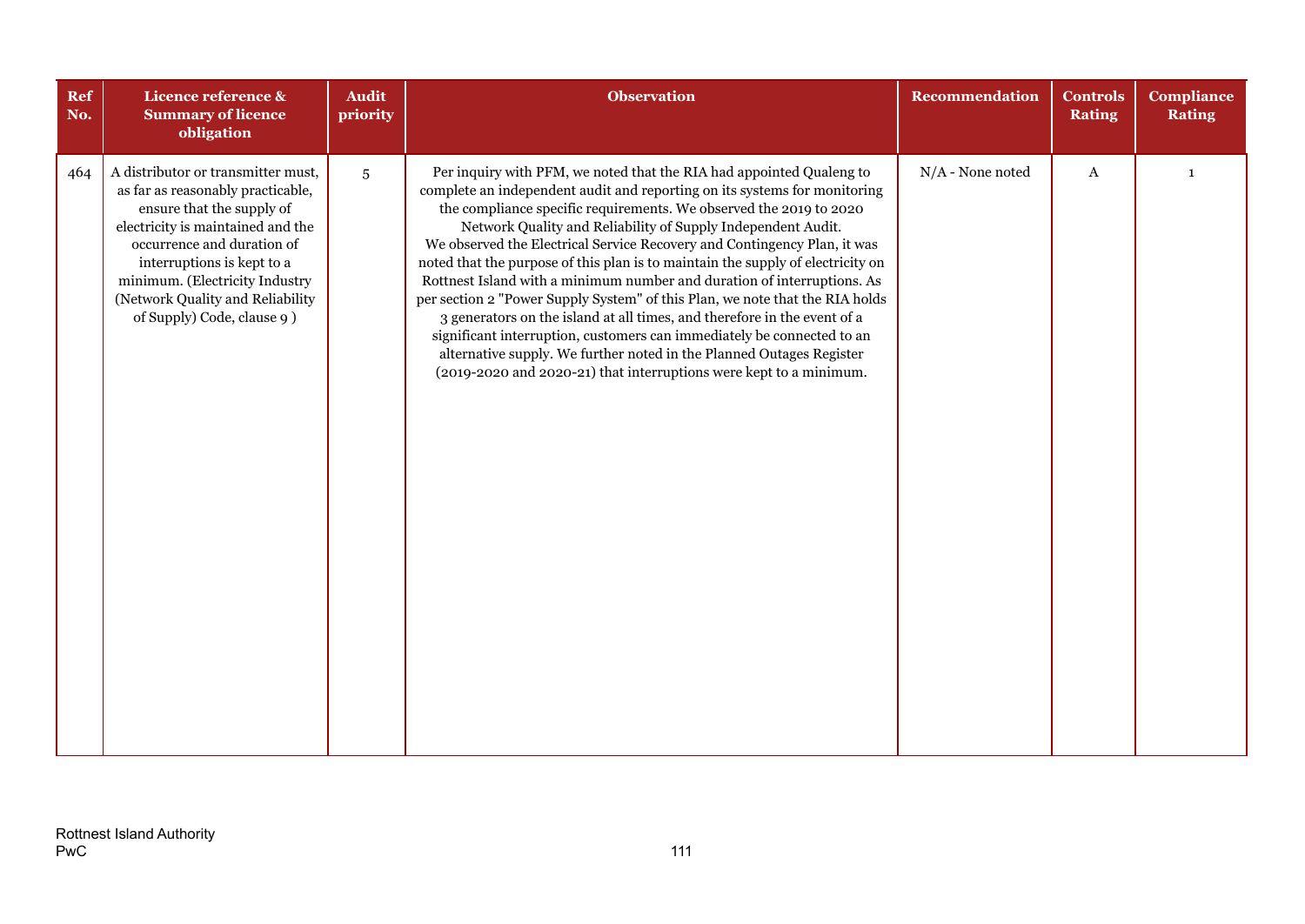| Ref No. | Licence reference & Summary of licence obligation | Audit priority | Observation | Recommendation | Controls Rating | Compliance Rating |
|---|---|---|---|---|---|---|
| 464 | A distributor or transmitter must, as far as reasonably practicable, ensure that the supply of electricity is maintained and the occurrence and duration of interruptions is kept to a minimum. (Electricity Industry (Network Quality and Reliability of Supply) Code, clause 9 ) | 5 | Per inquiry with PFM, we noted that the RIA had appointed Qualeng to complete an independent audit and reporting on its systems for monitoring the compliance specific requirements. We observed the 2019 to 2020 Network Quality and Reliability of Supply Independent Audit.<br>We observed the Electrical Service Recovery and Contingency Plan, it was noted that the purpose of this plan is to maintain the supply of electricity on Rottnest Island with a minimum number and duration of interruptions. As per section 2 "Power Supply System" of this Plan, we note that the RIA holds 3 generators on the island at all times, and therefore in the event of a significant interruption, customers can immediately be connected to an alternative supply. We further noted in the Planned Outages Register (2019-2020 and 2020-21) that interruptions were kept to a minimum. | N/A - None noted | A | 1 |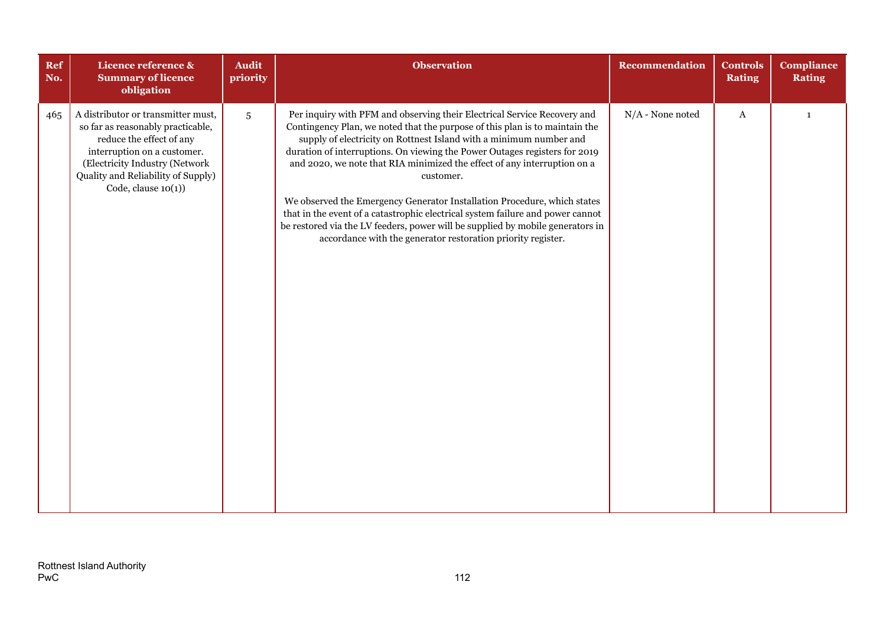| Ref No. | Licence reference & Summary of licence obligation | Audit priority | Observation | Recommendation | Controls Rating | Compliance Rating |
|---|---|---|---|---|---|---|
| 465 | A distributor or transmitter must, so far as reasonably practicable, reduce the effect of any interruption on a customer. (Electricity Industry (Network Quality and Reliability of Supply) Code, clause 10(1)) | 5 | Per inquiry with PFM and observing their Electrical Service Recovery and Contingency Plan, we noted that the purpose of this plan is to maintain the supply of electricity on Rottnest Island with a minimum number and duration of interruptions. On viewing the Power Outages registers for 2019 and 2020, we note that RIA minimized the effect of any interruption on a customer.<br><br>We observed the Emergency Generator Installation Procedure, which states that in the event of a catastrophic electrical system failure and power cannot be restored via the LV feeders, power will be supplied by mobile generators in accordance with the generator restoration priority register. | N/A - None noted | A | 1 |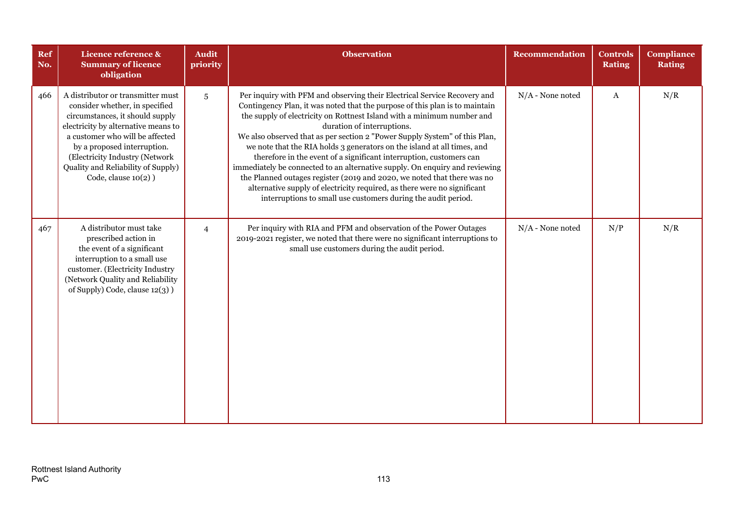| Ref No. | Licence reference & Summary of licence obligation | Audit priority | Observation | Recommendation | Controls Rating | Compliance Rating |
|---|---|---|---|---|---|---|
| 466 | A distributor or transmitter must consider whether, in specified circumstances, it should supply electricity by alternative means to a customer who will be affected by a proposed interruption. (Electricity Industry (Network Quality and Reliability of Supply) Code, clause 10(2) ) | 5 | Per inquiry with PFM and observing their Electrical Service Recovery and Contingency Plan, it was noted that the purpose of this plan is to maintain the supply of electricity on Rottnest Island with a minimum number and duration of interruptions.<br>We also observed that as per section 2 "Power Supply System" of this Plan, we note that the RIA holds 3 generators on the island at all times, and therefore in the event of a significant interruption, customers can immediately be connected to an alternative supply. On enquiry and reviewing the Planned outages register (2019 and 2020, we noted that there was no alternative supply of electricity required, as there were no significant interruptions to small use customers during the audit period. | N/A - None noted | A | N/R |
| 467 | A distributor must take prescribed action in the event of a significant interruption to a small use customer. (Electricity Industry (Network Quality and Reliability of Supply) Code, clause 12(3) ) | 4 | Per inquiry with RIA and PFM and observation of the Power Outages 2019-2021 register, we noted that there were no significant interruptions to small use customers during the audit period. | N/A - None noted | N/P | N/R |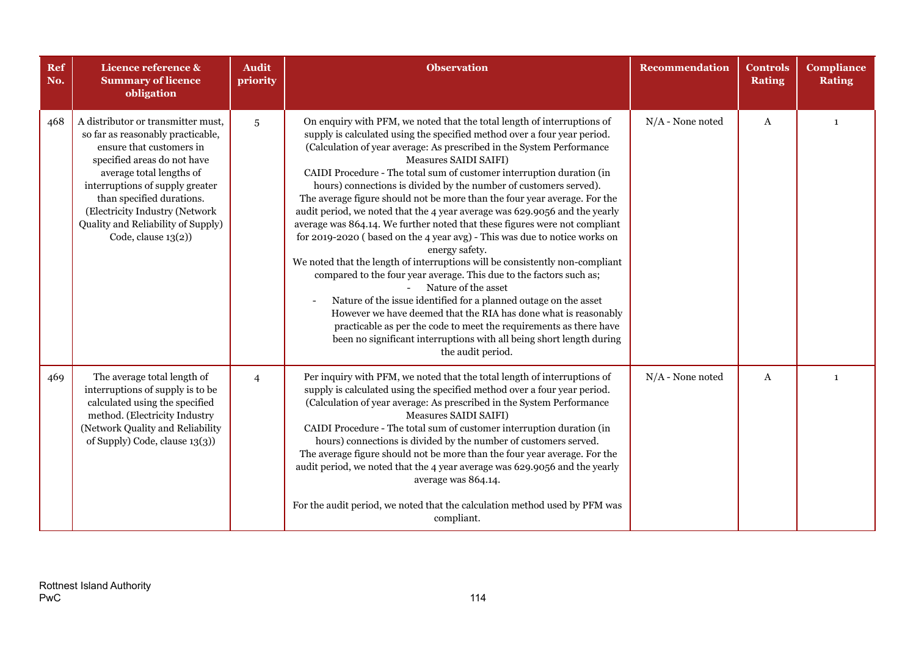| Ref No. | Licence reference & Summary of licence obligation | Audit priority | Observation | Recommendation | Controls Rating | Compliance Rating |
|---|---|---|---|---|---|---|
| 468 | A distributor or transmitter must, so far as reasonably practicable, ensure that customers in specified areas do not have average total lengths of interruptions of supply greater than specified durations. (Electricity Industry (Network Quality and Reliability of Supply) Code, clause 13(2)) | 5 | On enquiry with PFM, we noted that the total length of interruptions of supply is calculated using the specified method over a four year period. (Calculation of year average: As prescribed in the System Performance Measures SAIDI SAIFI)<br>CAIDI Procedure - The total sum of customer interruption duration (in hours) connections is divided by the number of customers served).<br>The average figure should not be more than the four year average. For the audit period, we noted that the 4 year average was 629.9056 and the yearly average was 864.14. We further noted that these figures were not compliant for 2019-2020 ( based on the 4 year avg) - This was due to notice works on energy safety.<br>We noted that the length of interruptions will be consistently non-compliant compared to the four year average. This due to the factors such as;<br>- Nature of the asset<br>- Nature of the issue identified for a planned outage on the asset<br>However we have deemed that the RIA has done what is reasonably practicable as per the code to meet the requirements as there have been no significant interruptions with all being short length during the audit period. | N/A - None noted | A | 1 |
| 469 | The average total length of interruptions of supply is to be calculated using the specified method. (Electricity Industry (Network Quality and Reliability of Supply) Code, clause 13(3)) | 4 | Per inquiry with PFM, we noted that the total length of interruptions of supply is calculated using the specified method over a four year period. (Calculation of year average: As prescribed in the System Performance Measures SAIDI SAIFI)<br>CAIDI Procedure - The total sum of customer interruption duration (in hours) connections is divided by the number of customers served.<br>The average figure should not be more than the four year average. For the audit period, we noted that the 4 year average was 629.9056 and the yearly average was 864.14.<br><br>For the audit period, we noted that the calculation method used by PFM was compliant. | N/A - None noted | A | 1 |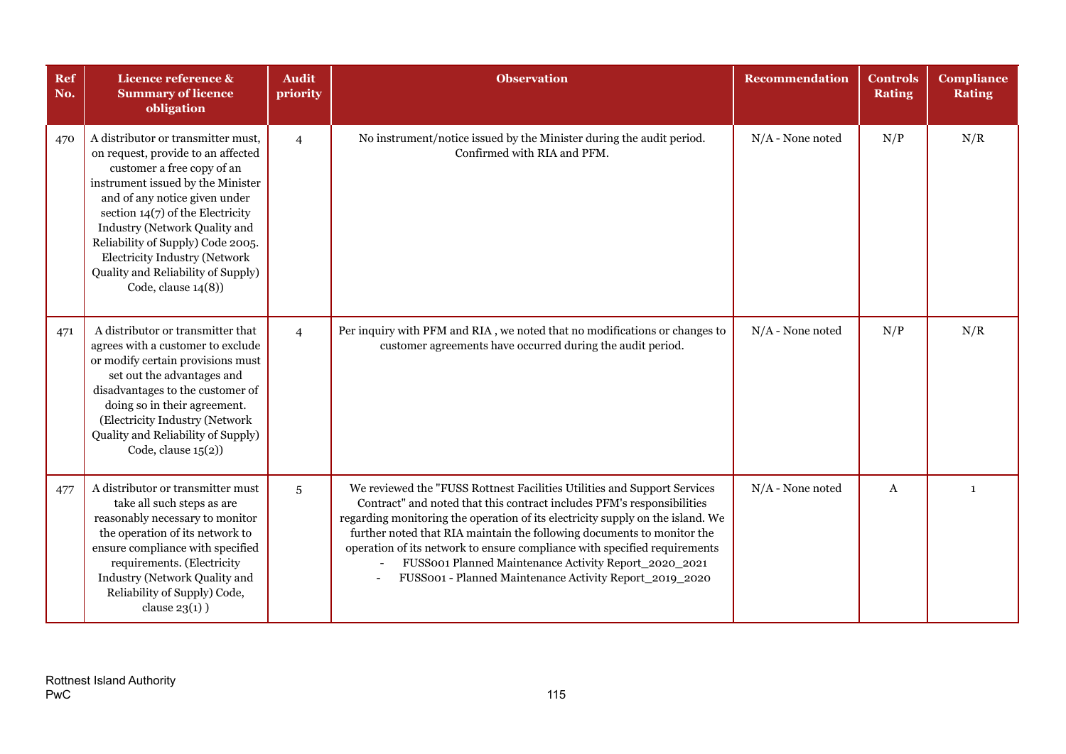| Ref No. | Licence reference & Summary of licence obligation | Audit priority | Observation | Recommendation | Controls Rating | Compliance Rating |
|---|---|---|---|---|---|---|
| 470 | A distributor or transmitter must, on request, provide to an affected customer a free copy of an instrument issued by the Minister and of any notice given under section 14(7) of the Electricity Industry (Network Quality and Reliability of Supply) Code 2005. Electricity Industry (Network Quality and Reliability of Supply) Code, clause 14(8)) | 4 | No instrument/notice issued by the Minister during the audit period. Confirmed with RIA and PFM. | N/A - None noted | N/P | N/R |
| 471 | A distributor or transmitter that agrees with a customer to exclude or modify certain provisions must set out the advantages and disadvantages to the customer of doing so in their agreement. (Electricity Industry (Network Quality and Reliability of Supply) Code, clause 15(2)) | 4 | Per inquiry with PFM and RIA , we noted that no modifications or changes to customer agreements have occurred during the audit period. | N/A - None noted | N/P | N/R |
| 477 | A distributor or transmitter must take all such steps as are reasonably necessary to monitor the operation of its network to ensure compliance with specified requirements. (Electricity Industry (Network Quality and Reliability of Supply) Code, clause 23(1) ) | 5 | We reviewed the "FUSS Rottnest Facilities Utilities and Support Services Contract" and noted that this contract includes PFM's responsibilities regarding monitoring the operation of its electricity supply on the island. We further noted that RIA maintain the following documents to monitor the operation of its network to ensure compliance with specified requirements<br>- FUSS001 Planned Maintenance Activity Report_2020_2021<br>- FUSS001 - Planned Maintenance Activity Report_2019_2020 | N/A - None noted | A | 1 |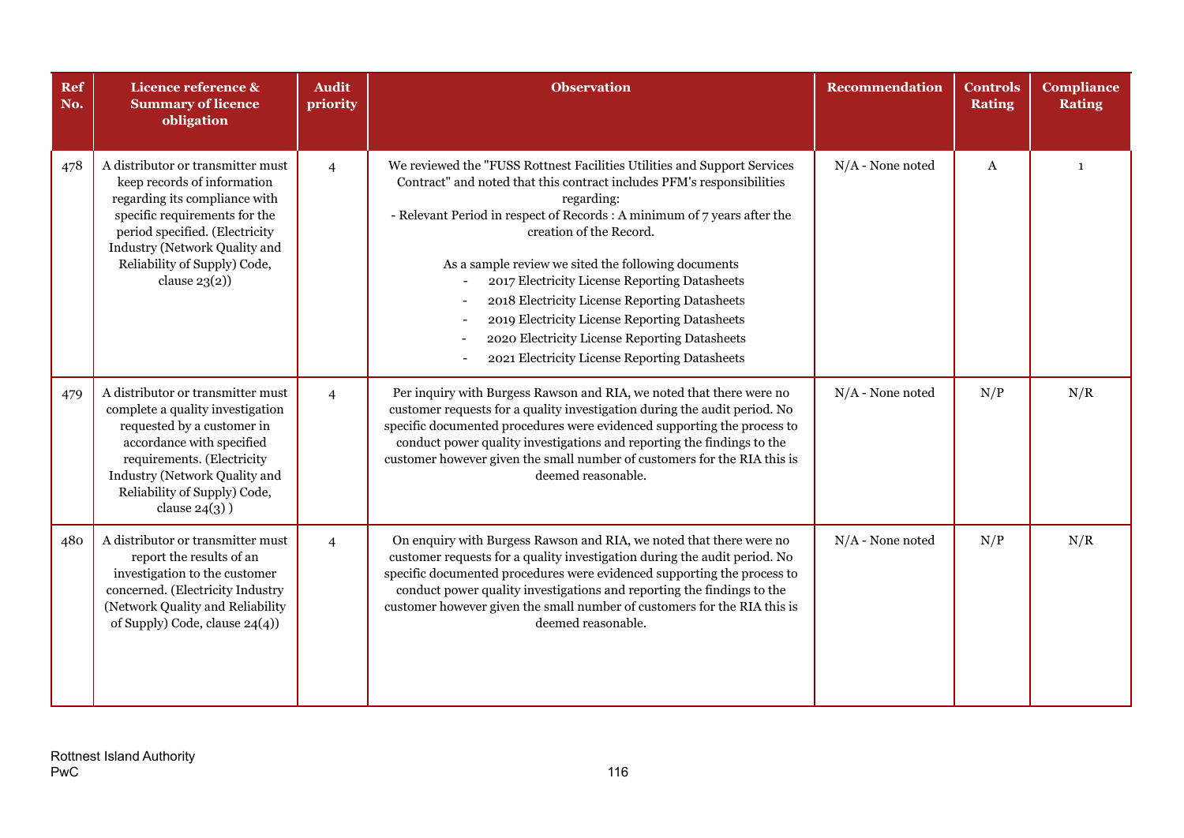| Ref No. | Licence reference & Summary of licence obligation | Audit priority | Observation | Recommendation | Controls Rating | Compliance Rating |
|---|---|---|---|---|---|---|
| 478 | A distributor or transmitter must keep records of information regarding its compliance with specific requirements for the period specified. (Electricity Industry (Network Quality and Reliability of Supply) Code, clause 23(2)) | 4 | We reviewed the "FUSS Rottnest Facilities Utilities and Support Services Contract" and noted that this contract includes PFM's responsibilities regarding:<br>- Relevant Period in respect of Records : A minimum of 7 years after the creation of the Record.<br><br>As a sample review we sited the following documents<br>- 2017 Electricity License Reporting Datasheets<br>- 2018 Electricity License Reporting Datasheets<br>- 2019 Electricity License Reporting Datasheets<br>- 2020 Electricity License Reporting Datasheets<br>- 2021 Electricity License Reporting Datasheets | N/A - None noted | A | 1 |
| 479 | A distributor or transmitter must complete a quality investigation requested by a customer in accordance with specified requirements. (Electricity Industry (Network Quality and Reliability of Supply) Code, clause 24(3) ) | 4 | Per inquiry with Burgess Rawson and RIA, we noted that there were no customer requests for a quality investigation during the audit period. No specific documented procedures were evidenced supporting the process to conduct power quality investigations and reporting the findings to the customer however given the small number of customers for the RIA this is deemed reasonable. | N/A - None noted | N/P | N/R |
| 480 | A distributor or transmitter must report the results of an investigation to the customer concerned. (Electricity Industry (Network Quality and Reliability of Supply) Code, clause 24(4)) | 4 | On enquiry with Burgess Rawson and RIA, we noted that there were no customer requests for a quality investigation during the audit period. No specific documented procedures were evidenced supporting the process to conduct power quality investigations and reporting the findings to the customer however given the small number of customers for the RIA this is deemed reasonable. | N/A - None noted | N/P | N/R |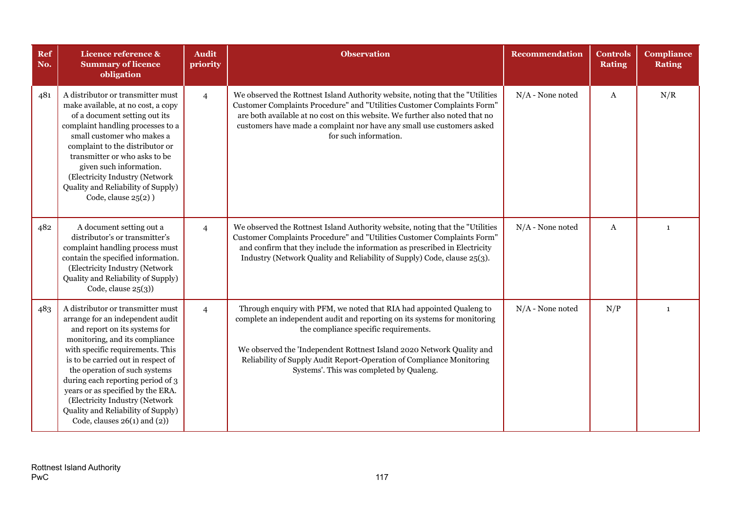| Ref No. | Licence reference & Summary of licence obligation | Audit priority | Observation | Recommendation | Controls Rating | Compliance Rating |
|---|---|---|---|---|---|---|
| 481 | A distributor or transmitter must make available, at no cost, a copy of a document setting out its complaint handling processes to a small customer who makes a complaint to the distributor or transmitter or who asks to be given such information. (Electricity Industry (Network Quality and Reliability of Supply) Code, clause 25(2) ) | 4 | We observed the Rottnest Island Authority website, noting that the "Utilities Customer Complaints Procedure" and "Utilities Customer Complaints Form" are both available at no cost on this website. We further also noted that no customers have made a complaint nor have any small use customers asked for such information. | N/A - None noted | A | N/R |
| 482 | A document setting out a distributor's or transmitter's complaint handling process must contain the specified information. (Electricity Industry (Network Quality and Reliability of Supply) Code, clause 25(3)) | 4 | We observed the Rottnest Island Authority website, noting that the "Utilities Customer Complaints Procedure" and "Utilities Customer Complaints Form" and confirm that they include the information as prescribed in Electricity Industry (Network Quality and Reliability of Supply) Code, clause 25(3). | N/A - None noted | A | 1 |
| 483 | A distributor or transmitter must arrange for an independent audit and report on its systems for monitoring, and its compliance with specific requirements. This is to be carried out in respect of the operation of such systems during each reporting period of 3 years or as specified by the ERA. (Electricity Industry (Network Quality and Reliability of Supply) Code, clauses 26(1) and (2)) | 4 | Through enquiry with PFM, we noted that RIA had appointed Qualeng to complete an independent audit and reporting on its systems for monitoring the compliance specific requirements.<br><br>We observed the 'Independent Rottnest Island 2020 Network Quality and Reliability of Supply Audit Report-Operation of Compliance Monitoring Systems'. This was completed by Qualeng. | N/A - None noted | N/P | 1 |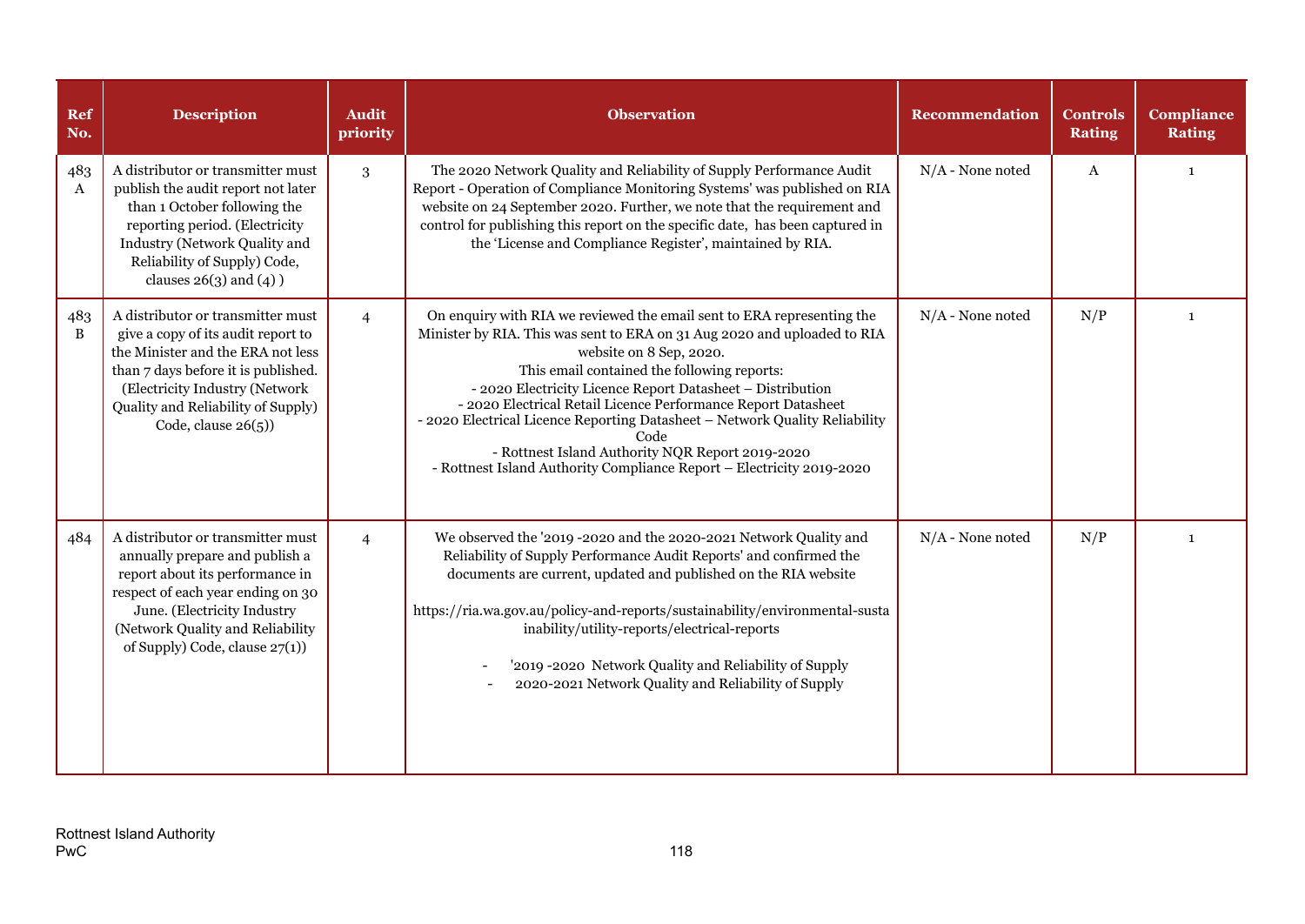| Ref No. | Description | Audit priority | Observation | Recommendation | Controls Rating | Compliance Rating |
|---|---|---|---|---|---|---|
| 483 A | A distributor or transmitter must publish the audit report not later than 1 October following the reporting period. (Electricity Industry (Network Quality and Reliability of Supply) Code, clauses 26(3) and (4) ) | 3 | The 2020 Network Quality and Reliability of Supply Performance Audit Report - Operation of Compliance Monitoring Systems' was published on RIA website on 24 September 2020. Further, we note that the requirement and control for publishing this report on the specific date, has been captured in the 'License and Compliance Register', maintained by RIA. | N/A - None noted | A | 1 |
| 483 B | A distributor or transmitter must give a copy of its audit report to the Minister and the ERA not less than 7 days before it is published. (Electricity Industry (Network Quality and Reliability of Supply) Code, clause 26(5)) | 4 | On enquiry with RIA we reviewed the email sent to ERA representing the Minister by RIA. This was sent to ERA on 31 Aug 2020 and uploaded to RIA website on 8 Sep, 2020.<br>This email contained the following reports:<br>- 2020 Electricity Licence Report Datasheet – Distribution<br>- 2020 Electrical Retail Licence Performance Report Datasheet<br>- 2020 Electrical Licence Reporting Datasheet – Network Quality Reliability Code<br>- Rottnest Island Authority NQR Report 2019-2020<br>- Rottnest Island Authority Compliance Report – Electricity 2019-2020 | N/A - None noted | N/P | 1 |
| 484 | A distributor or transmitter must annually prepare and publish a report about its performance in respect of each year ending on 30 June. (Electricity Industry (Network Quality and Reliability of Supply) Code, clause 27(1)) | 4 | We observed the '2019 -2020 and the 2020-2021 Network Quality and Reliability of Supply Performance Audit Reports' and confirmed the documents are current, updated and published on the RIA website<br><br>https://ria.wa.gov.au/policy-and-reports/sustainability/environmental-sustainability/utility-reports/electrical-reports<br><br>- '2019 -2020 Network Quality and Reliability of Supply<br>- 2020-2021 Network Quality and Reliability of Supply | N/A - None noted | N/P | 1 |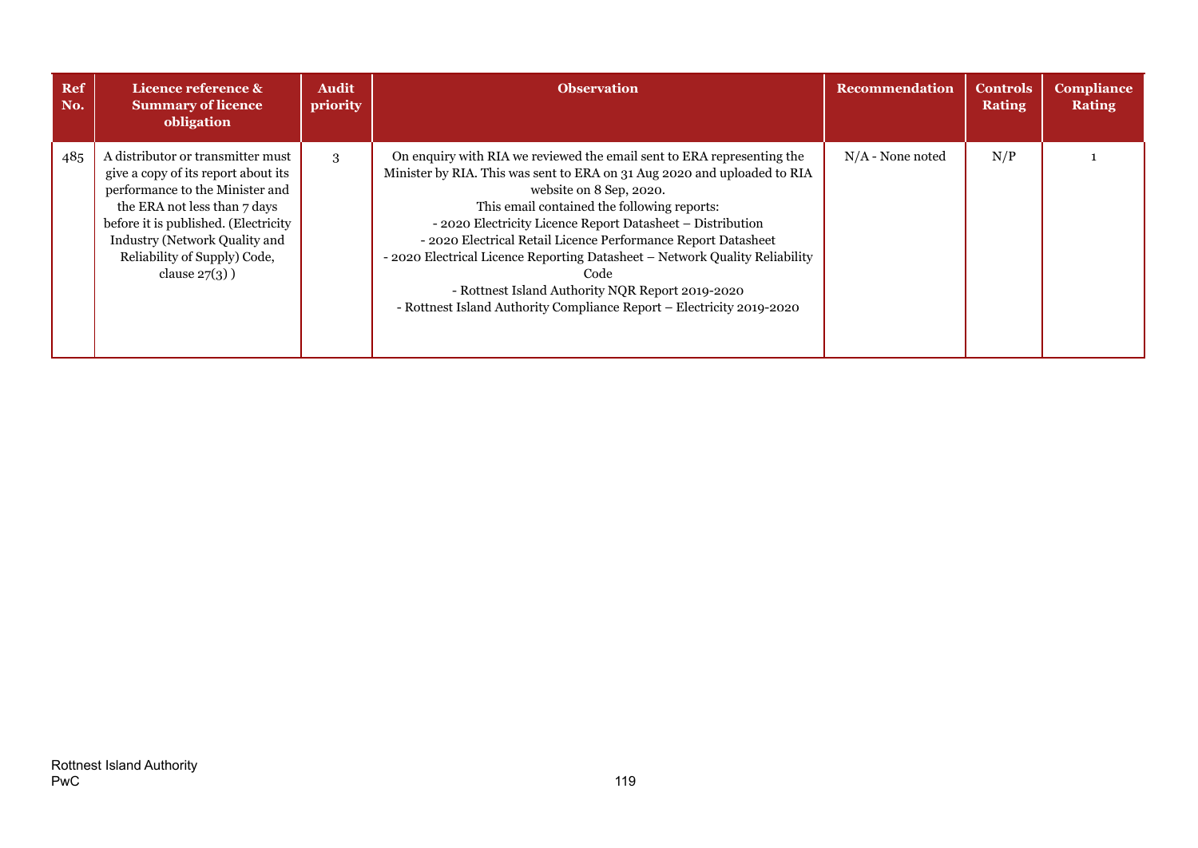| Ref No. | Licence reference & Summary of licence obligation | Audit priority | Observation | Recommendation | Controls Rating | Compliance Rating |
|---|---|---|---|---|---|---|
| 485 | A distributor or transmitter must give a copy of its report about its performance to the Minister and the ERA not less than 7 days before it is published. (Electricity Industry (Network Quality and Reliability of Supply) Code, clause 27(3) ) | 3 | On enquiry with RIA we reviewed the email sent to ERA representing the Minister by RIA. This was sent to ERA on 31 Aug 2020 and uploaded to RIA website on 8 Sep, 2020.<br>This email contained the following reports:<br>- 2020 Electricity Licence Report Datasheet – Distribution<br>- 2020 Electrical Retail Licence Performance Report Datasheet<br>- 2020 Electrical Licence Reporting Datasheet – Network Quality Reliability Code<br>- Rottnest Island Authority NQR Report 2019-2020<br>- Rottnest Island Authority Compliance Report – Electricity 2019-2020 | N/A - None noted | N/P | 1 |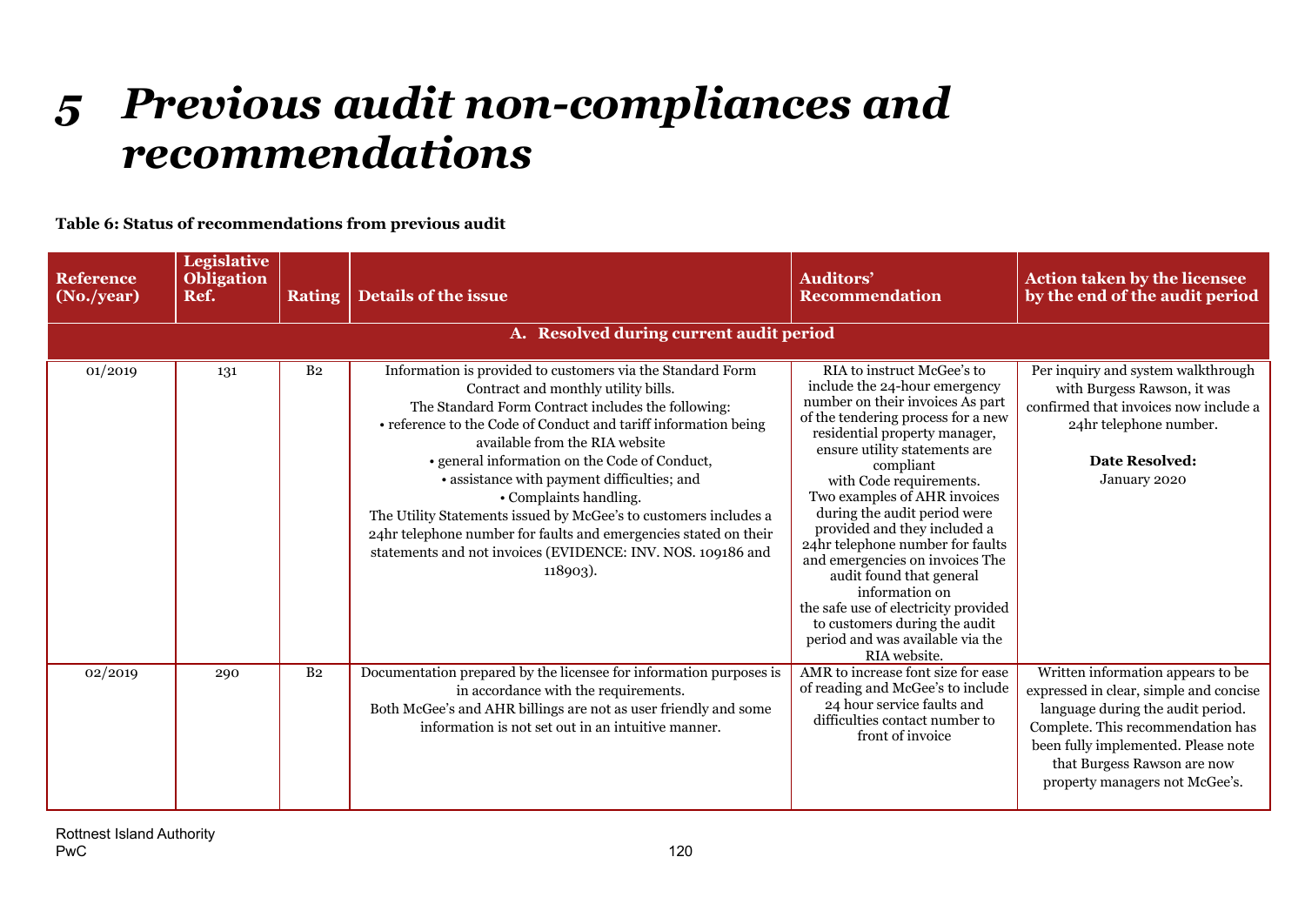# 5 Previous audit non-compliances and recommendations

**Table 6: Status of recommendations from previous audit**

| Reference (No./year) | Legislative Obligation Ref. | Rating | Details of the issue | Auditors' Recommendation | Action taken by the licensee by the end of the audit period |
|---|---|---|---|---|---|
| **A. Resolved during current audit period** | | | | | |
| 01/2019 | 131 | B2 | Information is provided to customers via the Standard Form Contract and monthly utility bills.<br>The Standard Form Contract includes the following:<br>• reference to the Code of Conduct and tariff information being available from the RIA website<br>• general information on the Code of Conduct,<br>• assistance with payment difficulties; and<br>• Complaints handling.<br>The Utility Statements issued by McGee's to customers includes a 24hr telephone number for faults and emergencies stated on their statements and not invoices (EVIDENCE: INV. NOS. 109186 and 118903). | RIA to instruct McGee's to include the 24-hour emergency number on their invoices As part of the tendering process for a new residential property manager, ensure utility statements are compliant with Code requirements.<br>Two examples of AHR invoices during the audit period were provided and they included a 24hr telephone number for faults and emergencies on invoices The audit found that general information on the safe use of electricity provided to customers during the audit period and was available via the RIA website. | Per inquiry and system walkthrough with Burgess Rawson, it was confirmed that invoices now include a 24hr telephone number.<br><br>**Date Resolved:**<br>January 2020 |
| 02/2019 | 290 | B2 | Documentation prepared by the licensee for information purposes is in accordance with the requirements.<br>Both McGee's and AHR billings are not as user friendly and some information is not set out in an intuitive manner. | AMR to increase font size for ease of reading and McGee's to include 24 hour service faults and difficulties contact number to front of invoice | Written information appears to be expressed in clear, simple and concise language during the audit period. Complete. This recommendation has been fully implemented. Please note that Burgess Rawson are now property managers not McGee's. |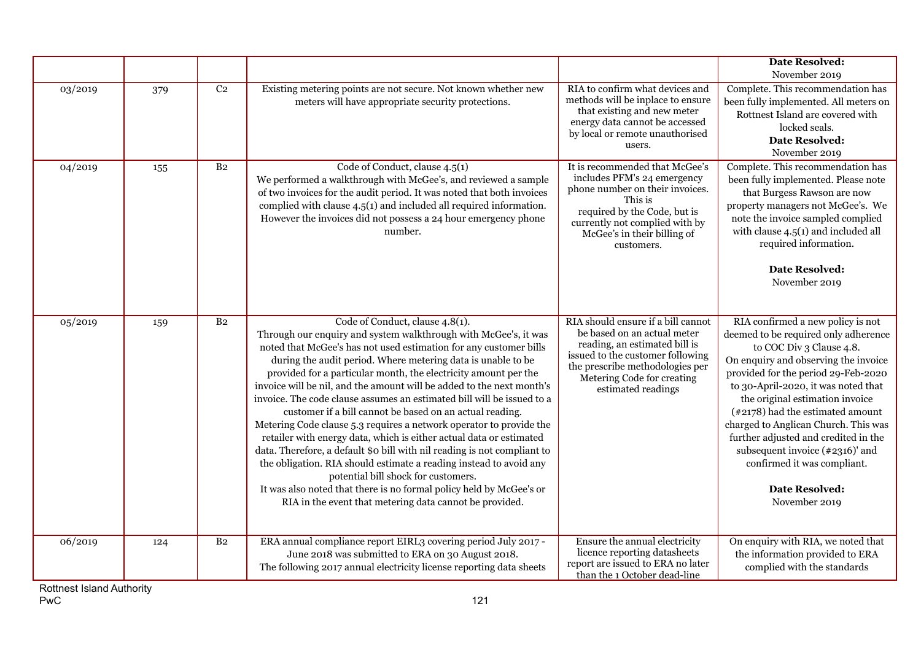| | | | | | |
|---|---|---|---|---|---|
| | | | | | **Date Resolved:** November 2019 |
| 03/2019 | 379 | C2 | Existing metering points are not secure. Not known whether new meters will have appropriate security protections. | RIA to confirm what devices and methods will be inplace to ensure that existing and new meter energy data cannot be accessed by local or remote unauthorised users. | Complete. This recommendation has been fully implemented. All meters on Rottnest Island are covered with locked seals.<br>**Date Resolved:** November 2019 |
| 04/2019 | 155 | B2 | Code of Conduct, clause 4.5(1)<br>We performed a walkthrough with McGee's, and reviewed a sample of two invoices for the audit period. It was noted that both invoices complied with clause 4.5(1) and included all required information. However the invoices did not possess a 24 hour emergency phone number. | It is recommended that McGee's includes PFM's 24 emergency phone number on their invoices. This is required by the Code, but is currently not complied with by McGee's in their billing of customers. | Complete. This recommendation has been fully implemented. Please note that Burgess Rawson are now property managers not McGee's. We note the invoice sampled complied with clause 4.5(1) and included all required information.<br><br>**Date Resolved:** November 2019 |
| 05/2019 | 159 | B2 | Code of Conduct, clause 4.8(1).<br>Through our enquiry and system walkthrough with McGee's, it was noted that McGee's has not used estimation for any customer bills during the audit period. Where metering data is unable to be provided for a particular month, the electricity amount per the invoice will be nil, and the amount will be added to the next month's invoice. The code clause assumes an estimated bill will be issued to a customer if a bill cannot be based on an actual reading.<br>Metering Code clause 5.3 requires a network operator to provide the retailer with energy data, which is either actual data or estimated data. Therefore, a default $0 bill with nil reading is not compliant to the obligation. RIA should estimate a reading instead to avoid any potential bill shock for customers.<br>It was also noted that there is no formal policy held by McGee's or RIA in the event that metering data cannot be provided. | RIA should ensure if a bill cannot be based on an actual meter reading, an estimated bill is issued to the customer following the prescribe methodologies per Metering Code for creating estimated readings | RIA confirmed a new policy is not deemed to be required only adherence to COC Div 3 Clause 4.8.<br>On enquiry and observing the invoice provided for the period 29-Feb-2020 to 30-April-2020, it was noted that the original estimation invoice (#2178) had the estimated amount charged to Anglican Church. This was further adjusted and credited in the subsequent invoice (#2316)' and confirmed it was compliant.<br><br>**Date Resolved:** November 2019 |
| 06/2019 | 124 | B2 | ERA annual compliance report EIRL3 covering period July 2017 - June 2018 was submitted to ERA on 30 August 2018.<br>The following 2017 annual electricity license reporting data sheets | Ensure the annual electricity licence reporting datasheets report are issued to ERA no later than the 1 October dead-line | On enquiry with RIA, we noted that the information provided to ERA complied with the standards |

Rottnest Island Authority
PwC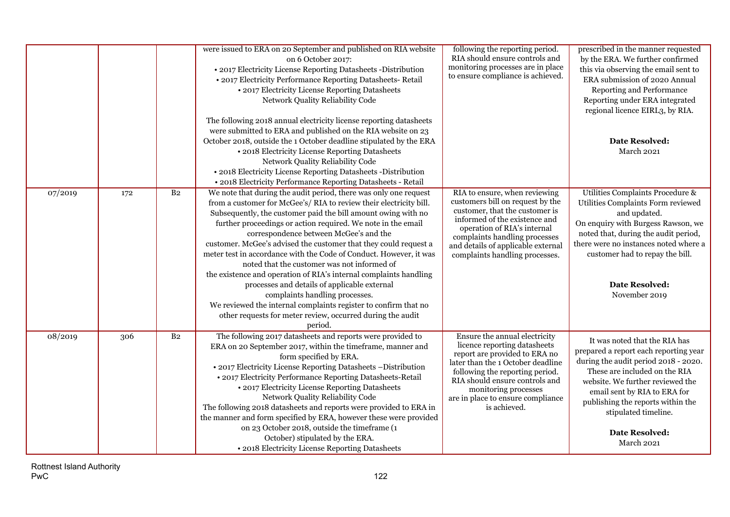| | | | | | |
|---|---|---|---|---|---|
| | | | were issued to ERA on 20 September and published on RIA website on 6 October 2017:<br>• 2017 Electricity License Reporting Datasheets -Distribution<br>• 2017 Electricity Performance Reporting Datasheets- Retail<br>• 2017 Electricity License Reporting Datasheets Network Quality Reliability Code<br><br>The following 2018 annual electricity license reporting datasheets were submitted to ERA and published on the RIA website on 23 October 2018, outside the 1 October deadline stipulated by the ERA<br>• 2018 Electricity License Reporting Datasheets Network Quality Reliability Code<br>• 2018 Electricity License Reporting Datasheets -Distribution<br>• 2018 Electricity Performance Reporting Datasheets - Retail | following the reporting period. RIA should ensure controls and monitoring processes are in place to ensure compliance is achieved. | prescribed in the manner requested by the ERA. We further confirmed this via observing the email sent to ERA submission of 2020 Annual Reporting and Performance Reporting under ERA integrated regional licence EIRL3, by RIA.<br><br>**Date Resolved:**<br>March 2021 |
| 07/2019 | 172 | B2 | We note that during the audit period, there was only one request from a customer for McGee's/ RIA to review their electricity bill. Subsequently, the customer paid the bill amount owing with no further proceedings or action required. We note in the email correspondence between McGee's and the customer. McGee's advised the customer that they could request a meter test in accordance with the Code of Conduct. However, it was noted that the customer was not informed of the existence and operation of RIA's internal complaints handling processes and details of applicable external complaints handling processes.<br>We reviewed the internal complaints register to confirm that no other requests for meter review, occurred during the audit period. | RIA to ensure, when reviewing customers bill on request by the customer, that the customer is informed of the existence and operation of RIA's internal complaints handling processes and details of applicable external complaints handling processes. | Utilities Complaints Procedure & Utilities Complaints Form reviewed and updated.<br>On enquiry with Burgess Rawson, we noted that, during the audit period, there were no instances noted where a customer had to repay the bill.<br><br>**Date Resolved:**<br>November 2019 |
| 08/2019 | 306 | B2 | The following 2017 datasheets and reports were provided to ERA on 20 September 2017, within the timeframe, manner and form specified by ERA.<br>• 2017 Electricity License Reporting Datasheets –Distribution<br>• 2017 Electricity Performance Reporting Datasheets-Retail<br>• 2017 Electricity License Reporting Datasheets Network Quality Reliability Code<br>The following 2018 datasheets and reports were provided to ERA in the manner and form specified by ERA, however these were provided on 23 October 2018, outside the timeframe (1 October) stipulated by the ERA.<br>• 2018 Electricity License Reporting Datasheets | Ensure the annual electricity licence reporting datasheets report are provided to ERA no later than the 1 October deadline following the reporting period. RIA should ensure controls and monitoring processes are in place to ensure compliance is achieved. | It was noted that the RIA has prepared a report each reporting year during the audit period 2018 - 2020. These are included on the RIA website. We further reviewed the email sent by RIA to ERA for publishing the reports within the stipulated timeline.<br><br>**Date Resolved:**<br>March 2021 |

Rottnest Island Authority
PwC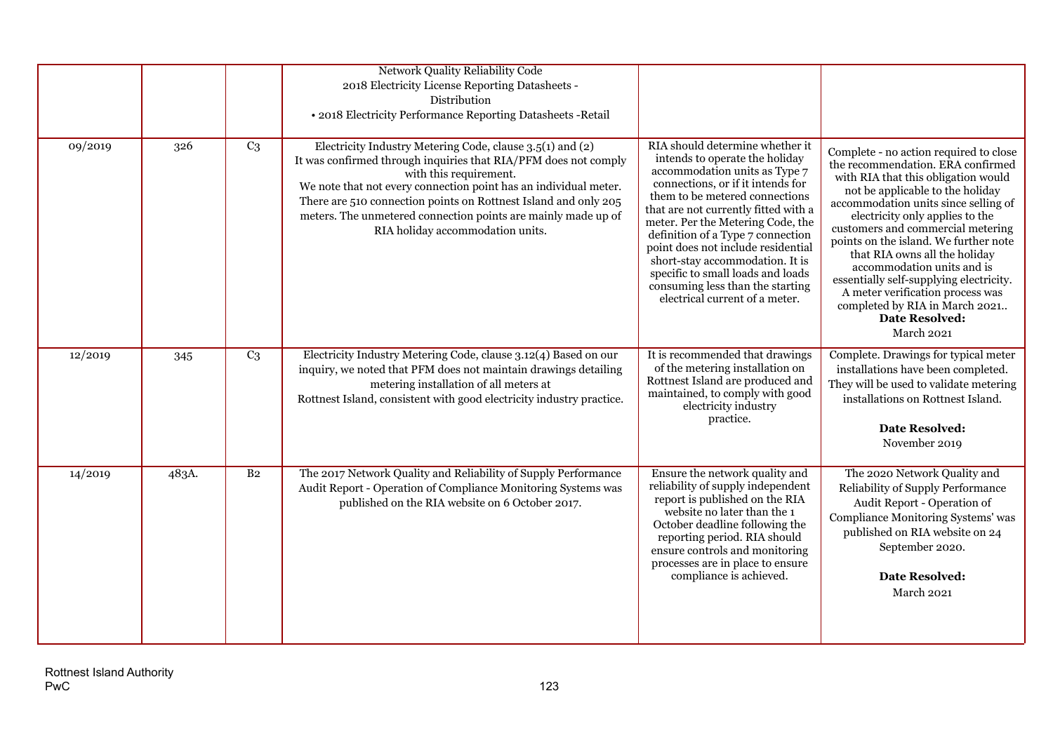| | | | | | |
|---|---|---|---|---|---|
| | | | Network Quality Reliability Code<br>2018 Electricity License Reporting Datasheets - Distribution<br>• 2018 Electricity Performance Reporting Datasheets -Retail | | |
| 09/2019 | 326 | C3 | Electricity Industry Metering Code, clause 3.5(1) and (2)<br>It was confirmed through inquiries that RIA/PFM does not comply with this requirement.<br>We note that not every connection point has an individual meter. There are 510 connection points on Rottnest Island and only 205 meters. The unmetered connection points are mainly made up of RIA holiday accommodation units. | RIA should determine whether it intends to operate the holiday accommodation units as Type 7 connections, or if it intends for them to be metered connections that are not currently fitted with a meter. Per the Metering Code, the definition of a Type 7 connection point does not include residential short-stay accommodation. It is specific to small loads and loads consuming less than the starting electrical current of a meter. | Complete - no action required to close the recommendation. ERA confirmed with RIA that this obligation would not be applicable to the holiday accommodation units since selling of electricity only applies to the customers and commercial metering points on the island. We further note that RIA owns all the holiday accommodation units and is essentially self-supplying electricity. A meter verification process was completed by RIA in March 2021..<br>**Date Resolved:**<br>March 2021 |
| 12/2019 | 345 | C3 | Electricity Industry Metering Code, clause 3.12(4) Based on our inquiry, we noted that PFM does not maintain drawings detailing metering installation of all meters at Rottnest Island, consistent with good electricity industry practice. | It is recommended that drawings of the metering installation on Rottnest Island are produced and maintained, to comply with good electricity industry practice. | Complete. Drawings for typical meter installations have been completed. They will be used to validate metering installations on Rottnest Island.<br><br>**Date Resolved:**<br>November 2019 |
| 14/2019 | 483A. | B2 | The 2017 Network Quality and Reliability of Supply Performance Audit Report - Operation of Compliance Monitoring Systems was published on the RIA website on 6 October 2017. | Ensure the network quality and reliability of supply independent report is published on the RIA website no later than the 1 October deadline following the reporting period. RIA should ensure controls and monitoring processes are in place to ensure compliance is achieved. | The 2020 Network Quality and Reliability of Supply Performance Audit Report - Operation of Compliance Monitoring Systems' was published on RIA website on 24 September 2020.<br><br>**Date Resolved:**<br>March 2021 |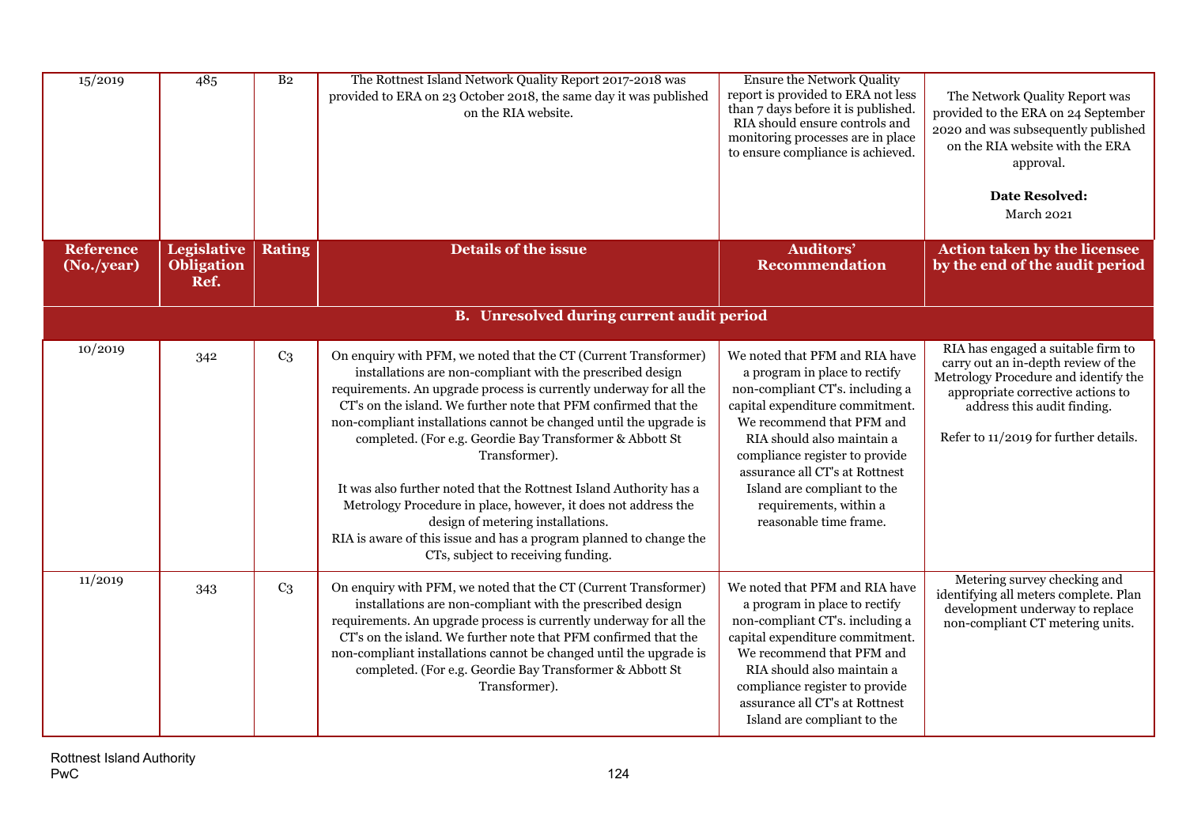| 15/2019 | 485 | B2 | The Rottnest Island Network Quality Report 2017-2018 was provided to ERA on 23 October 2018, the same day it was published on the RIA website. | Ensure the Network Quality report is provided to ERA not less than 7 days before it is published. RIA should ensure controls and monitoring processes are in place to ensure compliance is achieved. | The Network Quality Report was provided to the ERA on 24 September 2020 and was subsequently published on the RIA website with the ERA approval.<br><br>**Date Resolved:**<br>March 2021 |
|---|---|---|---|---|---|

| Reference (No./year) | Legislative Obligation Ref. | Rating | Details of the issue | Auditors' Recommendation | Action taken by the licensee by the end of the audit period |
|---|---|---|---|---|---|
| **B. Unresolved during current audit period** | | | | | |
| 10/2019 | 342 | C3 | On enquiry with PFM, we noted that the CT (Current Transformer) installations are non-compliant with the prescribed design requirements. An upgrade process is currently underway for all the CT's on the island. We further note that PFM confirmed that the non-compliant installations cannot be changed until the upgrade is completed. (For e.g. Geordie Bay Transformer & Abbott St Transformer).<br><br>It was also further noted that the Rottnest Island Authority has a Metrology Procedure in place, however, it does not address the design of metering installations.<br>RIA is aware of this issue and has a program planned to change the CTs, subject to receiving funding. | We noted that PFM and RIA have a program in place to rectify non-compliant CT's. including a capital expenditure commitment. We recommend that PFM and RIA should also maintain a compliance register to provide assurance all CT's at Rottnest Island are compliant to the requirements, within a reasonable time frame. | RIA has engaged a suitable firm to carry out an in-depth review of the Metrology Procedure and identify the appropriate corrective actions to address this audit finding.<br><br>Refer to 11/2019 for further details. |
| 11/2019 | 343 | C3 | On enquiry with PFM, we noted that the CT (Current Transformer) installations are non-compliant with the prescribed design requirements. An upgrade process is currently underway for all the CT's on the island. We further note that PFM confirmed that the non-compliant installations cannot be changed until the upgrade is completed. (For e.g. Geordie Bay Transformer & Abbott St Transformer). | We noted that PFM and RIA have a program in place to rectify non-compliant CT's. including a capital expenditure commitment. We recommend that PFM and RIA should also maintain a compliance register to provide assurance all CT's at Rottnest Island are compliant to the | Metering survey checking and identifying all meters complete. Plan development underway to replace non-compliant CT metering units. |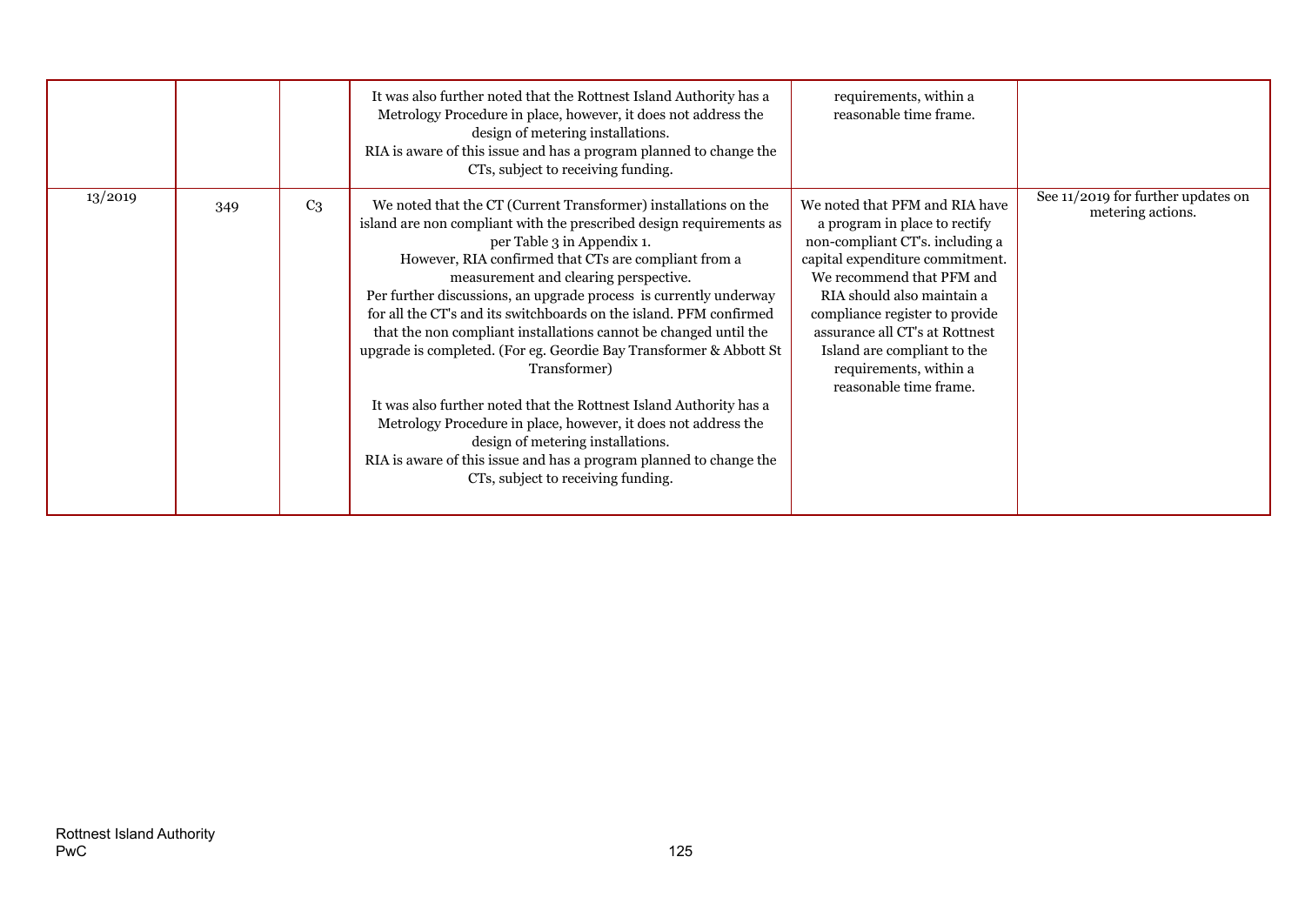| | | | | | |
|---|---|---|---|---|---|
| | | | It was also further noted that the Rottnest Island Authority has a Metrology Procedure in place, however, it does not address the design of metering installations. RIA is aware of this issue and has a program planned to change the CTs, subject to receiving funding. | requirements, within a reasonable time frame. | |
| 13/2019 | 349 | C3 | We noted that the CT (Current Transformer) installations on the island are non compliant with the prescribed design requirements as per Table 3 in Appendix 1. However, RIA confirmed that CTs are compliant from a measurement and clearing perspective. Per further discussions, an upgrade process is currently underway for all the CT's and its switchboards on the island. PFM confirmed that the non compliant installations cannot be changed until the upgrade is completed. (For eg. Geordie Bay Transformer & Abbott St Transformer)<br><br>It was also further noted that the Rottnest Island Authority has a Metrology Procedure in place, however, it does not address the design of metering installations. RIA is aware of this issue and has a program planned to change the CTs, subject to receiving funding. | We noted that PFM and RIA have a program in place to rectify non-compliant CT's. including a capital expenditure commitment. We recommend that PFM and RIA should also maintain a compliance register to provide assurance all CT's at Rottnest Island are compliant to the requirements, within a reasonable time frame. | See 11/2019 for further updates on metering actions. |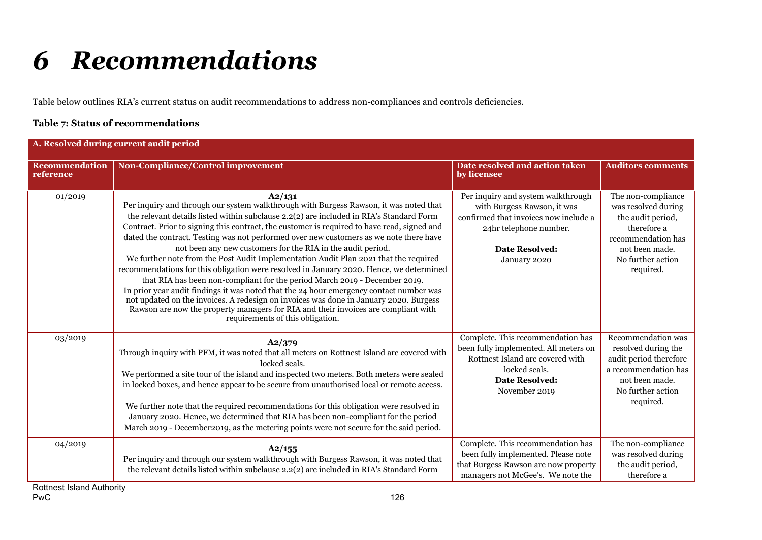# 6 Recommendations

Table below outlines RIA's current status on audit recommendations to address non-compliances and controls deficiencies.

**Table 7: Status of recommendations**

| A. Resolved during current audit period | | | |
|---|---|---|---|
| **Recommendation reference** | **Non-Compliance/Control improvement** | **Date resolved and action taken by licensee** | **Auditors comments** |
| 01/2019 | **A2/131**<br>Per inquiry and through our system walkthrough with Burgess Rawson, it was noted that the relevant details listed within subclause 2.2(2) are included in RIA's Standard Form Contract. Prior to signing this contract, the customer is required to have read, signed and dated the contract. Testing was not performed over new customers as we note there have not been any new customers for the RIA in the audit period.<br>We further note from the Post Audit Implementation Audit Plan 2021 that the required recommendations from this obligation were resolved in January 2020. Hence, we determined that RIA has been non-compliant for the period March 2019 - December 2019.<br>In prior year audit findings it was noted that the 24 hour emergency contact number was not updated on the invoices. A redesign on invoices was done in January 2020. Burgess Rawson are now the property managers for RIA and their invoices are compliant with requirements of this obligation. | Per inquiry and system walkthrough with Burgess Rawson, it was confirmed that invoices now include a 24hr telephone number.<br>**Date Resolved:**<br>January 2020 | The non-compliance was resolved during the audit period, therefore a recommendation has not been made.<br>No further action required. |
| 03/2019 | **A2/379**<br>Through inquiry with PFM, it was noted that all meters on Rottnest Island are covered with locked seals.<br>We performed a site tour of the island and inspected two meters. Both meters were sealed in locked boxes, and hence appear to be secure from unauthorised local or remote access.<br>We further note that the required recommendations for this obligation were resolved in January 2020. Hence, we determined that RIA has been non-compliant for the period March 2019 - December2019, as the metering points were not secure for the said period. | Complete. This recommendation has been fully implemented. All meters on Rottnest Island are covered with locked seals.<br>**Date Resolved:**<br>November 2019 | Recommendation was resolved during the audit period therefore a recommendation has not been made.<br>No further action required. |
| 04/2019 | **A2/155**<br>Per inquiry and through our system walkthrough with Burgess Rawson, it was noted that the relevant details listed within subclause 2.2(2) are included in RIA's Standard Form | Complete. This recommendation has been fully implemented. Please note that Burgess Rawson are now property managers not McGee's. We note the | The non-compliance was resolved during the audit period, therefore a |

Rottnest Island Authority
PwC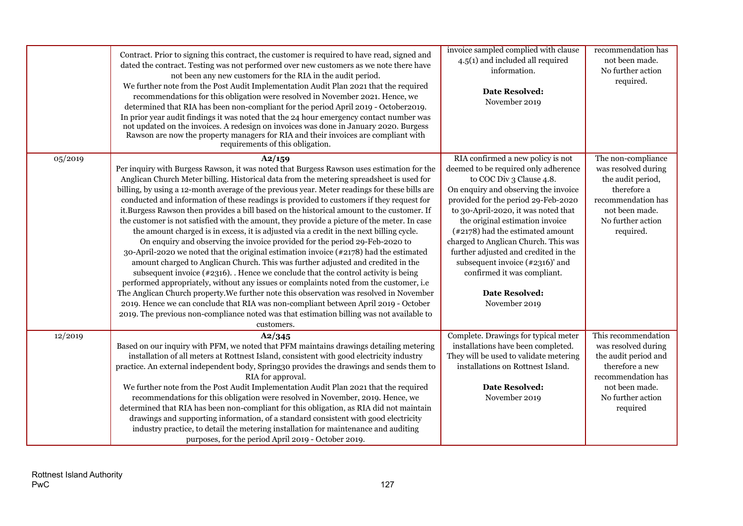| | | | |
|---|---|---|---|
| | Contract. Prior to signing this contract, the customer is required to have read, signed and dated the contract. Testing was not performed over new customers as we note there have not been any new customers for the RIA in the audit period.<br>We further note from the Post Audit Implementation Audit Plan 2021 that the required recommendations for this obligation were resolved in November 2021. Hence, we determined that RIA has been non-compliant for the period April 2019 - October2019.<br>In prior year audit findings it was noted that the 24 hour emergency contact number was not updated on the invoices. A redesign on invoices was done in January 2020. Burgess Rawson are now the property managers for RIA and their invoices are compliant with requirements of this obligation. | invoice sampled complied with clause 4.5(1) and included all required information.<br><br>**Date Resolved:**<br>November 2019 | recommendation has not been made.<br>No further action required. |
| 05/2019 | **A2/159**<br>Per inquiry with Burgess Rawson, it was noted that Burgess Rawson uses estimation for the Anglican Church Meter billing. Historical data from the metering spreadsheet is used for billing, by using a 12-month average of the previous year. Meter readings for these bills are conducted and information of these readings is provided to customers if they request for it.Burgess Rawson then provides a bill based on the historical amount to the customer. If the customer is not satisfied with the amount, they provide a picture of the meter. In case the amount charged is in excess, it is adjusted via a credit in the next billing cycle.<br>On enquiry and observing the invoice provided for the period 29-Feb-2020 to 30-April-2020 we noted that the original estimation invoice (#2178) had the estimated amount charged to Anglican Church. This was further adjusted and credited in the subsequent invoice (#2316). . Hence we conclude that the control activity is being performed appropriately, without any issues or complaints noted from the customer, i.e The Anglican Church property.We further note this observation was resolved in November 2019. Hence we can conclude that RIA was non-compliant between April 2019 - October 2019. The previous non-compliance noted was that estimation billing was not available to customers. | RIA confirmed a new policy is not deemed to be required only adherence to COC Div 3 Clause 4.8.<br>On enquiry and observing the invoice provided for the period 29-Feb-2020 to 30-April-2020, it was noted that the original estimation invoice (#2178) had the estimated amount charged to Anglican Church. This was further adjusted and credited in the subsequent invoice (#2316)' and confirmed it was compliant.<br><br>**Date Resolved:**<br>November 2019 | The non-compliance was resolved during the audit period, therefore a recommendation has not been made.<br>No further action required. |
| 12/2019 | **A2/345**<br>Based on our inquiry with PFM, we noted that PFM maintains drawings detailing metering installation of all meters at Rottnest Island, consistent with good electricity industry practice. An external independent body, Spring30 provides the drawings and sends them to RIA for approval.<br>We further note from the Post Audit Implementation Audit Plan 2021 that the required recommendations for this obligation were resolved in November, 2019. Hence, we determined that RIA has been non-compliant for this obligation, as RIA did not maintain drawings and supporting information, of a standard consistent with good electricity industry practice, to detail the metering installation for maintenance and auditing purposes, for the period April 2019 - October 2019. | Complete. Drawings for typical meter installations have been completed. They will be used to validate metering installations on Rottnest Island.<br><br>**Date Resolved:**<br>November 2019 | This recommendation was resolved during the audit period and therefore a new recommendation has not been made.<br>No further action required |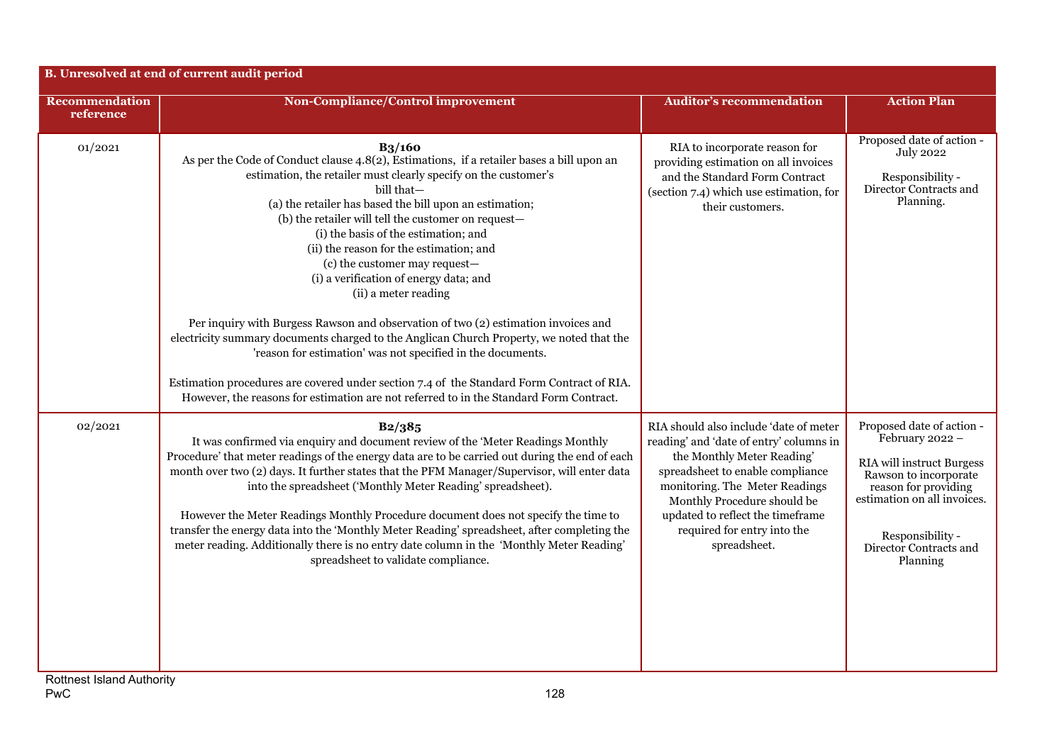| B. Unresolved at end of current audit period | | | |
|---|---|---|---|
| **Recommendation reference** | **Non-Compliance/Control improvement** | **Auditor's recommendation** | **Action Plan** |
| 01/2021 | **B3/160**<br>As per the Code of Conduct clause 4.8(2), Estimations, if a retailer bases a bill upon an estimation, the retailer must clearly specify on the customer's bill that—<br>(a) the retailer has based the bill upon an estimation;<br>(b) the retailer will tell the customer on request—<br>(i) the basis of the estimation; and<br>(ii) the reason for the estimation; and<br>(c) the customer may request—<br>(i) a verification of energy data; and<br>(ii) a meter reading<br><br>Per inquiry with Burgess Rawson and observation of two (2) estimation invoices and electricity summary documents charged to the Anglican Church Property, we noted that the 'reason for estimation' was not specified in the documents.<br><br>Estimation procedures are covered under section 7.4 of the Standard Form Contract of RIA. However, the reasons for estimation are not referred to in the Standard Form Contract. | RIA to incorporate reason for providing estimation on all invoices and the Standard Form Contract (section 7.4) which use estimation, for their customers. | Proposed date of action - July 2022<br><br>Responsibility - Director Contracts and Planning. |
| 02/2021 | **B2/385**<br>It was confirmed via enquiry and document review of the 'Meter Readings Monthly Procedure' that meter readings of the energy data are to be carried out during the end of each month over two (2) days. It further states that the PFM Manager/Supervisor, will enter data into the spreadsheet ('Monthly Meter Reading' spreadsheet).<br><br>However the Meter Readings Monthly Procedure document does not specify the time to transfer the energy data into the 'Monthly Meter Reading' spreadsheet, after completing the meter reading. Additionally there is no entry date column in the 'Monthly Meter Reading' spreadsheet to validate compliance. | RIA should also include 'date of meter reading' and 'date of entry' columns in the Monthly Meter Reading' spreadsheet to enable compliance monitoring. The Meter Readings Monthly Procedure should be updated to reflect the timeframe required for entry into the spreadsheet. | Proposed date of action - February 2022 –<br><br>RIA will instruct Burgess Rawson to incorporate reason for providing estimation on all invoices.<br><br>Responsibility - Director Contracts and Planning |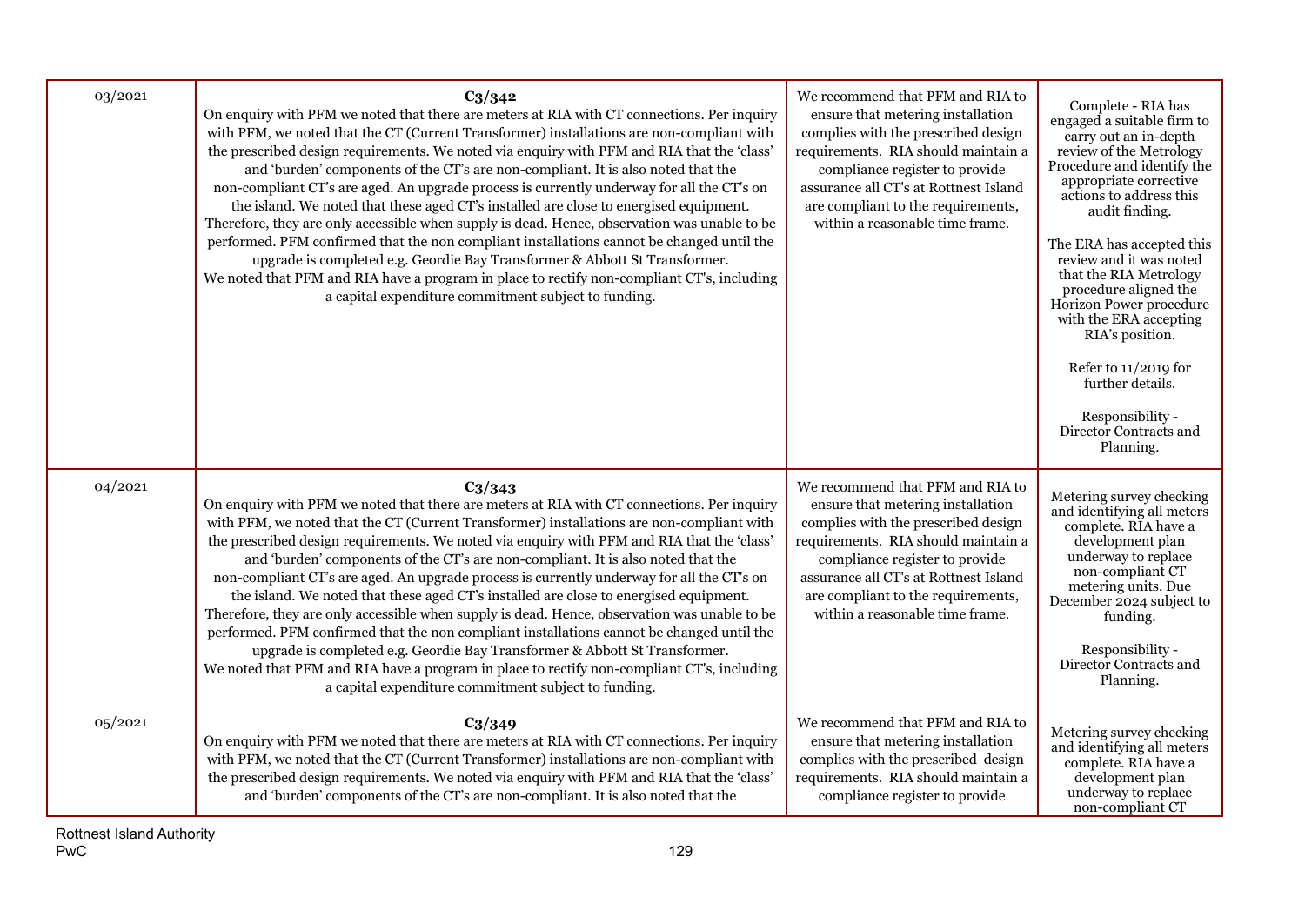| | | | |
|---|---|---|---|
| 03/2021 | **C3/342**<br>On enquiry with PFM we noted that there are meters at RIA with CT connections. Per inquiry with PFM, we noted that the CT (Current Transformer) installations are non-compliant with the prescribed design requirements. We noted via enquiry with PFM and RIA that the 'class' and 'burden' components of the CT's are non-compliant. It is also noted that the non-compliant CT's are aged. An upgrade process is currently underway for all the CT's on the island. We noted that these aged CT's installed are close to energised equipment. Therefore, they are only accessible when supply is dead. Hence, observation was unable to be performed. PFM confirmed that the non compliant installations cannot be changed until the upgrade is completed e.g. Geordie Bay Transformer & Abbott St Transformer.<br>We noted that PFM and RIA have a program in place to rectify non-compliant CT's, including a capital expenditure commitment subject to funding. | We recommend that PFM and RIA to ensure that metering installation complies with the prescribed design requirements. RIA should maintain a compliance register to provide assurance all CT's at Rottnest Island are compliant to the requirements, within a reasonable time frame. | Complete - RIA has engaged a suitable firm to carry out an in-depth review of the Metrology Procedure and identify the appropriate corrective actions to address this audit finding.<br><br>The ERA has accepted this review and it was noted that the RIA Metrology procedure aligned the Horizon Power procedure with the ERA accepting RIA's position.<br><br>Refer to 11/2019 for further details.<br><br>Responsibility - Director Contracts and Planning. |
| 04/2021 | **C3/343**<br>On enquiry with PFM we noted that there are meters at RIA with CT connections. Per inquiry with PFM, we noted that the CT (Current Transformer) installations are non-compliant with the prescribed design requirements. We noted via enquiry with PFM and RIA that the 'class' and 'burden' components of the CT's are non-compliant. It is also noted that the non-compliant CT's are aged. An upgrade process is currently underway for all the CT's on the island. We noted that these aged CT's installed are close to energised equipment. Therefore, they are only accessible when supply is dead. Hence, observation was unable to be performed. PFM confirmed that the non compliant installations cannot be changed until the upgrade is completed e.g. Geordie Bay Transformer & Abbott St Transformer.<br>We noted that PFM and RIA have a program in place to rectify non-compliant CT's, including a capital expenditure commitment subject to funding. | We recommend that PFM and RIA to ensure that metering installation complies with the prescribed design requirements. RIA should maintain a compliance register to provide assurance all CT's at Rottnest Island are compliant to the requirements, within a reasonable time frame. | Metering survey checking and identifying all meters complete. RIA have a development plan underway to replace non-compliant CT metering units. Due December 2024 subject to funding.<br><br>Responsibility - Director Contracts and Planning. |
| 05/2021 | **C3/349**<br>On enquiry with PFM we noted that there are meters at RIA with CT connections. Per inquiry with PFM, we noted that the CT (Current Transformer) installations are non-compliant with the prescribed design requirements. We noted via enquiry with PFM and RIA that the 'class' and 'burden' components of the CT's are non-compliant. It is also noted that the | We recommend that PFM and RIA to ensure that metering installation complies with the prescribed design requirements. RIA should maintain a compliance register to provide | Metering survey checking and identifying all meters complete. RIA have a development plan underway to replace non-compliant CT |

Rottnest Island Authority
PwC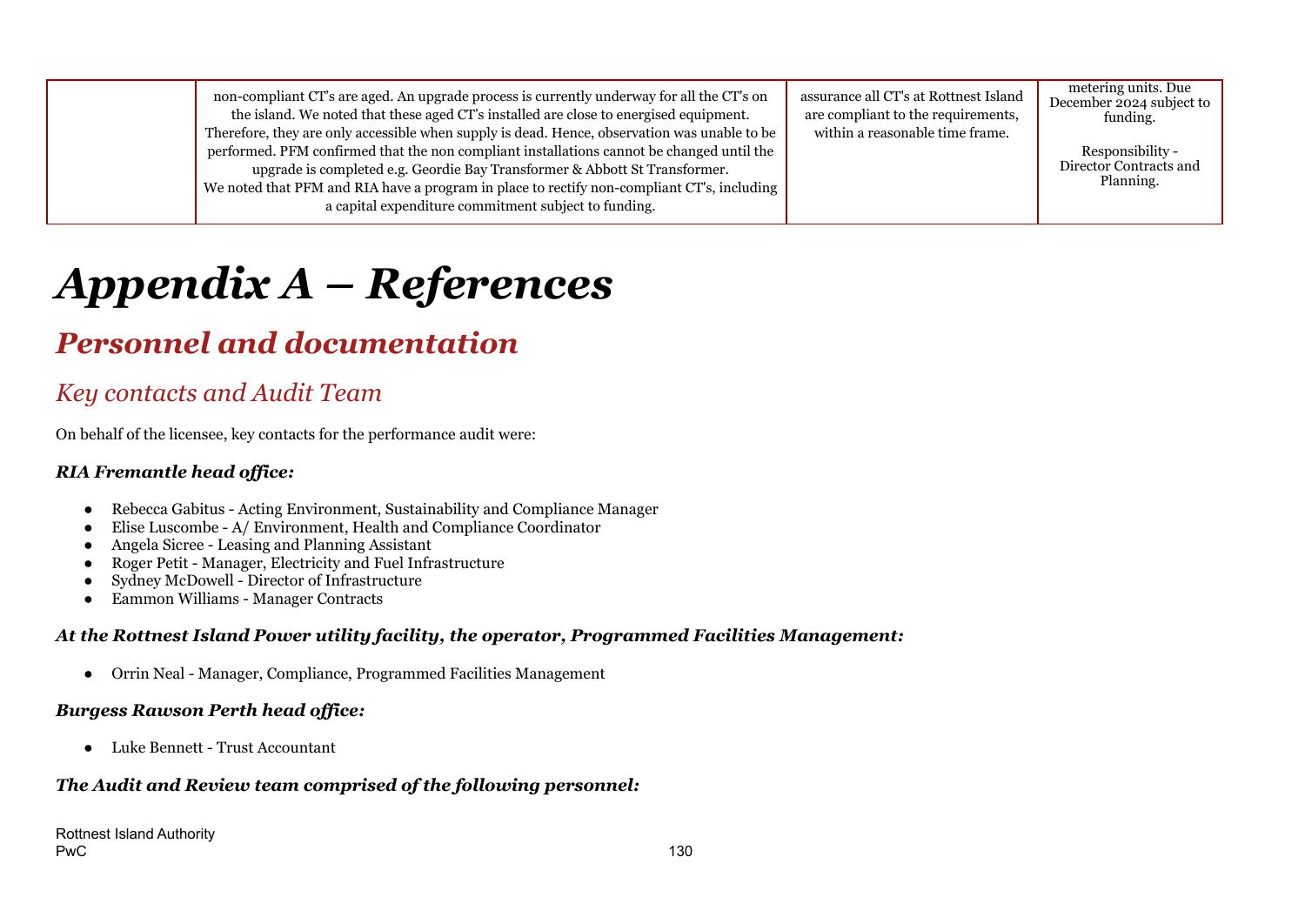|  | non-compliant CT's are aged. An upgrade process is currently underway for all the CT's on the island. We noted that these aged CT's installed are close to energised equipment. Therefore, they are only accessible when supply is dead. Hence, observation was unable to be performed. PFM confirmed that the non compliant installations cannot be changed until the upgrade is completed e.g. Geordie Bay Transformer & Abbott St Transformer.<br>We noted that PFM and RIA have a program in place to rectify non-compliant CT's, including a capital expenditure commitment subject to funding. | assurance all CT's at Rottnest Island are compliant to the requirements, within a reasonable time frame. | metering units. Due December 2024 subject to funding.<br><br>Responsibility - Director Contracts and Planning. |
|---|---|---|---|

# Appendix A – References

## Personnel and documentation

### Key contacts and Audit Team

On behalf of the licensee, key contacts for the performance audit were:

***RIA Fremantle head office:***

- Rebecca Gabitus - Acting Environment, Sustainability and Compliance Manager
- Elise Luscombe - A/ Environment, Health and Compliance Coordinator
- Angela Sicree - Leasing and Planning Assistant
- Roger Petit - Manager, Electricity and Fuel Infrastructure
- Sydney McDowell - Director of Infrastructure
- Eammon Williams - Manager Contracts

***At the Rottnest Island Power utility facility, the operator, Programmed Facilities Management:***

- Orrin Neal - Manager, Compliance, Programmed Facilities Management

***Burgess Rawson Perth head office:***

- Luke Bennett - Trust Accountant

***The Audit and Review team comprised of the following personnel:***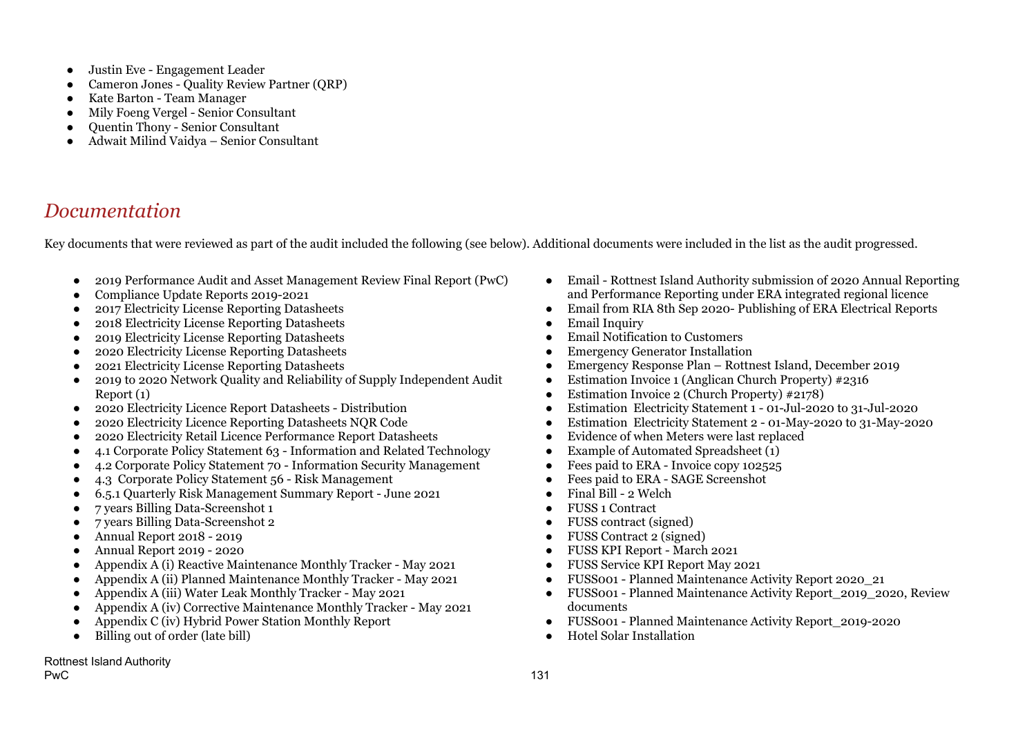- Justin Eve - Engagement Leader
- Cameron Jones - Quality Review Partner (QRP)
- Kate Barton - Team Manager
- Mily Foeng Vergel - Senior Consultant
- Quentin Thony - Senior Consultant
- Adwait Milind Vaidya – Senior Consultant

## *Documentation*

Key documents that were reviewed as part of the audit included the following (see below). Additional documents were included in the list as the audit progressed.

- 2019 Performance Audit and Asset Management Review Final Report (PwC)
- Compliance Update Reports 2019-2021
- 2017 Electricity License Reporting Datasheets
- 2018 Electricity License Reporting Datasheets
- 2019 Electricity License Reporting Datasheets
- 2020 Electricity License Reporting Datasheets
- 2021 Electricity License Reporting Datasheets
- 2019 to 2020 Network Quality and Reliability of Supply Independent Audit Report (1)
- 2020 Electricity Licence Report Datasheets - Distribution
- 2020 Electricity Licence Reporting Datasheets NQR Code
- 2020 Electricity Retail Licence Performance Report Datasheets
- 4.1 Corporate Policy Statement 63 - Information and Related Technology
- 4.2 Corporate Policy Statement 70 - Information Security Management
- 4.3 Corporate Policy Statement 56 - Risk Management
- 6.5.1 Quarterly Risk Management Summary Report - June 2021
- 7 years Billing Data-Screenshot 1
- 7 years Billing Data-Screenshot 2
- Annual Report 2018 - 2019
- Annual Report 2019 - 2020
- Appendix A (i) Reactive Maintenance Monthly Tracker - May 2021
- Appendix A (ii) Planned Maintenance Monthly Tracker - May 2021
- Appendix A (iii) Water Leak Monthly Tracker - May 2021
- Appendix A (iv) Corrective Maintenance Monthly Tracker - May 2021
- Appendix C (iv) Hybrid Power Station Monthly Report
- Billing out of order (late bill)
- Email - Rottnest Island Authority submission of 2020 Annual Reporting and Performance Reporting under ERA integrated regional licence
- Email from RIA 8th Sep 2020- Publishing of ERA Electrical Reports
- Email Inquiry
- Email Notification to Customers
- Emergency Generator Installation
- Emergency Response Plan – Rottnest Island, December 2019
- Estimation Invoice 1 (Anglican Church Property) #2316
- Estimation Invoice 2 (Church Property) #2178)
- Estimation Electricity Statement 1 - 01-Jul-2020 to 31-Jul-2020
- Estimation Electricity Statement 2 - 01-May-2020 to 31-May-2020
- Evidence of when Meters were last replaced
- Example of Automated Spreadsheet (1)
- Fees paid to ERA - Invoice copy 102525
- Fees paid to ERA - SAGE Screenshot
- Final Bill - 2 Welch
- FUSS 1 Contract
- FUSS contract (signed)
- FUSS Contract 2 (signed)
- FUSS KPI Report - March 2021
- FUSS Service KPI Report May 2021
- FUSS001 - Planned Maintenance Activity Report 2020_21
- FUSS001 - Planned Maintenance Activity Report_2019_2020, Review documents
- FUSS001 - Planned Maintenance Activity Report_2019-2020
- Hotel Solar Installation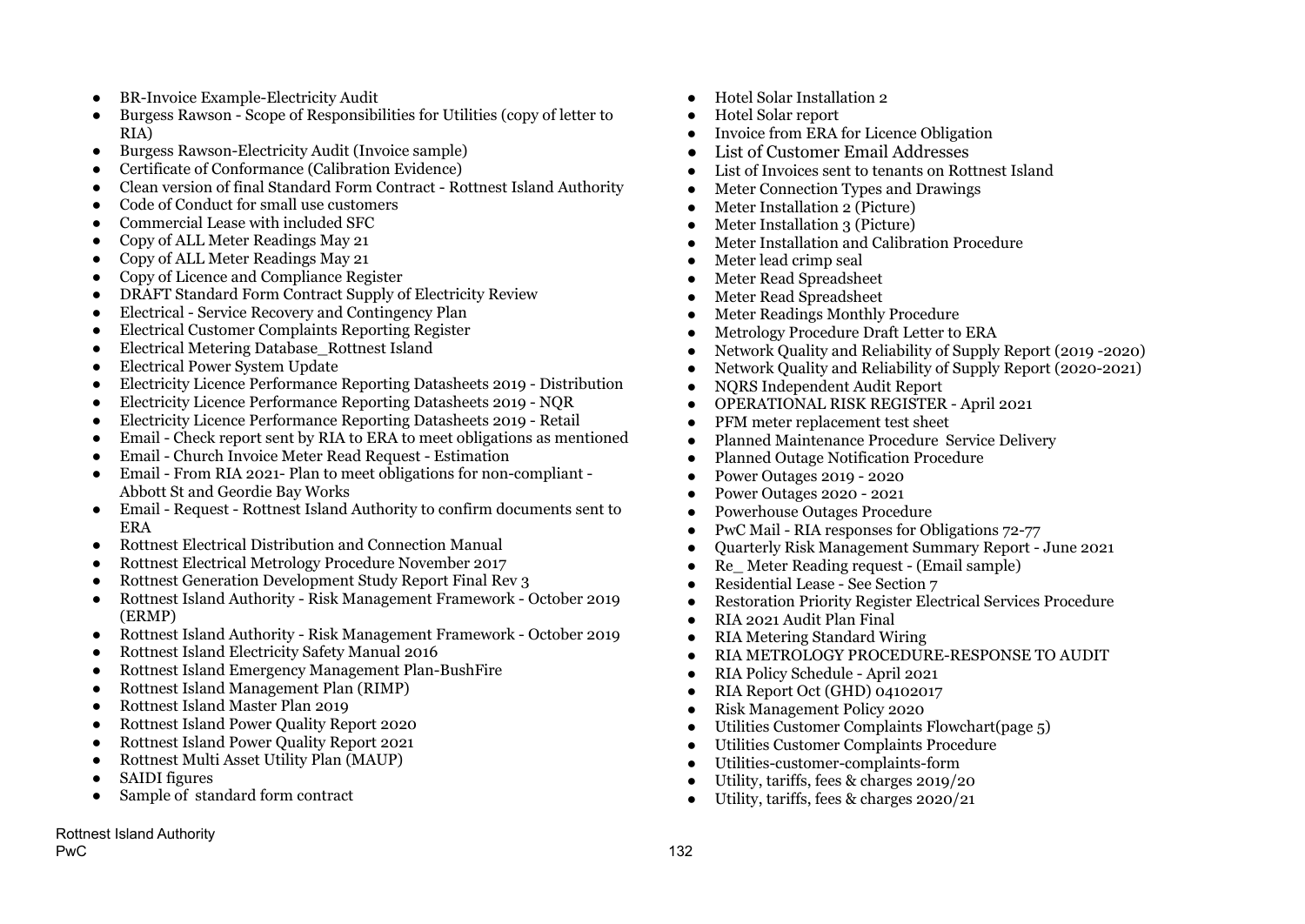- BR-Invoice Example-Electricity Audit
- Burgess Rawson - Scope of Responsibilities for Utilities (copy of letter to RIA)
- Burgess Rawson-Electricity Audit (Invoice sample)
- Certificate of Conformance (Calibration Evidence)
- Clean version of final Standard Form Contract - Rottnest Island Authority
- Code of Conduct for small use customers
- Commercial Lease with included SFC
- Copy of ALL Meter Readings May 21
- Copy of ALL Meter Readings May 21
- Copy of Licence and Compliance Register
- DRAFT Standard Form Contract Supply of Electricity Review
- Electrical - Service Recovery and Contingency Plan
- Electrical Customer Complaints Reporting Register
- Electrical Metering Database_Rottnest Island
- Electrical Power System Update
- Electricity Licence Performance Reporting Datasheets 2019 - Distribution
- Electricity Licence Performance Reporting Datasheets 2019 - NQR
- Electricity Licence Performance Reporting Datasheets 2019 - Retail
- Email - Check report sent by RIA to ERA to meet obligations as mentioned
- Email - Church Invoice Meter Read Request - Estimation
- Email - From RIA 2021- Plan to meet obligations for non-compliant - Abbott St and Geordie Bay Works
- Email - Request - Rottnest Island Authority to confirm documents sent to ERA
- Rottnest Electrical Distribution and Connection Manual
- Rottnest Electrical Metrology Procedure November 2017
- Rottnest Generation Development Study Report Final Rev 3
- Rottnest Island Authority - Risk Management Framework - October 2019 (ERMP)
- Rottnest Island Authority - Risk Management Framework - October 2019
- Rottnest Island Electricity Safety Manual 2016
- Rottnest Island Emergency Management Plan-BushFire
- Rottnest Island Management Plan (RIMP)
- Rottnest Island Master Plan 2019
- Rottnest Island Power Quality Report 2020
- Rottnest Island Power Quality Report 2021
- Rottnest Multi Asset Utility Plan (MAUP)
- SAIDI figures
- Sample of standard form contract
- Hotel Solar Installation 2
- Hotel Solar report
- Invoice from ERA for Licence Obligation
- List of Customer Email Addresses
- List of Invoices sent to tenants on Rottnest Island
- Meter Connection Types and Drawings
- Meter Installation 2 (Picture)
- Meter Installation 3 (Picture)
- Meter Installation and Calibration Procedure
- Meter lead crimp seal
- Meter Read Spreadsheet
- Meter Read Spreadsheet
- Meter Readings Monthly Procedure
- Metrology Procedure Draft Letter to ERA
- Network Quality and Reliability of Supply Report (2019 -2020)
- Network Quality and Reliability of Supply Report (2020-2021)
- NQRS Independent Audit Report
- OPERATIONAL RISK REGISTER - April 2021
- PFM meter replacement test sheet
- Planned Maintenance Procedure Service Delivery
- Planned Outage Notification Procedure
- Power Outages 2019 - 2020
- Power Outages 2020 - 2021
- Powerhouse Outages Procedure
- PwC Mail - RIA responses for Obligations 72-77
- Quarterly Risk Management Summary Report - June 2021
- Re_ Meter Reading request - (Email sample)
- Residential Lease - See Section 7
- Restoration Priority Register Electrical Services Procedure
- RIA 2021 Audit Plan Final
- RIA Metering Standard Wiring
- RIA METROLOGY PROCEDURE-RESPONSE TO AUDIT
- RIA Policy Schedule - April 2021
- RIA Report Oct (GHD) 04102017
- Risk Management Policy 2020
- Utilities Customer Complaints Flowchart(page 5)
- Utilities Customer Complaints Procedure
- Utilities-customer-complaints-form
- Utility, tariffs, fees & charges 2019/20
- Utility, tariffs, fees & charges 2020/21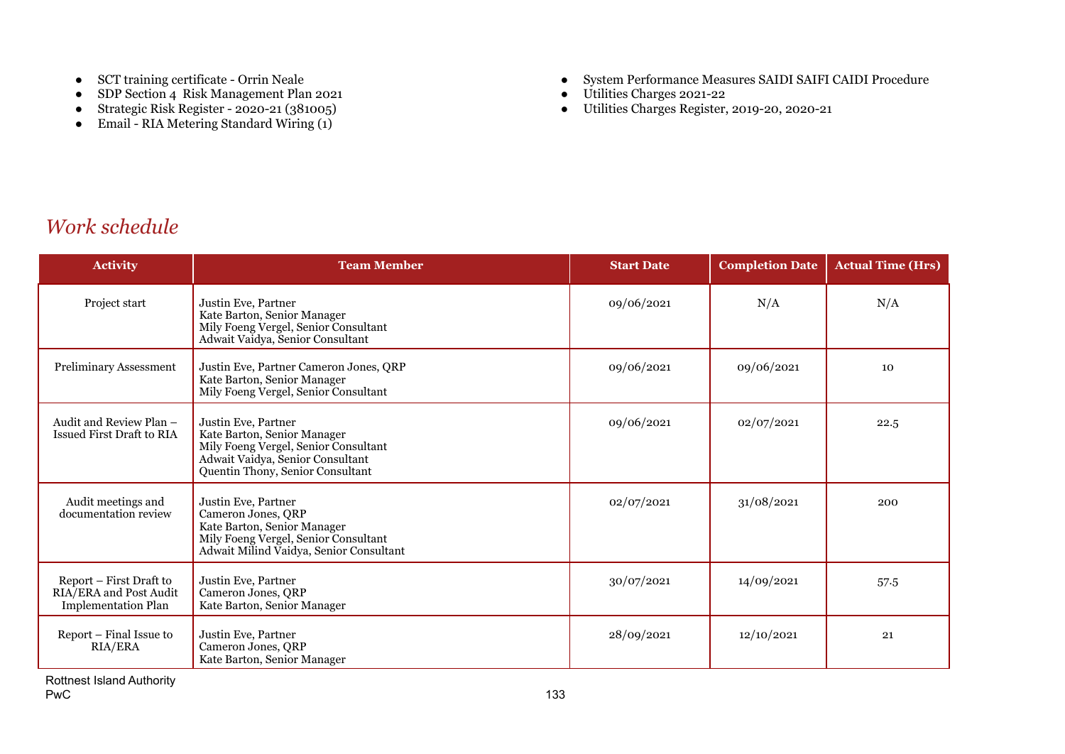- SCT training certificate - Orrin Neale
- SDP Section 4 Risk Management Plan 2021
- Strategic Risk Register - 2020-21 (381005)
- Email - RIA Metering Standard Wiring (1)
- System Performance Measures SAIDI SAIFI CAIDI Procedure
- Utilities Charges 2021-22
- Utilities Charges Register, 2019-20, 2020-21

## *Work schedule*

| Activity | Team Member | Start Date | Completion Date | Actual Time (Hrs) |
|---|---|---|---|---|
| Project start | Justin Eve, Partner<br>Kate Barton, Senior Manager<br>Mily Foeng Vergel, Senior Consultant<br>Adwait Vaidya, Senior Consultant | 09/06/2021 | N/A | N/A |
| Preliminary Assessment | Justin Eve, Partner Cameron Jones, QRP<br>Kate Barton, Senior Manager<br>Mily Foeng Vergel, Senior Consultant | 09/06/2021 | 09/06/2021 | 10 |
| Audit and Review Plan – Issued First Draft to RIA | Justin Eve, Partner<br>Kate Barton, Senior Manager<br>Mily Foeng Vergel, Senior Consultant<br>Adwait Vaidya, Senior Consultant<br>Quentin Thony, Senior Consultant | 09/06/2021 | 02/07/2021 | 22.5 |
| Audit meetings and documentation review | Justin Eve, Partner<br>Cameron Jones, QRP<br>Kate Barton, Senior Manager<br>Mily Foeng Vergel, Senior Consultant<br>Adwait Milind Vaidya, Senior Consultant | 02/07/2021 | 31/08/2021 | 200 |
| Report – First Draft to RIA/ERA and Post Audit Implementation Plan | Justin Eve, Partner<br>Cameron Jones, QRP<br>Kate Barton, Senior Manager | 30/07/2021 | 14/09/2021 | 57.5 |
| Report – Final Issue to RIA/ERA | Justin Eve, Partner<br>Cameron Jones, QRP<br>Kate Barton, Senior Manager | 28/09/2021 | 12/10/2021 | 21 |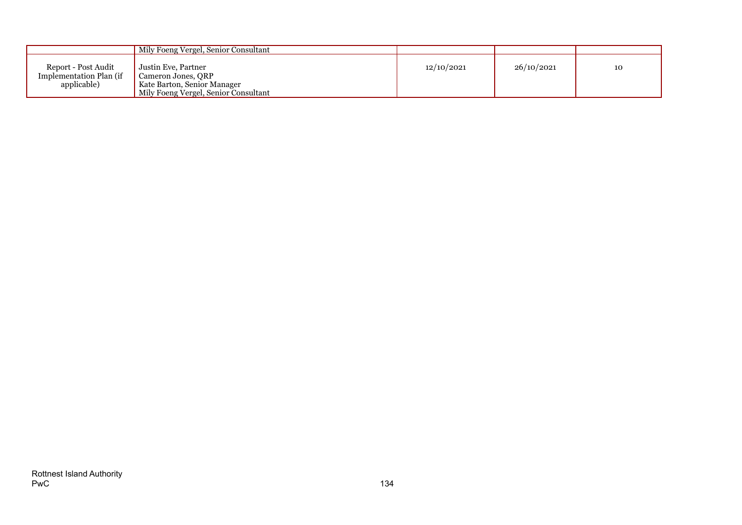| | | | | |
|---|---|---|---|---|
| | Mily Foeng Vergel, Senior Consultant | | | |
| Report - Post Audit Implementation Plan (if applicable) | Justin Eve, Partner<br>Cameron Jones, QRP<br>Kate Barton, Senior Manager<br>Mily Foeng Vergel, Senior Consultant | 12/10/2021 | 26/10/2021 | 10 |

Rottnest Island Authority
PwC